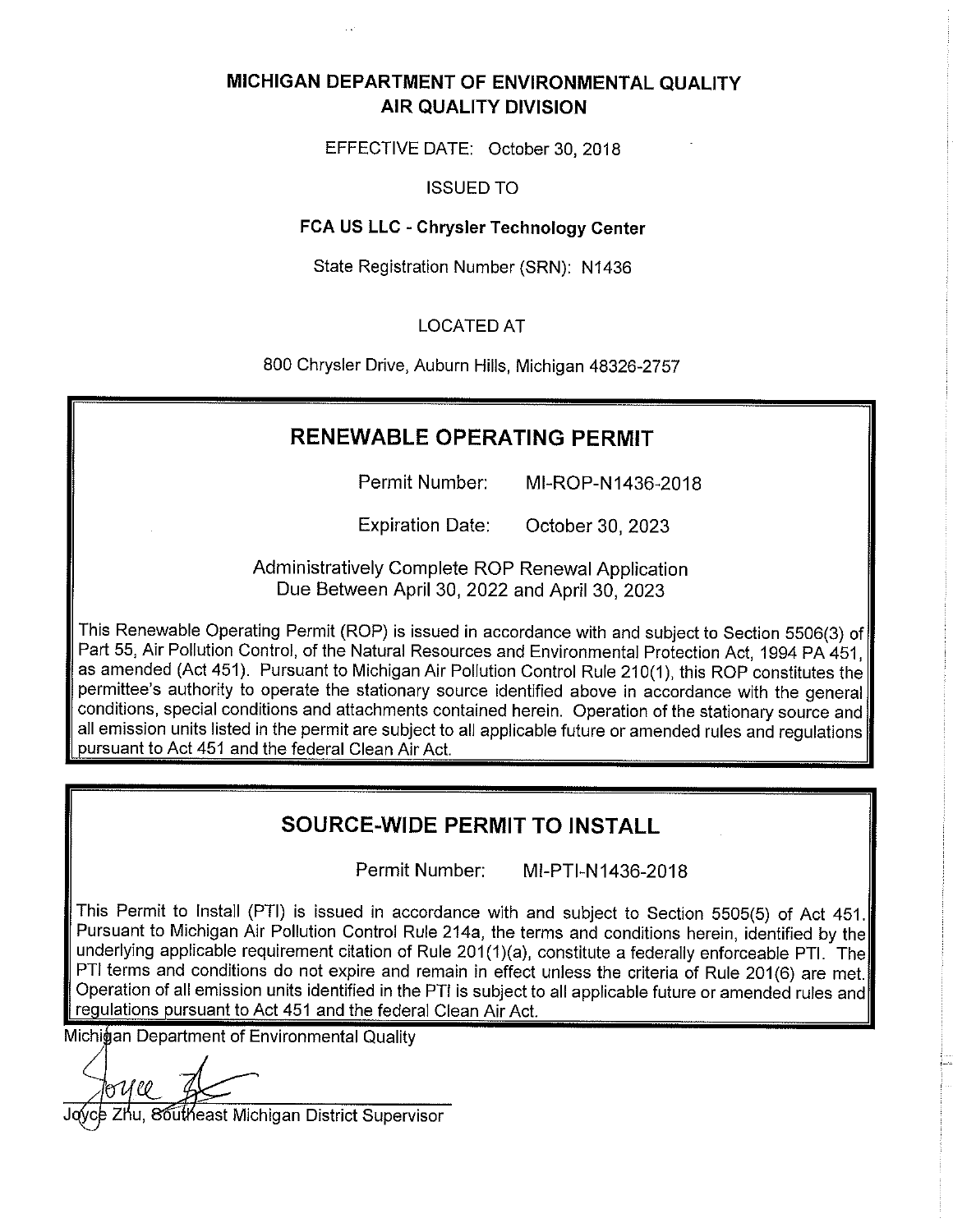**MICHIGAN DEPARTMENT OF ENVIRONMENTAL QUALITY**
**AIR QUALITY DIVISION**

EFFECTIVE DATE: October 30, 2018

ISSUED TO

**FCA US LLC - Chrysler Technology Center**

State Registration Number (SRN): N1436

LOCATED AT

800 Chrysler Drive, Auburn Hills, Michigan 48326-2757

## RENEWABLE OPERATING PERMIT

Permit Number: MI-ROP-N1436-2018

Expiration Date: October 30, 2023

Administratively Complete ROP Renewal Application
Due Between April 30, 2022 and April 30, 2023

This Renewable Operating Permit (ROP) is issued in accordance with and subject to Section 5506(3) of Part 55, Air Pollution Control, of the Natural Resources and Environmental Protection Act, 1994 PA 451, as amended (Act 451). Pursuant to Michigan Air Pollution Control Rule 210(1), this ROP constitutes the permittee's authority to operate the stationary source identified above in accordance with the general conditions, special conditions and attachments contained herein. Operation of the stationary source and all emission units listed in the permit are subject to all applicable future or amended rules and regulations pursuant to Act 451 and the federal Clean Air Act.

## SOURCE-WIDE PERMIT TO INSTALL

Permit Number: MI-PTI-N1436-2018

This Permit to Install (PTI) is issued in accordance with and subject to Section 5505(5) of Act 451. Pursuant to Michigan Air Pollution Control Rule 214a, the terms and conditions herein, identified by the underlying applicable requirement citation of Rule 201(1)(a), constitute a federally enforceable PTI. The PTI terms and conditions do not expire and remain in effect unless the criteria of Rule 201(6) are met. Operation of all emission units identified in the PTI is subject to all applicable future or amended rules and regulations pursuant to Act 451 and the federal Clean Air Act.

Michigan Department of Environmental Quality

Joyce Zhu, Southeast Michigan District Supervisor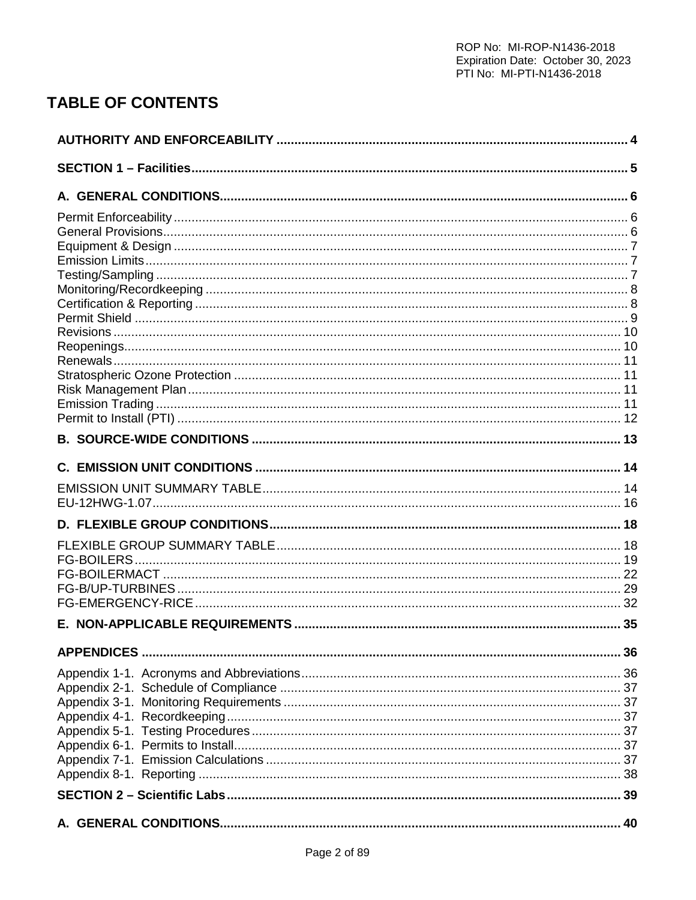# TABLE OF CONTENTS

**AUTHORITY AND ENFORCEABILITY** ..... 4

**SECTION 1 – Facilities** ..... 5

**A. GENERAL CONDITIONS** ..... 6

Permit Enforceability ..... 6
General Provisions ..... 6
Equipment & Design ..... 7
Emission Limits ..... 7
Testing/Sampling ..... 7
Monitoring/Recordkeeping ..... 8
Certification & Reporting ..... 8
Permit Shield ..... 9
Revisions ..... 10
Reopenings ..... 10
Renewals ..... 11
Stratospheric Ozone Protection ..... 11
Risk Management Plan ..... 11
Emission Trading ..... 11
Permit to Install (PTI) ..... 12

**B. SOURCE-WIDE CONDITIONS** ..... 13

**C. EMISSION UNIT CONDITIONS** ..... 14

EMISSION UNIT SUMMARY TABLE ..... 14
EU-12HWG-1.07 ..... 16

**D. FLEXIBLE GROUP CONDITIONS** ..... 18

FLEXIBLE GROUP SUMMARY TABLE ..... 18
FG-BOILERS ..... 19
FG-BOILERMACT ..... 22
FG-B/UP-TURBINES ..... 29
FG-EMERGENCY-RICE ..... 32

**E. NON-APPLICABLE REQUIREMENTS** ..... 35

**APPENDICES** ..... 36

Appendix 1-1. Acronyms and Abbreviations ..... 36
Appendix 2-1. Schedule of Compliance ..... 37
Appendix 3-1. Monitoring Requirements ..... 37
Appendix 4-1. Recordkeeping ..... 37
Appendix 5-1. Testing Procedures ..... 37
Appendix 6-1. Permits to Install ..... 37
Appendix 7-1. Emission Calculations ..... 37
Appendix 8-1. Reporting ..... 38

**SECTION 2 – Scientific Labs** ..... 39

**A. GENERAL CONDITIONS** ..... 40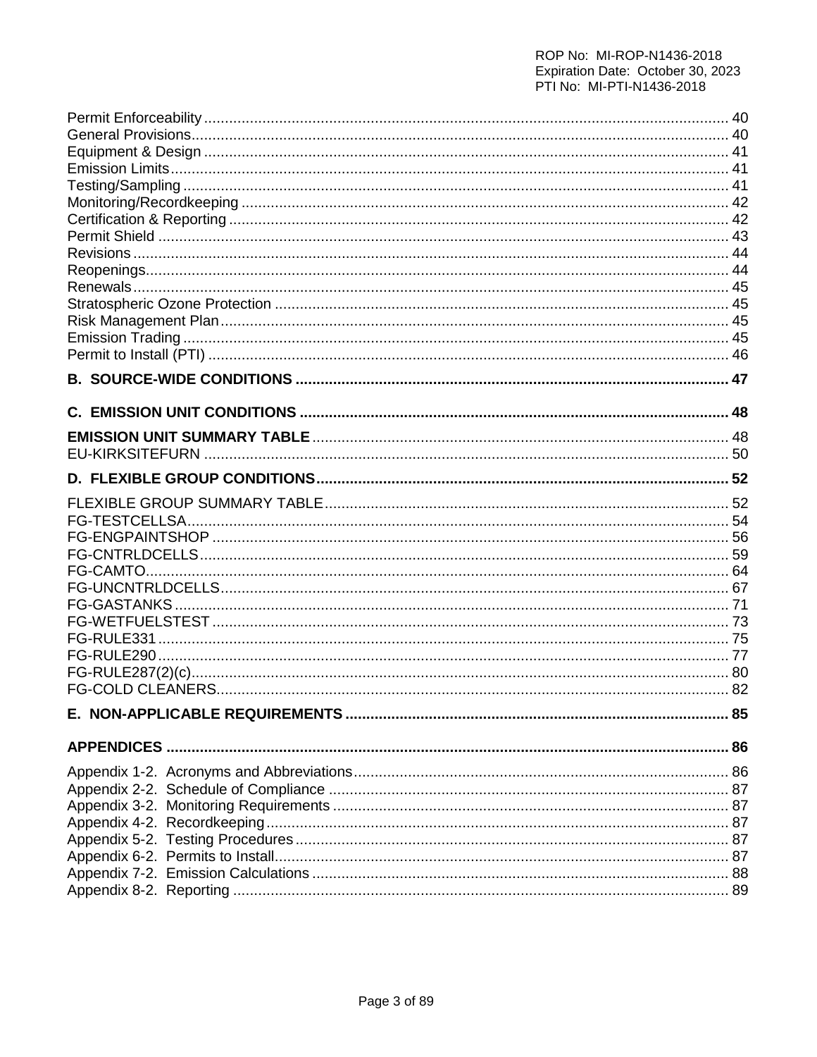Permit Enforceability .......... 40
General Provisions .......... 40
Equipment & Design .......... 41
Emission Limits .......... 41
Testing/Sampling .......... 41
Monitoring/Recordkeeping .......... 42
Certification & Reporting .......... 42
Permit Shield .......... 43
Revisions .......... 44
Reopenings .......... 44
Renewals .......... 45
Stratospheric Ozone Protection .......... 45
Risk Management Plan .......... 45
Emission Trading .......... 45
Permit to Install (PTI) .......... 46

**B. SOURCE-WIDE CONDITIONS .......... 47**

**C. EMISSION UNIT CONDITIONS .......... 48**

**EMISSION UNIT SUMMARY TABLE** .......... 48
EU-KIRKSITEFURN .......... 50

**D. FLEXIBLE GROUP CONDITIONS .......... 52**

FLEXIBLE GROUP SUMMARY TABLE .......... 52
FG-TESTCELLSA .......... 54
FG-ENGPAINTSHOP .......... 56
FG-CNTRLDCELLS .......... 59
FG-CAMTO .......... 64
FG-UNCNTRLDCELLS .......... 67
FG-GASTANKS .......... 71
FG-WETFUELSTEST .......... 73
FG-RULE331 .......... 75
FG-RULE290 .......... 77
FG-RULE287(2)(c) .......... 80
FG-COLD CLEANERS .......... 82

**E. NON-APPLICABLE REQUIREMENTS .......... 85**

**APPENDICES .......... 86**

Appendix 1-2. Acronyms and Abbreviations .......... 86
Appendix 2-2. Schedule of Compliance .......... 87
Appendix 3-2. Monitoring Requirements .......... 87
Appendix 4-2. Recordkeeping .......... 87
Appendix 5-2. Testing Procedures .......... 87
Appendix 6-2. Permits to Install .......... 87
Appendix 7-2. Emission Calculations .......... 88
Appendix 8-2. Reporting .......... 89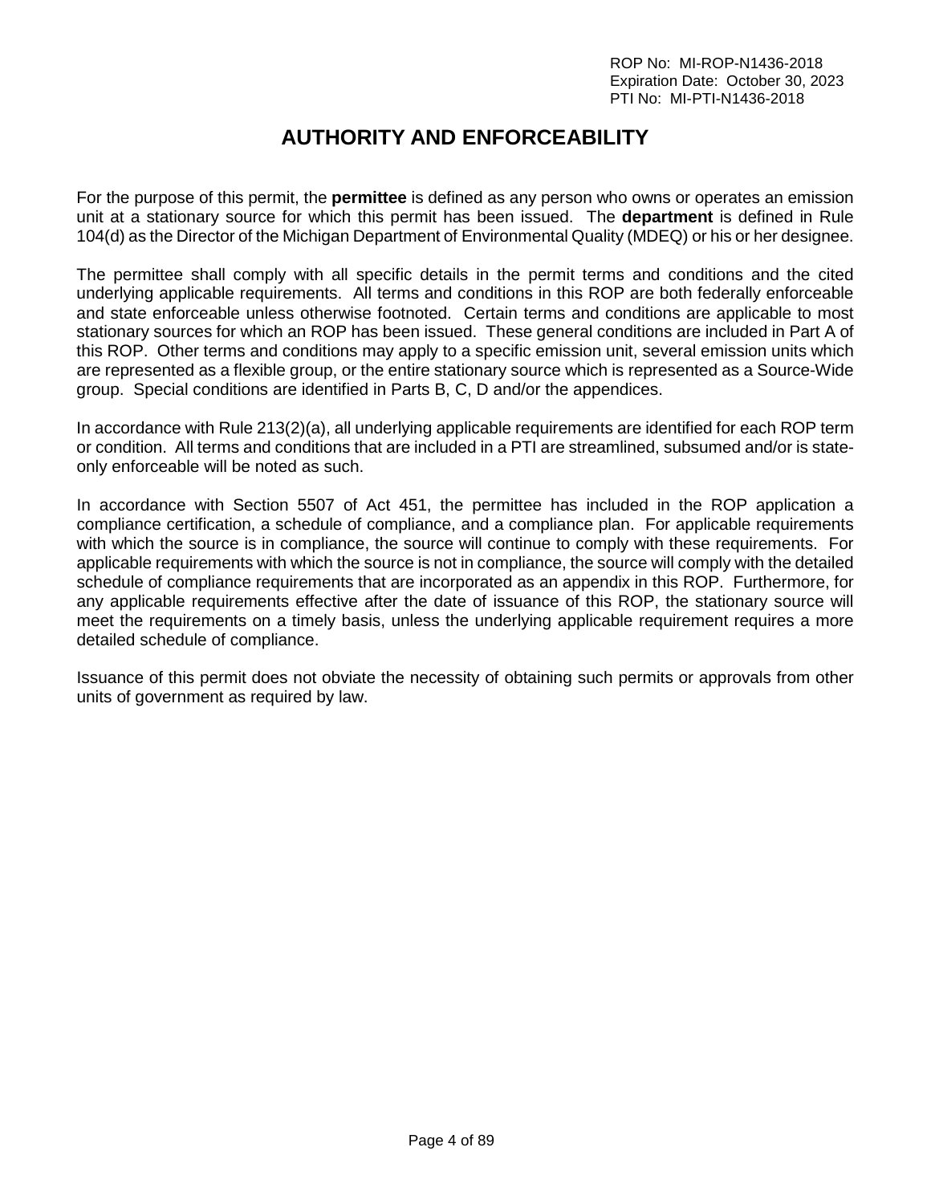# AUTHORITY AND ENFORCEABILITY

For the purpose of this permit, the **permittee** is defined as any person who owns or operates an emission unit at a stationary source for which this permit has been issued. The **department** is defined in Rule 104(d) as the Director of the Michigan Department of Environmental Quality (MDEQ) or his or her designee.

The permittee shall comply with all specific details in the permit terms and conditions and the cited underlying applicable requirements. All terms and conditions in this ROP are both federally enforceable and state enforceable unless otherwise footnoted. Certain terms and conditions are applicable to most stationary sources for which an ROP has been issued. These general conditions are included in Part A of this ROP. Other terms and conditions may apply to a specific emission unit, several emission units which are represented as a flexible group, or the entire stationary source which is represented as a Source-Wide group. Special conditions are identified in Parts B, C, D and/or the appendices.

In accordance with Rule 213(2)(a), all underlying applicable requirements are identified for each ROP term or condition. All terms and conditions that are included in a PTI are streamlined, subsumed and/or is state-only enforceable will be noted as such.

In accordance with Section 5507 of Act 451, the permittee has included in the ROP application a compliance certification, a schedule of compliance, and a compliance plan. For applicable requirements with which the source is in compliance, the source will continue to comply with these requirements. For applicable requirements with which the source is not in compliance, the source will comply with the detailed schedule of compliance requirements that are incorporated as an appendix in this ROP. Furthermore, for any applicable requirements effective after the date of issuance of this ROP, the stationary source will meet the requirements on a timely basis, unless the underlying applicable requirement requires a more detailed schedule of compliance.

Issuance of this permit does not obviate the necessity of obtaining such permits or approvals from other units of government as required by law.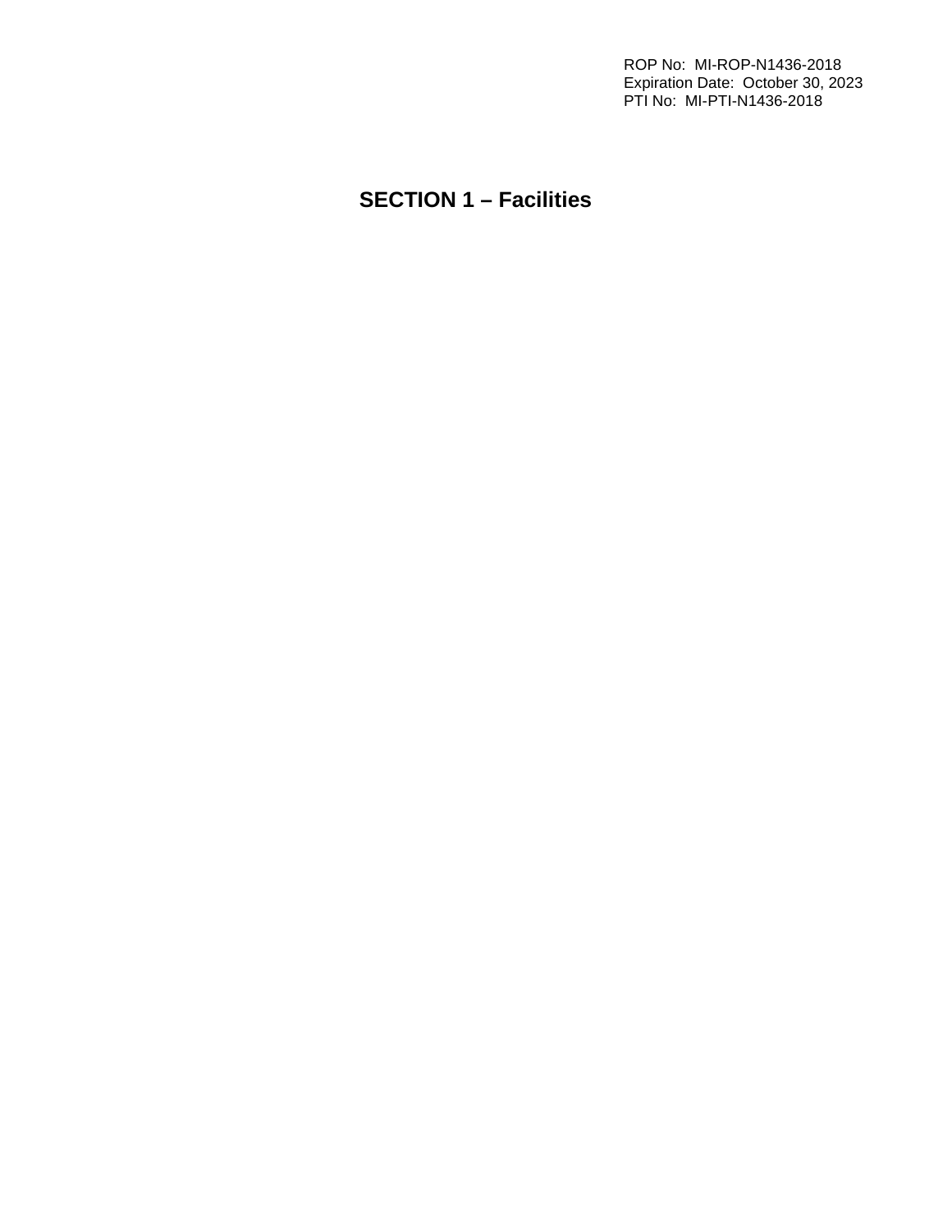# SECTION 1 – Facilities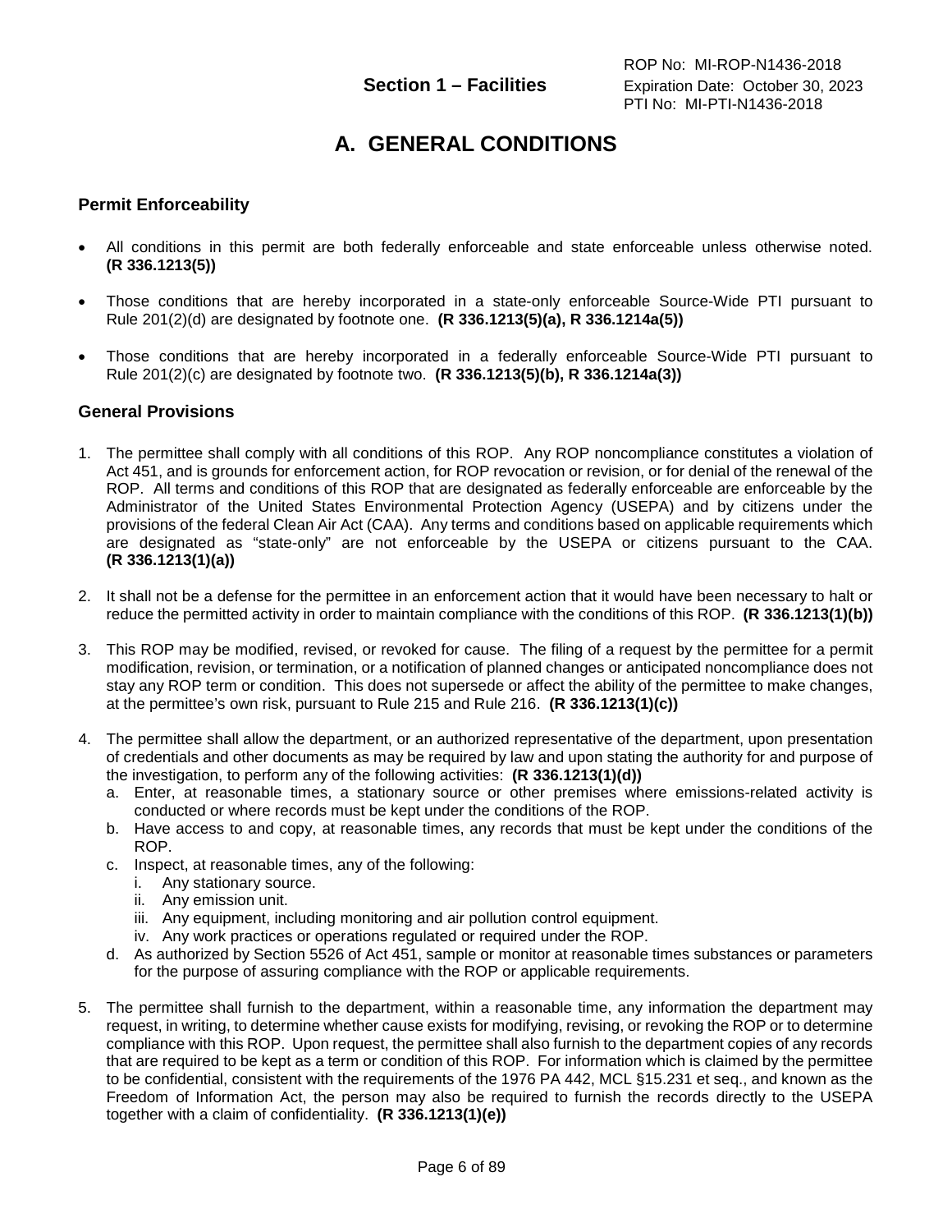# A. GENERAL CONDITIONS

### Permit Enforceability

- All conditions in this permit are both federally enforceable and state enforceable unless otherwise noted. **(R 336.1213(5))**
- Those conditions that are hereby incorporated in a state-only enforceable Source-Wide PTI pursuant to Rule 201(2)(d) are designated by footnote one. **(R 336.1213(5)(a), R 336.1214a(5))**
- Those conditions that are hereby incorporated in a federally enforceable Source-Wide PTI pursuant to Rule 201(2)(c) are designated by footnote two. **(R 336.1213(5)(b), R 336.1214a(3))**

### General Provisions

1. The permittee shall comply with all conditions of this ROP. Any ROP noncompliance constitutes a violation of Act 451, and is grounds for enforcement action, for ROP revocation or revision, or for denial of the renewal of the ROP. All terms and conditions of this ROP that are designated as federally enforceable are enforceable by the Administrator of the United States Environmental Protection Agency (USEPA) and by citizens under the provisions of the federal Clean Air Act (CAA). Any terms and conditions based on applicable requirements which are designated as "state-only" are not enforceable by the USEPA or citizens pursuant to the CAA. **(R 336.1213(1)(a))**

2. It shall not be a defense for the permittee in an enforcement action that it would have been necessary to halt or reduce the permitted activity in order to maintain compliance with the conditions of this ROP. **(R 336.1213(1)(b))**

3. This ROP may be modified, revised, or revoked for cause. The filing of a request by the permittee for a permit modification, revision, or termination, or a notification of planned changes or anticipated noncompliance does not stay any ROP term or condition. This does not supersede or affect the ability of the permittee to make changes, at the permittee's own risk, pursuant to Rule 215 and Rule 216. **(R 336.1213(1)(c))**

4. The permittee shall allow the department, or an authorized representative of the department, upon presentation of credentials and other documents as may be required by law and upon stating the authority for and purpose of the investigation, to perform any of the following activities: **(R 336.1213(1)(d))**
   a. Enter, at reasonable times, a stationary source or other premises where emissions-related activity is conducted or where records must be kept under the conditions of the ROP.
   b. Have access to and copy, at reasonable times, any records that must be kept under the conditions of the ROP.
   c. Inspect, at reasonable times, any of the following:
      i. Any stationary source.
      ii. Any emission unit.
      iii. Any equipment, including monitoring and air pollution control equipment.
      iv. Any work practices or operations regulated or required under the ROP.
   d. As authorized by Section 5526 of Act 451, sample or monitor at reasonable times substances or parameters for the purpose of assuring compliance with the ROP or applicable requirements.

5. The permittee shall furnish to the department, within a reasonable time, any information the department may request, in writing, to determine whether cause exists for modifying, revising, or revoking the ROP or to determine compliance with this ROP. Upon request, the permittee shall also furnish to the department copies of any records that are required to be kept as a term or condition of this ROP. For information which is claimed by the permittee to be confidential, consistent with the requirements of the 1976 PA 442, MCL §15.231 et seq., and known as the Freedom of Information Act, the person may also be required to furnish the records directly to the USEPA together with a claim of confidentiality. **(R 336.1213(1)(e))**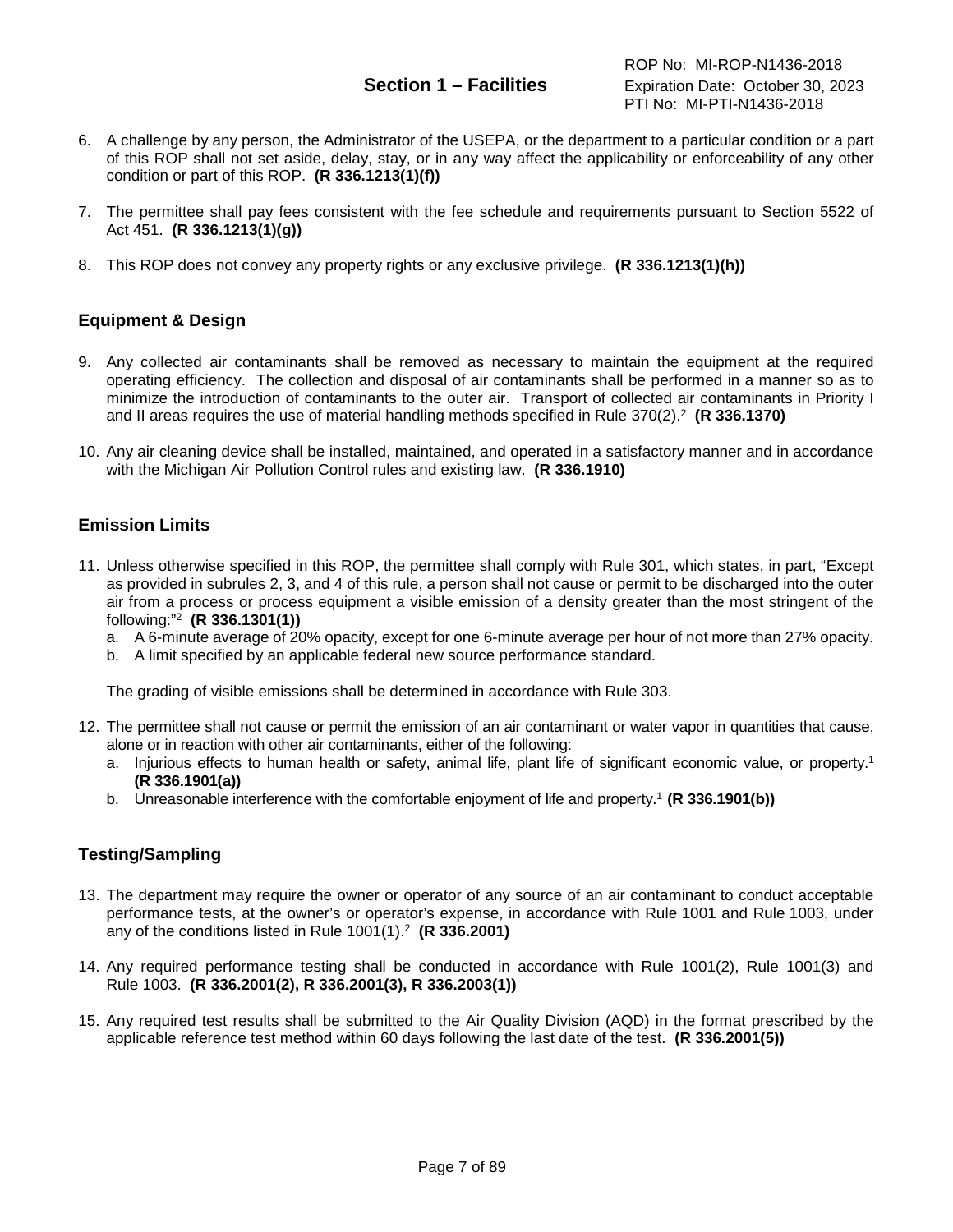6. A challenge by any person, the Administrator of the USEPA, or the department to a particular condition or a part of this ROP shall not set aside, delay, stay, or in any way affect the applicability or enforceability of any other condition or part of this ROP. **(R 336.1213(1)(f))**

7. The permittee shall pay fees consistent with the fee schedule and requirements pursuant to Section 5522 of Act 451. **(R 336.1213(1)(g))**

8. This ROP does not convey any property rights or any exclusive privilege. **(R 336.1213(1)(h))**

## Equipment & Design

9. Any collected air contaminants shall be removed as necessary to maintain the equipment at the required operating efficiency. The collection and disposal of air contaminants shall be performed in a manner so as to minimize the introduction of contaminants to the outer air. Transport of collected air contaminants in Priority I and II areas requires the use of material handling methods specified in Rule 370(2).[2] **(R 336.1370)**

10. Any air cleaning device shall be installed, maintained, and operated in a satisfactory manner and in accordance with the Michigan Air Pollution Control rules and existing law. **(R 336.1910)**

## Emission Limits

11. Unless otherwise specified in this ROP, the permittee shall comply with Rule 301, which states, in part, "Except as provided in subrules 2, 3, and 4 of this rule, a person shall not cause or permit to be discharged into the outer air from a process or process equipment a visible emission of a density greater than the most stringent of the following:"[2] **(R 336.1301(1))**
    a. A 6-minute average of 20% opacity, except for one 6-minute average per hour of not more than 27% opacity.
    b. A limit specified by an applicable federal new source performance standard.

    The grading of visible emissions shall be determined in accordance with Rule 303.

12. The permittee shall not cause or permit the emission of an air contaminant or water vapor in quantities that cause, alone or in reaction with other air contaminants, either of the following:
    a. Injurious effects to human health or safety, animal life, plant life of significant economic value, or property.[1] **(R 336.1901(a))**
    b. Unreasonable interference with the comfortable enjoyment of life and property.[1] **(R 336.1901(b))**

## Testing/Sampling

13. The department may require the owner or operator of any source of an air contaminant to conduct acceptable performance tests, at the owner's or operator's expense, in accordance with Rule 1001 and Rule 1003, under any of the conditions listed in Rule 1001(1).[2] **(R 336.2001)**

14. Any required performance testing shall be conducted in accordance with Rule 1001(2), Rule 1001(3) and Rule 1003. **(R 336.2001(2), R 336.2001(3), R 336.2003(1))**

15. Any required test results shall be submitted to the Air Quality Division (AQD) in the format prescribed by the applicable reference test method within 60 days following the last date of the test. **(R 336.2001(5))**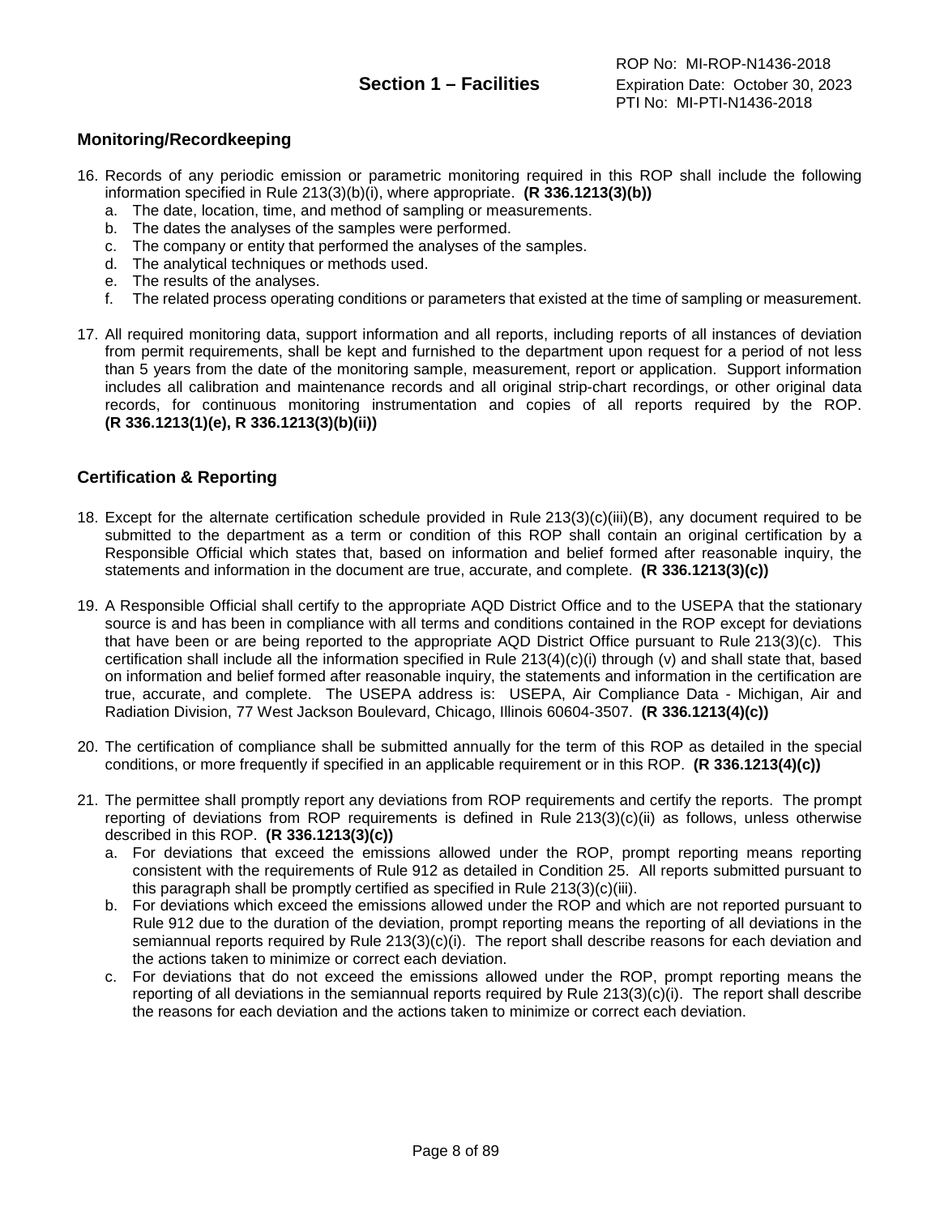## Monitoring/Recordkeeping

16. Records of any periodic emission or parametric monitoring required in this ROP shall include the following information specified in Rule 213(3)(b)(i), where appropriate. **(R 336.1213(3)(b))**
    a. The date, location, time, and method of sampling or measurements.
    b. The dates the analyses of the samples were performed.
    c. The company or entity that performed the analyses of the samples.
    d. The analytical techniques or methods used.
    e. The results of the analyses.
    f. The related process operating conditions or parameters that existed at the time of sampling or measurement.

17. All required monitoring data, support information and all reports, including reports of all instances of deviation from permit requirements, shall be kept and furnished to the department upon request for a period of not less than 5 years from the date of the monitoring sample, measurement, report or application. Support information includes all calibration and maintenance records and all original strip-chart recordings, or other original data records, for continuous monitoring instrumentation and copies of all reports required by the ROP. **(R 336.1213(1)(e), R 336.1213(3)(b)(ii))**

## Certification & Reporting

18. Except for the alternate certification schedule provided in Rule 213(3)(c)(iii)(B), any document required to be submitted to the department as a term or condition of this ROP shall contain an original certification by a Responsible Official which states that, based on information and belief formed after reasonable inquiry, the statements and information in the document are true, accurate, and complete. **(R 336.1213(3)(c))**

19. A Responsible Official shall certify to the appropriate AQD District Office and to the USEPA that the stationary source is and has been in compliance with all terms and conditions contained in the ROP except for deviations that have been or are being reported to the appropriate AQD District Office pursuant to Rule 213(3)(c). This certification shall include all the information specified in Rule 213(4)(c)(i) through (v) and shall state that, based on information and belief formed after reasonable inquiry, the statements and information in the certification are true, accurate, and complete. The USEPA address is: USEPA, Air Compliance Data - Michigan, Air and Radiation Division, 77 West Jackson Boulevard, Chicago, Illinois 60604-3507. **(R 336.1213(4)(c))**

20. The certification of compliance shall be submitted annually for the term of this ROP as detailed in the special conditions, or more frequently if specified in an applicable requirement or in this ROP. **(R 336.1213(4)(c))**

21. The permittee shall promptly report any deviations from ROP requirements and certify the reports. The prompt reporting of deviations from ROP requirements is defined in Rule 213(3)(c)(ii) as follows, unless otherwise described in this ROP. **(R 336.1213(3)(c))**
    a. For deviations that exceed the emissions allowed under the ROP, prompt reporting means reporting consistent with the requirements of Rule 912 as detailed in Condition 25. All reports submitted pursuant to this paragraph shall be promptly certified as specified in Rule 213(3)(c)(iii).
    b. For deviations which exceed the emissions allowed under the ROP and which are not reported pursuant to Rule 912 due to the duration of the deviation, prompt reporting means the reporting of all deviations in the semiannual reports required by Rule 213(3)(c)(i). The report shall describe reasons for each deviation and the actions taken to minimize or correct each deviation.
    c. For deviations that do not exceed the emissions allowed under the ROP, prompt reporting means the reporting of all deviations in the semiannual reports required by Rule 213(3)(c)(i). The report shall describe the reasons for each deviation and the actions taken to minimize or correct each deviation.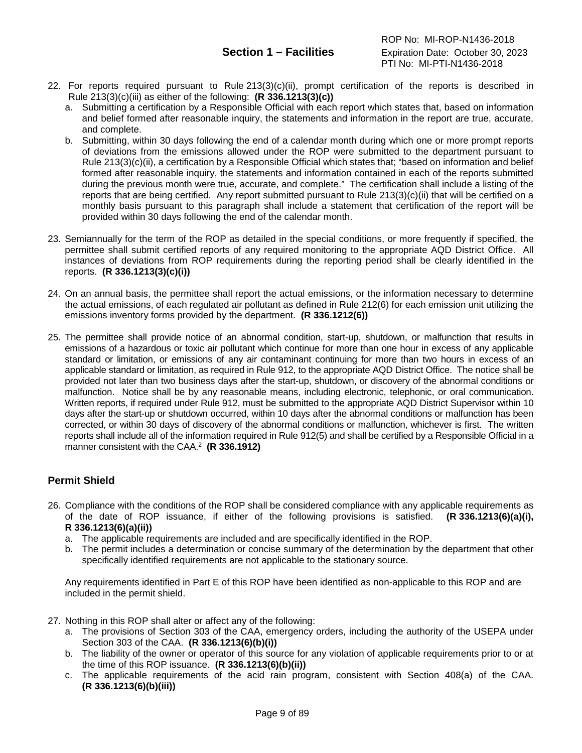22. For reports required pursuant to Rule 213(3)(c)(ii), prompt certification of the reports is described in Rule 213(3)(c)(iii) as either of the following: **(R 336.1213(3)(c))**
    a. Submitting a certification by a Responsible Official with each report which states that, based on information and belief formed after reasonable inquiry, the statements and information in the report are true, accurate, and complete.
    b. Submitting, within 30 days following the end of a calendar month during which one or more prompt reports of deviations from the emissions allowed under the ROP were submitted to the department pursuant to Rule 213(3)(c)(ii), a certification by a Responsible Official which states that; "based on information and belief formed after reasonable inquiry, the statements and information contained in each of the reports submitted during the previous month were true, accurate, and complete." The certification shall include a listing of the reports that are being certified. Any report submitted pursuant to Rule 213(3)(c)(ii) that will be certified on a monthly basis pursuant to this paragraph shall include a statement that certification of the report will be provided within 30 days following the end of the calendar month.

23. Semiannually for the term of the ROP as detailed in the special conditions, or more frequently if specified, the permittee shall submit certified reports of any required monitoring to the appropriate AQD District Office. All instances of deviations from ROP requirements during the reporting period shall be clearly identified in the reports. **(R 336.1213(3)(c)(i))**

24. On an annual basis, the permittee shall report the actual emissions, or the information necessary to determine the actual emissions, of each regulated air pollutant as defined in Rule 212(6) for each emission unit utilizing the emissions inventory forms provided by the department. **(R 336.1212(6))**

25. The permittee shall provide notice of an abnormal condition, start-up, shutdown, or malfunction that results in emissions of a hazardous or toxic air pollutant which continue for more than one hour in excess of any applicable standard or limitation, or emissions of any air contaminant continuing for more than two hours in excess of an applicable standard or limitation, as required in Rule 912, to the appropriate AQD District Office. The notice shall be provided not later than two business days after the start-up, shutdown, or discovery of the abnormal conditions or malfunction. Notice shall be by any reasonable means, including electronic, telephonic, or oral communication. Written reports, if required under Rule 912, must be submitted to the appropriate AQD District Supervisor within 10 days after the start-up or shutdown occurred, within 10 days after the abnormal conditions or malfunction has been corrected, or within 30 days of discovery of the abnormal conditions or malfunction, whichever is first. The written reports shall include all of the information required in Rule 912(5) and shall be certified by a Responsible Official in a manner consistent with the CAA.[2] **(R 336.1912)**

## Permit Shield

26. Compliance with the conditions of the ROP shall be considered compliance with any applicable requirements as of the date of ROP issuance, if either of the following provisions is satisfied. **(R 336.1213(6)(a)(i), R 336.1213(6)(a)(ii))**
    a. The applicable requirements are included and are specifically identified in the ROP.
    b. The permit includes a determination or concise summary of the determination by the department that other specifically identified requirements are not applicable to the stationary source.

    Any requirements identified in Part E of this ROP have been identified as non-applicable to this ROP and are included in the permit shield.

27. Nothing in this ROP shall alter or affect any of the following:
    a. The provisions of Section 303 of the CAA, emergency orders, including the authority of the USEPA under Section 303 of the CAA. **(R 336.1213(6)(b)(i))**
    b. The liability of the owner or operator of this source for any violation of applicable requirements prior to or at the time of this ROP issuance. **(R 336.1213(6)(b)(ii))**
    c. The applicable requirements of the acid rain program, consistent with Section 408(a) of the CAA. **(R 336.1213(6)(b)(iii))**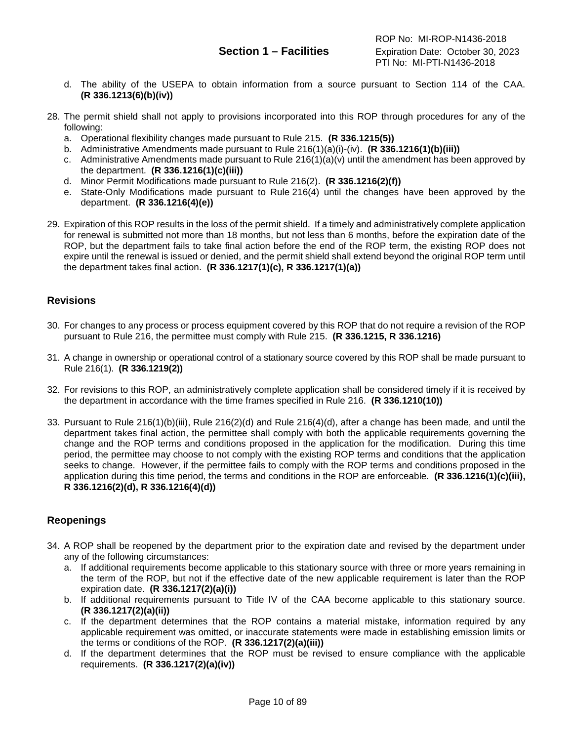d. The ability of the USEPA to obtain information from a source pursuant to Section 114 of the CAA. **(R 336.1213(6)(b)(iv))**

28. The permit shield shall not apply to provisions incorporated into this ROP through procedures for any of the following:
    a. Operational flexibility changes made pursuant to Rule 215. **(R 336.1215(5))**
    b. Administrative Amendments made pursuant to Rule 216(1)(a)(i)-(iv). **(R 336.1216(1)(b)(iii))**
    c. Administrative Amendments made pursuant to Rule 216(1)(a)(v) until the amendment has been approved by the department. **(R 336.1216(1)(c)(iii))**
    d. Minor Permit Modifications made pursuant to Rule 216(2). **(R 336.1216(2)(f))**
    e. State-Only Modifications made pursuant to Rule 216(4) until the changes have been approved by the department. **(R 336.1216(4)(e))**

29. Expiration of this ROP results in the loss of the permit shield. If a timely and administratively complete application for renewal is submitted not more than 18 months, but not less than 6 months, before the expiration date of the ROP, but the department fails to take final action before the end of the ROP term, the existing ROP does not expire until the renewal is issued or denied, and the permit shield shall extend beyond the original ROP term until the department takes final action. **(R 336.1217(1)(c), R 336.1217(1)(a))**

## Revisions

30. For changes to any process or process equipment covered by this ROP that do not require a revision of the ROP pursuant to Rule 216, the permittee must comply with Rule 215. **(R 336.1215, R 336.1216)**

31. A change in ownership or operational control of a stationary source covered by this ROP shall be made pursuant to Rule 216(1). **(R 336.1219(2))**

32. For revisions to this ROP, an administratively complete application shall be considered timely if it is received by the department in accordance with the time frames specified in Rule 216. **(R 336.1210(10))**

33. Pursuant to Rule 216(1)(b)(iii), Rule 216(2)(d) and Rule 216(4)(d), after a change has been made, and until the department takes final action, the permittee shall comply with both the applicable requirements governing the change and the ROP terms and conditions proposed in the application for the modification. During this time period, the permittee may choose to not comply with the existing ROP terms and conditions that the application seeks to change. However, if the permittee fails to comply with the ROP terms and conditions proposed in the application during this time period, the terms and conditions in the ROP are enforceable. **(R 336.1216(1)(c)(iii), R 336.1216(2)(d), R 336.1216(4)(d))**

## Reopenings

34. A ROP shall be reopened by the department prior to the expiration date and revised by the department under any of the following circumstances:
    a. If additional requirements become applicable to this stationary source with three or more years remaining in the term of the ROP, but not if the effective date of the new applicable requirement is later than the ROP expiration date. **(R 336.1217(2)(a)(i))**
    b. If additional requirements pursuant to Title IV of the CAA become applicable to this stationary source. **(R 336.1217(2)(a)(ii))**
    c. If the department determines that the ROP contains a material mistake, information required by any applicable requirement was omitted, or inaccurate statements were made in establishing emission limits or the terms or conditions of the ROP. **(R 336.1217(2)(a)(iii))**
    d. If the department determines that the ROP must be revised to ensure compliance with the applicable requirements. **(R 336.1217(2)(a)(iv))**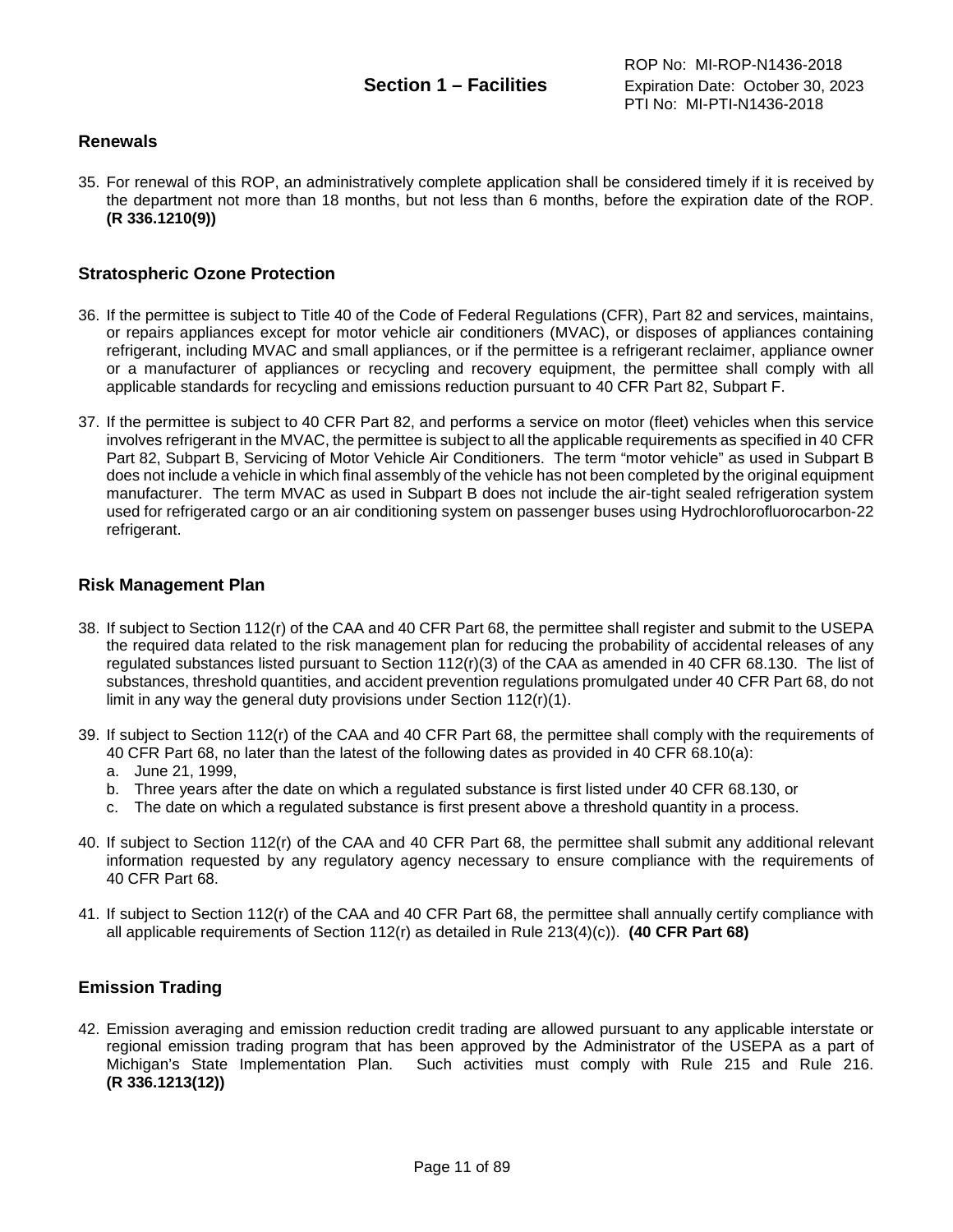## Renewals

35. For renewal of this ROP, an administratively complete application shall be considered timely if it is received by the department not more than 18 months, but not less than 6 months, before the expiration date of the ROP. **(R 336.1210(9))**

## Stratospheric Ozone Protection

36. If the permittee is subject to Title 40 of the Code of Federal Regulations (CFR), Part 82 and services, maintains, or repairs appliances except for motor vehicle air conditioners (MVAC), or disposes of appliances containing refrigerant, including MVAC and small appliances, or if the permittee is a refrigerant reclaimer, appliance owner or a manufacturer of appliances or recycling and recovery equipment, the permittee shall comply with all applicable standards for recycling and emissions reduction pursuant to 40 CFR Part 82, Subpart F.

37. If the permittee is subject to 40 CFR Part 82, and performs a service on motor (fleet) vehicles when this service involves refrigerant in the MVAC, the permittee is subject to all the applicable requirements as specified in 40 CFR Part 82, Subpart B, Servicing of Motor Vehicle Air Conditioners. The term "motor vehicle" as used in Subpart B does not include a vehicle in which final assembly of the vehicle has not been completed by the original equipment manufacturer. The term MVAC as used in Subpart B does not include the air-tight sealed refrigeration system used for refrigerated cargo or an air conditioning system on passenger buses using Hydrochlorofluorocarbon-22 refrigerant.

## Risk Management Plan

38. If subject to Section 112(r) of the CAA and 40 CFR Part 68, the permittee shall register and submit to the USEPA the required data related to the risk management plan for reducing the probability of accidental releases of any regulated substances listed pursuant to Section 112(r)(3) of the CAA as amended in 40 CFR 68.130. The list of substances, threshold quantities, and accident prevention regulations promulgated under 40 CFR Part 68, do not limit in any way the general duty provisions under Section 112(r)(1).

39. If subject to Section 112(r) of the CAA and 40 CFR Part 68, the permittee shall comply with the requirements of 40 CFR Part 68, no later than the latest of the following dates as provided in 40 CFR 68.10(a):
    a. June 21, 1999,
    b. Three years after the date on which a regulated substance is first listed under 40 CFR 68.130, or
    c. The date on which a regulated substance is first present above a threshold quantity in a process.

40. If subject to Section 112(r) of the CAA and 40 CFR Part 68, the permittee shall submit any additional relevant information requested by any regulatory agency necessary to ensure compliance with the requirements of 40 CFR Part 68.

41. If subject to Section 112(r) of the CAA and 40 CFR Part 68, the permittee shall annually certify compliance with all applicable requirements of Section 112(r) as detailed in Rule 213(4)(c)). **(40 CFR Part 68)**

## Emission Trading

42. Emission averaging and emission reduction credit trading are allowed pursuant to any applicable interstate or regional emission trading program that has been approved by the Administrator of the USEPA as a part of Michigan's State Implementation Plan. Such activities must comply with Rule 215 and Rule 216. **(R 336.1213(12))**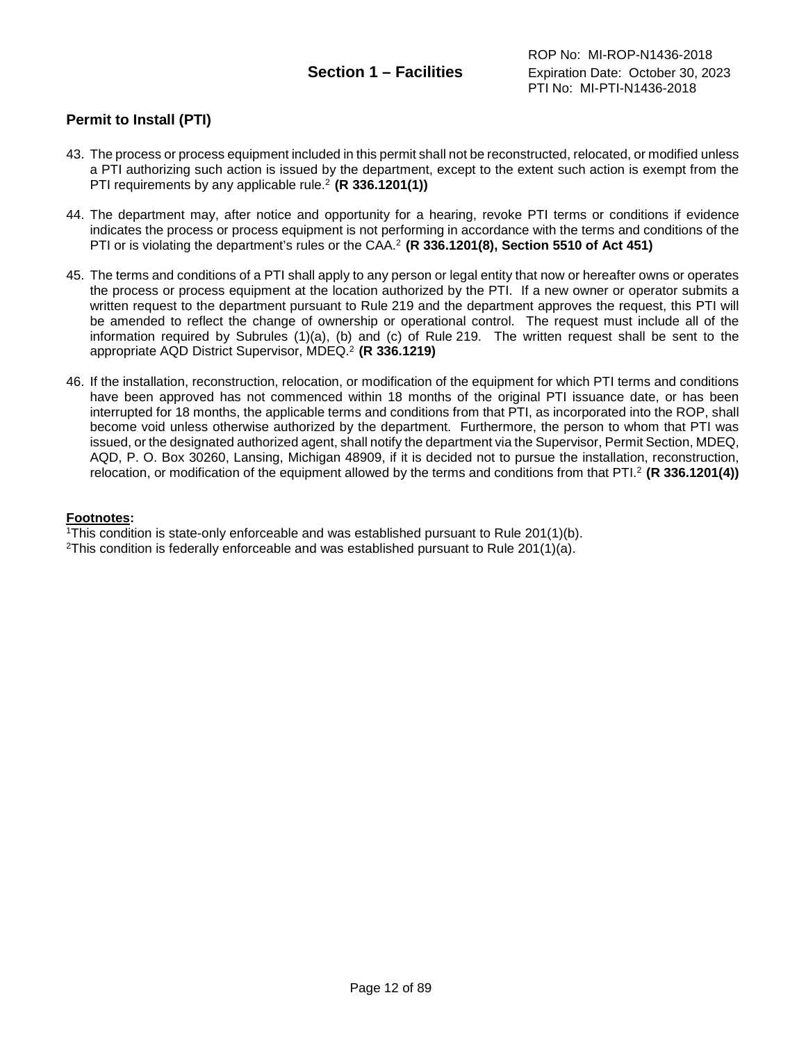## Permit to Install (PTI)

43. The process or process equipment included in this permit shall not be reconstructed, relocated, or modified unless a PTI authorizing such action is issued by the department, except to the extent such action is exempt from the PTI requirements by any applicable rule.[2] **(R 336.1201(1))**

44. The department may, after notice and opportunity for a hearing, revoke PTI terms or conditions if evidence indicates the process or process equipment is not performing in accordance with the terms and conditions of the PTI or is violating the department's rules or the CAA.[2] **(R 336.1201(8), Section 5510 of Act 451)**

45. The terms and conditions of a PTI shall apply to any person or legal entity that now or hereafter owns or operates the process or process equipment at the location authorized by the PTI. If a new owner or operator submits a written request to the department pursuant to Rule 219 and the department approves the request, this PTI will be amended to reflect the change of ownership or operational control. The request must include all of the information required by Subrules (1)(a), (b) and (c) of Rule 219. The written request shall be sent to the appropriate AQD District Supervisor, MDEQ.[2] **(R 336.1219)**

46. If the installation, reconstruction, relocation, or modification of the equipment for which PTI terms and conditions have been approved has not commenced within 18 months of the original PTI issuance date, or has been interrupted for 18 months, the applicable terms and conditions from that PTI, as incorporated into the ROP, shall become void unless otherwise authorized by the department. Furthermore, the person to whom that PTI was issued, or the designated authorized agent, shall notify the department via the Supervisor, Permit Section, MDEQ, AQD, P. O. Box 30260, Lansing, Michigan 48909, if it is decided not to pursue the installation, reconstruction, relocation, or modification of the equipment allowed by the terms and conditions from that PTI.[2] **(R 336.1201(4))**

**Footnotes:**

[1]This condition is state-only enforceable and was established pursuant to Rule 201(1)(b).
[2]This condition is federally enforceable and was established pursuant to Rule 201(1)(a).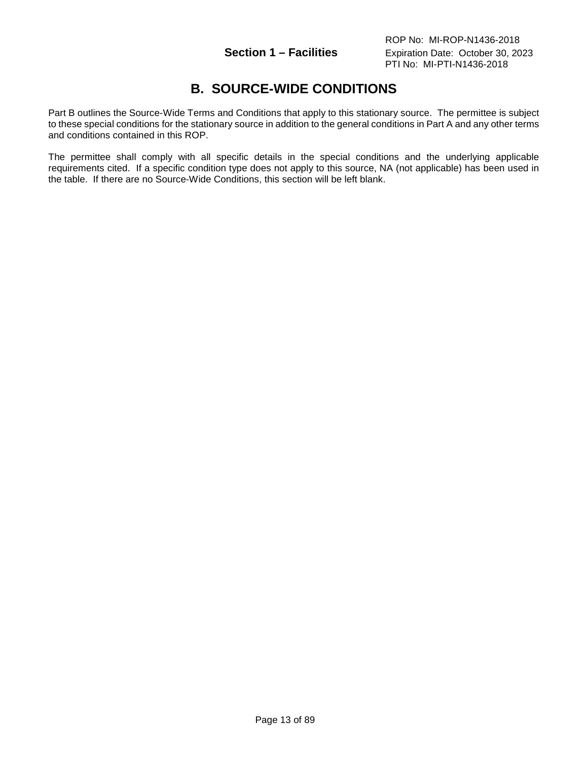# B. SOURCE-WIDE CONDITIONS

Part B outlines the Source-Wide Terms and Conditions that apply to this stationary source. The permittee is subject to these special conditions for the stationary source in addition to the general conditions in Part A and any other terms and conditions contained in this ROP.

The permittee shall comply with all specific details in the special conditions and the underlying applicable requirements cited. If a specific condition type does not apply to this source, NA (not applicable) has been used in the table. If there are no Source-Wide Conditions, this section will be left blank.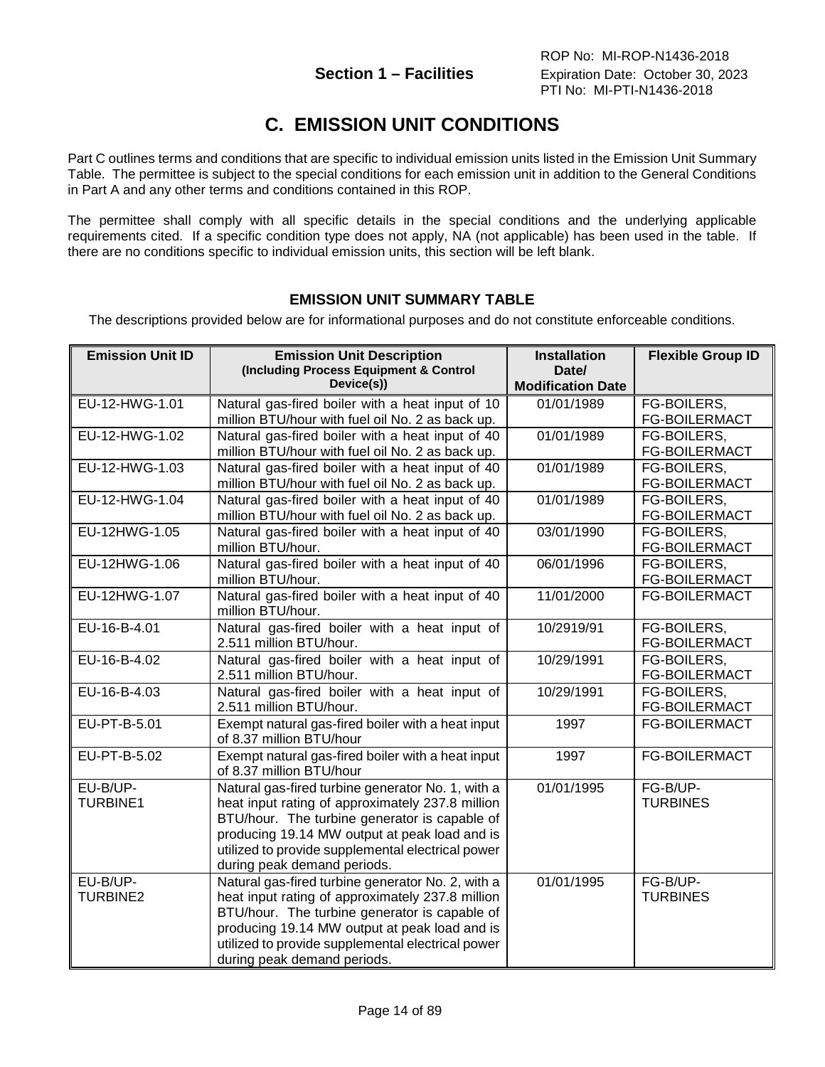ROP No: MI-ROP-N1436-2018
**Section 1 – Facilities** Expiration Date: October 30, 2023
PTI No: MI-PTI-N1436-2018

# C. EMISSION UNIT CONDITIONS

Part C outlines terms and conditions that are specific to individual emission units listed in the Emission Unit Summary Table. The permittee is subject to the special conditions for each emission unit in addition to the General Conditions in Part A and any other terms and conditions contained in this ROP.

The permittee shall comply with all specific details in the special conditions and the underlying applicable requirements cited. If a specific condition type does not apply, NA (not applicable) has been used in the table. If there are no conditions specific to individual emission units, this section will be left blank.

## EMISSION UNIT SUMMARY TABLE

The descriptions provided below are for informational purposes and do not constitute enforceable conditions.

| Emission Unit ID | Emission Unit Description (Including Process Equipment & Control Device(s)) | Installation Date/ Modification Date | Flexible Group ID |
|---|---|---|---|
| EU-12-HWG-1.01 | Natural gas-fired boiler with a heat input of 10 million BTU/hour with fuel oil No. 2 as back up. | 01/01/1989 | FG-BOILERS, FG-BOILERMACT |
| EU-12-HWG-1.02 | Natural gas-fired boiler with a heat input of 40 million BTU/hour with fuel oil No. 2 as back up. | 01/01/1989 | FG-BOILERS, FG-BOILERMACT |
| EU-12-HWG-1.03 | Natural gas-fired boiler with a heat input of 40 million BTU/hour with fuel oil No. 2 as back up. | 01/01/1989 | FG-BOILERS, FG-BOILERMACT |
| EU-12-HWG-1.04 | Natural gas-fired boiler with a heat input of 40 million BTU/hour with fuel oil No. 2 as back up. | 01/01/1989 | FG-BOILERS, FG-BOILERMACT |
| EU-12HWG-1.05 | Natural gas-fired boiler with a heat input of 40 million BTU/hour. | 03/01/1990 | FG-BOILERS, FG-BOILERMACT |
| EU-12HWG-1.06 | Natural gas-fired boiler with a heat input of 40 million BTU/hour. | 06/01/1996 | FG-BOILERS, FG-BOILERMACT |
| EU-12HWG-1.07 | Natural gas-fired boiler with a heat input of 40 million BTU/hour. | 11/01/2000 | FG-BOILERMACT |
| EU-16-B-4.01 | Natural gas-fired boiler with a heat input of 2.511 million BTU/hour. | 10/2919/91 | FG-BOILERS, FG-BOILERMACT |
| EU-16-B-4.02 | Natural gas-fired boiler with a heat input of 2.511 million BTU/hour. | 10/29/1991 | FG-BOILERS, FG-BOILERMACT |
| EU-16-B-4.03 | Natural gas-fired boiler with a heat input of 2.511 million BTU/hour. | 10/29/1991 | FG-BOILERS, FG-BOILERMACT |
| EU-PT-B-5.01 | Exempt natural gas-fired boiler with a heat input of 8.37 million BTU/hour | 1997 | FG-BOILERMACT |
| EU-PT-B-5.02 | Exempt natural gas-fired boiler with a heat input of 8.37 million BTU/hour | 1997 | FG-BOILERMACT |
| EU-B/UP-TURBINE1 | Natural gas-fired turbine generator No. 1, with a heat input rating of approximately 237.8 million BTU/hour. The turbine generator is capable of producing 19.14 MW output at peak load and is utilized to provide supplemental electrical power during peak demand periods. | 01/01/1995 | FG-B/UP-TURBINES |
| EU-B/UP-TURBINE2 | Natural gas-fired turbine generator No. 2, with a heat input rating of approximately 237.8 million BTU/hour. The turbine generator is capable of producing 19.14 MW output at peak load and is utilized to provide supplemental electrical power during peak demand periods. | 01/01/1995 | FG-B/UP-TURBINES |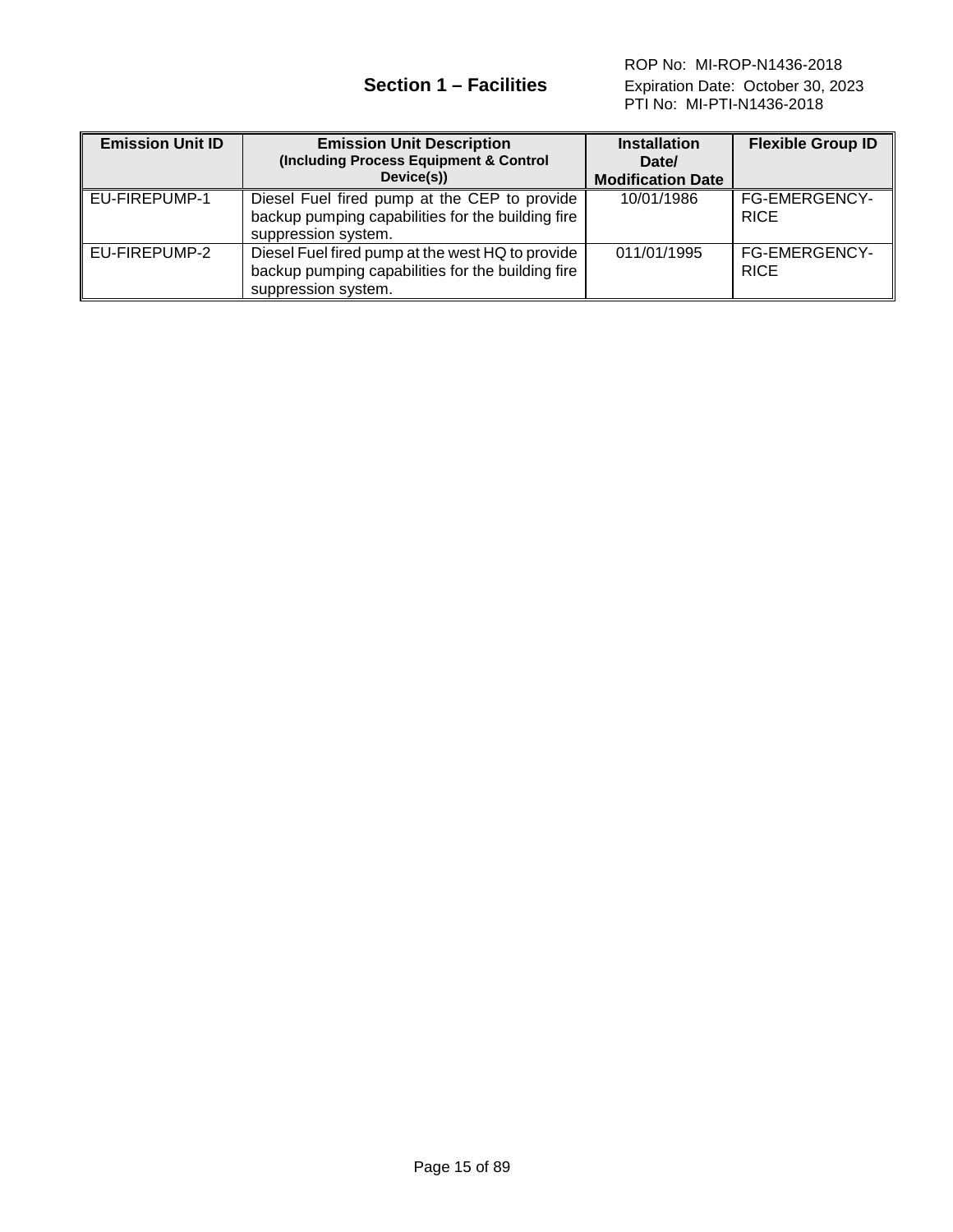## Section 1 – Facilities

| Emission Unit ID | Emission Unit Description (Including Process Equipment & Control Device(s)) | Installation Date/ Modification Date | Flexible Group ID |
|---|---|---|---|
| EU-FIREPUMP-1 | Diesel Fuel fired pump at the CEP to provide backup pumping capabilities for the building fire suppression system. | 10/01/1986 | FG-EMERGENCY-RICE |
| EU-FIREPUMP-2 | Diesel Fuel fired pump at the west HQ to provide backup pumping capabilities for the building fire suppression system. | 011/01/1995 | FG-EMERGENCY-RICE |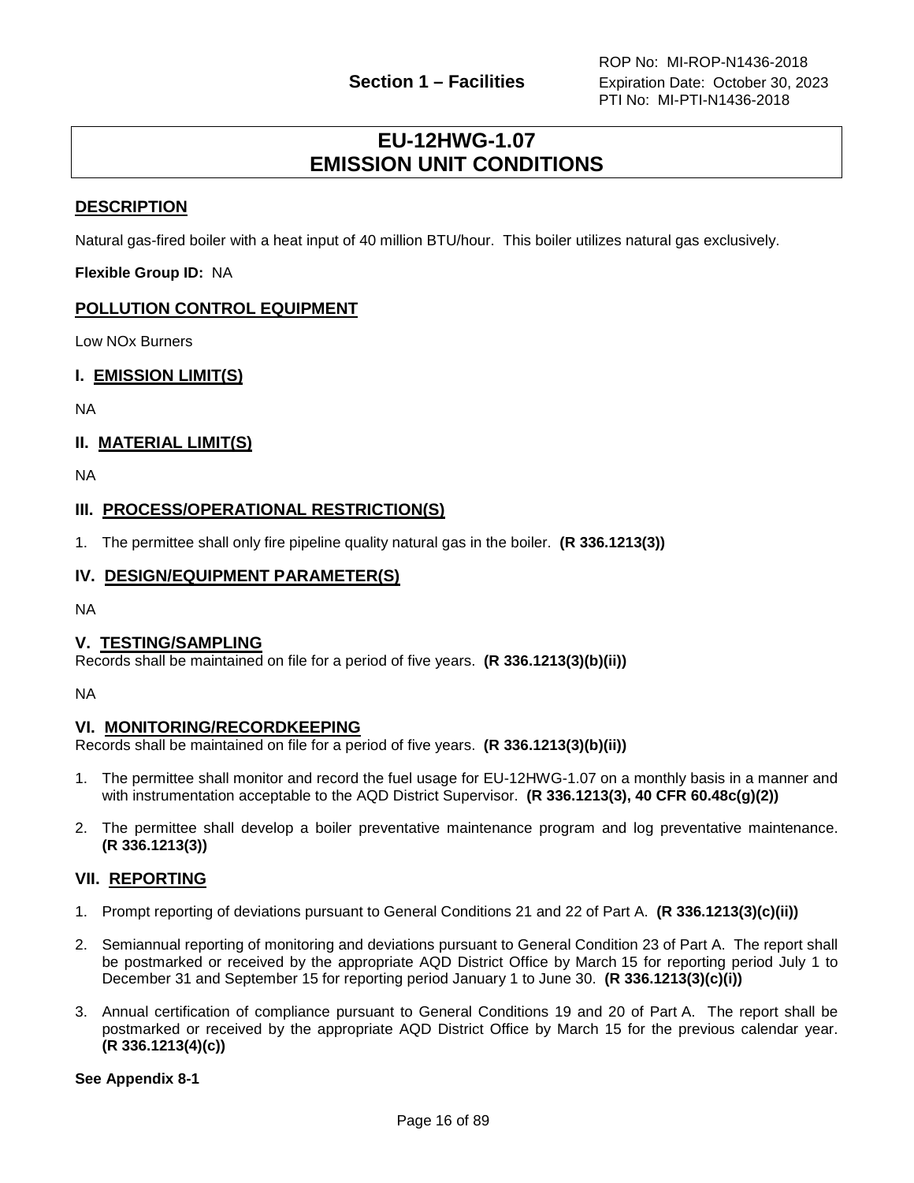# EU-12HWG-1.07
# EMISSION UNIT CONDITIONS

## DESCRIPTION

Natural gas-fired boiler with a heat input of 40 million BTU/hour. This boiler utilizes natural gas exclusively.

**Flexible Group ID:** NA

## POLLUTION CONTROL EQUIPMENT

Low NOx Burners

## I. EMISSION LIMIT(S)

NA

## II. MATERIAL LIMIT(S)

NA

## III. PROCESS/OPERATIONAL RESTRICTION(S)

1. The permittee shall only fire pipeline quality natural gas in the boiler. **(R 336.1213(3))**

## IV. DESIGN/EQUIPMENT PARAMETER(S)

NA

## V. TESTING/SAMPLING

Records shall be maintained on file for a period of five years. **(R 336.1213(3)(b)(ii))**

NA

## VI. MONITORING/RECORDKEEPING

Records shall be maintained on file for a period of five years. **(R 336.1213(3)(b)(ii))**

1. The permittee shall monitor and record the fuel usage for EU-12HWG-1.07 on a monthly basis in a manner and with instrumentation acceptable to the AQD District Supervisor. **(R 336.1213(3), 40 CFR 60.48c(g)(2))**

2. The permittee shall develop a boiler preventative maintenance program and log preventative maintenance. **(R 336.1213(3))**

## VII. REPORTING

1. Prompt reporting of deviations pursuant to General Conditions 21 and 22 of Part A. **(R 336.1213(3)(c)(ii))**

2. Semiannual reporting of monitoring and deviations pursuant to General Condition 23 of Part A. The report shall be postmarked or received by the appropriate AQD District Office by March 15 for reporting period July 1 to December 31 and September 15 for reporting period January 1 to June 30. **(R 336.1213(3)(c)(i))**

3. Annual certification of compliance pursuant to General Conditions 19 and 20 of Part A. The report shall be postmarked or received by the appropriate AQD District Office by March 15 for the previous calendar year. **(R 336.1213(4)(c))**

**See Appendix 8-1**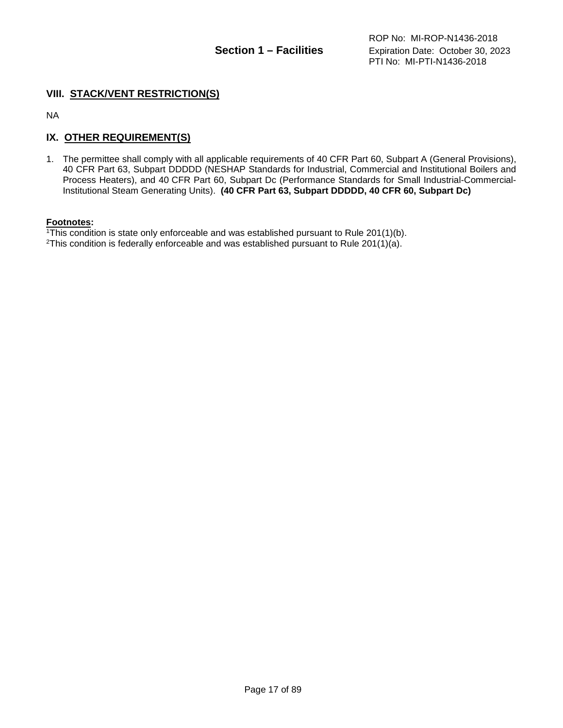## VIII. STACK/VENT RESTRICTION(S)

NA

## IX. OTHER REQUIREMENT(S)

1. The permittee shall comply with all applicable requirements of 40 CFR Part 60, Subpart A (General Provisions), 40 CFR Part 63, Subpart DDDDD (NESHAP Standards for Industrial, Commercial and Institutional Boilers and Process Heaters), and 40 CFR Part 60, Subpart Dc (Performance Standards for Small Industrial-Commercial-Institutional Steam Generating Units). **(40 CFR Part 63, Subpart DDDDD, 40 CFR 60, Subpart Dc)**

**Footnotes:**

[1]This condition is state only enforceable and was established pursuant to Rule 201(1)(b).
[2]This condition is federally enforceable and was established pursuant to Rule 201(1)(a).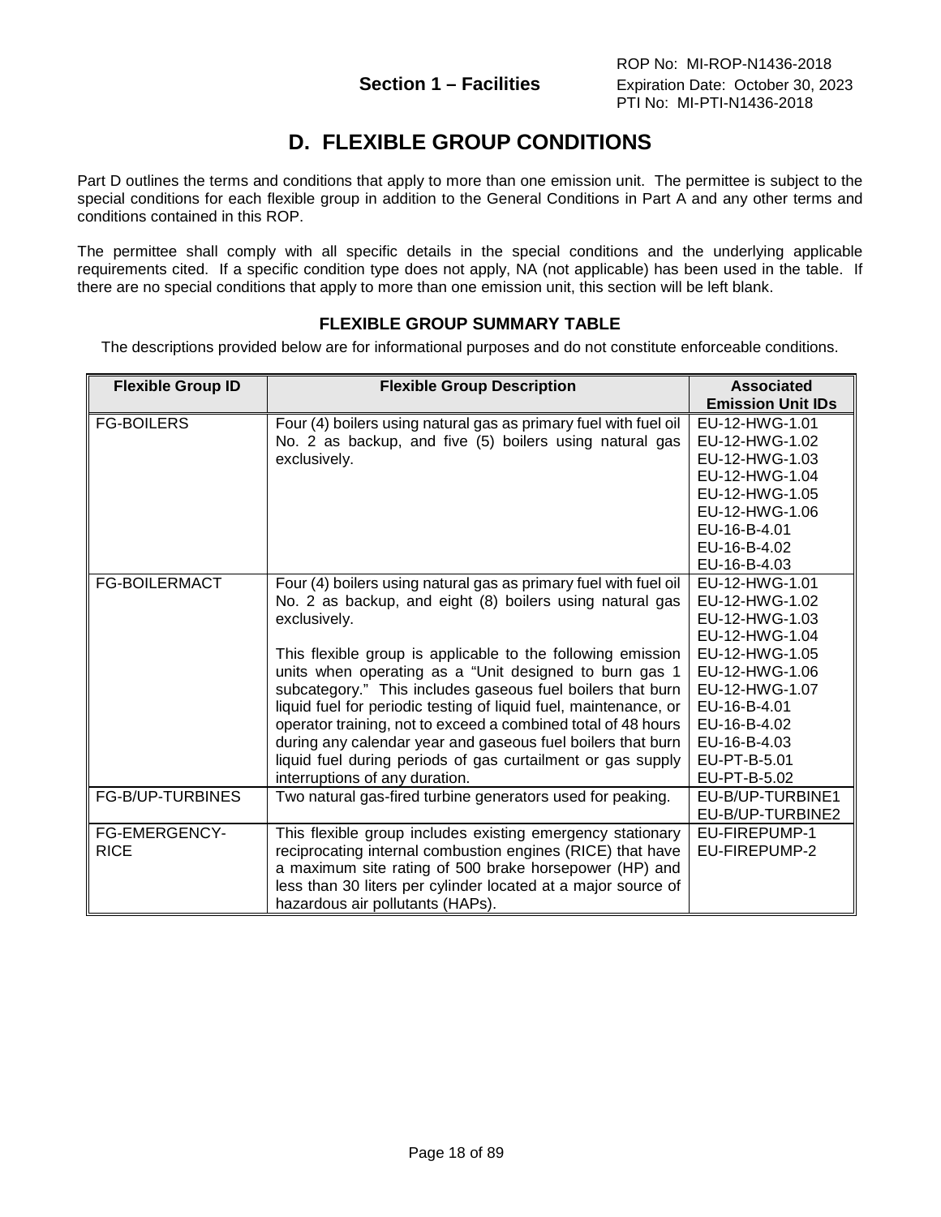# D. FLEXIBLE GROUP CONDITIONS

Part D outlines the terms and conditions that apply to more than one emission unit. The permittee is subject to the special conditions for each flexible group in addition to the General Conditions in Part A and any other terms and conditions contained in this ROP.

The permittee shall comply with all specific details in the special conditions and the underlying applicable requirements cited. If a specific condition type does not apply, NA (not applicable) has been used in the table. If there are no special conditions that apply to more than one emission unit, this section will be left blank.

### FLEXIBLE GROUP SUMMARY TABLE

The descriptions provided below are for informational purposes and do not constitute enforceable conditions.

| Flexible Group ID | Flexible Group Description | Associated Emission Unit IDs |
|---|---|---|
| FG-BOILERS | Four (4) boilers using natural gas as primary fuel with fuel oil No. 2 as backup, and five (5) boilers using natural gas exclusively. | EU-12-HWG-1.01<br>EU-12-HWG-1.02<br>EU-12-HWG-1.03<br>EU-12-HWG-1.04<br>EU-12-HWG-1.05<br>EU-12-HWG-1.06<br>EU-16-B-4.01<br>EU-16-B-4.02<br>EU-16-B-4.03 |
| FG-BOILERMACT | Four (4) boilers using natural gas as primary fuel with fuel oil No. 2 as backup, and eight (8) boilers using natural gas exclusively.<br><br>This flexible group is applicable to the following emission units when operating as a "Unit designed to burn gas 1 subcategory." This includes gaseous fuel boilers that burn liquid fuel for periodic testing of liquid fuel, maintenance, or operator training, not to exceed a combined total of 48 hours during any calendar year and gaseous fuel boilers that burn liquid fuel during periods of gas curtailment or gas supply interruptions of any duration. | EU-12-HWG-1.01<br>EU-12-HWG-1.02<br>EU-12-HWG-1.03<br>EU-12-HWG-1.04<br>EU-12-HWG-1.05<br>EU-12-HWG-1.06<br>EU-12-HWG-1.07<br>EU-16-B-4.01<br>EU-16-B-4.02<br>EU-16-B-4.03<br>EU-PT-B-5.01<br>EU-PT-B-5.02 |
| FG-B/UP-TURBINES | Two natural gas-fired turbine generators used for peaking. | EU-B/UP-TURBINE1<br>EU-B/UP-TURBINE2 |
| FG-EMERGENCY-RICE | This flexible group includes existing emergency stationary reciprocating internal combustion engines (RICE) that have a maximum site rating of 500 brake horsepower (HP) and less than 30 liters per cylinder located at a major source of hazardous air pollutants (HAPs). | EU-FIREPUMP-1<br>EU-FIREPUMP-2 |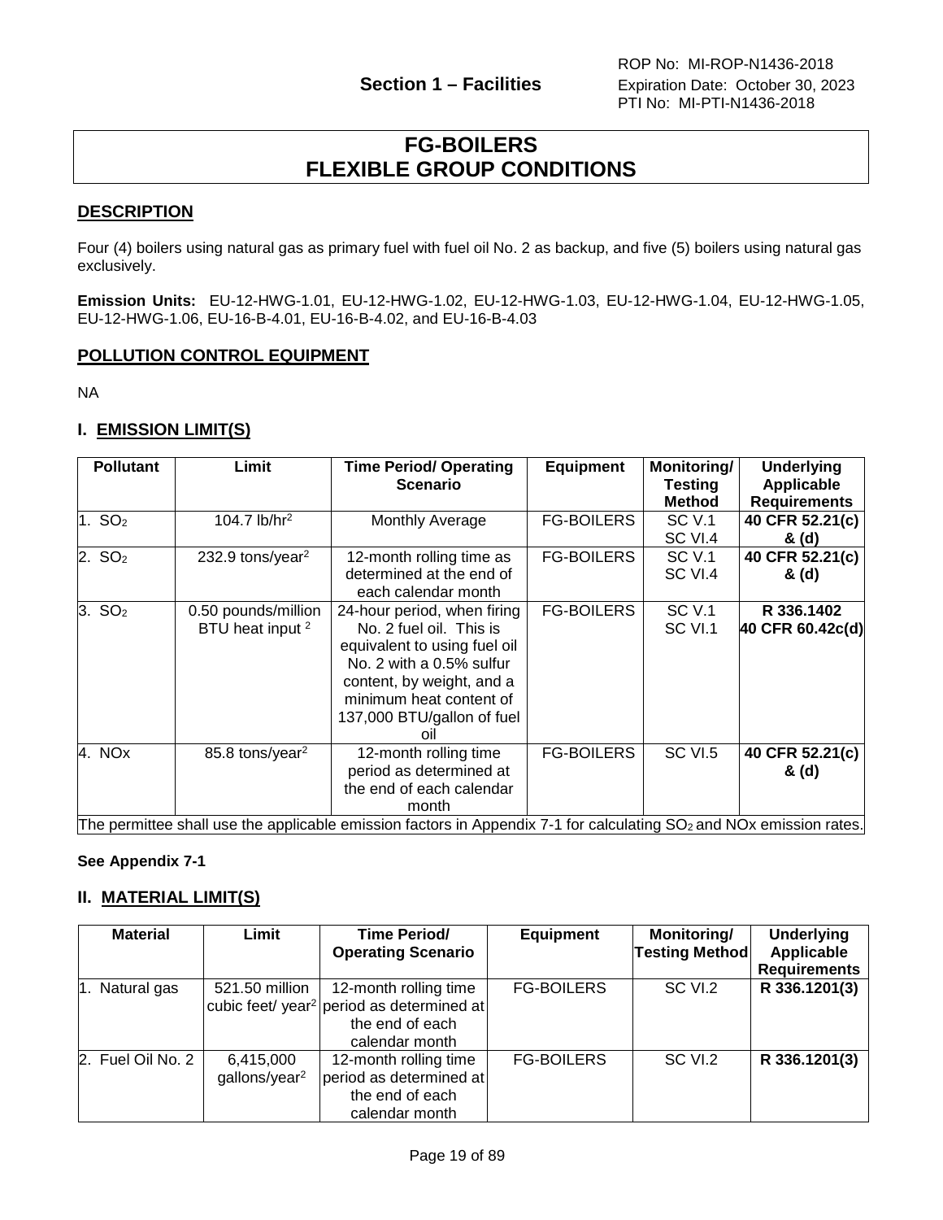ROP No: MI-ROP-N1436-2018
**Section 1 – Facilities** Expiration Date: October 30, 2023
PTI No: MI-PTI-N1436-2018

# FG-BOILERS
# FLEXIBLE GROUP CONDITIONS

## DESCRIPTION

Four (4) boilers using natural gas as primary fuel with fuel oil No. 2 as backup, and five (5) boilers using natural gas exclusively.

**Emission Units:** EU-12-HWG-1.01, EU-12-HWG-1.02, EU-12-HWG-1.03, EU-12-HWG-1.04, EU-12-HWG-1.05, EU-12-HWG-1.06, EU-16-B-4.01, EU-16-B-4.02, and EU-16-B-4.03

## POLLUTION CONTROL EQUIPMENT

NA

## I. EMISSION LIMIT(S)

| Pollutant | Limit | Time Period/ Operating Scenario | Equipment | Monitoring/ Testing Method | Underlying Applicable Requirements |
|---|---|---|---|---|---|
| 1. $SO_2$ | 104.7 lb/hr[2] | Monthly Average | FG-BOILERS | SC V.1 SC VI.4 | **40 CFR 52.21(c) & (d)** |
| 2. $SO_2$ | 232.9 tons/year[2] | 12-month rolling time as determined at the end of each calendar month | FG-BOILERS | SC V.1 SC VI.4 | **40 CFR 52.21(c) & (d)** |
| 3. $SO_2$ | 0.50 pounds/million BTU heat input [2] | 24-hour period, when firing No. 2 fuel oil. This is equivalent to using fuel oil No. 2 with a 0.5% sulfur content, by weight, and a minimum heat content of 137,000 BTU/gallon of fuel oil | FG-BOILERS | SC V.1 SC VI.1 | **R 336.1402 40 CFR 60.42c(d)** |
| 4. NOx | 85.8 tons/year[2] | 12-month rolling time period as determined at the end of each calendar month | FG-BOILERS | SC VI.5 | **40 CFR 52.21(c) & (d)** |
| The permittee shall use the applicable emission factors in Appendix 7-1 for calculating $SO_2$ and NOx emission rates. | | | | | |

**See Appendix 7-1**

## II. MATERIAL LIMIT(S)

| Material | Limit | Time Period/ Operating Scenario | Equipment | Monitoring/ Testing Method | Underlying Applicable Requirements |
|---|---|---|---|---|---|
| 1. Natural gas | 521.50 million cubic feet/ year[2] | 12-month rolling time period as determined at the end of each calendar month | FG-BOILERS | SC VI.2 | **R 336.1201(3)** |
| 2. Fuel Oil No. 2 | 6,415,000 gallons/year[2] | 12-month rolling time period as determined at the end of each calendar month | FG-BOILERS | SC VI.2 | **R 336.1201(3)** |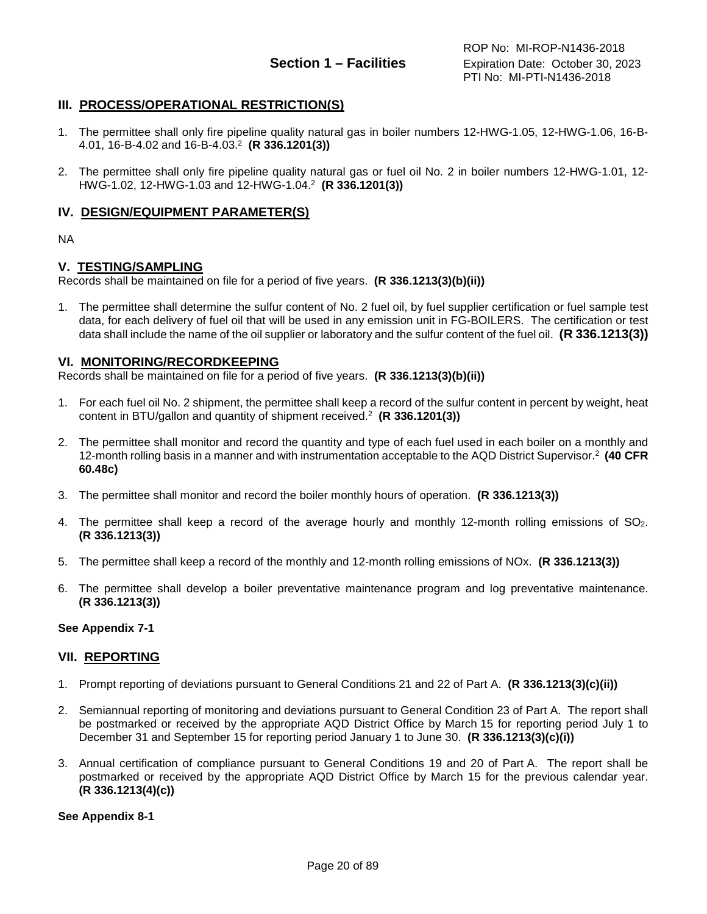## III. PROCESS/OPERATIONAL RESTRICTION(S)

1. The permittee shall only fire pipeline quality natural gas in boiler numbers 12-HWG-1.05, 12-HWG-1.06, 16-B-4.01, 16-B-4.02 and 16-B-4.03.[2] **(R 336.1201(3))**

2. The permittee shall only fire pipeline quality natural gas or fuel oil No. 2 in boiler numbers 12-HWG-1.01, 12-HWG-1.02, 12-HWG-1.03 and 12-HWG-1.04.[2] **(R 336.1201(3))**

## IV. DESIGN/EQUIPMENT PARAMETER(S)

NA

## V. TESTING/SAMPLING

Records shall be maintained on file for a period of five years. **(R 336.1213(3)(b)(ii))**

1. The permittee shall determine the sulfur content of No. 2 fuel oil, by fuel supplier certification or fuel sample test data, for each delivery of fuel oil that will be used in any emission unit in FG-BOILERS. The certification or test data shall include the name of the oil supplier or laboratory and the sulfur content of the fuel oil. **(R 336.1213(3))**

## VI. MONITORING/RECORDKEEPING

Records shall be maintained on file for a period of five years. **(R 336.1213(3)(b)(ii))**

1. For each fuel oil No. 2 shipment, the permittee shall keep a record of the sulfur content in percent by weight, heat content in BTU/gallon and quantity of shipment received.[2] **(R 336.1201(3))**

2. The permittee shall monitor and record the quantity and type of each fuel used in each boiler on a monthly and 12-month rolling basis in a manner and with instrumentation acceptable to the AQD District Supervisor.[2] **(40 CFR 60.48c)**

3. The permittee shall monitor and record the boiler monthly hours of operation. **(R 336.1213(3))**

4. The permittee shall keep a record of the average hourly and monthly 12-month rolling emissions of $SO_2$. **(R 336.1213(3))**

5. The permittee shall keep a record of the monthly and 12-month rolling emissions of NOx. **(R 336.1213(3))**

6. The permittee shall develop a boiler preventative maintenance program and log preventative maintenance. **(R 336.1213(3))**

**See Appendix 7-1**

## VII. REPORTING

1. Prompt reporting of deviations pursuant to General Conditions 21 and 22 of Part A. **(R 336.1213(3)(c)(ii))**

2. Semiannual reporting of monitoring and deviations pursuant to General Condition 23 of Part A. The report shall be postmarked or received by the appropriate AQD District Office by March 15 for reporting period July 1 to December 31 and September 15 for reporting period January 1 to June 30. **(R 336.1213(3)(c)(i))**

3. Annual certification of compliance pursuant to General Conditions 19 and 20 of Part A. The report shall be postmarked or received by the appropriate AQD District Office by March 15 for the previous calendar year. **(R 336.1213(4)(c))**

**See Appendix 8-1**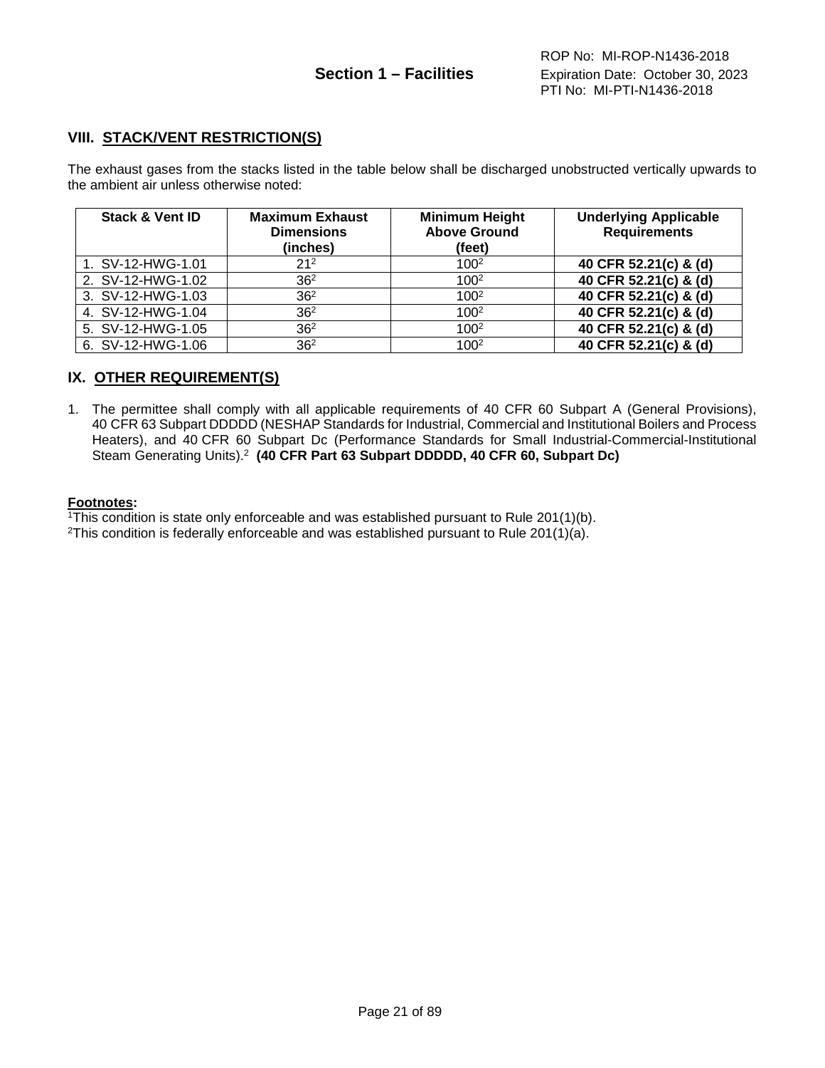## VIII. STACK/VENT RESTRICTION(S)

The exhaust gases from the stacks listed in the table below shall be discharged unobstructed vertically upwards to the ambient air unless otherwise noted:

| Stack & Vent ID | Maximum Exhaust Dimensions (inches) | Minimum Height Above Ground (feet) | Underlying Applicable Requirements |
|---|---|---|---|
| 1. SV-12-HWG-1.01 | 21[2] | 100[2] | **40 CFR 52.21(c) & (d)** |
| 2. SV-12-HWG-1.02 | 36[2] | 100[2] | **40 CFR 52.21(c) & (d)** |
| 3. SV-12-HWG-1.03 | 36[2] | 100[2] | **40 CFR 52.21(c) & (d)** |
| 4. SV-12-HWG-1.04 | 36[2] | 100[2] | **40 CFR 52.21(c) & (d)** |
| 5. SV-12-HWG-1.05 | 36[2] | 100[2] | **40 CFR 52.21(c) & (d)** |
| 6. SV-12-HWG-1.06 | 36[2] | 100[2] | **40 CFR 52.21(c) & (d)** |

## IX. OTHER REQUIREMENT(S)

1. The permittee shall comply with all applicable requirements of 40 CFR 60 Subpart A (General Provisions), 40 CFR 63 Subpart DDDDD (NESHAP Standards for Industrial, Commercial and Institutional Boilers and Process Heaters), and 40 CFR 60 Subpart Dc (Performance Standards for Small Industrial-Commercial-Institutional Steam Generating Units).[2] **(40 CFR Part 63 Subpart DDDDD, 40 CFR 60, Subpart Dc)**

**Footnotes:**

[1]This condition is state only enforceable and was established pursuant to Rule 201(1)(b).

[2]This condition is federally enforceable and was established pursuant to Rule 201(1)(a).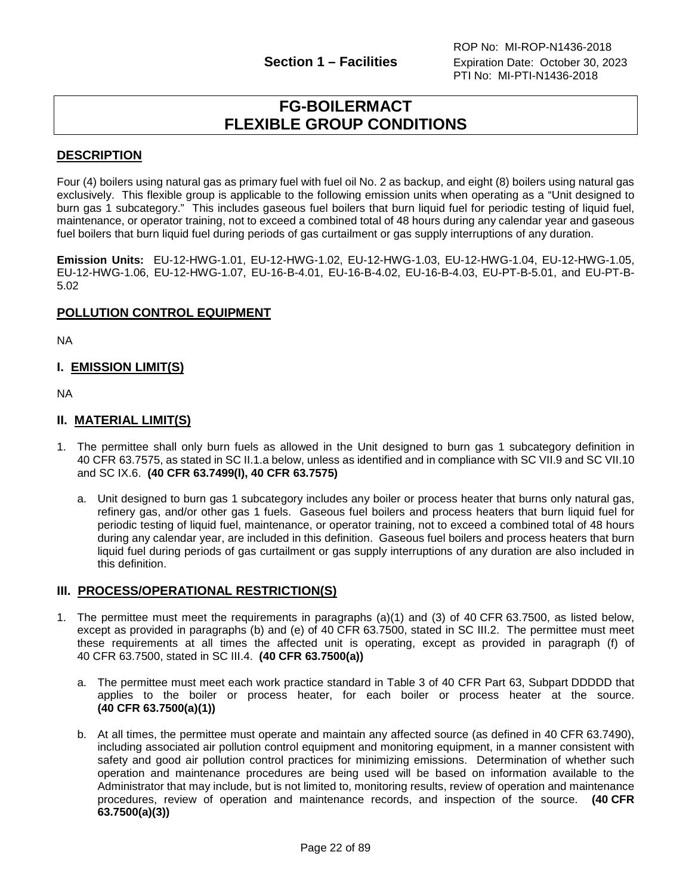# FG-BOILERMACT FLEXIBLE GROUP CONDITIONS

## DESCRIPTION

Four (4) boilers using natural gas as primary fuel with fuel oil No. 2 as backup, and eight (8) boilers using natural gas exclusively. This flexible group is applicable to the following emission units when operating as a "Unit designed to burn gas 1 subcategory." This includes gaseous fuel boilers that burn liquid fuel for periodic testing of liquid fuel, maintenance, or operator training, not to exceed a combined total of 48 hours during any calendar year and gaseous fuel boilers that burn liquid fuel during periods of gas curtailment or gas supply interruptions of any duration.

**Emission Units:** EU-12-HWG-1.01, EU-12-HWG-1.02, EU-12-HWG-1.03, EU-12-HWG-1.04, EU-12-HWG-1.05, EU-12-HWG-1.06, EU-12-HWG-1.07, EU-16-B-4.01, EU-16-B-4.02, EU-16-B-4.03, EU-PT-B-5.01, and EU-PT-B-5.02

## POLLUTION CONTROL EQUIPMENT

NA

## I. EMISSION LIMIT(S)

NA

## II. MATERIAL LIMIT(S)

1. The permittee shall only burn fuels as allowed in the Unit designed to burn gas 1 subcategory definition in 40 CFR 63.7575, as stated in SC II.1.a below, unless as identified and in compliance with SC VII.9 and SC VII.10 and SC IX.6. **(40 CFR 63.7499(l), 40 CFR 63.7575)**

   a. Unit designed to burn gas 1 subcategory includes any boiler or process heater that burns only natural gas, refinery gas, and/or other gas 1 fuels. Gaseous fuel boilers and process heaters that burn liquid fuel for periodic testing of liquid fuel, maintenance, or operator training, not to exceed a combined total of 48 hours during any calendar year, are included in this definition. Gaseous fuel boilers and process heaters that burn liquid fuel during periods of gas curtailment or gas supply interruptions of any duration are also included in this definition.

## III. PROCESS/OPERATIONAL RESTRICTION(S)

1. The permittee must meet the requirements in paragraphs (a)(1) and (3) of 40 CFR 63.7500, as listed below, except as provided in paragraphs (b) and (e) of 40 CFR 63.7500, stated in SC III.2. The permittee must meet these requirements at all times the affected unit is operating, except as provided in paragraph (f) of 40 CFR 63.7500, stated in SC III.4. **(40 CFR 63.7500(a))**

   a. The permittee must meet each work practice standard in Table 3 of 40 CFR Part 63, Subpart DDDDD that applies to the boiler or process heater, for each boiler or process heater at the source. **(40 CFR 63.7500(a)(1))**

   b. At all times, the permittee must operate and maintain any affected source (as defined in 40 CFR 63.7490), including associated air pollution control equipment and monitoring equipment, in a manner consistent with safety and good air pollution control practices for minimizing emissions. Determination of whether such operation and maintenance procedures are being used will be based on information available to the Administrator that may include, but is not limited to, monitoring results, review of operation and maintenance procedures, review of operation and maintenance records, and inspection of the source. **(40 CFR 63.7500(a)(3))**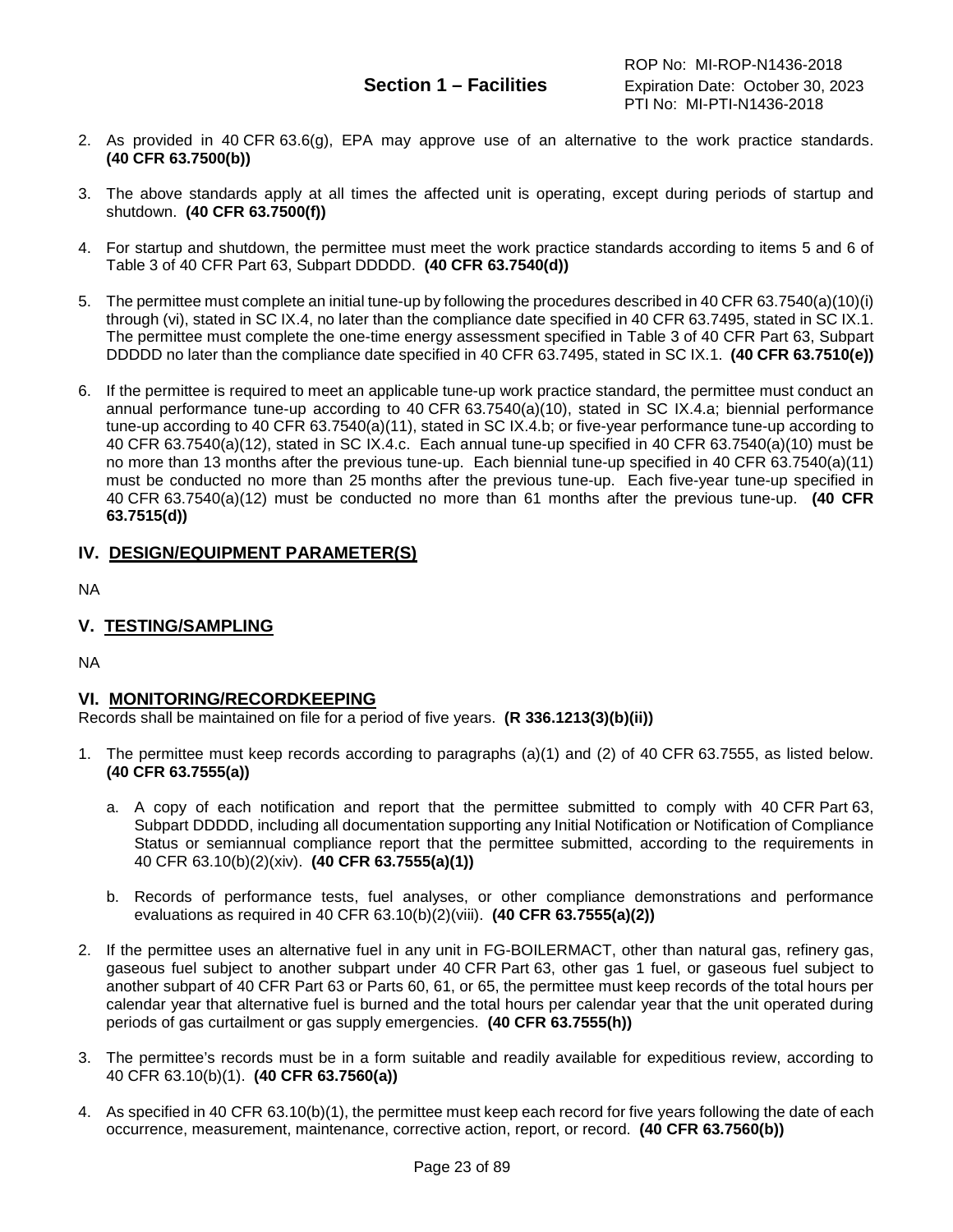2. As provided in 40 CFR 63.6(g), EPA may approve use of an alternative to the work practice standards. **(40 CFR 63.7500(b))**

3. The above standards apply at all times the affected unit is operating, except during periods of startup and shutdown. **(40 CFR 63.7500(f))**

4. For startup and shutdown, the permittee must meet the work practice standards according to items 5 and 6 of Table 3 of 40 CFR Part 63, Subpart DDDDD. **(40 CFR 63.7540(d))**

5. The permittee must complete an initial tune-up by following the procedures described in 40 CFR 63.7540(a)(10)(i) through (vi), stated in SC IX.4, no later than the compliance date specified in 40 CFR 63.7495, stated in SC IX.1. The permittee must complete the one-time energy assessment specified in Table 3 of 40 CFR Part 63, Subpart DDDDD no later than the compliance date specified in 40 CFR 63.7495, stated in SC IX.1. **(40 CFR 63.7510(e))**

6. If the permittee is required to meet an applicable tune-up work practice standard, the permittee must conduct an annual performance tune-up according to 40 CFR 63.7540(a)(10), stated in SC IX.4.a; biennial performance tune-up according to 40 CFR 63.7540(a)(11), stated in SC IX.4.b; or five-year performance tune-up according to 40 CFR 63.7540(a)(12), stated in SC IX.4.c. Each annual tune-up specified in 40 CFR 63.7540(a)(10) must be no more than 13 months after the previous tune-up. Each biennial tune-up specified in 40 CFR 63.7540(a)(11) must be conducted no more than 25 months after the previous tune-up. Each five-year tune-up specified in 40 CFR 63.7540(a)(12) must be conducted no more than 61 months after the previous tune-up. **(40 CFR 63.7515(d))**

## IV. DESIGN/EQUIPMENT PARAMETER(S)

NA

## V. TESTING/SAMPLING

NA

## VI. MONITORING/RECORDKEEPING

Records shall be maintained on file for a period of five years. **(R 336.1213(3)(b)(ii))**

1. The permittee must keep records according to paragraphs (a)(1) and (2) of 40 CFR 63.7555, as listed below. **(40 CFR 63.7555(a))**

   a. A copy of each notification and report that the permittee submitted to comply with 40 CFR Part 63, Subpart DDDDD, including all documentation supporting any Initial Notification or Notification of Compliance Status or semiannual compliance report that the permittee submitted, according to the requirements in 40 CFR 63.10(b)(2)(xiv). **(40 CFR 63.7555(a)(1))**

   b. Records of performance tests, fuel analyses, or other compliance demonstrations and performance evaluations as required in 40 CFR 63.10(b)(2)(viii). **(40 CFR 63.7555(a)(2))**

2. If the permittee uses an alternative fuel in any unit in FG-BOILERMACT, other than natural gas, refinery gas, gaseous fuel subject to another subpart under 40 CFR Part 63, other gas 1 fuel, or gaseous fuel subject to another subpart of 40 CFR Part 63 or Parts 60, 61, or 65, the permittee must keep records of the total hours per calendar year that alternative fuel is burned and the total hours per calendar year that the unit operated during periods of gas curtailment or gas supply emergencies. **(40 CFR 63.7555(h))**

3. The permittee's records must be in a form suitable and readily available for expeditious review, according to 40 CFR 63.10(b)(1). **(40 CFR 63.7560(a))**

4. As specified in 40 CFR 63.10(b)(1), the permittee must keep each record for five years following the date of each occurrence, measurement, maintenance, corrective action, report, or record. **(40 CFR 63.7560(b))**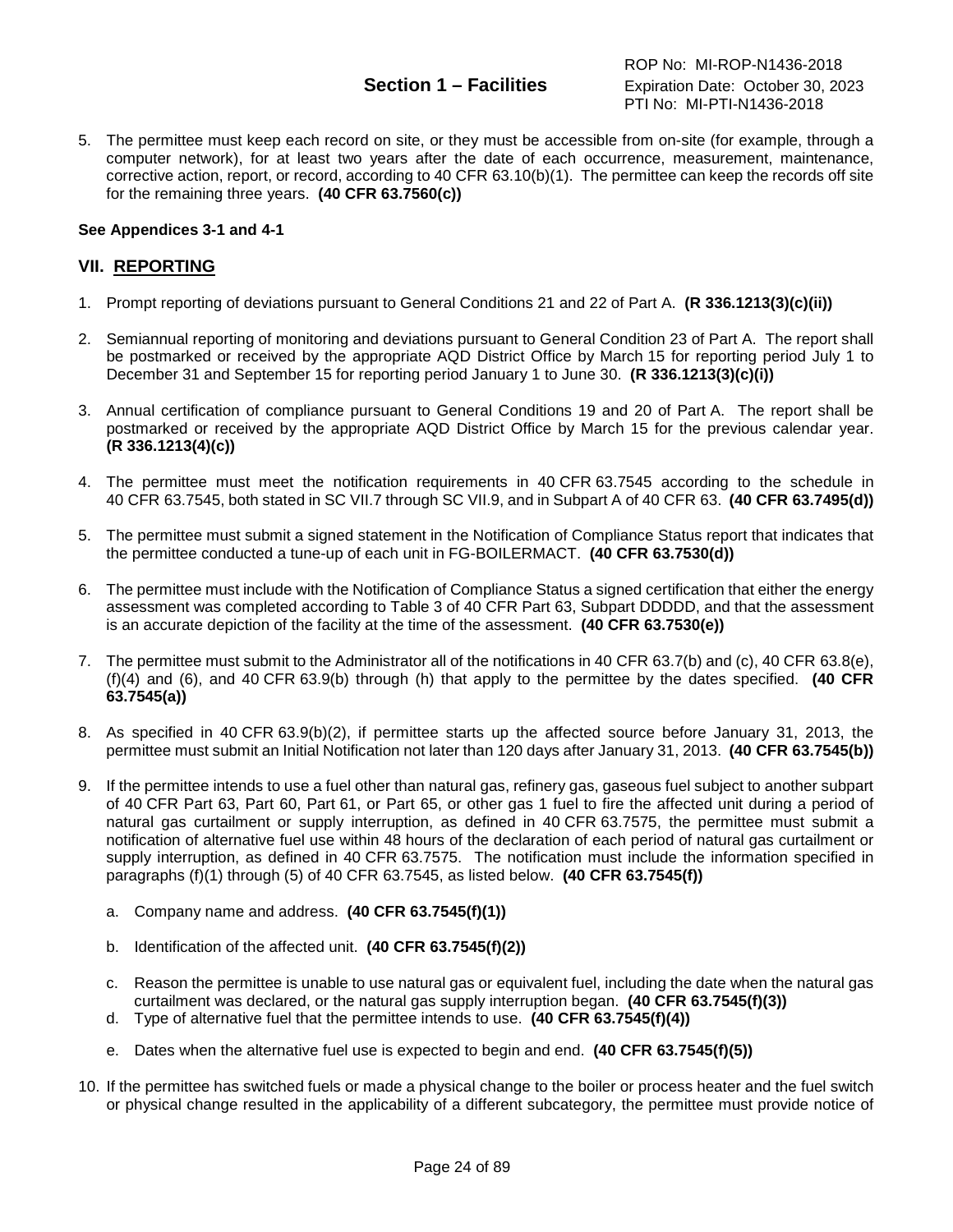5. The permittee must keep each record on site, or they must be accessible from on-site (for example, through a computer network), for at least two years after the date of each occurrence, measurement, maintenance, corrective action, report, or record, according to 40 CFR 63.10(b)(1). The permittee can keep the records off site for the remaining three years. **(40 CFR 63.7560(c))**

**See Appendices 3-1 and 4-1**

## VII. REPORTING

1. Prompt reporting of deviations pursuant to General Conditions 21 and 22 of Part A. **(R 336.1213(3)(c)(ii))**

2. Semiannual reporting of monitoring and deviations pursuant to General Condition 23 of Part A. The report shall be postmarked or received by the appropriate AQD District Office by March 15 for reporting period July 1 to December 31 and September 15 for reporting period January 1 to June 30. **(R 336.1213(3)(c)(i))**

3. Annual certification of compliance pursuant to General Conditions 19 and 20 of Part A. The report shall be postmarked or received by the appropriate AQD District Office by March 15 for the previous calendar year. **(R 336.1213(4)(c))**

4. The permittee must meet the notification requirements in 40 CFR 63.7545 according to the schedule in 40 CFR 63.7545, both stated in SC VII.7 through SC VII.9, and in Subpart A of 40 CFR 63. **(40 CFR 63.7495(d))**

5. The permittee must submit a signed statement in the Notification of Compliance Status report that indicates that the permittee conducted a tune-up of each unit in FG-BOILERMACT. **(40 CFR 63.7530(d))**

6. The permittee must include with the Notification of Compliance Status a signed certification that either the energy assessment was completed according to Table 3 of 40 CFR Part 63, Subpart DDDDD, and that the assessment is an accurate depiction of the facility at the time of the assessment. **(40 CFR 63.7530(e))**

7. The permittee must submit to the Administrator all of the notifications in 40 CFR 63.7(b) and (c), 40 CFR 63.8(e), (f)(4) and (6), and 40 CFR 63.9(b) through (h) that apply to the permittee by the dates specified. **(40 CFR 63.7545(a))**

8. As specified in 40 CFR 63.9(b)(2), if permittee starts up the affected source before January 31, 2013, the permittee must submit an Initial Notification not later than 120 days after January 31, 2013. **(40 CFR 63.7545(b))**

9. If the permittee intends to use a fuel other than natural gas, refinery gas, gaseous fuel subject to another subpart of 40 CFR Part 63, Part 60, Part 61, or Part 65, or other gas 1 fuel to fire the affected unit during a period of natural gas curtailment or supply interruption, as defined in 40 CFR 63.7575, the permittee must submit a notification of alternative fuel use within 48 hours of the declaration of each period of natural gas curtailment or supply interruption, as defined in 40 CFR 63.7575. The notification must include the information specified in paragraphs (f)(1) through (5) of 40 CFR 63.7545, as listed below. **(40 CFR 63.7545(f))**

   a. Company name and address. **(40 CFR 63.7545(f)(1))**

   b. Identification of the affected unit. **(40 CFR 63.7545(f)(2))**

   c. Reason the permittee is unable to use natural gas or equivalent fuel, including the date when the natural gas curtailment was declared, or the natural gas supply interruption began. **(40 CFR 63.7545(f)(3))**

   d. Type of alternative fuel that the permittee intends to use. **(40 CFR 63.7545(f)(4))**

   e. Dates when the alternative fuel use is expected to begin and end. **(40 CFR 63.7545(f)(5))**

10. If the permittee has switched fuels or made a physical change to the boiler or process heater and the fuel switch or physical change resulted in the applicability of a different subcategory, the permittee must provide notice of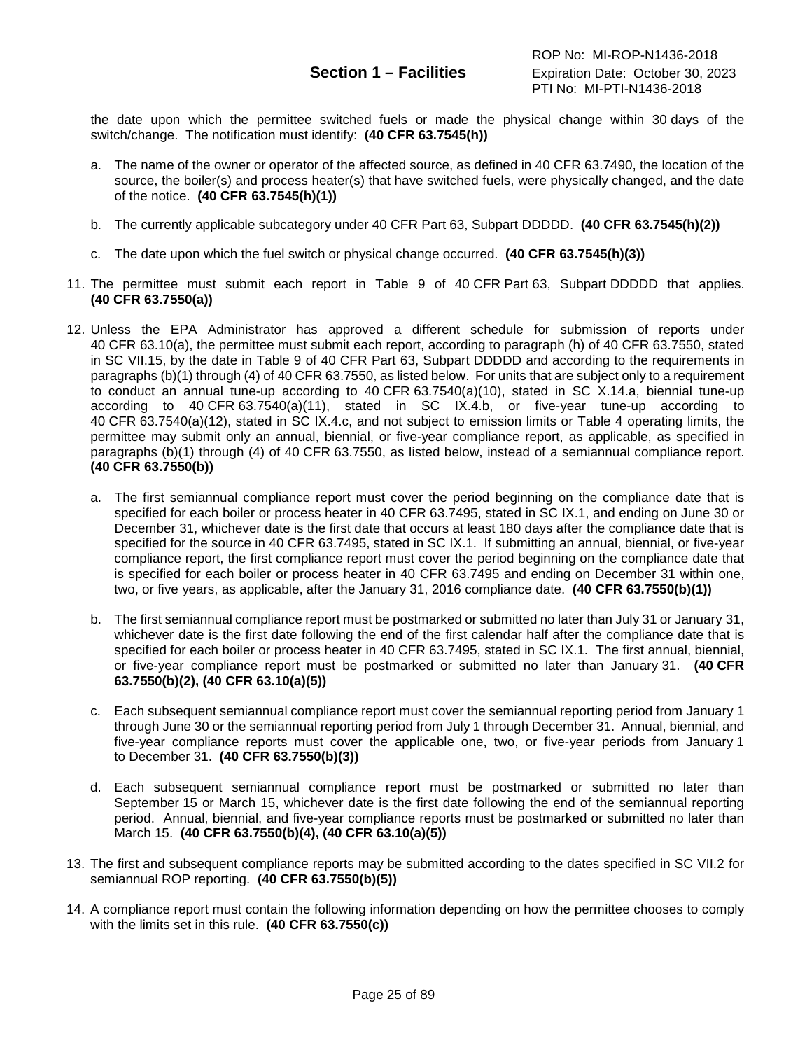the date upon which the permittee switched fuels or made the physical change within 30 days of the switch/change. The notification must identify: **(40 CFR 63.7545(h))**

a. The name of the owner or operator of the affected source, as defined in 40 CFR 63.7490, the location of the source, the boiler(s) and process heater(s) that have switched fuels, were physically changed, and the date of the notice. **(40 CFR 63.7545(h)(1))**

b. The currently applicable subcategory under 40 CFR Part 63, Subpart DDDDD. **(40 CFR 63.7545(h)(2))**

c. The date upon which the fuel switch or physical change occurred. **(40 CFR 63.7545(h)(3))**

11. The permittee must submit each report in Table 9 of 40 CFR Part 63, Subpart DDDDD that applies. **(40 CFR 63.7550(a))**

12. Unless the EPA Administrator has approved a different schedule for submission of reports under 40 CFR 63.10(a), the permittee must submit each report, according to paragraph (h) of 40 CFR 63.7550, stated in SC VII.15, by the date in Table 9 of 40 CFR Part 63, Subpart DDDDD and according to the requirements in paragraphs (b)(1) through (4) of 40 CFR 63.7550, as listed below. For units that are subject only to a requirement to conduct an annual tune-up according to 40 CFR 63.7540(a)(10), stated in SC X.14.a, biennial tune-up according to 40 CFR 63.7540(a)(11), stated in SC IX.4.b, or five-year tune-up according to 40 CFR 63.7540(a)(12), stated in SC IX.4.c, and not subject to emission limits or Table 4 operating limits, the permittee may submit only an annual, biennial, or five-year compliance report, as applicable, as specified in paragraphs (b)(1) through (4) of 40 CFR 63.7550, as listed below, instead of a semiannual compliance report. **(40 CFR 63.7550(b))**

    a. The first semiannual compliance report must cover the period beginning on the compliance date that is specified for each boiler or process heater in 40 CFR 63.7495, stated in SC IX.1, and ending on June 30 or December 31, whichever date is the first date that occurs at least 180 days after the compliance date that is specified for the source in 40 CFR 63.7495, stated in SC IX.1. If submitting an annual, biennial, or five-year compliance report, the first compliance report must cover the period beginning on the compliance date that is specified for each boiler or process heater in 40 CFR 63.7495 and ending on December 31 within one, two, or five years, as applicable, after the January 31, 2016 compliance date. **(40 CFR 63.7550(b)(1))**

    b. The first semiannual compliance report must be postmarked or submitted no later than July 31 or January 31, whichever date is the first date following the end of the first calendar half after the compliance date that is specified for each boiler or process heater in 40 CFR 63.7495, stated in SC IX.1. The first annual, biennial, or five-year compliance report must be postmarked or submitted no later than January 31. **(40 CFR 63.7550(b)(2), (40 CFR 63.10(a)(5))**

    c. Each subsequent semiannual compliance report must cover the semiannual reporting period from January 1 through June 30 or the semiannual reporting period from July 1 through December 31. Annual, biennial, and five-year compliance reports must cover the applicable one, two, or five-year periods from January 1 to December 31. **(40 CFR 63.7550(b)(3))**

    d. Each subsequent semiannual compliance report must be postmarked or submitted no later than September 15 or March 15, whichever date is the first date following the end of the semiannual reporting period. Annual, biennial, and five-year compliance reports must be postmarked or submitted no later than March 15. **(40 CFR 63.7550(b)(4), (40 CFR 63.10(a)(5))**

13. The first and subsequent compliance reports may be submitted according to the dates specified in SC VII.2 for semiannual ROP reporting. **(40 CFR 63.7550(b)(5))**

14. A compliance report must contain the following information depending on how the permittee chooses to comply with the limits set in this rule. **(40 CFR 63.7550(c))**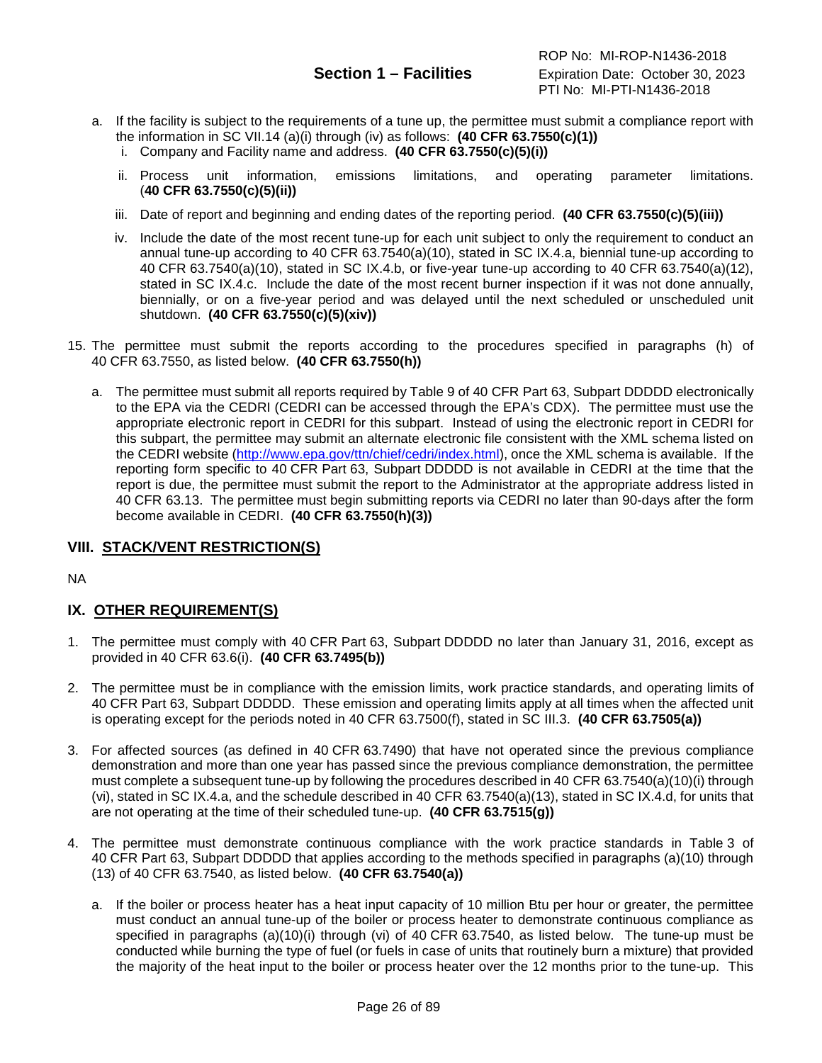a. If the facility is subject to the requirements of a tune up, the permittee must submit a compliance report with the information in SC VII.14 (a)(i) through (iv) as follows: **(40 CFR 63.7550(c)(1))**
   i. Company and Facility name and address. **(40 CFR 63.7550(c)(5)(i))**
   ii. Process unit information, emissions limitations, and operating parameter limitations. (**40 CFR 63.7550(c)(5)(ii))**
   iii. Date of report and beginning and ending dates of the reporting period. **(40 CFR 63.7550(c)(5)(iii))**
   iv. Include the date of the most recent tune-up for each unit subject to only the requirement to conduct an annual tune-up according to 40 CFR 63.7540(a)(10), stated in SC IX.4.a, biennial tune-up according to 40 CFR 63.7540(a)(10), stated in SC IX.4.b, or five-year tune-up according to 40 CFR 63.7540(a)(12), stated in SC IX.4.c. Include the date of the most recent burner inspection if it was not done annually, biennially, or on a five-year period and was delayed until the next scheduled or unscheduled unit shutdown. **(40 CFR 63.7550(c)(5)(xiv))**

15. The permittee must submit the reports according to the procedures specified in paragraphs (h) of 40 CFR 63.7550, as listed below. **(40 CFR 63.7550(h))**

    a. The permittee must submit all reports required by Table 9 of 40 CFR Part 63, Subpart DDDDD electronically to the EPA via the CEDRI (CEDRI can be accessed through the EPA's CDX). The permittee must use the appropriate electronic report in CEDRI for this subpart. Instead of using the electronic report in CEDRI for this subpart, the permittee may submit an alternate electronic file consistent with the XML schema listed on the CEDRI website (http://www.epa.gov/ttn/chief/cedri/index.html), once the XML schema is available. If the reporting form specific to 40 CFR Part 63, Subpart DDDDD is not available in CEDRI at the time that the report is due, the permittee must submit the report to the Administrator at the appropriate address listed in 40 CFR 63.13. The permittee must begin submitting reports via CEDRI no later than 90-days after the form become available in CEDRI. **(40 CFR 63.7550(h)(3))**

## VIII. STACK/VENT RESTRICTION(S)

NA

## IX. OTHER REQUIREMENT(S)

1. The permittee must comply with 40 CFR Part 63, Subpart DDDDD no later than January 31, 2016, except as provided in 40 CFR 63.6(i). **(40 CFR 63.7495(b))**

2. The permittee must be in compliance with the emission limits, work practice standards, and operating limits of 40 CFR Part 63, Subpart DDDDD. These emission and operating limits apply at all times when the affected unit is operating except for the periods noted in 40 CFR 63.7500(f), stated in SC III.3. **(40 CFR 63.7505(a))**

3. For affected sources (as defined in 40 CFR 63.7490) that have not operated since the previous compliance demonstration and more than one year has passed since the previous compliance demonstration, the permittee must complete a subsequent tune-up by following the procedures described in 40 CFR 63.7540(a)(10)(i) through (vi), stated in SC IX.4.a, and the schedule described in 40 CFR 63.7540(a)(13), stated in SC IX.4.d, for units that are not operating at the time of their scheduled tune-up. **(40 CFR 63.7515(g))**

4. The permittee must demonstrate continuous compliance with the work practice standards in Table 3 of 40 CFR Part 63, Subpart DDDDD that applies according to the methods specified in paragraphs (a)(10) through (13) of 40 CFR 63.7540, as listed below. **(40 CFR 63.7540(a))**

   a. If the boiler or process heater has a heat input capacity of 10 million Btu per hour or greater, the permittee must conduct an annual tune-up of the boiler or process heater to demonstrate continuous compliance as specified in paragraphs (a)(10)(i) through (vi) of 40 CFR 63.7540, as listed below. The tune-up must be conducted while burning the type of fuel (or fuels in case of units that routinely burn a mixture) that provided the majority of the heat input to the boiler or process heater over the 12 months prior to the tune-up. This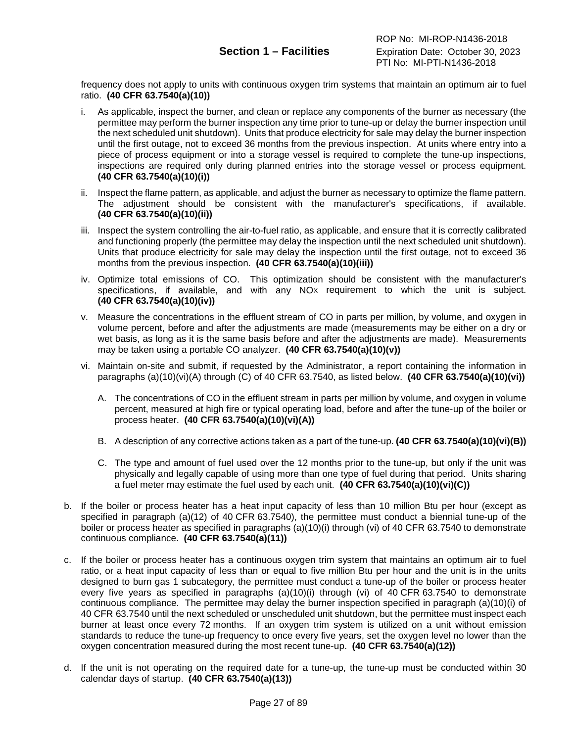frequency does not apply to units with continuous oxygen trim systems that maintain an optimum air to fuel ratio. **(40 CFR 63.7540(a)(10))**

i. As applicable, inspect the burner, and clean or replace any components of the burner as necessary (the permittee may perform the burner inspection any time prior to tune-up or delay the burner inspection until the next scheduled unit shutdown). Units that produce electricity for sale may delay the burner inspection until the first outage, not to exceed 36 months from the previous inspection. At units where entry into a piece of process equipment or into a storage vessel is required to complete the tune-up inspections, inspections are required only during planned entries into the storage vessel or process equipment. **(40 CFR 63.7540(a)(10)(i))**

ii. Inspect the flame pattern, as applicable, and adjust the burner as necessary to optimize the flame pattern. The adjustment should be consistent with the manufacturer's specifications, if available. **(40 CFR 63.7540(a)(10)(ii))**

iii. Inspect the system controlling the air-to-fuel ratio, as applicable, and ensure that it is correctly calibrated and functioning properly (the permittee may delay the inspection until the next scheduled unit shutdown). Units that produce electricity for sale may delay the inspection until the first outage, not to exceed 36 months from the previous inspection. **(40 CFR 63.7540(a)(10)(iii))**

iv. Optimize total emissions of CO. This optimization should be consistent with the manufacturer's specifications, if available, and with any $NO_X$ requirement to which the unit is subject. **(40 CFR 63.7540(a)(10)(iv))**

v. Measure the concentrations in the effluent stream of CO in parts per million, by volume, and oxygen in volume percent, before and after the adjustments are made (measurements may be either on a dry or wet basis, as long as it is the same basis before and after the adjustments are made). Measurements may be taken using a portable CO analyzer. **(40 CFR 63.7540(a)(10)(v))**

vi. Maintain on-site and submit, if requested by the Administrator, a report containing the information in paragraphs (a)(10)(vi)(A) through (C) of 40 CFR 63.7540, as listed below. **(40 CFR 63.7540(a)(10)(vi))**

   A. The concentrations of CO in the effluent stream in parts per million by volume, and oxygen in volume percent, measured at high fire or typical operating load, before and after the tune-up of the boiler or process heater. **(40 CFR 63.7540(a)(10)(vi)(A))**

   B. A description of any corrective actions taken as a part of the tune-up. **(40 CFR 63.7540(a)(10)(vi)(B))**

   C. The type and amount of fuel used over the 12 months prior to the tune-up, but only if the unit was physically and legally capable of using more than one type of fuel during that period. Units sharing a fuel meter may estimate the fuel used by each unit. **(40 CFR 63.7540(a)(10)(vi)(C))**

b. If the boiler or process heater has a heat input capacity of less than 10 million Btu per hour (except as specified in paragraph (a)(12) of 40 CFR 63.7540), the permittee must conduct a biennial tune-up of the boiler or process heater as specified in paragraphs (a)(10)(i) through (vi) of 40 CFR 63.7540 to demonstrate continuous compliance. **(40 CFR 63.7540(a)(11))**

c. If the boiler or process heater has a continuous oxygen trim system that maintains an optimum air to fuel ratio, or a heat input capacity of less than or equal to five million Btu per hour and the unit is in the units designed to burn gas 1 subcategory, the permittee must conduct a tune-up of the boiler or process heater every five years as specified in paragraphs (a)(10)(i) through (vi) of 40 CFR 63.7540 to demonstrate continuous compliance. The permittee may delay the burner inspection specified in paragraph (a)(10)(i) of 40 CFR 63.7540 until the next scheduled or unscheduled unit shutdown, but the permittee must inspect each burner at least once every 72 months. If an oxygen trim system is utilized on a unit without emission standards to reduce the tune-up frequency to once every five years, set the oxygen level no lower than the oxygen concentration measured during the most recent tune-up. **(40 CFR 63.7540(a)(12))**

d. If the unit is not operating on the required date for a tune-up, the tune-up must be conducted within 30 calendar days of startup. **(40 CFR 63.7540(a)(13))**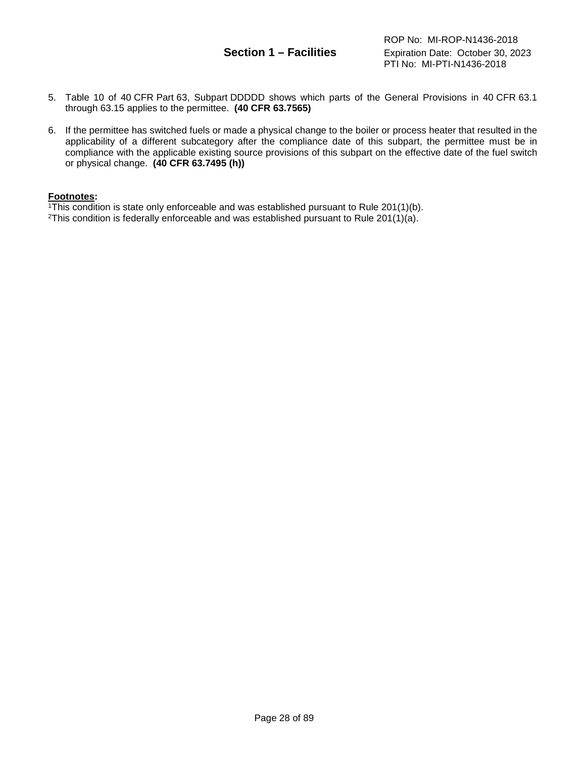5. Table 10 of 40 CFR Part 63, Subpart DDDDD shows which parts of the General Provisions in 40 CFR 63.1 through 63.15 applies to the permittee. **(40 CFR 63.7565)**

6. If the permittee has switched fuels or made a physical change to the boiler or process heater that resulted in the applicability of a different subcategory after the compliance date of this subpart, the permittee must be in compliance with the applicable existing source provisions of this subpart on the effective date of the fuel switch or physical change. **(40 CFR 63.7495 (h))**

**Footnotes:**

[1]This condition is state only enforceable and was established pursuant to Rule 201(1)(b).
[2]This condition is federally enforceable and was established pursuant to Rule 201(1)(a).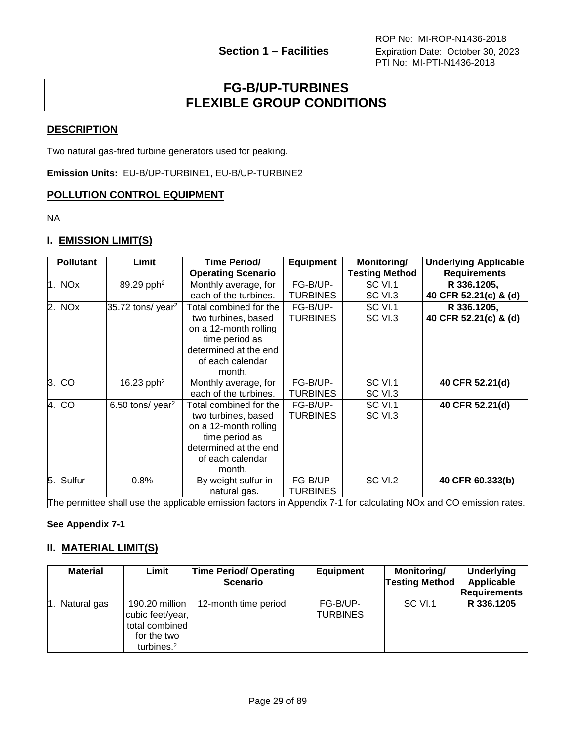# Section 1 – Facilities

ROP No: MI-ROP-N1436-2018
Expiration Date: October 30, 2023
PTI No: MI-PTI-N1436-2018

## FG-B/UP-TURBINES FLEXIBLE GROUP CONDITIONS

### DESCRIPTION

Two natural gas-fired turbine generators used for peaking.

**Emission Units:** EU-B/UP-TURBINE1, EU-B/UP-TURBINE2

### POLLUTION CONTROL EQUIPMENT

NA

### I. EMISSION LIMIT(S)

| Pollutant | Limit | Time Period/ Operating Scenario | Equipment | Monitoring/ Testing Method | Underlying Applicable Requirements |
|---|---|---|---|---|---|
| 1. NOx | 89.29 pph[2] | Monthly average, for each of the turbines. | FG-B/UP-TURBINES | SC VI.1 SC VI.3 | **R 336.1205, 40 CFR 52.21(c) & (d)** |
| 2. NOx | 35.72 tons/ year[2] | Total combined for the two turbines, based on a 12-month rolling time period as determined at the end of each calendar month. | FG-B/UP-TURBINES | SC VI.1 SC VI.3 | **R 336.1205, 40 CFR 52.21(c) & (d)** |
| 3. CO | 16.23 pph[2] | Monthly average, for each of the turbines. | FG-B/UP-TURBINES | SC VI.1 SC VI.3 | **40 CFR 52.21(d)** |
| 4. CO | 6.50 tons/ year[2] | Total combined for the two turbines, based on a 12-month rolling time period as determined at the end of each calendar month. | FG-B/UP-TURBINES | SC VI.1 SC VI.3 | **40 CFR 52.21(d)** |
| 5. Sulfur | 0.8% | By weight sulfur in natural gas. | FG-B/UP-TURBINES | SC VI.2 | **40 CFR 60.333(b)** |
| The permittee shall use the applicable emission factors in Appendix 7-1 for calculating NOx and CO emission rates. | | | | | |

**See Appendix 7-1**

### II. MATERIAL LIMIT(S)

| Material | Limit | Time Period/ Operating Scenario | Equipment | Monitoring/ Testing Method | Underlying Applicable Requirements |
|---|---|---|---|---|---|
| 1. Natural gas | 190.20 million cubic feet/year, total combined for the two turbines.[2] | 12-month time period | FG-B/UP-TURBINES | SC VI.1 | **R 336.1205** |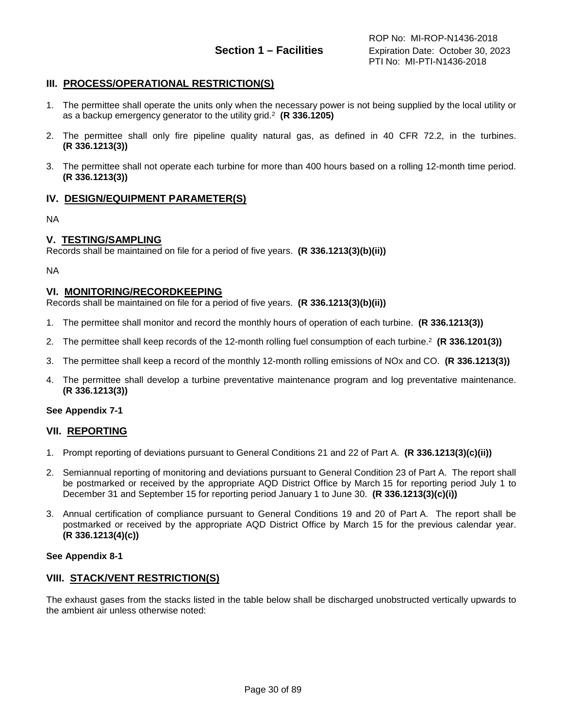## III. PROCESS/OPERATIONAL RESTRICTION(S)

1. The permittee shall operate the units only when the necessary power is not being supplied by the local utility or as a backup emergency generator to the utility grid.[2] **(R 336.1205)**

2. The permittee shall only fire pipeline quality natural gas, as defined in 40 CFR 72.2, in the turbines. **(R 336.1213(3))**

3. The permittee shall not operate each turbine for more than 400 hours based on a rolling 12-month time period. **(R 336.1213(3))**

## IV. DESIGN/EQUIPMENT PARAMETER(S)

NA

## V. TESTING/SAMPLING

Records shall be maintained on file for a period of five years. **(R 336.1213(3)(b)(ii))**

NA

## VI. MONITORING/RECORDKEEPING

Records shall be maintained on file for a period of five years. **(R 336.1213(3)(b)(ii))**

1. The permittee shall monitor and record the monthly hours of operation of each turbine. **(R 336.1213(3))**

2. The permittee shall keep records of the 12-month rolling fuel consumption of each turbine.[2] **(R 336.1201(3))**

3. The permittee shall keep a record of the monthly 12-month rolling emissions of NOx and CO. **(R 336.1213(3))**

4. The permittee shall develop a turbine preventative maintenance program and log preventative maintenance. **(R 336.1213(3))**

**See Appendix 7-1**

## VII. REPORTING

1. Prompt reporting of deviations pursuant to General Conditions 21 and 22 of Part A. **(R 336.1213(3)(c)(ii))**

2. Semiannual reporting of monitoring and deviations pursuant to General Condition 23 of Part A. The report shall be postmarked or received by the appropriate AQD District Office by March 15 for reporting period July 1 to December 31 and September 15 for reporting period January 1 to June 30. **(R 336.1213(3)(c)(i))**

3. Annual certification of compliance pursuant to General Conditions 19 and 20 of Part A. The report shall be postmarked or received by the appropriate AQD District Office by March 15 for the previous calendar year. **(R 336.1213(4)(c))**

**See Appendix 8-1**

## VIII. STACK/VENT RESTRICTION(S)

The exhaust gases from the stacks listed in the table below shall be discharged unobstructed vertically upwards to the ambient air unless otherwise noted: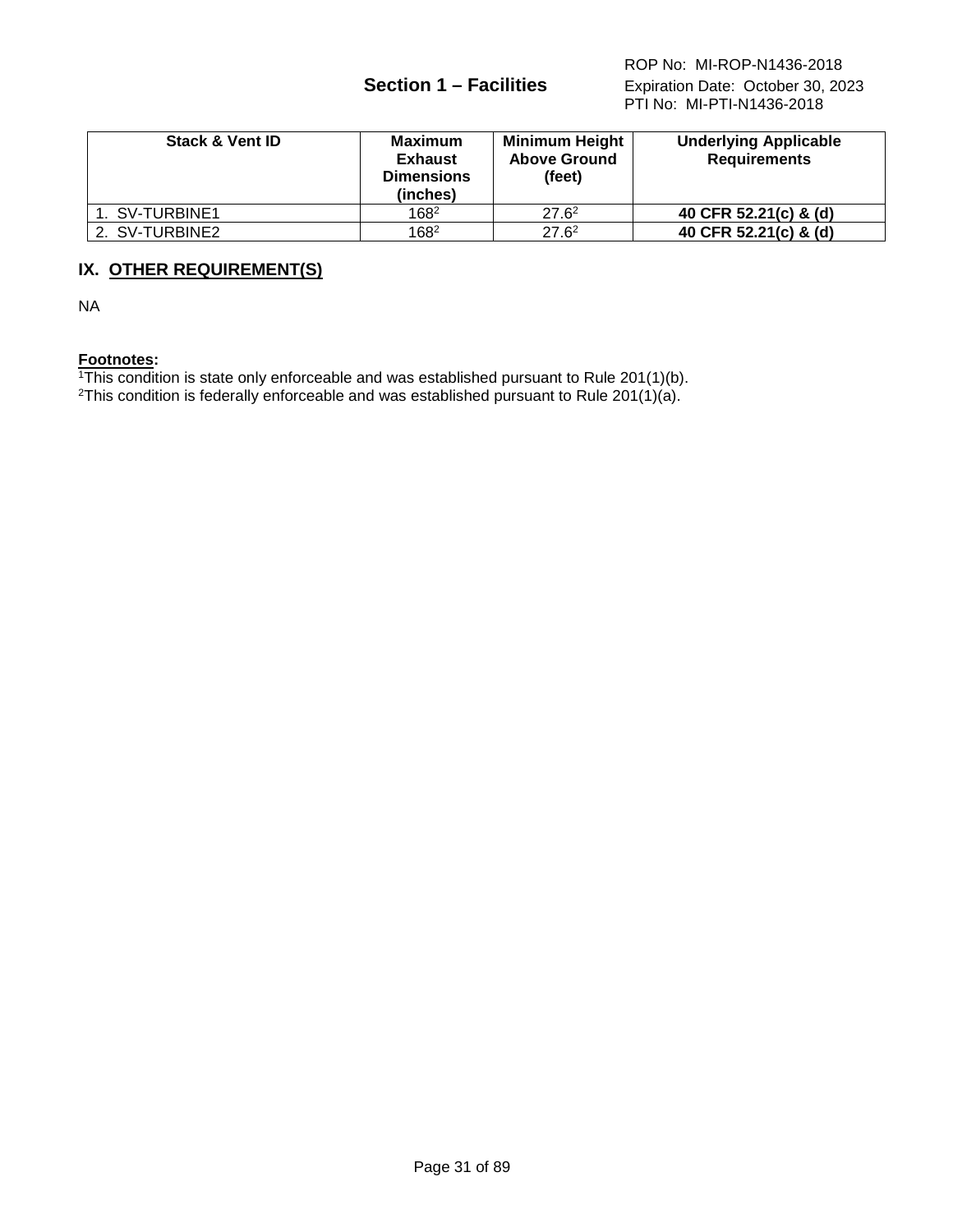| Stack & Vent ID | Maximum Exhaust Dimensions (inches) | Minimum Height Above Ground (feet) | Underlying Applicable Requirements |
| --- | --- | --- | --- |
| 1. SV-TURBINE1 | 168[2] | 27.6[2] | **40 CFR 52.21(c) & (d)** |
| 2. SV-TURBINE2 | 168[2] | 27.6[2] | **40 CFR 52.21(c) & (d)** |

## IX. OTHER REQUIREMENT(S)

NA

**Footnotes:**

[1]This condition is state only enforceable and was established pursuant to Rule 201(1)(b).

[2]This condition is federally enforceable and was established pursuant to Rule 201(1)(a).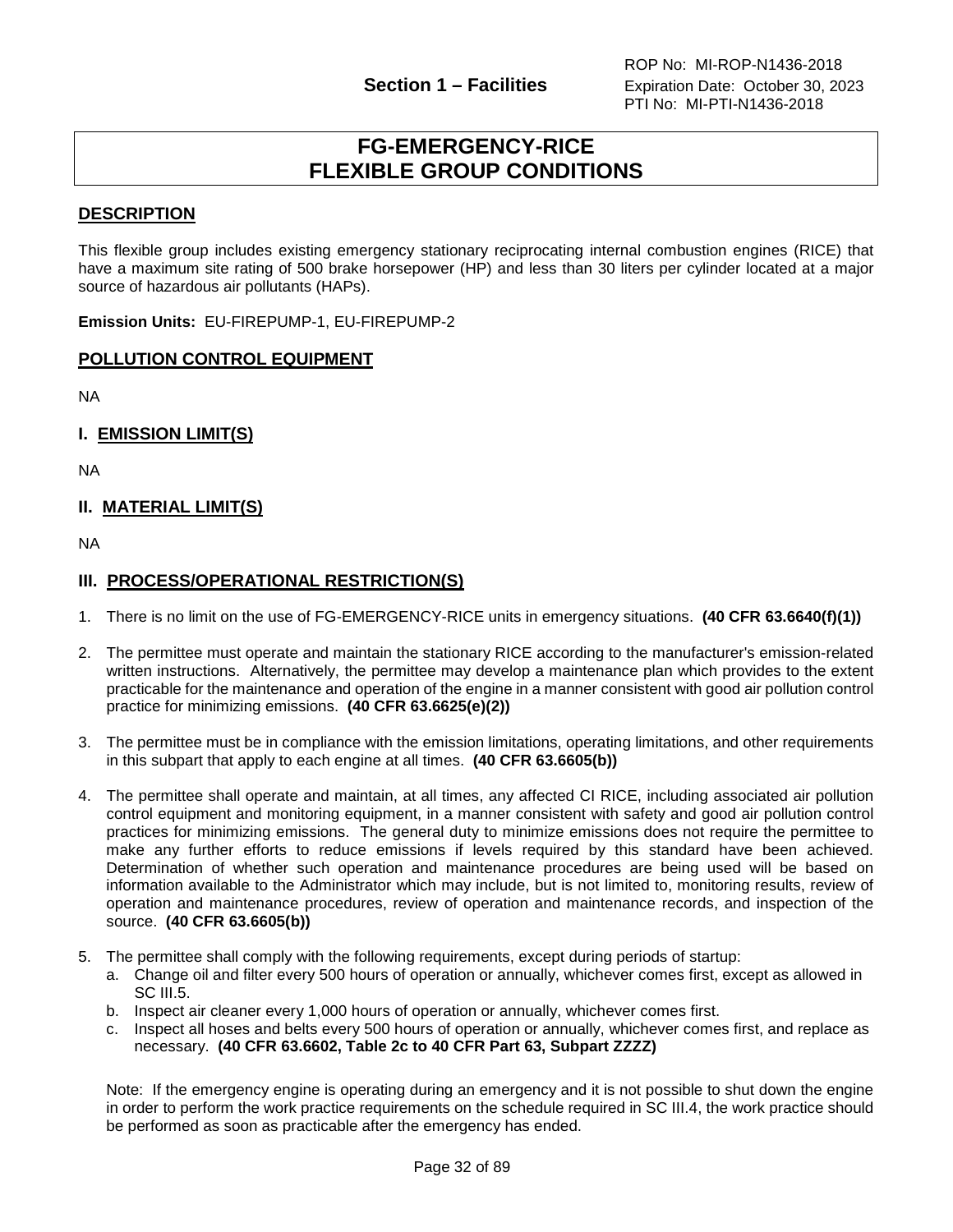# FG-EMERGENCY-RICE FLEXIBLE GROUP CONDITIONS

## DESCRIPTION

This flexible group includes existing emergency stationary reciprocating internal combustion engines (RICE) that have a maximum site rating of 500 brake horsepower (HP) and less than 30 liters per cylinder located at a major source of hazardous air pollutants (HAPs).

**Emission Units:** EU-FIREPUMP-1, EU-FIREPUMP-2

## POLLUTION CONTROL EQUIPMENT

NA

## I. EMISSION LIMIT(S)

NA

## II. MATERIAL LIMIT(S)

NA

## III. PROCESS/OPERATIONAL RESTRICTION(S)

1. There is no limit on the use of FG-EMERGENCY-RICE units in emergency situations. **(40 CFR 63.6640(f)(1))**

2. The permittee must operate and maintain the stationary RICE according to the manufacturer's emission-related written instructions. Alternatively, the permittee may develop a maintenance plan which provides to the extent practicable for the maintenance and operation of the engine in a manner consistent with good air pollution control practice for minimizing emissions. **(40 CFR 63.6625(e)(2))**

3. The permittee must be in compliance with the emission limitations, operating limitations, and other requirements in this subpart that apply to each engine at all times. **(40 CFR 63.6605(b))**

4. The permittee shall operate and maintain, at all times, any affected CI RICE, including associated air pollution control equipment and monitoring equipment, in a manner consistent with safety and good air pollution control practices for minimizing emissions. The general duty to minimize emissions does not require the permittee to make any further efforts to reduce emissions if levels required by this standard have been achieved. Determination of whether such operation and maintenance procedures are being used will be based on information available to the Administrator which may include, but is not limited to, monitoring results, review of operation and maintenance procedures, review of operation and maintenance records, and inspection of the source. **(40 CFR 63.6605(b))**

5. The permittee shall comply with the following requirements, except during periods of startup:
   a. Change oil and filter every 500 hours of operation or annually, whichever comes first, except as allowed in SC III.5.
   b. Inspect air cleaner every 1,000 hours of operation or annually, whichever comes first.
   c. Inspect all hoses and belts every 500 hours of operation or annually, whichever comes first, and replace as necessary. **(40 CFR 63.6602, Table 2c to 40 CFR Part 63, Subpart ZZZZ)**

   Note: If the emergency engine is operating during an emergency and it is not possible to shut down the engine in order to perform the work practice requirements on the schedule required in SC III.4, the work practice should be performed as soon as practicable after the emergency has ended.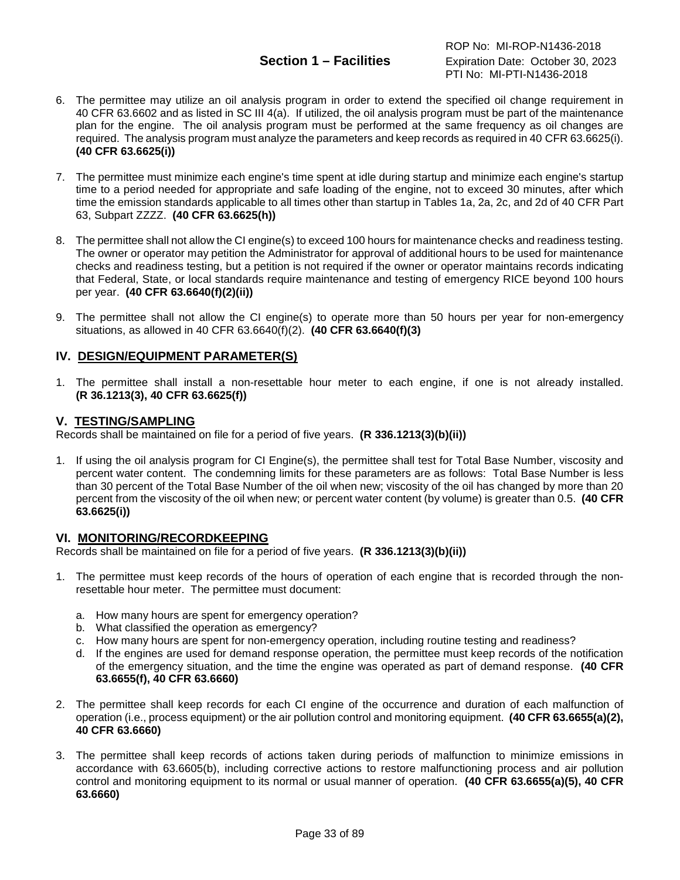6. The permittee may utilize an oil analysis program in order to extend the specified oil change requirement in 40 CFR 63.6602 and as listed in SC III 4(a). If utilized, the oil analysis program must be part of the maintenance plan for the engine. The oil analysis program must be performed at the same frequency as oil changes are required. The analysis program must analyze the parameters and keep records as required in 40 CFR 63.6625(i). **(40 CFR 63.6625(i))**

7. The permittee must minimize each engine's time spent at idle during startup and minimize each engine's startup time to a period needed for appropriate and safe loading of the engine, not to exceed 30 minutes, after which time the emission standards applicable to all times other than startup in Tables 1a, 2a, 2c, and 2d of 40 CFR Part 63, Subpart ZZZZ. **(40 CFR 63.6625(h))**

8. The permittee shall not allow the CI engine(s) to exceed 100 hours for maintenance checks and readiness testing. The owner or operator may petition the Administrator for approval of additional hours to be used for maintenance checks and readiness testing, but a petition is not required if the owner or operator maintains records indicating that Federal, State, or local standards require maintenance and testing of emergency RICE beyond 100 hours per year. **(40 CFR 63.6640(f)(2)(ii))**

9. The permittee shall not allow the CI engine(s) to operate more than 50 hours per year for non-emergency situations, as allowed in 40 CFR 63.6640(f)(2). **(40 CFR 63.6640(f)(3)**

## IV. DESIGN/EQUIPMENT PARAMETER(S)

1. The permittee shall install a non-resettable hour meter to each engine, if one is not already installed. **(R 36.1213(3), 40 CFR 63.6625(f))**

## V. TESTING/SAMPLING

Records shall be maintained on file for a period of five years. **(R 336.1213(3)(b)(ii))**

1. If using the oil analysis program for CI Engine(s), the permittee shall test for Total Base Number, viscosity and percent water content. The condemning limits for these parameters are as follows: Total Base Number is less than 30 percent of the Total Base Number of the oil when new; viscosity of the oil has changed by more than 20 percent from the viscosity of the oil when new; or percent water content (by volume) is greater than 0.5. **(40 CFR 63.6625(i))**

## VI. MONITORING/RECORDKEEPING

Records shall be maintained on file for a period of five years. **(R 336.1213(3)(b)(ii))**

1. The permittee must keep records of the hours of operation of each engine that is recorded through the non-resettable hour meter. The permittee must document:

   a. How many hours are spent for emergency operation?
   b. What classified the operation as emergency?
   c. How many hours are spent for non-emergency operation, including routine testing and readiness?
   d. If the engines are used for demand response operation, the permittee must keep records of the notification of the emergency situation, and the time the engine was operated as part of demand response. **(40 CFR 63.6655(f), 40 CFR 63.6660)**

2. The permittee shall keep records for each CI engine of the occurrence and duration of each malfunction of operation (i.e., process equipment) or the air pollution control and monitoring equipment. **(40 CFR 63.6655(a)(2), 40 CFR 63.6660)**

3. The permittee shall keep records of actions taken during periods of malfunction to minimize emissions in accordance with 63.6605(b), including corrective actions to restore malfunctioning process and air pollution control and monitoring equipment to its normal or usual manner of operation. **(40 CFR 63.6655(a)(5), 40 CFR 63.6660)**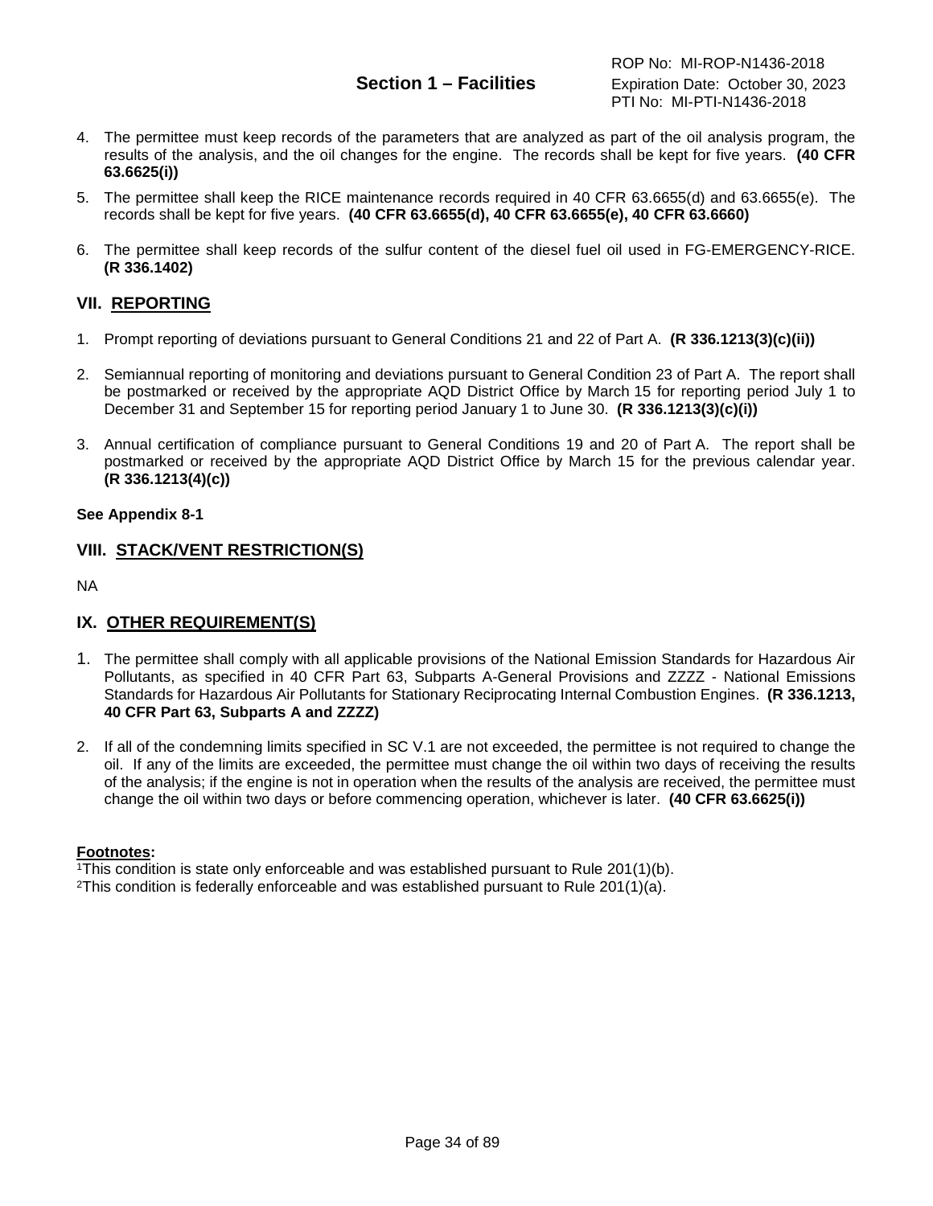4. The permittee must keep records of the parameters that are analyzed as part of the oil analysis program, the results of the analysis, and the oil changes for the engine. The records shall be kept for five years. **(40 CFR 63.6625(i))**

5. The permittee shall keep the RICE maintenance records required in 40 CFR 63.6655(d) and 63.6655(e). The records shall be kept for five years. **(40 CFR 63.6655(d), 40 CFR 63.6655(e), 40 CFR 63.6660)**

6. The permittee shall keep records of the sulfur content of the diesel fuel oil used in FG-EMERGENCY-RICE. **(R 336.1402)**

## VII. REPORTING

1. Prompt reporting of deviations pursuant to General Conditions 21 and 22 of Part A. **(R 336.1213(3)(c)(ii))**

2. Semiannual reporting of monitoring and deviations pursuant to General Condition 23 of Part A. The report shall be postmarked or received by the appropriate AQD District Office by March 15 for reporting period July 1 to December 31 and September 15 for reporting period January 1 to June 30. **(R 336.1213(3)(c)(i))**

3. Annual certification of compliance pursuant to General Conditions 19 and 20 of Part A. The report shall be postmarked or received by the appropriate AQD District Office by March 15 for the previous calendar year. **(R 336.1213(4)(c))**

**See Appendix 8-1**

## VIII. STACK/VENT RESTRICTION(S)

NA

## IX. OTHER REQUIREMENT(S)

1. The permittee shall comply with all applicable provisions of the National Emission Standards for Hazardous Air Pollutants, as specified in 40 CFR Part 63, Subparts A-General Provisions and ZZZZ - National Emissions Standards for Hazardous Air Pollutants for Stationary Reciprocating Internal Combustion Engines. **(R 336.1213, 40 CFR Part 63, Subparts A and ZZZZ)**

2. If all of the condemning limits specified in SC V.1 are not exceeded, the permittee is not required to change the oil. If any of the limits are exceeded, the permittee must change the oil within two days of receiving the results of the analysis; if the engine is not in operation when the results of the analysis are received, the permittee must change the oil within two days or before commencing operation, whichever is later. **(40 CFR 63.6625(i))**

**Footnotes:**

[1]This condition is state only enforceable and was established pursuant to Rule 201(1)(b).
[2]This condition is federally enforceable and was established pursuant to Rule 201(1)(a).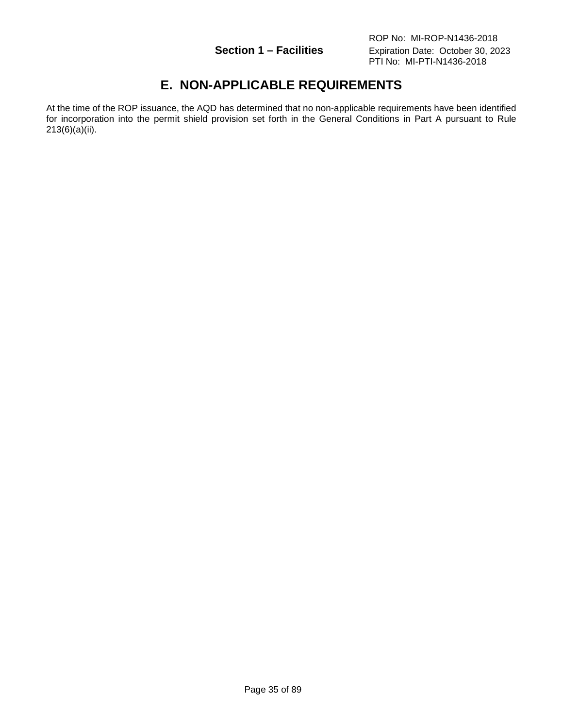# E. NON-APPLICABLE REQUIREMENTS

At the time of the ROP issuance, the AQD has determined that no non-applicable requirements have been identified for incorporation into the permit shield provision set forth in the General Conditions in Part A pursuant to Rule 213(6)(a)(ii).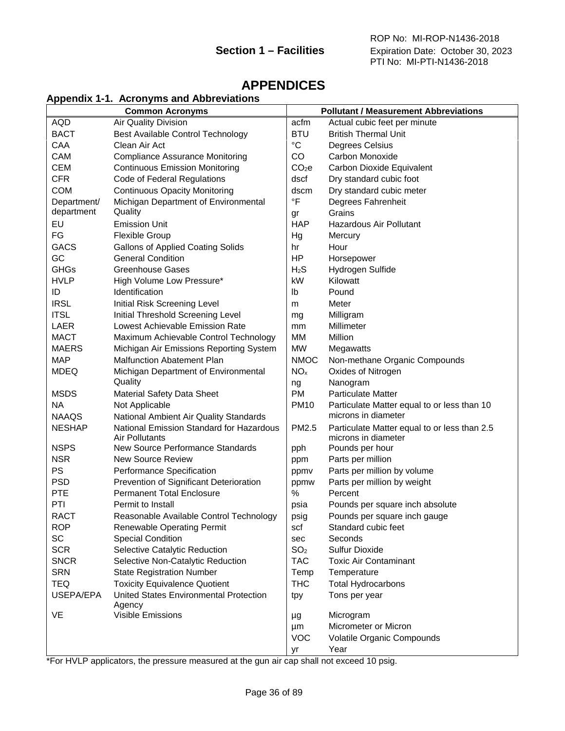# APPENDICES

## Appendix 1-1. Acronyms and Abbreviations

| Common Acronyms | | Pollutant / Measurement Abbreviations | |
|---|---|---|---|
| AQD | Air Quality Division | acfm | Actual cubic feet per minute |
| BACT | Best Available Control Technology | BTU | British Thermal Unit |
| CAA | Clean Air Act | °C | Degrees Celsius |
| CAM | Compliance Assurance Monitoring | CO | Carbon Monoxide |
| CEM | Continuous Emission Monitoring | $CO_2e$ | Carbon Dioxide Equivalent |
| CFR | Code of Federal Regulations | dscf | Dry standard cubic foot |
| COM | Continuous Opacity Monitoring | dscm | Dry standard cubic meter |
| Department/ department | Michigan Department of Environmental Quality | °F | Degrees Fahrenheit |
| | | gr | Grains |
| EU | Emission Unit | HAP | Hazardous Air Pollutant |
| FG | Flexible Group | Hg | Mercury |
| GACS | Gallons of Applied Coating Solids | hr | Hour |
| GC | General Condition | HP | Horsepower |
| GHGs | Greenhouse Gases | $H_2S$ | Hydrogen Sulfide |
| HVLP | High Volume Low Pressure* | kW | Kilowatt |
| ID | Identification | lb | Pound |
| IRSL | Initial Risk Screening Level | m | Meter |
| ITSL | Initial Threshold Screening Level | mg | Milligram |
| LAER | Lowest Achievable Emission Rate | mm | Millimeter |
| MACT | Maximum Achievable Control Technology | MM | Million |
| MAERS | Michigan Air Emissions Reporting System | MW | Megawatts |
| MAP | Malfunction Abatement Plan | NMOC | Non-methane Organic Compounds |
| MDEQ | Michigan Department of Environmental Quality | $NO_x$ | Oxides of Nitrogen |
| | | ng | Nanogram |
| MSDS | Material Safety Data Sheet | PM | Particulate Matter |
| NA | Not Applicable | PM10 | Particulate Matter equal to or less than 10 microns in diameter |
| NAAQS | National Ambient Air Quality Standards | | |
| NESHAP | National Emission Standard for Hazardous Air Pollutants | PM2.5 | Particulate Matter equal to or less than 2.5 microns in diameter |
| NSPS | New Source Performance Standards | pph | Pounds per hour |
| NSR | New Source Review | ppm | Parts per million |
| PS | Performance Specification | ppmv | Parts per million by volume |
| PSD | Prevention of Significant Deterioration | ppmw | Parts per million by weight |
| PTE | Permanent Total Enclosure | % | Percent |
| PTI | Permit to Install | psia | Pounds per square inch absolute |
| RACT | Reasonable Available Control Technology | psig | Pounds per square inch gauge |
| ROP | Renewable Operating Permit | scf | Standard cubic feet |
| SC | Special Condition | sec | Seconds |
| SCR | Selective Catalytic Reduction | $SO_2$ | Sulfur Dioxide |
| SNCR | Selective Non-Catalytic Reduction | TAC | Toxic Air Contaminant |
| SRN | State Registration Number | Temp | Temperature |
| TEQ | Toxicity Equivalence Quotient | THC | Total Hydrocarbons |
| USEPA/EPA | United States Environmental Protection Agency | tpy | Tons per year |
| VE | Visible Emissions | µg | Microgram |
| | | µm | Micrometer or Micron |
| | | VOC | Volatile Organic Compounds |
| | | yr | Year |

*For HVLP applicators, the pressure measured at the gun air cap shall not exceed 10 psig.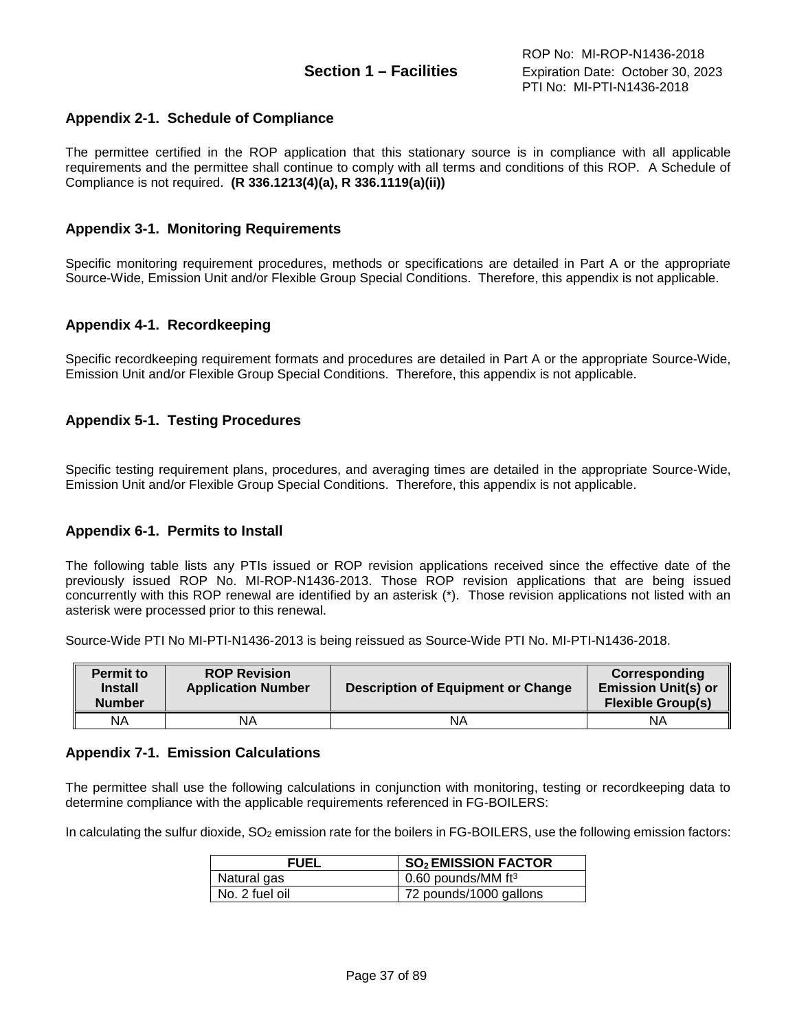## Appendix 2-1. Schedule of Compliance

The permittee certified in the ROP application that this stationary source is in compliance with all applicable requirements and the permittee shall continue to comply with all terms and conditions of this ROP. A Schedule of Compliance is not required. **(R 336.1213(4)(a), R 336.1119(a)(ii))**

## Appendix 3-1. Monitoring Requirements

Specific monitoring requirement procedures, methods or specifications are detailed in Part A or the appropriate Source-Wide, Emission Unit and/or Flexible Group Special Conditions. Therefore, this appendix is not applicable.

## Appendix 4-1. Recordkeeping

Specific recordkeeping requirement formats and procedures are detailed in Part A or the appropriate Source-Wide, Emission Unit and/or Flexible Group Special Conditions. Therefore, this appendix is not applicable.

## Appendix 5-1. Testing Procedures

Specific testing requirement plans, procedures, and averaging times are detailed in the appropriate Source-Wide, Emission Unit and/or Flexible Group Special Conditions. Therefore, this appendix is not applicable.

## Appendix 6-1. Permits to Install

The following table lists any PTIs issued or ROP revision applications received since the effective date of the previously issued ROP No. MI-ROP-N1436-2013. Those ROP revision applications that are being issued concurrently with this ROP renewal are identified by an asterisk (*). Those revision applications not listed with an asterisk were processed prior to this renewal.

Source-Wide PTI No MI-PTI-N1436-2013 is being reissued as Source-Wide PTI No. MI-PTI-N1436-2018.

| Permit to Install Number | ROP Revision Application Number | Description of Equipment or Change | Corresponding Emission Unit(s) or Flexible Group(s) |
|---|---|---|---|
| NA | NA | NA | NA |

## Appendix 7-1. Emission Calculations

The permittee shall use the following calculations in conjunction with monitoring, testing or recordkeeping data to determine compliance with the applicable requirements referenced in FG-BOILERS:

In calculating the sulfur dioxide, $SO_2$ emission rate for the boilers in FG-BOILERS, use the following emission factors:

| FUEL | $SO_2$ EMISSION FACTOR |
|---|---|
| Natural gas | 0.60 pounds/MM $ft^3$ |
| No. 2 fuel oil | 72 pounds/1000 gallons |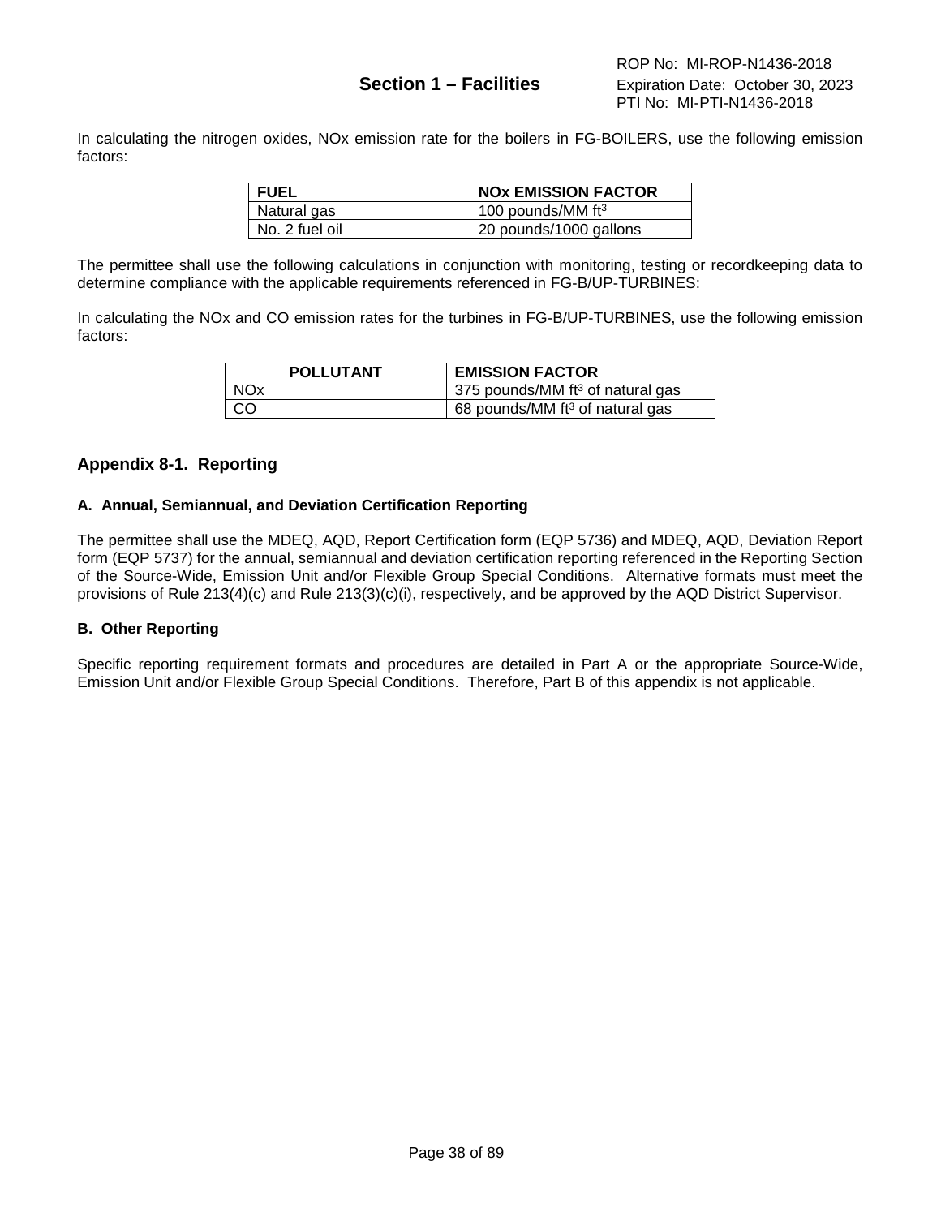In calculating the nitrogen oxides, NOx emission rate for the boilers in FG-BOILERS, use the following emission factors:

| FUEL | NOx EMISSION FACTOR |
| --- | --- |
| Natural gas | 100 pounds/MM $ft^3$ |
| No. 2 fuel oil | 20 pounds/1000 gallons |

The permittee shall use the following calculations in conjunction with monitoring, testing or recordkeeping data to determine compliance with the applicable requirements referenced in FG-B/UP-TURBINES:

In calculating the NOx and CO emission rates for the turbines in FG-B/UP-TURBINES, use the following emission factors:

| POLLUTANT | EMISSION FACTOR |
| --- | --- |
| NOx | 375 pounds/MM $ft^3$ of natural gas |
| CO | 68 pounds/MM $ft^3$ of natural gas |

## Appendix 8-1. Reporting

### A. Annual, Semiannual, and Deviation Certification Reporting

The permittee shall use the MDEQ, AQD, Report Certification form (EQP 5736) and MDEQ, AQD, Deviation Report form (EQP 5737) for the annual, semiannual and deviation certification reporting referenced in the Reporting Section of the Source-Wide, Emission Unit and/or Flexible Group Special Conditions. Alternative formats must meet the provisions of Rule 213(4)(c) and Rule 213(3)(c)(i), respectively, and be approved by the AQD District Supervisor.

### B. Other Reporting

Specific reporting requirement formats and procedures are detailed in Part A or the appropriate Source-Wide, Emission Unit and/or Flexible Group Special Conditions. Therefore, Part B of this appendix is not applicable.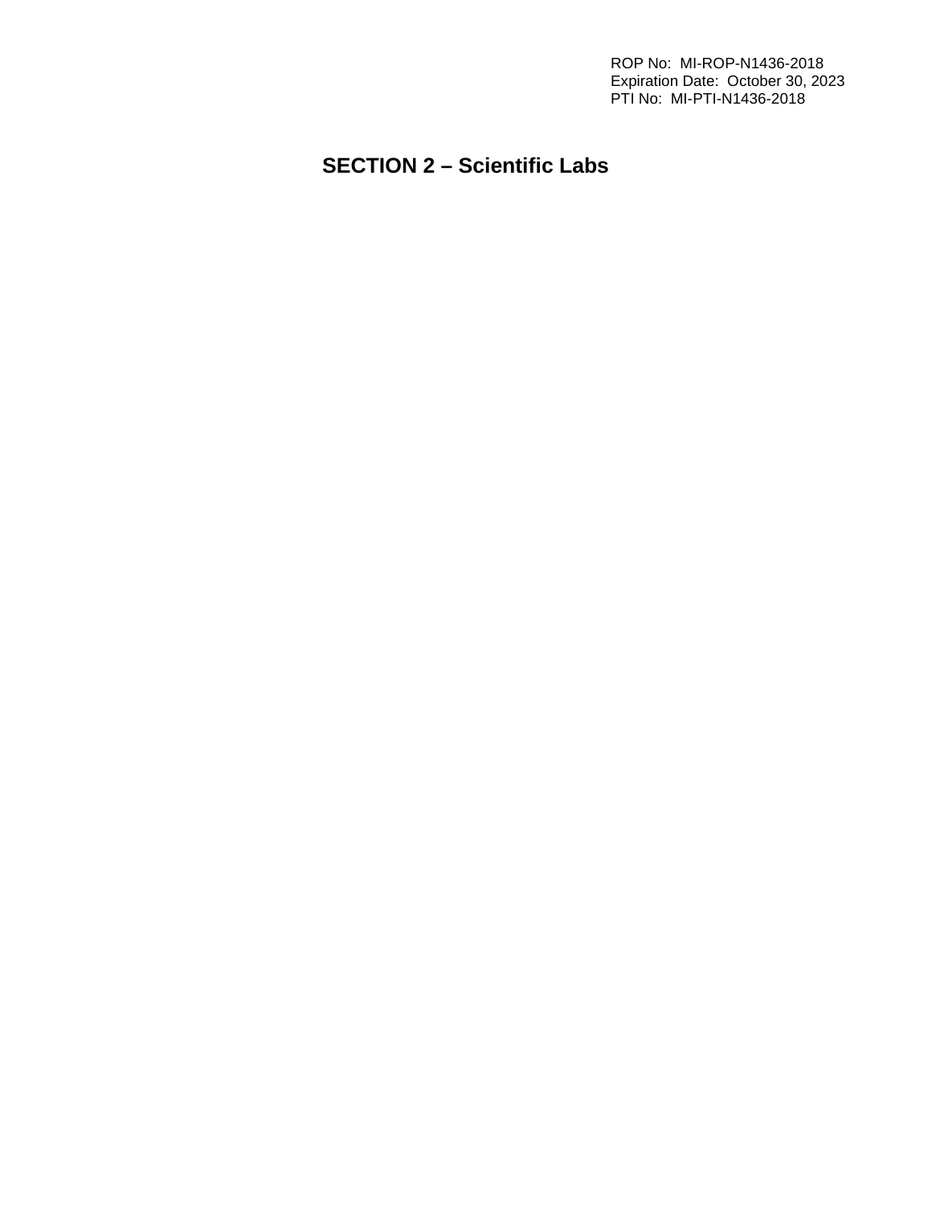# SECTION 2 – Scientific Labs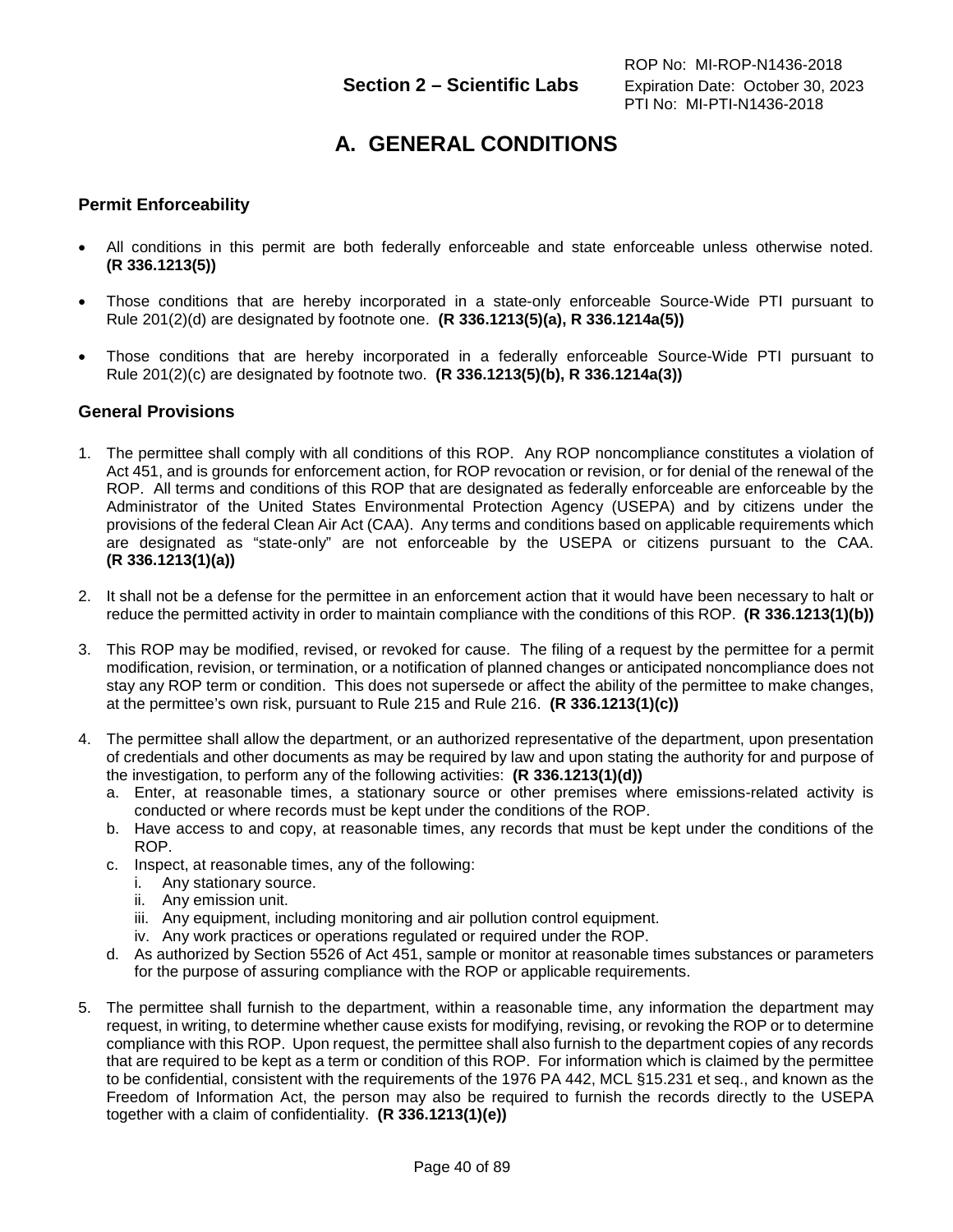# A. GENERAL CONDITIONS

## Permit Enforceability

- All conditions in this permit are both federally enforceable and state enforceable unless otherwise noted. **(R 336.1213(5))**
- Those conditions that are hereby incorporated in a state-only enforceable Source-Wide PTI pursuant to Rule 201(2)(d) are designated by footnote one. **(R 336.1213(5)(a), R 336.1214a(5))**
- Those conditions that are hereby incorporated in a federally enforceable Source-Wide PTI pursuant to Rule 201(2)(c) are designated by footnote two. **(R 336.1213(5)(b), R 336.1214a(3))**

## General Provisions

1. The permittee shall comply with all conditions of this ROP. Any ROP noncompliance constitutes a violation of Act 451, and is grounds for enforcement action, for ROP revocation or revision, or for denial of the renewal of the ROP. All terms and conditions of this ROP that are designated as federally enforceable are enforceable by the Administrator of the United States Environmental Protection Agency (USEPA) and by citizens under the provisions of the federal Clean Air Act (CAA). Any terms and conditions based on applicable requirements which are designated as "state-only" are not enforceable by the USEPA or citizens pursuant to the CAA. **(R 336.1213(1)(a))**

2. It shall not be a defense for the permittee in an enforcement action that it would have been necessary to halt or reduce the permitted activity in order to maintain compliance with the conditions of this ROP. **(R 336.1213(1)(b))**

3. This ROP may be modified, revised, or revoked for cause. The filing of a request by the permittee for a permit modification, revision, or termination, or a notification of planned changes or anticipated noncompliance does not stay any ROP term or condition. This does not supersede or affect the ability of the permittee to make changes, at the permittee's own risk, pursuant to Rule 215 and Rule 216. **(R 336.1213(1)(c))**

4. The permittee shall allow the department, or an authorized representative of the department, upon presentation of credentials and other documents as may be required by law and upon stating the authority for and purpose of the investigation, to perform any of the following activities: **(R 336.1213(1)(d))**
   a. Enter, at reasonable times, a stationary source or other premises where emissions-related activity is conducted or where records must be kept under the conditions of the ROP.
   b. Have access to and copy, at reasonable times, any records that must be kept under the conditions of the ROP.
   c. Inspect, at reasonable times, any of the following:
      i. Any stationary source.
      ii. Any emission unit.
      iii. Any equipment, including monitoring and air pollution control equipment.
      iv. Any work practices or operations regulated or required under the ROP.
   d. As authorized by Section 5526 of Act 451, sample or monitor at reasonable times substances or parameters for the purpose of assuring compliance with the ROP or applicable requirements.

5. The permittee shall furnish to the department, within a reasonable time, any information the department may request, in writing, to determine whether cause exists for modifying, revising, or revoking the ROP or to determine compliance with this ROP. Upon request, the permittee shall also furnish to the department copies of any records that are required to be kept as a term or condition of this ROP. For information which is claimed by the permittee to be confidential, consistent with the requirements of the 1976 PA 442, MCL §15.231 et seq., and known as the Freedom of Information Act, the person may also be required to furnish the records directly to the USEPA together with a claim of confidentiality. **(R 336.1213(1)(e))**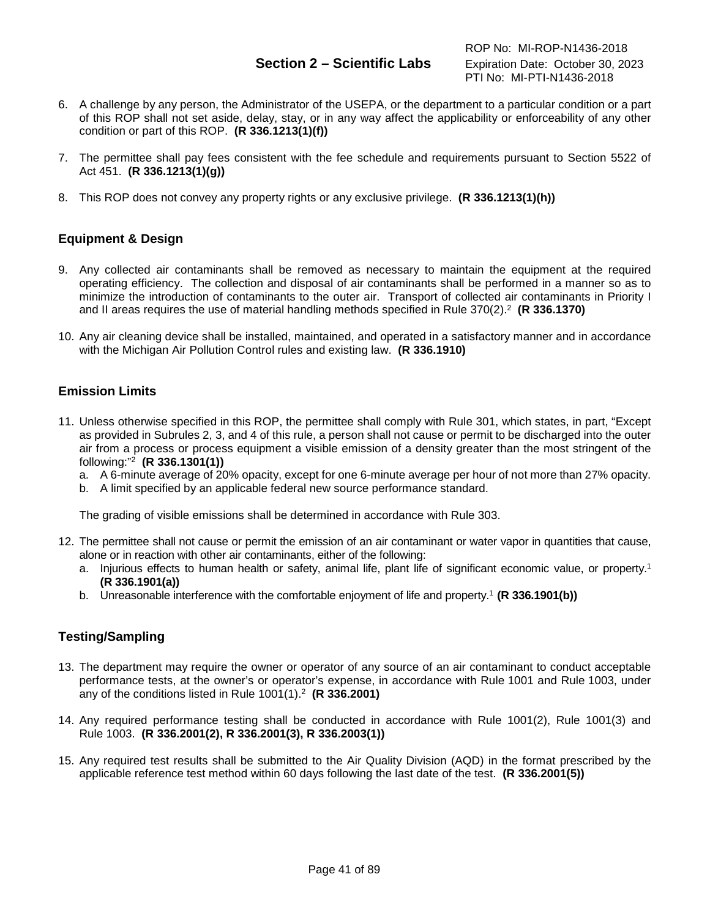6. A challenge by any person, the Administrator of the USEPA, or the department to a particular condition or a part of this ROP shall not set aside, delay, stay, or in any way affect the applicability or enforceability of any other condition or part of this ROP. **(R 336.1213(1)(f))**

7. The permittee shall pay fees consistent with the fee schedule and requirements pursuant to Section 5522 of Act 451. **(R 336.1213(1)(g))**

8. This ROP does not convey any property rights or any exclusive privilege. **(R 336.1213(1)(h))**

### Equipment & Design

9. Any collected air contaminants shall be removed as necessary to maintain the equipment at the required operating efficiency. The collection and disposal of air contaminants shall be performed in a manner so as to minimize the introduction of contaminants to the outer air. Transport of collected air contaminants in Priority I and II areas requires the use of material handling methods specified in Rule 370(2).[2] **(R 336.1370)**

10. Any air cleaning device shall be installed, maintained, and operated in a satisfactory manner and in accordance with the Michigan Air Pollution Control rules and existing law. **(R 336.1910)**

### Emission Limits

11. Unless otherwise specified in this ROP, the permittee shall comply with Rule 301, which states, in part, "Except as provided in Subrules 2, 3, and 4 of this rule, a person shall not cause or permit to be discharged into the outer air from a process or process equipment a visible emission of a density greater than the most stringent of the following:"[2] **(R 336.1301(1))**
    a. A 6-minute average of 20% opacity, except for one 6-minute average per hour of not more than 27% opacity.
    b. A limit specified by an applicable federal new source performance standard.

    The grading of visible emissions shall be determined in accordance with Rule 303.

12. The permittee shall not cause or permit the emission of an air contaminant or water vapor in quantities that cause, alone or in reaction with other air contaminants, either of the following:
    a. Injurious effects to human health or safety, animal life, plant life of significant economic value, or property.[1] **(R 336.1901(a))**
    b. Unreasonable interference with the comfortable enjoyment of life and property.[1] **(R 336.1901(b))**

### Testing/Sampling

13. The department may require the owner or operator of any source of an air contaminant to conduct acceptable performance tests, at the owner's or operator's expense, in accordance with Rule 1001 and Rule 1003, under any of the conditions listed in Rule 1001(1).[2] **(R 336.2001)**

14. Any required performance testing shall be conducted in accordance with Rule 1001(2), Rule 1001(3) and Rule 1003. **(R 336.2001(2), R 336.2001(3), R 336.2003(1))**

15. Any required test results shall be submitted to the Air Quality Division (AQD) in the format prescribed by the applicable reference test method within 60 days following the last date of the test. **(R 336.2001(5))**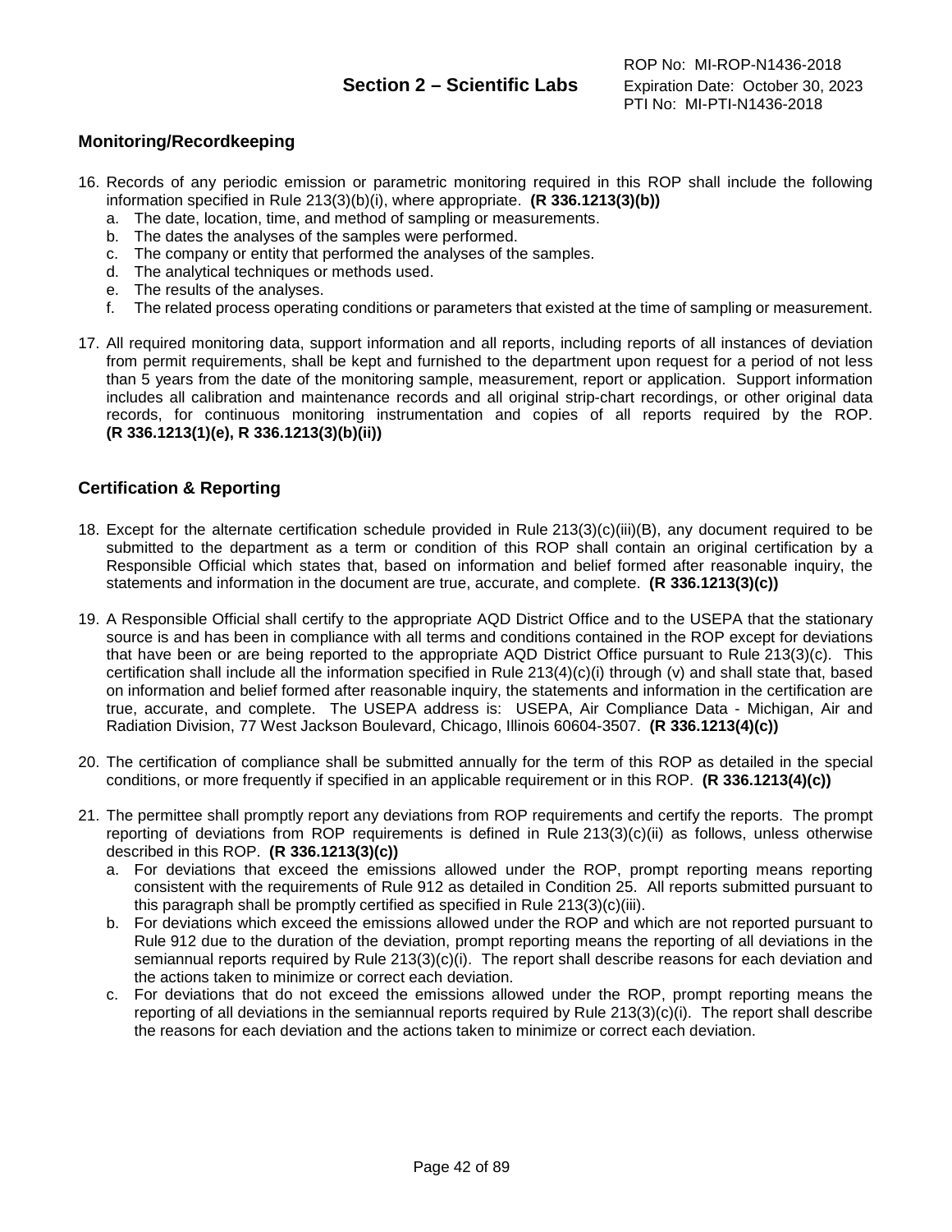## Monitoring/Recordkeeping

16. Records of any periodic emission or parametric monitoring required in this ROP shall include the following information specified in Rule 213(3)(b)(i), where appropriate. **(R 336.1213(3)(b))**
    a. The date, location, time, and method of sampling or measurements.
    b. The dates the analyses of the samples were performed.
    c. The company or entity that performed the analyses of the samples.
    d. The analytical techniques or methods used.
    e. The results of the analyses.
    f. The related process operating conditions or parameters that existed at the time of sampling or measurement.

17. All required monitoring data, support information and all reports, including reports of all instances of deviation from permit requirements, shall be kept and furnished to the department upon request for a period of not less than 5 years from the date of the monitoring sample, measurement, report or application. Support information includes all calibration and maintenance records and all original strip-chart recordings, or other original data records, for continuous monitoring instrumentation and copies of all reports required by the ROP. **(R 336.1213(1)(e), R 336.1213(3)(b)(ii))**

## Certification & Reporting

18. Except for the alternate certification schedule provided in Rule 213(3)(c)(iii)(B), any document required to be submitted to the department as a term or condition of this ROP shall contain an original certification by a Responsible Official which states that, based on information and belief formed after reasonable inquiry, the statements and information in the document are true, accurate, and complete. **(R 336.1213(3)(c))**

19. A Responsible Official shall certify to the appropriate AQD District Office and to the USEPA that the stationary source is and has been in compliance with all terms and conditions contained in the ROP except for deviations that have been or are being reported to the appropriate AQD District Office pursuant to Rule 213(3)(c). This certification shall include all the information specified in Rule 213(4)(c)(i) through (v) and shall state that, based on information and belief formed after reasonable inquiry, the statements and information in the certification are true, accurate, and complete. The USEPA address is: USEPA, Air Compliance Data - Michigan, Air and Radiation Division, 77 West Jackson Boulevard, Chicago, Illinois 60604-3507. **(R 336.1213(4)(c))**

20. The certification of compliance shall be submitted annually for the term of this ROP as detailed in the special conditions, or more frequently if specified in an applicable requirement or in this ROP. **(R 336.1213(4)(c))**

21. The permittee shall promptly report any deviations from ROP requirements and certify the reports. The prompt reporting of deviations from ROP requirements is defined in Rule 213(3)(c)(ii) as follows, unless otherwise described in this ROP. **(R 336.1213(3)(c))**
    a. For deviations that exceed the emissions allowed under the ROP, prompt reporting means reporting consistent with the requirements of Rule 912 as detailed in Condition 25. All reports submitted pursuant to this paragraph shall be promptly certified as specified in Rule 213(3)(c)(iii).
    b. For deviations which exceed the emissions allowed under the ROP and which are not reported pursuant to Rule 912 due to the duration of the deviation, prompt reporting means the reporting of all deviations in the semiannual reports required by Rule 213(3)(c)(i). The report shall describe reasons for each deviation and the actions taken to minimize or correct each deviation.
    c. For deviations that do not exceed the emissions allowed under the ROP, prompt reporting means the reporting of all deviations in the semiannual reports required by Rule 213(3)(c)(i). The report shall describe the reasons for each deviation and the actions taken to minimize or correct each deviation.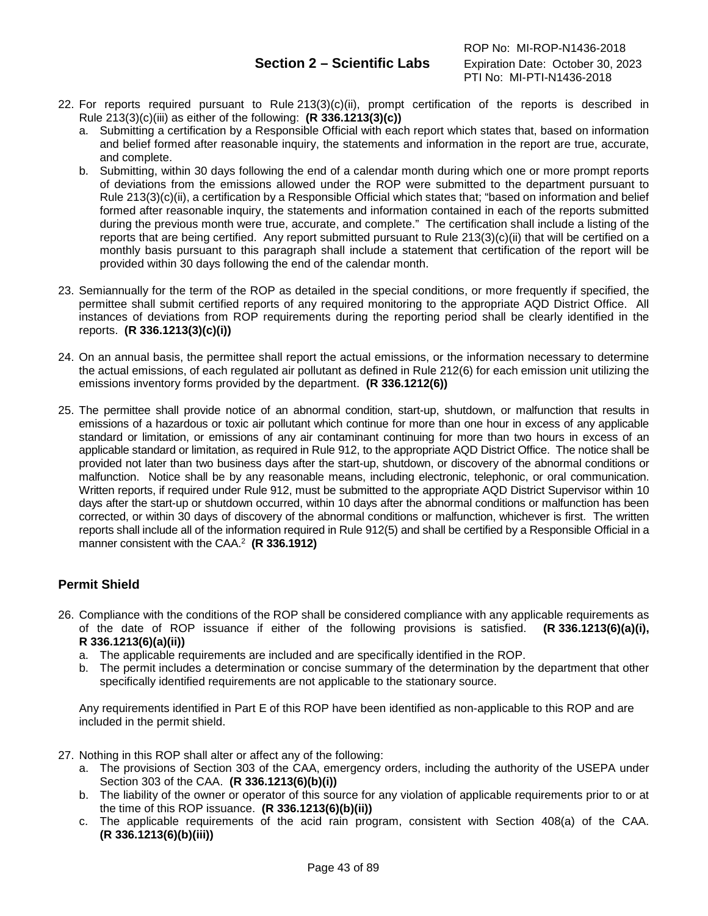22. For reports required pursuant to Rule 213(3)(c)(ii), prompt certification of the reports is described in Rule 213(3)(c)(iii) as either of the following: **(R 336.1213(3)(c))**
    a. Submitting a certification by a Responsible Official with each report which states that, based on information and belief formed after reasonable inquiry, the statements and information in the report are true, accurate, and complete.
    b. Submitting, within 30 days following the end of a calendar month during which one or more prompt reports of deviations from the emissions allowed under the ROP were submitted to the department pursuant to Rule 213(3)(c)(ii), a certification by a Responsible Official which states that; "based on information and belief formed after reasonable inquiry, the statements and information contained in each of the reports submitted during the previous month were true, accurate, and complete." The certification shall include a listing of the reports that are being certified. Any report submitted pursuant to Rule 213(3)(c)(ii) that will be certified on a monthly basis pursuant to this paragraph shall include a statement that certification of the report will be provided within 30 days following the end of the calendar month.

23. Semiannually for the term of the ROP as detailed in the special conditions, or more frequently if specified, the permittee shall submit certified reports of any required monitoring to the appropriate AQD District Office. All instances of deviations from ROP requirements during the reporting period shall be clearly identified in the reports. **(R 336.1213(3)(c)(i))**

24. On an annual basis, the permittee shall report the actual emissions, or the information necessary to determine the actual emissions, of each regulated air pollutant as defined in Rule 212(6) for each emission unit utilizing the emissions inventory forms provided by the department. **(R 336.1212(6))**

25. The permittee shall provide notice of an abnormal condition, start-up, shutdown, or malfunction that results in emissions of a hazardous or toxic air pollutant which continue for more than one hour in excess of any applicable standard or limitation, or emissions of any air contaminant continuing for more than two hours in excess of an applicable standard or limitation, as required in Rule 912, to the appropriate AQD District Office. The notice shall be provided not later than two business days after the start-up, shutdown, or discovery of the abnormal conditions or malfunction. Notice shall be by any reasonable means, including electronic, telephonic, or oral communication. Written reports, if required under Rule 912, must be submitted to the appropriate AQD District Supervisor within 10 days after the start-up or shutdown occurred, within 10 days after the abnormal conditions or malfunction has been corrected, or within 30 days of discovery of the abnormal conditions or malfunction, whichever is first. The written reports shall include all of the information required in Rule 912(5) and shall be certified by a Responsible Official in a manner consistent with the CAA.[2] **(R 336.1912)**

## Permit Shield

26. Compliance with the conditions of the ROP shall be considered compliance with any applicable requirements as of the date of ROP issuance if either of the following provisions is satisfied. **(R 336.1213(6)(a)(i), R 336.1213(6)(a)(ii))**
    a. The applicable requirements are included and are specifically identified in the ROP.
    b. The permit includes a determination or concise summary of the determination by the department that other specifically identified requirements are not applicable to the stationary source.

    Any requirements identified in Part E of this ROP have been identified as non-applicable to this ROP and are included in the permit shield.

27. Nothing in this ROP shall alter or affect any of the following:
    a. The provisions of Section 303 of the CAA, emergency orders, including the authority of the USEPA under Section 303 of the CAA. **(R 336.1213(6)(b)(i))**
    b. The liability of the owner or operator of this source for any violation of applicable requirements prior to or at the time of this ROP issuance. **(R 336.1213(6)(b)(ii))**
    c. The applicable requirements of the acid rain program, consistent with Section 408(a) of the CAA. **(R 336.1213(6)(b)(iii))**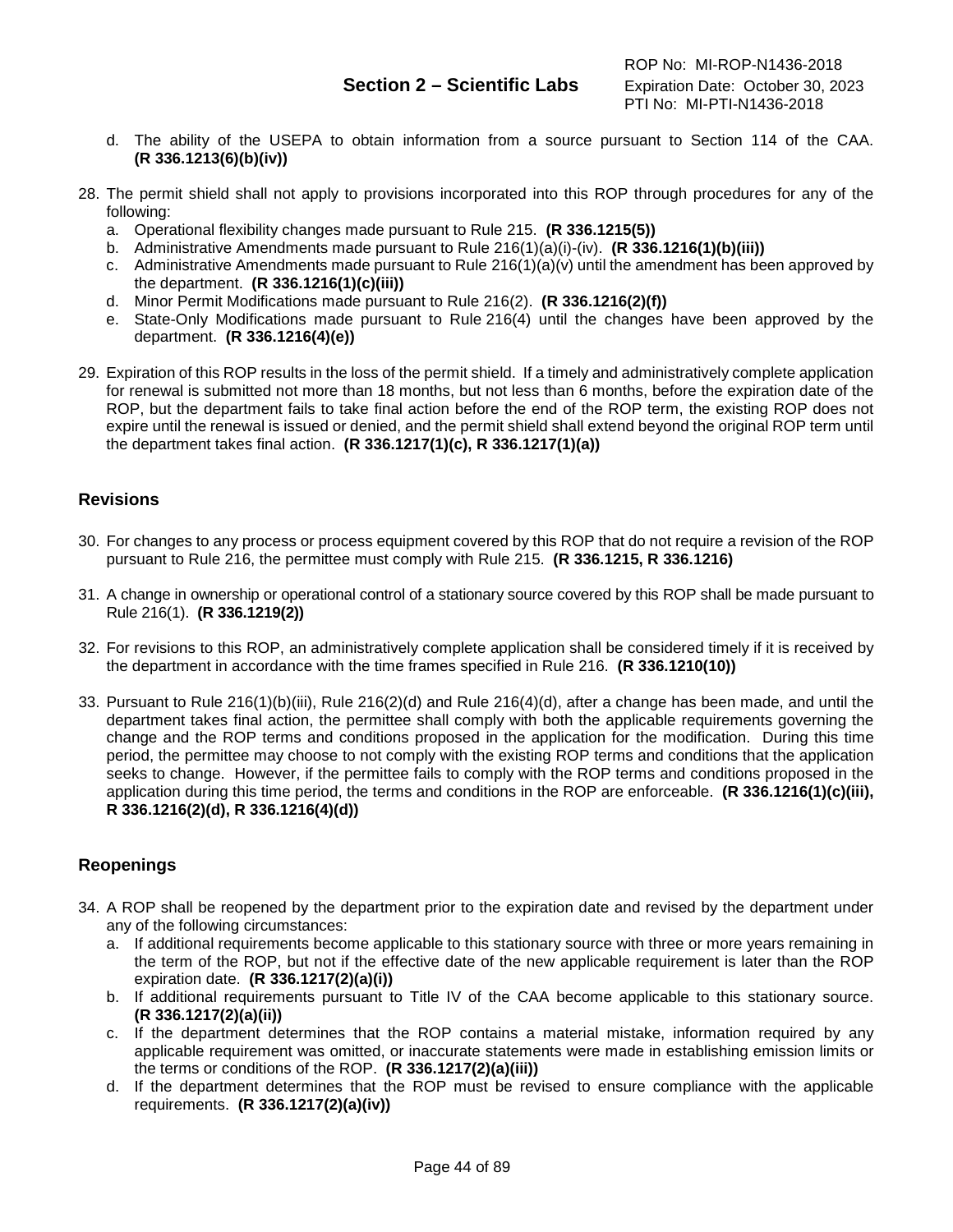d. The ability of the USEPA to obtain information from a source pursuant to Section 114 of the CAA. **(R 336.1213(6)(b)(iv))**

28. The permit shield shall not apply to provisions incorporated into this ROP through procedures for any of the following:
    a. Operational flexibility changes made pursuant to Rule 215. **(R 336.1215(5))**
    b. Administrative Amendments made pursuant to Rule 216(1)(a)(i)-(iv). **(R 336.1216(1)(b)(iii))**
    c. Administrative Amendments made pursuant to Rule 216(1)(a)(v) until the amendment has been approved by the department. **(R 336.1216(1)(c)(iii))**
    d. Minor Permit Modifications made pursuant to Rule 216(2). **(R 336.1216(2)(f))**
    e. State-Only Modifications made pursuant to Rule 216(4) until the changes have been approved by the department. **(R 336.1216(4)(e))**

29. Expiration of this ROP results in the loss of the permit shield. If a timely and administratively complete application for renewal is submitted not more than 18 months, but not less than 6 months, before the expiration date of the ROP, but the department fails to take final action before the end of the ROP term, the existing ROP does not expire until the renewal is issued or denied, and the permit shield shall extend beyond the original ROP term until the department takes final action. **(R 336.1217(1)(c), R 336.1217(1)(a))**

## Revisions

30. For changes to any process or process equipment covered by this ROP that do not require a revision of the ROP pursuant to Rule 216, the permittee must comply with Rule 215. **(R 336.1215, R 336.1216)**

31. A change in ownership or operational control of a stationary source covered by this ROP shall be made pursuant to Rule 216(1). **(R 336.1219(2))**

32. For revisions to this ROP, an administratively complete application shall be considered timely if it is received by the department in accordance with the time frames specified in Rule 216. **(R 336.1210(10))**

33. Pursuant to Rule 216(1)(b)(iii), Rule 216(2)(d) and Rule 216(4)(d), after a change has been made, and until the department takes final action, the permittee shall comply with both the applicable requirements governing the change and the ROP terms and conditions proposed in the application for the modification. During this time period, the permittee may choose to not comply with the existing ROP terms and conditions that the application seeks to change. However, if the permittee fails to comply with the ROP terms and conditions proposed in the application during this time period, the terms and conditions in the ROP are enforceable. **(R 336.1216(1)(c)(iii), R 336.1216(2)(d), R 336.1216(4)(d))**

## Reopenings

34. A ROP shall be reopened by the department prior to the expiration date and revised by the department under any of the following circumstances:
    a. If additional requirements become applicable to this stationary source with three or more years remaining in the term of the ROP, but not if the effective date of the new applicable requirement is later than the ROP expiration date. **(R 336.1217(2)(a)(i))**
    b. If additional requirements pursuant to Title IV of the CAA become applicable to this stationary source. **(R 336.1217(2)(a)(ii))**
    c. If the department determines that the ROP contains a material mistake, information required by any applicable requirement was omitted, or inaccurate statements were made in establishing emission limits or the terms or conditions of the ROP. **(R 336.1217(2)(a)(iii))**
    d. If the department determines that the ROP must be revised to ensure compliance with the applicable requirements. **(R 336.1217(2)(a)(iv))**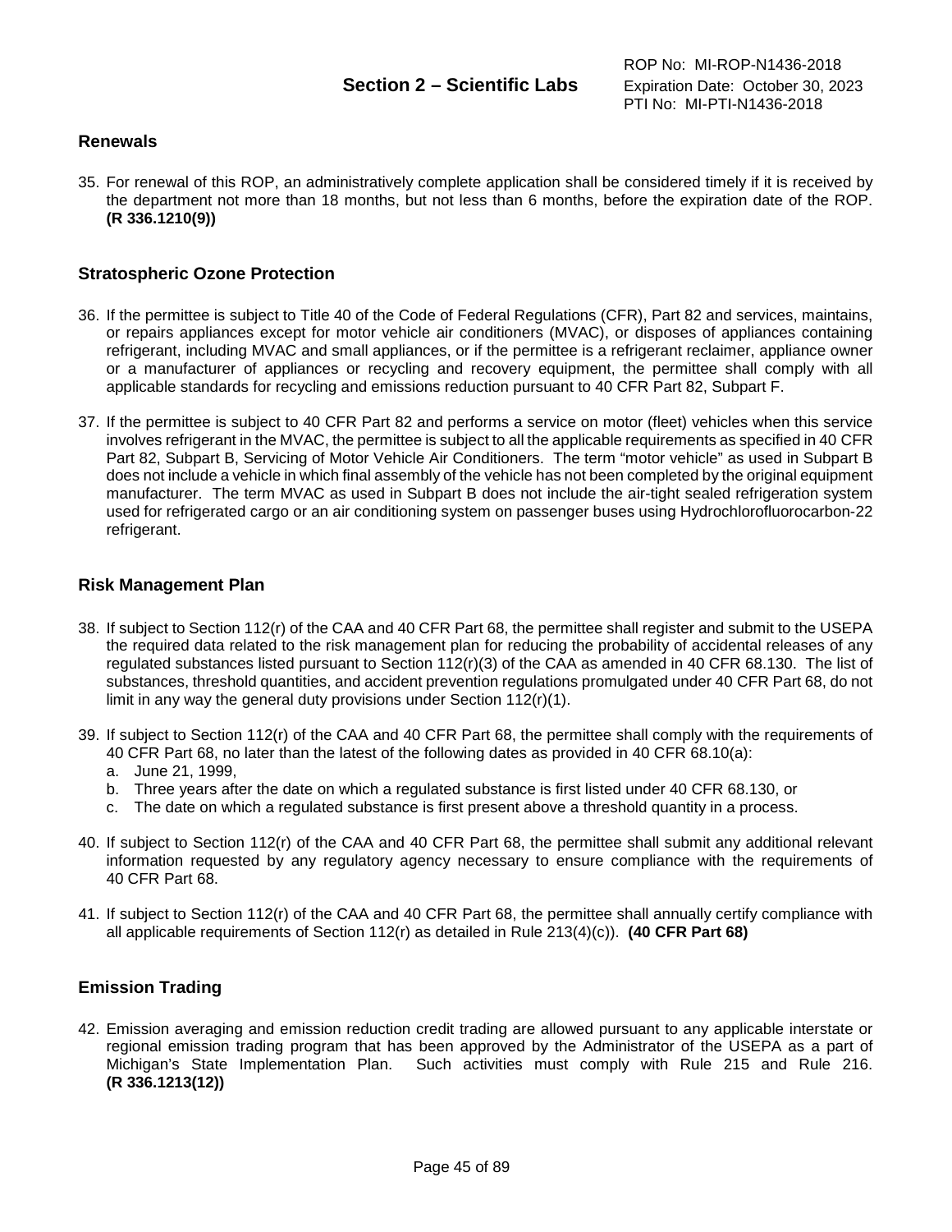## Renewals

35. For renewal of this ROP, an administratively complete application shall be considered timely if it is received by the department not more than 18 months, but not less than 6 months, before the expiration date of the ROP. **(R 336.1210(9))**

## Stratospheric Ozone Protection

36. If the permittee is subject to Title 40 of the Code of Federal Regulations (CFR), Part 82 and services, maintains, or repairs appliances except for motor vehicle air conditioners (MVAC), or disposes of appliances containing refrigerant, including MVAC and small appliances, or if the permittee is a refrigerant reclaimer, appliance owner or a manufacturer of appliances or recycling and recovery equipment, the permittee shall comply with all applicable standards for recycling and emissions reduction pursuant to 40 CFR Part 82, Subpart F.

37. If the permittee is subject to 40 CFR Part 82 and performs a service on motor (fleet) vehicles when this service involves refrigerant in the MVAC, the permittee is subject to all the applicable requirements as specified in 40 CFR Part 82, Subpart B, Servicing of Motor Vehicle Air Conditioners. The term "motor vehicle" as used in Subpart B does not include a vehicle in which final assembly of the vehicle has not been completed by the original equipment manufacturer. The term MVAC as used in Subpart B does not include the air-tight sealed refrigeration system used for refrigerated cargo or an air conditioning system on passenger buses using Hydrochlorofluorocarbon-22 refrigerant.

## Risk Management Plan

38. If subject to Section 112(r) of the CAA and 40 CFR Part 68, the permittee shall register and submit to the USEPA the required data related to the risk management plan for reducing the probability of accidental releases of any regulated substances listed pursuant to Section 112(r)(3) of the CAA as amended in 40 CFR 68.130. The list of substances, threshold quantities, and accident prevention regulations promulgated under 40 CFR Part 68, do not limit in any way the general duty provisions under Section 112(r)(1).

39. If subject to Section 112(r) of the CAA and 40 CFR Part 68, the permittee shall comply with the requirements of 40 CFR Part 68, no later than the latest of the following dates as provided in 40 CFR 68.10(a):
    a. June 21, 1999,
    b. Three years after the date on which a regulated substance is first listed under 40 CFR 68.130, or
    c. The date on which a regulated substance is first present above a threshold quantity in a process.

40. If subject to Section 112(r) of the CAA and 40 CFR Part 68, the permittee shall submit any additional relevant information requested by any regulatory agency necessary to ensure compliance with the requirements of 40 CFR Part 68.

41. If subject to Section 112(r) of the CAA and 40 CFR Part 68, the permittee shall annually certify compliance with all applicable requirements of Section 112(r) as detailed in Rule 213(4)(c)). **(40 CFR Part 68)**

## Emission Trading

42. Emission averaging and emission reduction credit trading are allowed pursuant to any applicable interstate or regional emission trading program that has been approved by the Administrator of the USEPA as a part of Michigan's State Implementation Plan. Such activities must comply with Rule 215 and Rule 216. **(R 336.1213(12))**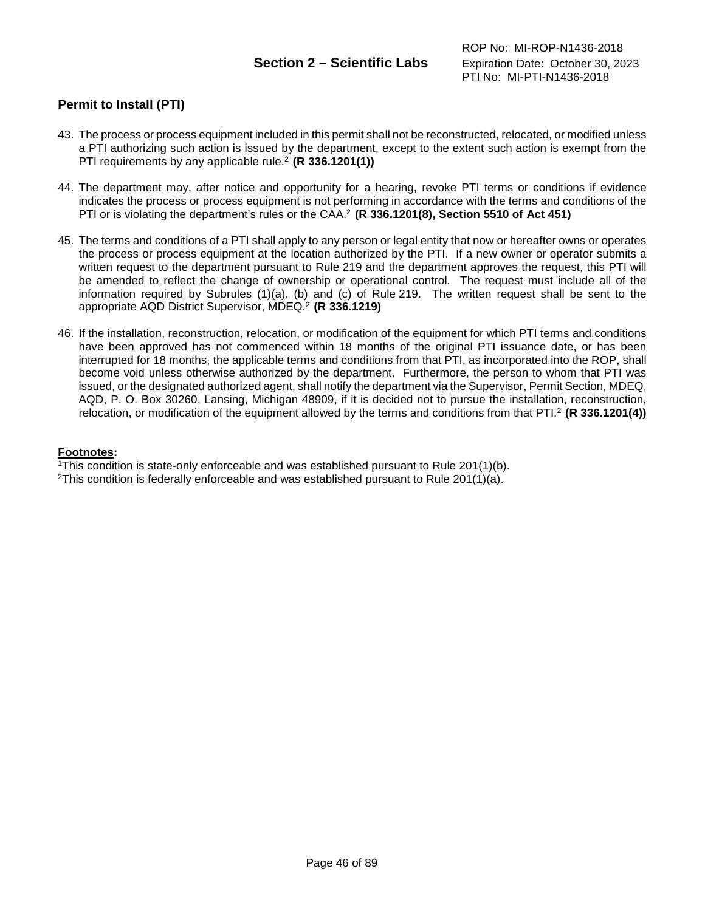## Section 2 – Scientific Labs

### Permit to Install (PTI)

43. The process or process equipment included in this permit shall not be reconstructed, relocated, or modified unless a PTI authorizing such action is issued by the department, except to the extent such action is exempt from the PTI requirements by any applicable rule.[2] **(R 336.1201(1))**

44. The department may, after notice and opportunity for a hearing, revoke PTI terms or conditions if evidence indicates the process or process equipment is not performing in accordance with the terms and conditions of the PTI or is violating the department's rules or the CAA.[2] **(R 336.1201(8), Section 5510 of Act 451)**

45. The terms and conditions of a PTI shall apply to any person or legal entity that now or hereafter owns or operates the process or process equipment at the location authorized by the PTI. If a new owner or operator submits a written request to the department pursuant to Rule 219 and the department approves the request, this PTI will be amended to reflect the change of ownership or operational control. The request must include all of the information required by Subrules (1)(a), (b) and (c) of Rule 219. The written request shall be sent to the appropriate AQD District Supervisor, MDEQ.[2] **(R 336.1219)**

46. If the installation, reconstruction, relocation, or modification of the equipment for which PTI terms and conditions have been approved has not commenced within 18 months of the original PTI issuance date, or has been interrupted for 18 months, the applicable terms and conditions from that PTI, as incorporated into the ROP, shall become void unless otherwise authorized by the department. Furthermore, the person to whom that PTI was issued, or the designated authorized agent, shall notify the department via the Supervisor, Permit Section, MDEQ, AQD, P. O. Box 30260, Lansing, Michigan 48909, if it is decided not to pursue the installation, reconstruction, relocation, or modification of the equipment allowed by the terms and conditions from that PTI.[2] **(R 336.1201(4))**

**Footnotes:**

[1]This condition is state-only enforceable and was established pursuant to Rule 201(1)(b).
[2]This condition is federally enforceable and was established pursuant to Rule 201(1)(a).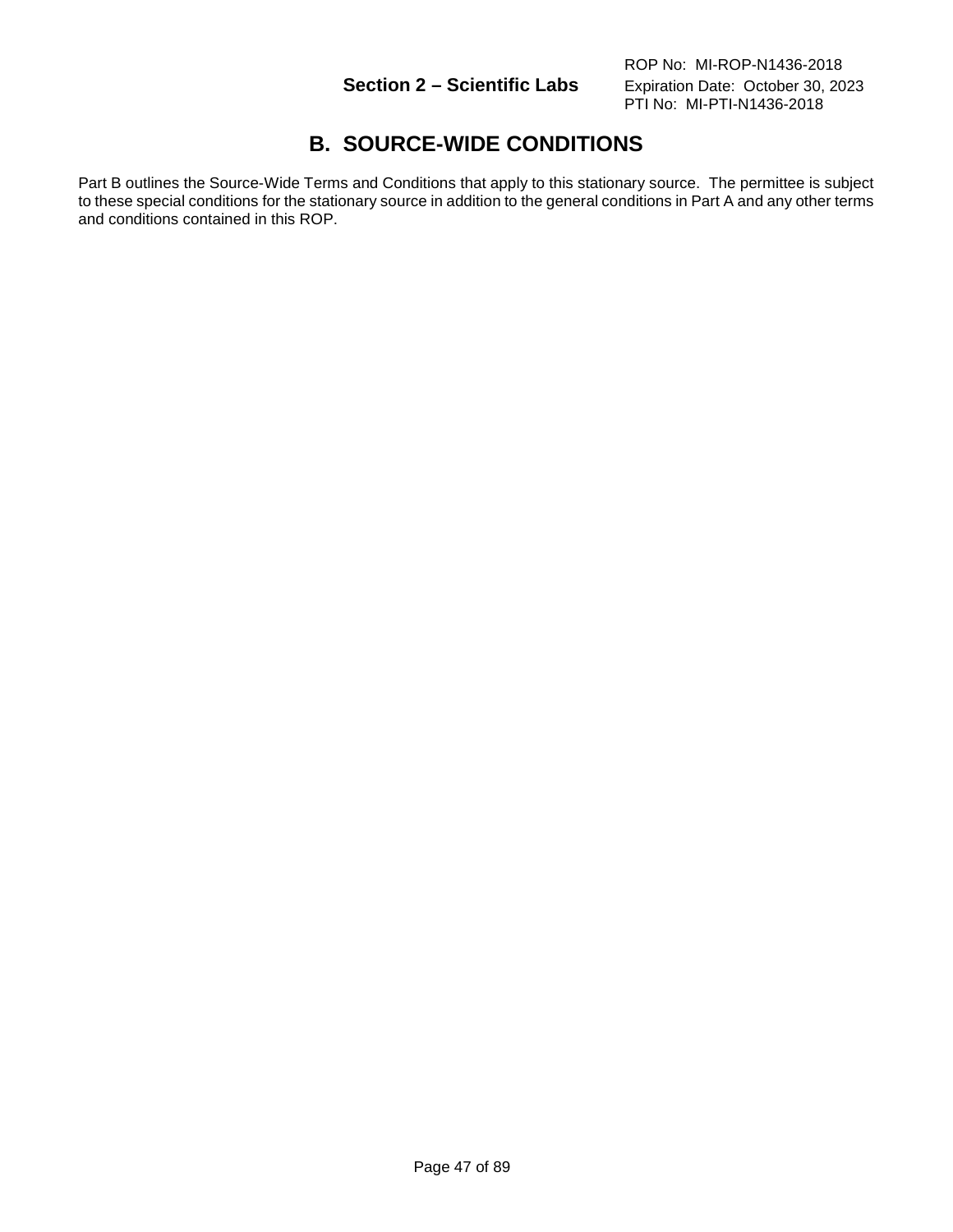# B. SOURCE-WIDE CONDITIONS

Part B outlines the Source-Wide Terms and Conditions that apply to this stationary source. The permittee is subject to these special conditions for the stationary source in addition to the general conditions in Part A and any other terms and conditions contained in this ROP.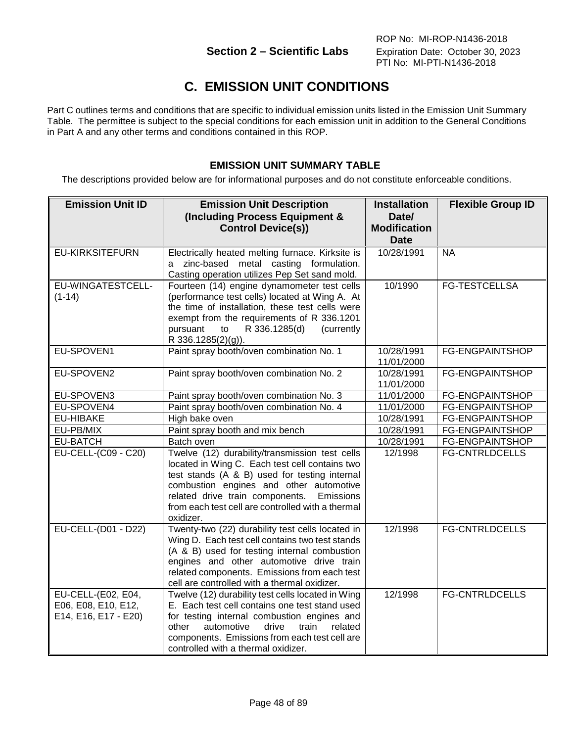## C. EMISSION UNIT CONDITIONS

Part C outlines terms and conditions that are specific to individual emission units listed in the Emission Unit Summary Table. The permittee is subject to the special conditions for each emission unit in addition to the General Conditions in Part A and any other terms and conditions contained in this ROP.

### EMISSION UNIT SUMMARY TABLE

The descriptions provided below are for informational purposes and do not constitute enforceable conditions.

| Emission Unit ID | Emission Unit Description (Including Process Equipment & Control Device(s)) | Installation Date/ Modification Date | Flexible Group ID |
|---|---|---|---|
| EU-KIRKSITEFURN | Electrically heated melting furnace. Kirksite is a zinc-based metal casting formulation. Casting operation utilizes Pep Set sand mold. | 10/28/1991 | NA |
| EU-WINGATESTCELL-(1-14) | Fourteen (14) engine dynamometer test cells (performance test cells) located at Wing A. At the time of installation, these test cells were exempt from the requirements of R 336.1201 pursuant to R 336.1285(d) (currently R 336.1285(2)(g)). | 10/1990 | FG-TESTCELLSA |
| EU-SPOVEN1 | Paint spray booth/oven combination No. 1 | 10/28/1991 11/01/2000 | FG-ENGPAINTSHOP |
| EU-SPOVEN2 | Paint spray booth/oven combination No. 2 | 10/28/1991 11/01/2000 | FG-ENGPAINTSHOP |
| EU-SPOVEN3 | Paint spray booth/oven combination No. 3 | 11/01/2000 | FG-ENGPAINTSHOP |
| EU-SPOVEN4 | Paint spray booth/oven combination No. 4 | 11/01/2000 | FG-ENGPAINTSHOP |
| EU-HIBAKE | High bake oven | 10/28/1991 | FG-ENGPAINTSHOP |
| EU-PB/MIX | Paint spray booth and mix bench | 10/28/1991 | FG-ENGPAINTSHOP |
| EU-BATCH | Batch oven | 10/28/1991 | FG-ENGPAINTSHOP |
| EU-CELL-(C09 - C20) | Twelve (12) durability/transmission test cells located in Wing C. Each test cell contains two test stands (A & B) used for testing internal combustion engines and other automotive related drive train components. Emissions from each test cell are controlled with a thermal oxidizer. | 12/1998 | FG-CNTRLDCELLS |
| EU-CELL-(D01 - D22) | Twenty-two (22) durability test cells located in Wing D. Each test cell contains two test stands (A & B) used for testing internal combustion engines and other automotive drive train related components. Emissions from each test cell are controlled with a thermal oxidizer. | 12/1998 | FG-CNTRLDCELLS |
| EU-CELL-(E02, E04, E06, E08, E10, E12, E14, E16, E17 - E20) | Twelve (12) durability test cells located in Wing E. Each test cell contains one test stand used for testing internal combustion engines and other automotive drive train related components. Emissions from each test cell are controlled with a thermal oxidizer. | 12/1998 | FG-CNTRLDCELLS |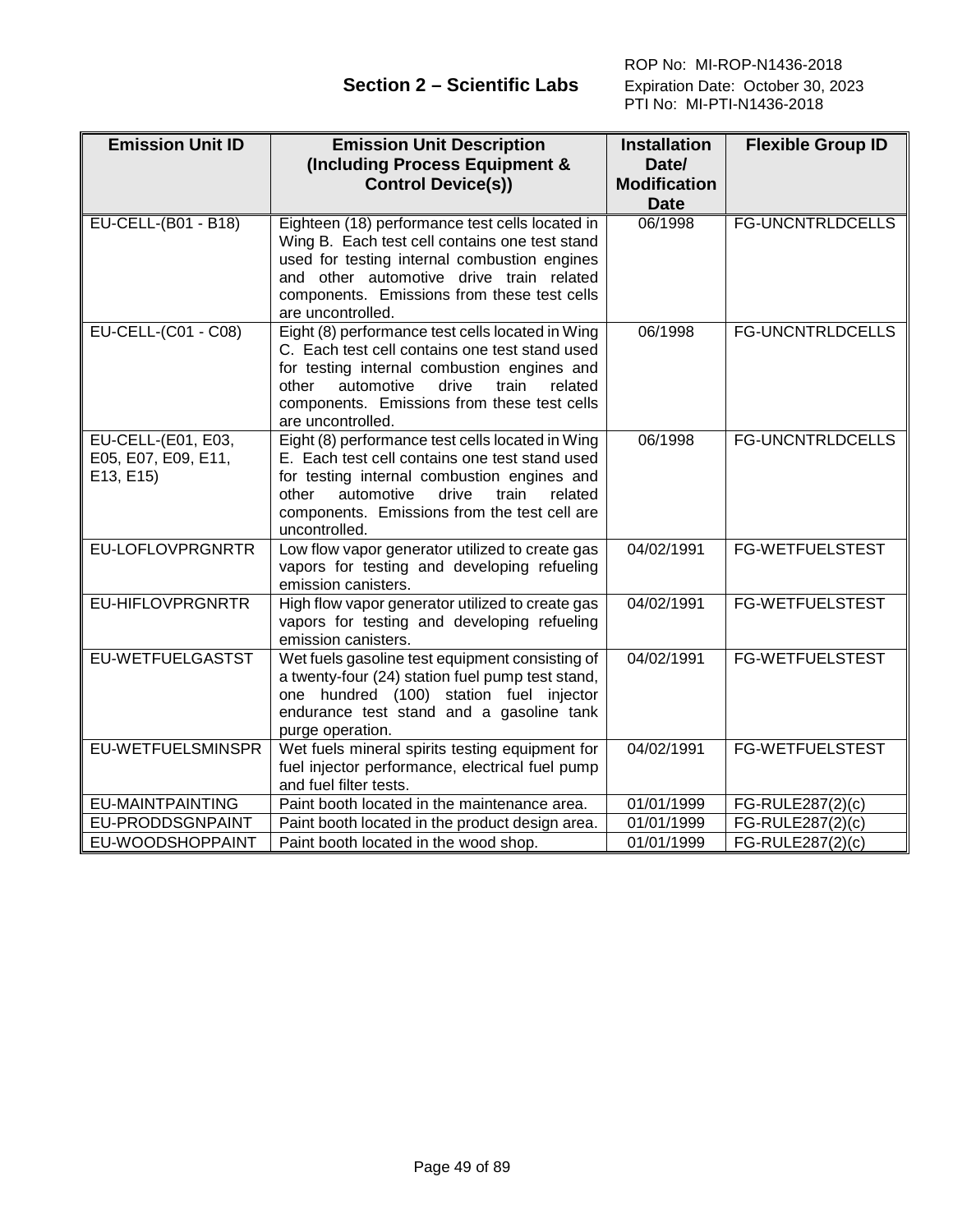## Section 2 – Scientific Labs

ROP No: MI-ROP-N1436-2018
Expiration Date: October 30, 2023
PTI No: MI-PTI-N1436-2018

| Emission Unit ID | Emission Unit Description (Including Process Equipment & Control Device(s)) | Installation Date/ Modification Date | Flexible Group ID |
|---|---|---|---|
| EU-CELL-(B01 - B18) | Eighteen (18) performance test cells located in Wing B. Each test cell contains one test stand used for testing internal combustion engines and other automotive drive train related components. Emissions from these test cells are uncontrolled. | 06/1998 | FG-UNCNTRLDCELLS |
| EU-CELL-(C01 - C08) | Eight (8) performance test cells located in Wing C. Each test cell contains one test stand used for testing internal combustion engines and other automotive drive train related components. Emissions from these test cells are uncontrolled. | 06/1998 | FG-UNCNTRLDCELLS |
| EU-CELL-(E01, E03, E05, E07, E09, E11, E13, E15) | Eight (8) performance test cells located in Wing E. Each test cell contains one test stand used for testing internal combustion engines and other automotive drive train related components. Emissions from the test cell are uncontrolled. | 06/1998 | FG-UNCNTRLDCELLS |
| EU-LOFLOVPRGNRTR | Low flow vapor generator utilized to create gas vapors for testing and developing refueling emission canisters. | 04/02/1991 | FG-WETFUELSTEST |
| EU-HIFLOVPRGNRTR | High flow vapor generator utilized to create gas vapors for testing and developing refueling emission canisters. | 04/02/1991 | FG-WETFUELSTEST |
| EU-WETFUELGASTST | Wet fuels gasoline test equipment consisting of a twenty-four (24) station fuel pump test stand, one hundred (100) station fuel injector endurance test stand and a gasoline tank purge operation. | 04/02/1991 | FG-WETFUELSTEST |
| EU-WETFUELSMINSPR | Wet fuels mineral spirits testing equipment for fuel injector performance, electrical fuel pump and fuel filter tests. | 04/02/1991 | FG-WETFUELSTEST |
| EU-MAINTPAINTING | Paint booth located in the maintenance area. | 01/01/1999 | FG-RULE287(2)(c) |
| EU-PRODDSGNPAINT | Paint booth located in the product design area. | 01/01/1999 | FG-RULE287(2)(c) |
| EU-WOODSHOPPAINT | Paint booth located in the wood shop. | 01/01/1999 | FG-RULE287(2)(c) |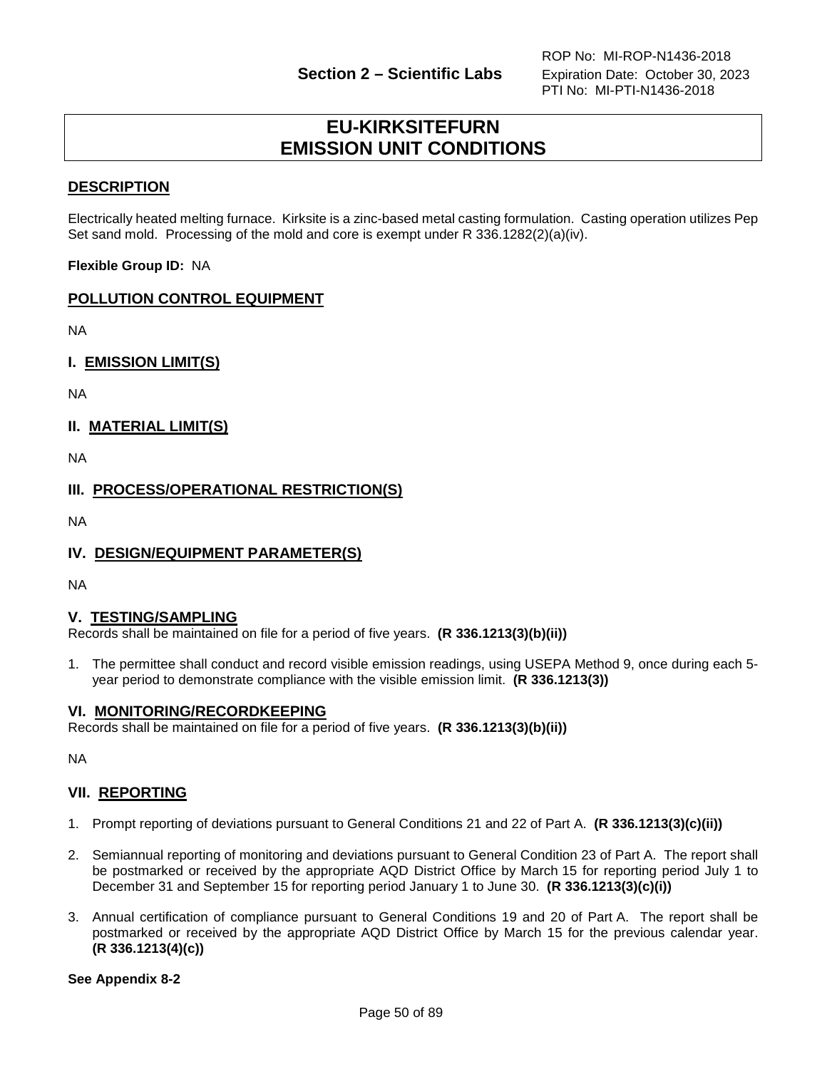## EU-KIRKSITEFURN
## EMISSION UNIT CONDITIONS

### DESCRIPTION

Electrically heated melting furnace. Kirksite is a zinc-based metal casting formulation. Casting operation utilizes Pep Set sand mold. Processing of the mold and core is exempt under R 336.1282(2)(a)(iv).

**Flexible Group ID:** NA

### POLLUTION CONTROL EQUIPMENT

NA

### I. EMISSION LIMIT(S)

NA

### II. MATERIAL LIMIT(S)

NA

### III. PROCESS/OPERATIONAL RESTRICTION(S)

NA

### IV. DESIGN/EQUIPMENT PARAMETER(S)

NA

### V. TESTING/SAMPLING

Records shall be maintained on file for a period of five years. **(R 336.1213(3)(b)(ii))**

1. The permittee shall conduct and record visible emission readings, using USEPA Method 9, once during each 5-year period to demonstrate compliance with the visible emission limit. **(R 336.1213(3))**

### VI. MONITORING/RECORDKEEPING

Records shall be maintained on file for a period of five years. **(R 336.1213(3)(b)(ii))**

NA

### VII. REPORTING

1. Prompt reporting of deviations pursuant to General Conditions 21 and 22 of Part A. **(R 336.1213(3)(c)(ii))**
2. Semiannual reporting of monitoring and deviations pursuant to General Condition 23 of Part A. The report shall be postmarked or received by the appropriate AQD District Office by March 15 for reporting period July 1 to December 31 and September 15 for reporting period January 1 to June 30. **(R 336.1213(3)(c)(i))**
3. Annual certification of compliance pursuant to General Conditions 19 and 20 of Part A. The report shall be postmarked or received by the appropriate AQD District Office by March 15 for the previous calendar year. **(R 336.1213(4)(c))**

**See Appendix 8-2**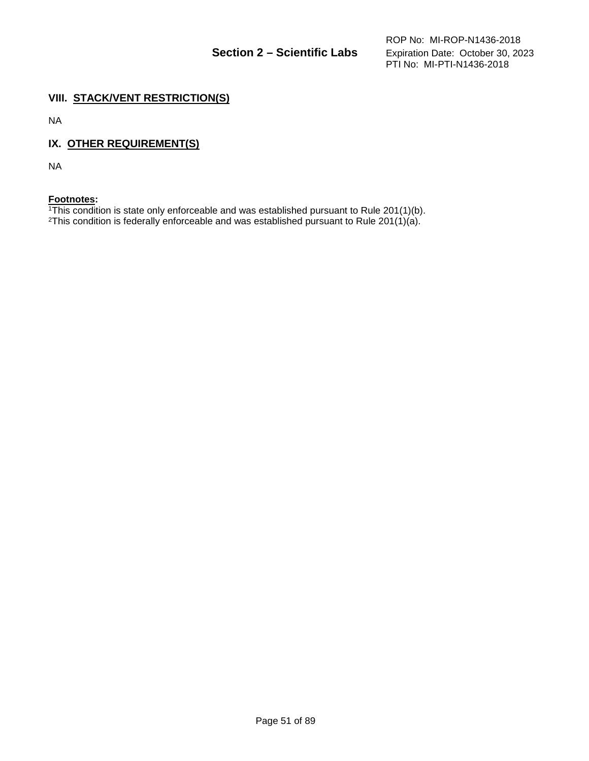## VIII. STACK/VENT RESTRICTION(S)

NA

## IX. OTHER REQUIREMENT(S)

NA

**Footnotes:**
[1]This condition is state only enforceable and was established pursuant to Rule 201(1)(b).
[2]This condition is federally enforceable and was established pursuant to Rule 201(1)(a).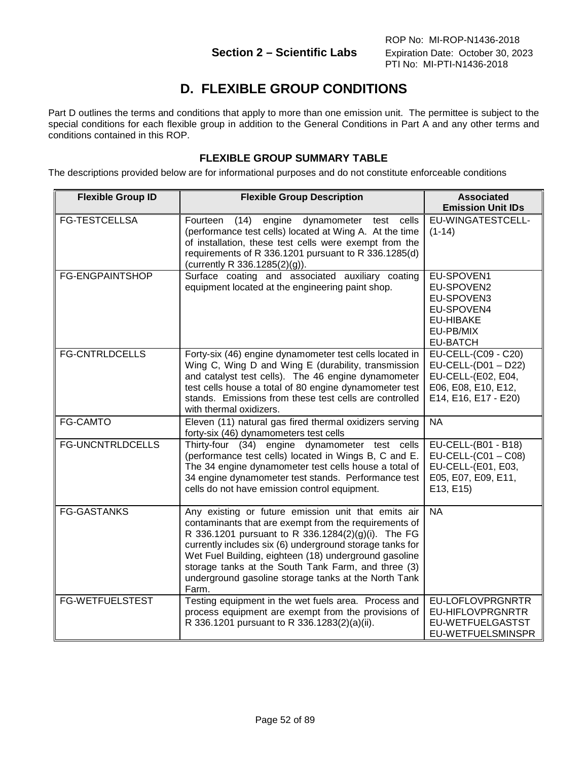# D. FLEXIBLE GROUP CONDITIONS

Part D outlines the terms and conditions that apply to more than one emission unit. The permittee is subject to the special conditions for each flexible group in addition to the General Conditions in Part A and any other terms and conditions contained in this ROP.

### FLEXIBLE GROUP SUMMARY TABLE

The descriptions provided below are for informational purposes and do not constitute enforceable conditions

| Flexible Group ID | Flexible Group Description | Associated Emission Unit IDs |
|---|---|---|
| FG-TESTCELLSA | Fourteen (14) engine dynamometer test cells (performance test cells) located at Wing A. At the time of installation, these test cells were exempt from the requirements of R 336.1201 pursuant to R 336.1285(d) (currently R 336.1285(2)(g)). | EU-WINGATESTCELL-(1-14) |
| FG-ENGPAINTSHOP | Surface coating and associated auxiliary coating equipment located at the engineering paint shop. | EU-SPOVEN1<br>EU-SPOVEN2<br>EU-SPOVEN3<br>EU-SPOVEN4<br>EU-HIBAKE<br>EU-PB/MIX<br>EU-BATCH |
| FG-CNTRLDCELLS | Forty-six (46) engine dynamometer test cells located in Wing C, Wing D and Wing E (durability, transmission and catalyst test cells). The 46 engine dynamometer test cells house a total of 80 engine dynamometer test stands. Emissions from these test cells are controlled with thermal oxidizers. | EU-CELL-(C09 - C20)<br>EU-CELL-(D01 – D22)<br>EU-CELL-(E02, E04, E06, E08, E10, E12, E14, E16, E17 - E20) |
| FG-CAMTO | Eleven (11) natural gas fired thermal oxidizers serving forty-six (46) dynamometers test cells | NA |
| FG-UNCNTRLDCELLS | Thirty-four (34) engine dynamometer test cells (performance test cells) located in Wings B, C and E. The 34 engine dynamometer test cells house a total of 34 engine dynamometer test stands. Performance test cells do not have emission control equipment. | EU-CELL-(B01 - B18)<br>EU-CELL-(C01 – C08)<br>EU-CELL-(E01, E03, E05, E07, E09, E11, E13, E15) |
| FG-GASTANKS | Any existing or future emission unit that emits air contaminants that are exempt from the requirements of R 336.1201 pursuant to R 336.1284(2)(g)(i). The FG currently includes six (6) underground storage tanks for Wet Fuel Building, eighteen (18) underground gasoline storage tanks at the South Tank Farm, and three (3) underground gasoline storage tanks at the North Tank Farm. | NA |
| FG-WETFUELSTEST | Testing equipment in the wet fuels area. Process and process equipment are exempt from the provisions of R 336.1201 pursuant to R 336.1283(2)(a)(ii). | EU-LOFLOVPRGNRTR<br>EU-HIFLOVPRGNRTR<br>EU-WETFUELGASTST<br>EU-WETFUELSMINSPR |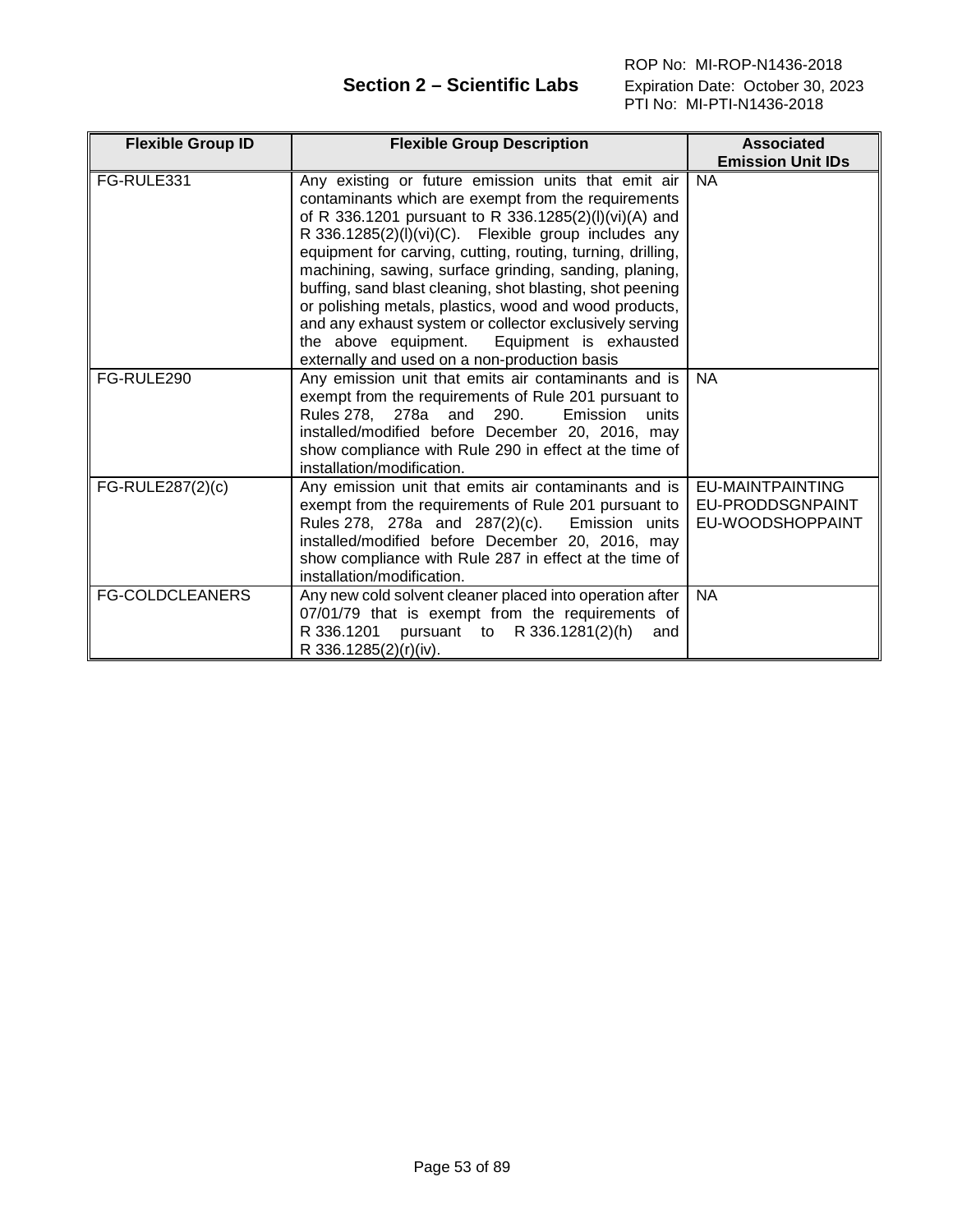| Flexible Group ID | Flexible Group Description | Associated Emission Unit IDs |
|---|---|---|
| FG-RULE331 | Any existing or future emission units that emit air contaminants which are exempt from the requirements of R 336.1201 pursuant to R 336.1285(2)(l)(vi)(A) and R 336.1285(2)(l)(vi)(C). Flexible group includes any equipment for carving, cutting, routing, turning, drilling, machining, sawing, surface grinding, sanding, planing, buffing, sand blast cleaning, shot blasting, shot peening or polishing metals, plastics, wood and wood products, and any exhaust system or collector exclusively serving the above equipment. Equipment is exhausted externally and used on a non-production basis | NA |
| FG-RULE290 | Any emission unit that emits air contaminants and is exempt from the requirements of Rule 201 pursuant to Rules 278, 278a and 290. Emission units installed/modified before December 20, 2016, may show compliance with Rule 290 in effect at the time of installation/modification. | NA |
| FG-RULE287(2)(c) | Any emission unit that emits air contaminants and is exempt from the requirements of Rule 201 pursuant to Rules 278, 278a and 287(2)(c). Emission units installed/modified before December 20, 2016, may show compliance with Rule 287 in effect at the time of installation/modification. | EU-MAINTPAINTING<br>EU-PRODDSGNPAINT<br>EU-WOODSHOPPAINT |
| FG-COLDCLEANERS | Any new cold solvent cleaner placed into operation after 07/01/79 that is exempt from the requirements of R 336.1201 pursuant to R 336.1281(2)(h) and R 336.1285(2)(r)(iv). | NA |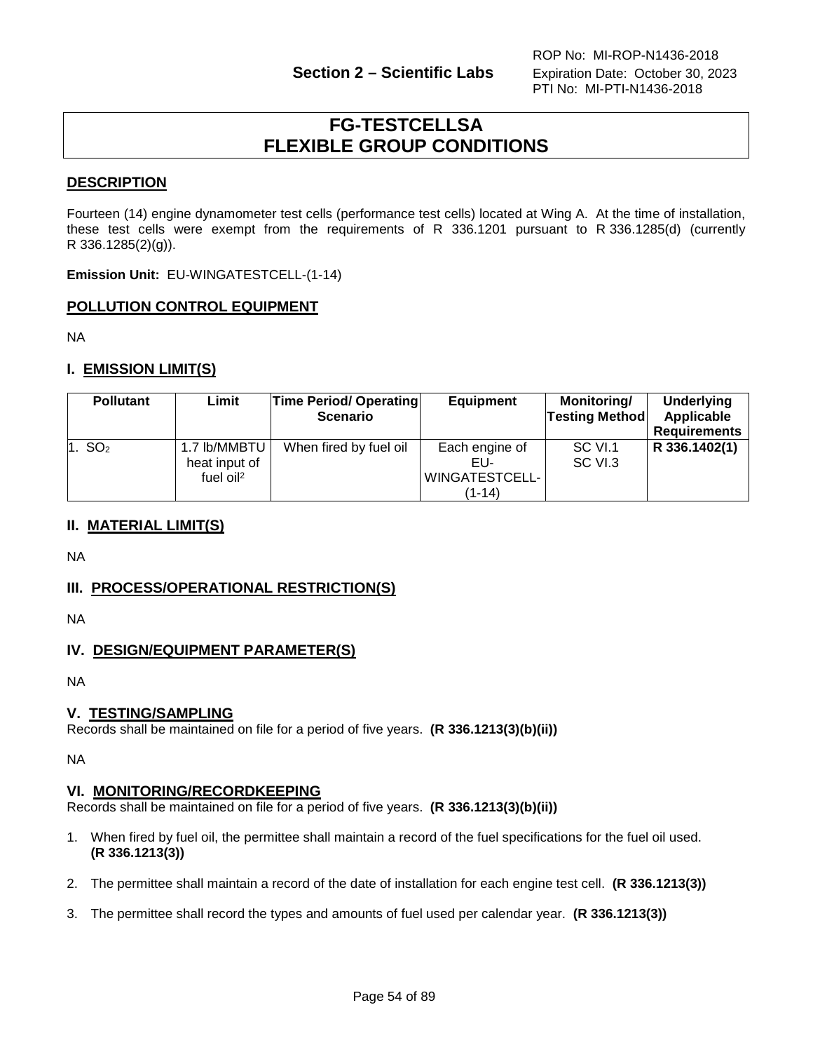## FG-TESTCELLSA
## FLEXIBLE GROUP CONDITIONS

### DESCRIPTION

Fourteen (14) engine dynamometer test cells (performance test cells) located at Wing A. At the time of installation, these test cells were exempt from the requirements of R 336.1201 pursuant to R 336.1285(d) (currently R 336.1285(2)(g)).

**Emission Unit:** EU-WINGATESTCELL-(1-14)

### POLLUTION CONTROL EQUIPMENT

NA

### I. EMISSION LIMIT(S)

| Pollutant | Limit | Time Period/ Operating Scenario | Equipment | Monitoring/ Testing Method | Underlying Applicable Requirements |
|---|---|---|---|---|---|
| 1. $SO_2$ | 1.7 lb/MMBTU heat input of fuel oil[2] | When fired by fuel oil | Each engine of EU-WINGATESTCELL-(1-14) | SC VI.1 SC VI.3 | **R 336.1402(1)** |

### II. MATERIAL LIMIT(S)

NA

### III. PROCESS/OPERATIONAL RESTRICTION(S)

NA

### IV. DESIGN/EQUIPMENT PARAMETER(S)

NA

### V. TESTING/SAMPLING

Records shall be maintained on file for a period of five years. **(R 336.1213(3)(b)(ii))**

NA

### VI. MONITORING/RECORDKEEPING

Records shall be maintained on file for a period of five years. **(R 336.1213(3)(b)(ii))**

1. When fired by fuel oil, the permittee shall maintain a record of the fuel specifications for the fuel oil used. **(R 336.1213(3))**

2. The permittee shall maintain a record of the date of installation for each engine test cell. **(R 336.1213(3))**

3. The permittee shall record the types and amounts of fuel used per calendar year. **(R 336.1213(3))**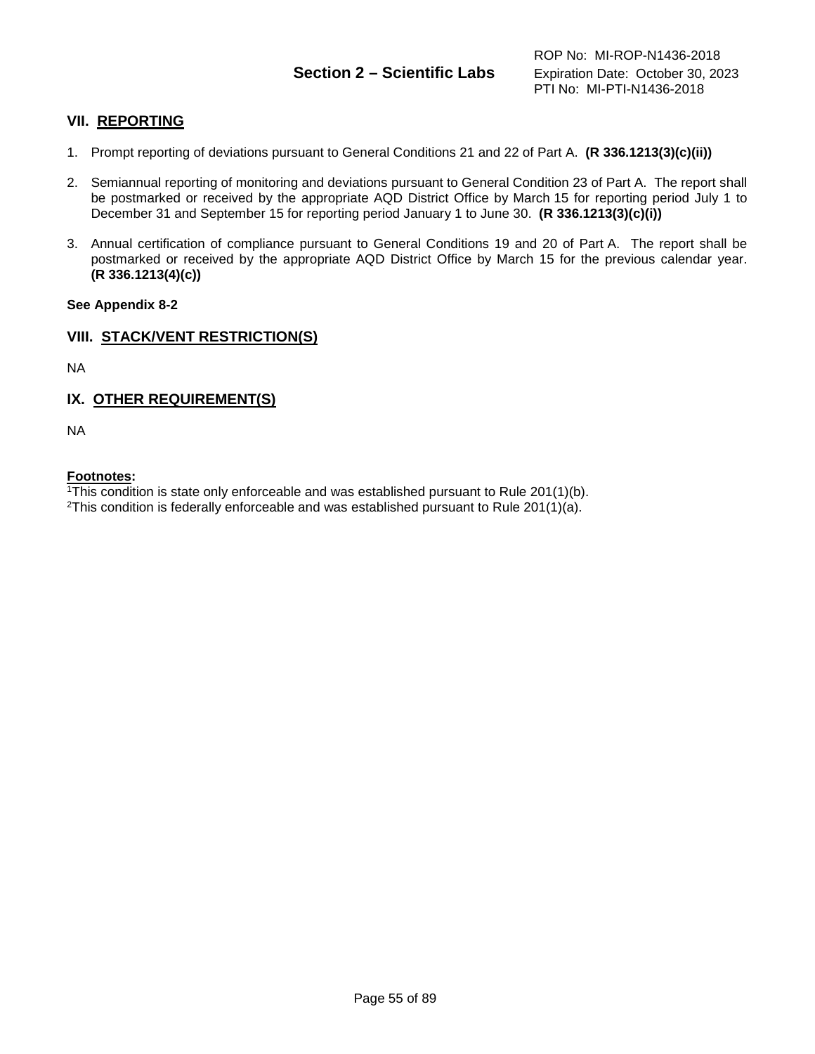## VII. REPORTING

1. Prompt reporting of deviations pursuant to General Conditions 21 and 22 of Part A. **(R 336.1213(3)(c)(ii))**

2. Semiannual reporting of monitoring and deviations pursuant to General Condition 23 of Part A. The report shall be postmarked or received by the appropriate AQD District Office by March 15 for reporting period July 1 to December 31 and September 15 for reporting period January 1 to June 30. **(R 336.1213(3)(c)(i))**

3. Annual certification of compliance pursuant to General Conditions 19 and 20 of Part A. The report shall be postmarked or received by the appropriate AQD District Office by March 15 for the previous calendar year. **(R 336.1213(4)(c))**

**See Appendix 8-2**

## VIII. STACK/VENT RESTRICTION(S)

NA

## IX. OTHER REQUIREMENT(S)

NA

**Footnotes:**
[1]This condition is state only enforceable and was established pursuant to Rule 201(1)(b).
[2]This condition is federally enforceable and was established pursuant to Rule 201(1)(a).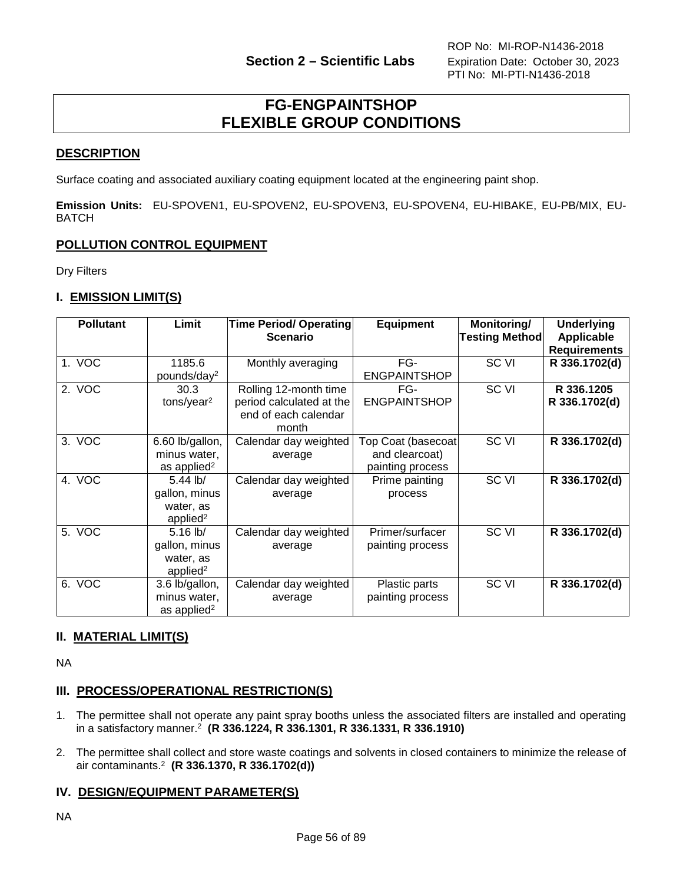# FG-ENGPAINTSHOP FLEXIBLE GROUP CONDITIONS

## DESCRIPTION

Surface coating and associated auxiliary coating equipment located at the engineering paint shop.

**Emission Units:** EU-SPOVEN1, EU-SPOVEN2, EU-SPOVEN3, EU-SPOVEN4, EU-HIBAKE, EU-PB/MIX, EU-BATCH

## POLLUTION CONTROL EQUIPMENT

Dry Filters

## I. EMISSION LIMIT(S)

| Pollutant | Limit | Time Period/ Operating Scenario | Equipment | Monitoring/ Testing Method | Underlying Applicable Requirements |
|---|---|---|---|---|---|
| 1. VOC | 1185.6 pounds/day[2] | Monthly averaging | FG-ENGPAINTSHOP | SC VI | **R 336.1702(d)** |
| 2. VOC | 30.3 tons/year[2] | Rolling 12-month time period calculated at the end of each calendar month | FG-ENGPAINTSHOP | SC VI | **R 336.1205 R 336.1702(d)** |
| 3. VOC | 6.60 lb/gallon, minus water, as applied[2] | Calendar day weighted average | Top Coat (basecoat and clearcoat) painting process | SC VI | **R 336.1702(d)** |
| 4. VOC | 5.44 lb/ gallon, minus water, as applied[2] | Calendar day weighted average | Prime painting process | SC VI | **R 336.1702(d)** |
| 5. VOC | 5.16 lb/ gallon, minus water, as applied[2] | Calendar day weighted average | Primer/surfacer painting process | SC VI | **R 336.1702(d)** |
| 6. VOC | 3.6 lb/gallon, minus water, as applied[2] | Calendar day weighted average | Plastic parts painting process | SC VI | **R 336.1702(d)** |

## II. MATERIAL LIMIT(S)

NA

## III. PROCESS/OPERATIONAL RESTRICTION(S)

1. The permittee shall not operate any paint spray booths unless the associated filters are installed and operating in a satisfactory manner.[2] **(R 336.1224, R 336.1301, R 336.1331, R 336.1910)**

2. The permittee shall collect and store waste coatings and solvents in closed containers to minimize the release of air contaminants.[2] **(R 336.1370, R 336.1702(d))**

## IV. DESIGN/EQUIPMENT PARAMETER(S)

NA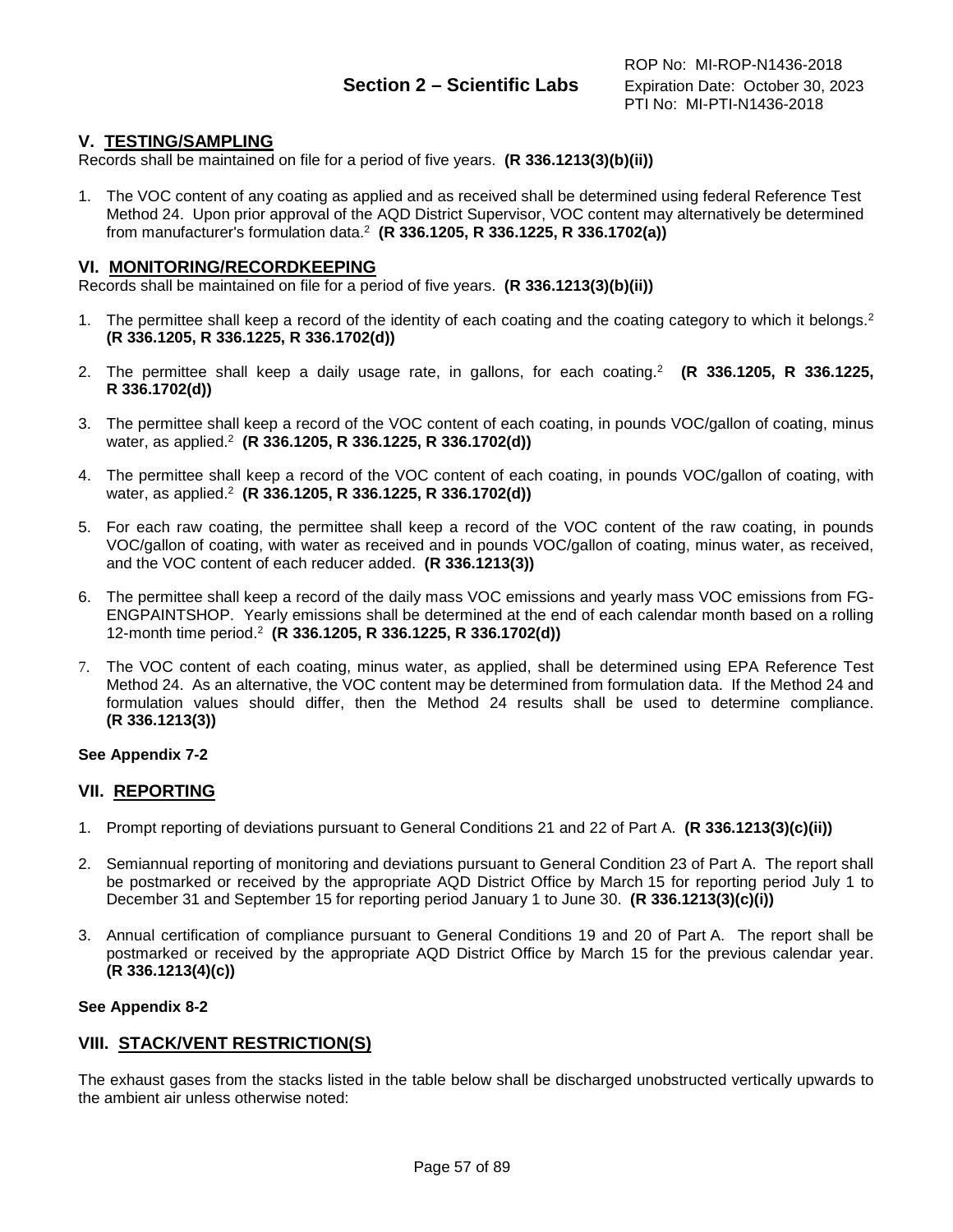## V. TESTING/SAMPLING

Records shall be maintained on file for a period of five years. **(R 336.1213(3)(b)(ii))**

1. The VOC content of any coating as applied and as received shall be determined using federal Reference Test Method 24. Upon prior approval of the AQD District Supervisor, VOC content may alternatively be determined from manufacturer's formulation data.[2] **(R 336.1205, R 336.1225, R 336.1702(a))**

## VI. MONITORING/RECORDKEEPING

Records shall be maintained on file for a period of five years. **(R 336.1213(3)(b)(ii))**

1. The permittee shall keep a record of the identity of each coating and the coating category to which it belongs.[2] **(R 336.1205, R 336.1225, R 336.1702(d))**

2. The permittee shall keep a daily usage rate, in gallons, for each coating.[2] **(R 336.1205, R 336.1225, R 336.1702(d))**

3. The permittee shall keep a record of the VOC content of each coating, in pounds VOC/gallon of coating, minus water, as applied.[2] **(R 336.1205, R 336.1225, R 336.1702(d))**

4. The permittee shall keep a record of the VOC content of each coating, in pounds VOC/gallon of coating, with water, as applied.[2] **(R 336.1205, R 336.1225, R 336.1702(d))**

5. For each raw coating, the permittee shall keep a record of the VOC content of the raw coating, in pounds VOC/gallon of coating, with water as received and in pounds VOC/gallon of coating, minus water, as received, and the VOC content of each reducer added. **(R 336.1213(3))**

6. The permittee shall keep a record of the daily mass VOC emissions and yearly mass VOC emissions from FG-ENGPAINTSHOP. Yearly emissions shall be determined at the end of each calendar month based on a rolling 12-month time period.[2] **(R 336.1205, R 336.1225, R 336.1702(d))**

7. The VOC content of each coating, minus water, as applied, shall be determined using EPA Reference Test Method 24. As an alternative, the VOC content may be determined from formulation data. If the Method 24 and formulation values should differ, then the Method 24 results shall be used to determine compliance. **(R 336.1213(3))**

**See Appendix 7-2**

## VII. REPORTING

1. Prompt reporting of deviations pursuant to General Conditions 21 and 22 of Part A. **(R 336.1213(3)(c)(ii))**

2. Semiannual reporting of monitoring and deviations pursuant to General Condition 23 of Part A. The report shall be postmarked or received by the appropriate AQD District Office by March 15 for reporting period July 1 to December 31 and September 15 for reporting period January 1 to June 30. **(R 336.1213(3)(c)(i))**

3. Annual certification of compliance pursuant to General Conditions 19 and 20 of Part A. The report shall be postmarked or received by the appropriate AQD District Office by March 15 for the previous calendar year. **(R 336.1213(4)(c))**

**See Appendix 8-2**

## VIII. STACK/VENT RESTRICTION(S)

The exhaust gases from the stacks listed in the table below shall be discharged unobstructed vertically upwards to the ambient air unless otherwise noted: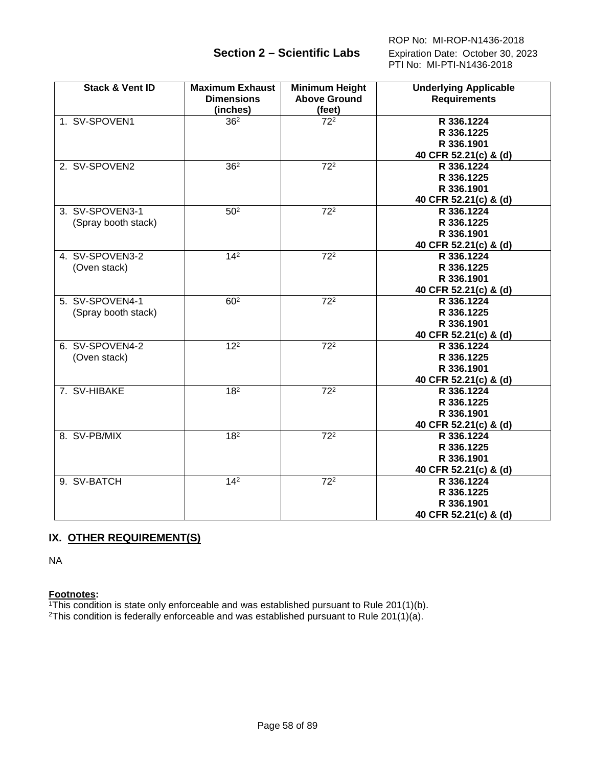| Stack & Vent ID | Maximum Exhaust Dimensions (inches) | Minimum Height Above Ground (feet) | Underlying Applicable Requirements |
|---|---|---|---|
| 1. SV-SPOVEN1 | 36[2] | 72[2] | **R 336.1224**<br>**R 336.1225**<br>**R 336.1901**<br>**40 CFR 52.21(c) & (d)** |
| 2. SV-SPOVEN2 | 36[2] | 72[2] | **R 336.1224**<br>**R 336.1225**<br>**R 336.1901**<br>**40 CFR 52.21(c) & (d)** |
| 3. SV-SPOVEN3-1 (Spray booth stack) | 50[2] | 72[2] | **R 336.1224**<br>**R 336.1225**<br>**R 336.1901**<br>**40 CFR 52.21(c) & (d)** |
| 4. SV-SPOVEN3-2 (Oven stack) | 14[2] | 72[2] | **R 336.1224**<br>**R 336.1225**<br>**R 336.1901**<br>**40 CFR 52.21(c) & (d)** |
| 5. SV-SPOVEN4-1 (Spray booth stack) | 60[2] | 72[2] | **R 336.1224**<br>**R 336.1225**<br>**R 336.1901**<br>**40 CFR 52.21(c) & (d)** |
| 6. SV-SPOVEN4-2 (Oven stack) | 12[2] | 72[2] | **R 336.1224**<br>**R 336.1225**<br>**R 336.1901**<br>**40 CFR 52.21(c) & (d)** |
| 7. SV-HIBAKE | 18[2] | 72[2] | **R 336.1224**<br>**R 336.1225**<br>**R 336.1901**<br>**40 CFR 52.21(c) & (d)** |
| 8. SV-PB/MIX | 18[2] | 72[2] | **R 336.1224**<br>**R 336.1225**<br>**R 336.1901**<br>**40 CFR 52.21(c) & (d)** |
| 9. SV-BATCH | 14[2] | 72[2] | **R 336.1224**<br>**R 336.1225**<br>**R 336.1901**<br>**40 CFR 52.21(c) & (d)** |

## IX. OTHER REQUIREMENT(S)

NA

**Footnotes:**

[1]This condition is state only enforceable and was established pursuant to Rule 201(1)(b).

[2]This condition is federally enforceable and was established pursuant to Rule 201(1)(a).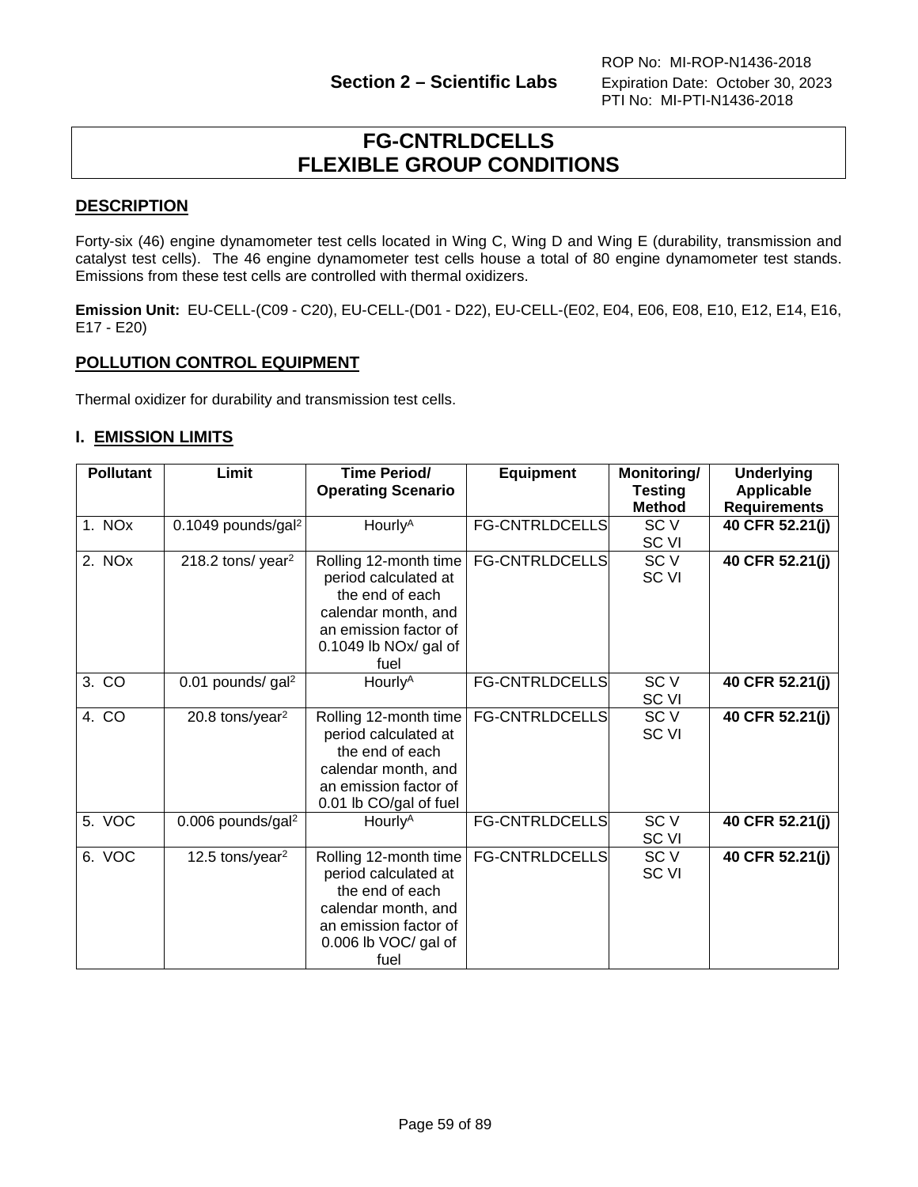# FG-CNTRLDCELLS FLEXIBLE GROUP CONDITIONS

## DESCRIPTION

Forty-six (46) engine dynamometer test cells located in Wing C, Wing D and Wing E (durability, transmission and catalyst test cells). The 46 engine dynamometer test cells house a total of 80 engine dynamometer test stands. Emissions from these test cells are controlled with thermal oxidizers.

**Emission Unit:** EU-CELL-(C09 - C20), EU-CELL-(D01 - D22), EU-CELL-(E02, E04, E06, E08, E10, E12, E14, E16, E17 - E20)

## POLLUTION CONTROL EQUIPMENT

Thermal oxidizer for durability and transmission test cells.

## I. EMISSION LIMITS

| Pollutant | Limit | Time Period/ Operating Scenario | Equipment | Monitoring/ Testing Method | Underlying Applicable Requirements |
|---|---|---|---|---|---|
| 1. NOx | 0.1049 pounds/gal[2] | Hourly[A] | FG-CNTRLDCELLS | SC V SC VI | **40 CFR 52.21(j)** |
| 2. NOx | 218.2 tons/ year[2] | Rolling 12-month time period calculated at the end of each calendar month, and an emission factor of 0.1049 lb NOx/ gal of fuel | FG-CNTRLDCELLS | SC V SC VI | **40 CFR 52.21(j)** |
| 3. CO | 0.01 pounds/ gal[2] | Hourly[A] | FG-CNTRLDCELLS | SC V SC VI | **40 CFR 52.21(j)** |
| 4. CO | 20.8 tons/year[2] | Rolling 12-month time period calculated at the end of each calendar month, and an emission factor of 0.01 lb CO/gal of fuel | FG-CNTRLDCELLS | SC V SC VI | **40 CFR 52.21(j)** |
| 5. VOC | 0.006 pounds/gal[2] | Hourly[A] | FG-CNTRLDCELLS | SC V SC VI | **40 CFR 52.21(j)** |
| 6. VOC | 12.5 tons/year[2] | Rolling 12-month time period calculated at the end of each calendar month, and an emission factor of 0.006 lb VOC/ gal of fuel | FG-CNTRLDCELLS | SC V SC VI | **40 CFR 52.21(j)** |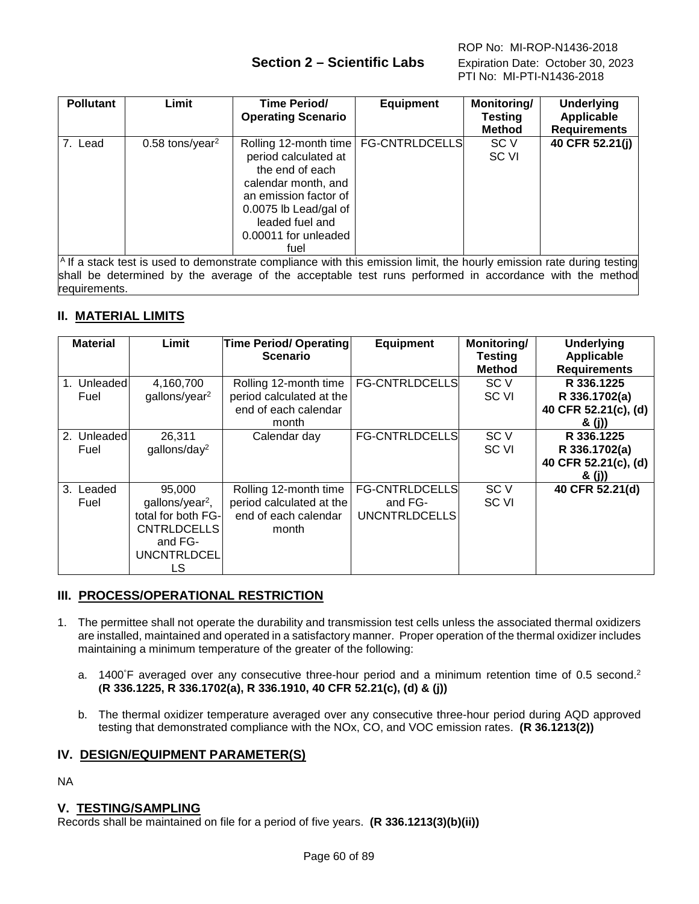| Pollutant | Limit | Time Period/ Operating Scenario | Equipment | Monitoring/ Testing Method | Underlying Applicable Requirements |
|---|---|---|---|---|---|
| 7. Lead | 0.58 tons/year[2] | Rolling 12-month time period calculated at the end of each calendar month, and an emission factor of 0.0075 lb Lead/gal of leaded fuel and 0.00011 for unleaded fuel | FG-CNTRLDCELLS | SC V<br>SC VI | **40 CFR 52.21(j)** |

[A] If a stack test is used to demonstrate compliance with this emission limit, the hourly emission rate during testing shall be determined by the average of the acceptable test runs performed in accordance with the method requirements.

## II. MATERIAL LIMITS

| Material | Limit | Time Period/ Operating Scenario | Equipment | Monitoring/ Testing Method | Underlying Applicable Requirements |
|---|---|---|---|---|---|
| 1. Unleaded Fuel | 4,160,700 gallons/year[2] | Rolling 12-month time period calculated at the end of each calendar month | FG-CNTRLDCELLS | SC V<br>SC VI | **R 336.1225<br>R 336.1702(a)<br>40 CFR 52.21(c), (d) & (j))** |
| 2. Unleaded Fuel | 26,311 gallons/day[2] | Calendar day | FG-CNTRLDCELLS | SC V<br>SC VI | **R 336.1225<br>R 336.1702(a)<br>40 CFR 52.21(c), (d) & (j))** |
| 3. Leaded Fuel | 95,000 gallons/year[2], total for both FG-CNTRLDCELLS and FG-UNCNTRLDCELLS | Rolling 12-month time period calculated at the end of each calendar month | FG-CNTRLDCELLS and FG-UNCNTRLDCELLS | SC V<br>SC VI | **40 CFR 52.21(d)** |

## III. PROCESS/OPERATIONAL RESTRICTION

1. The permittee shall not operate the durability and transmission test cells unless the associated thermal oxidizers are installed, maintained and operated in a satisfactory manner. Proper operation of the thermal oxidizer includes maintaining a minimum temperature of the greater of the following:

   a. 1400°F averaged over any consecutive three-hour period and a minimum retention time of 0.5 second.[2] **(R 336.1225, R 336.1702(a), R 336.1910, 40 CFR 52.21(c), (d) & (j))**

   b. The thermal oxidizer temperature averaged over any consecutive three-hour period during AQD approved testing that demonstrated compliance with the NOx, CO, and VOC emission rates. **(R 36.1213(2))**

## IV. DESIGN/EQUIPMENT PARAMETER(S)

NA

## V. TESTING/SAMPLING

Records shall be maintained on file for a period of five years. **(R 336.1213(3)(b)(ii))**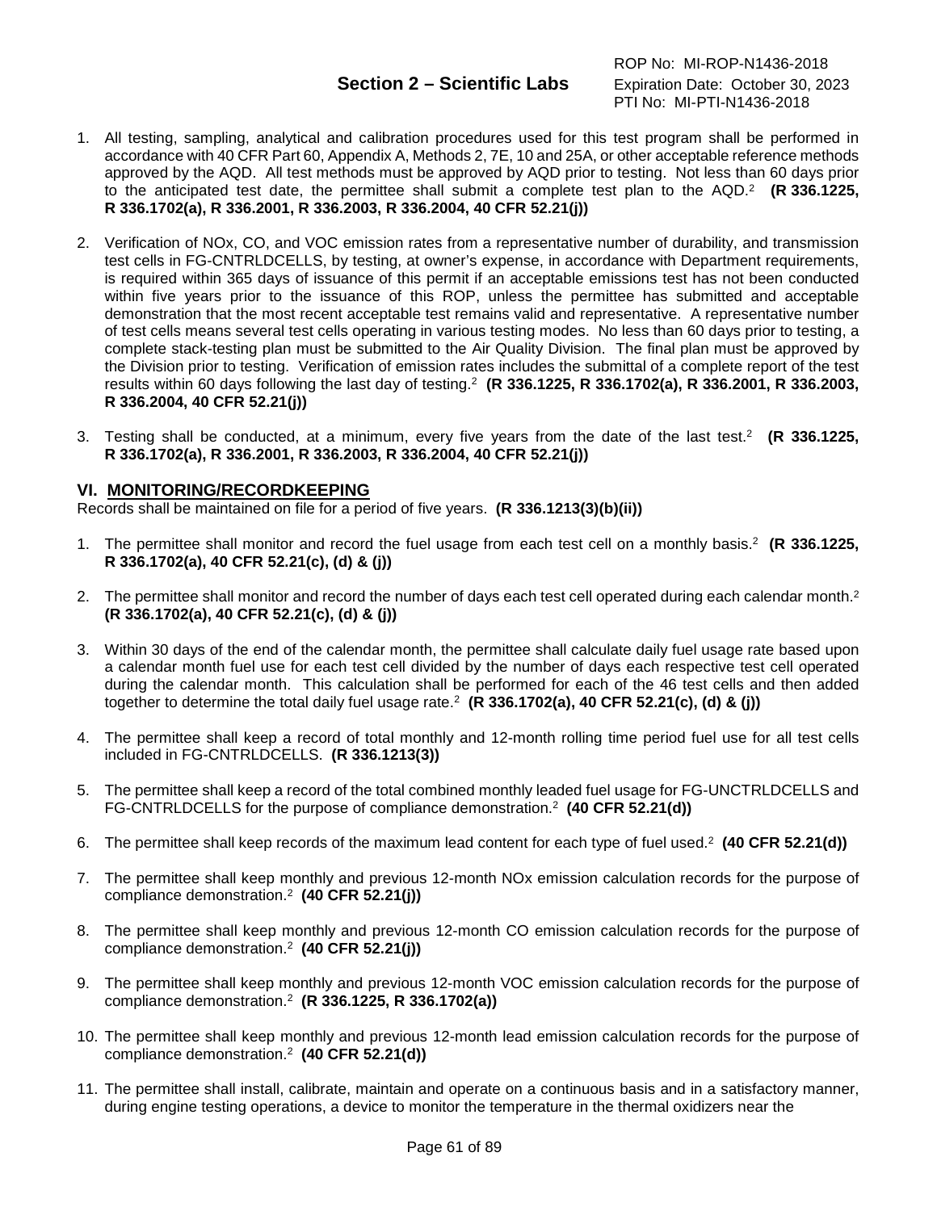1. All testing, sampling, analytical and calibration procedures used for this test program shall be performed in accordance with 40 CFR Part 60, Appendix A, Methods 2, 7E, 10 and 25A, or other acceptable reference methods approved by the AQD. All test methods must be approved by AQD prior to testing. Not less than 60 days prior to the anticipated test date, the permittee shall submit a complete test plan to the AQD.[2] **(R 336.1225, R 336.1702(a), R 336.2001, R 336.2003, R 336.2004, 40 CFR 52.21(j))**

2. Verification of NOx, CO, and VOC emission rates from a representative number of durability, and transmission test cells in FG-CNTRLDCELLS, by testing, at owner's expense, in accordance with Department requirements, is required within 365 days of issuance of this permit if an acceptable emissions test has not been conducted within five years prior to the issuance of this ROP, unless the permittee has submitted and acceptable demonstration that the most recent acceptable test remains valid and representative. A representative number of test cells means several test cells operating in various testing modes. No less than 60 days prior to testing, a complete stack-testing plan must be submitted to the Air Quality Division. The final plan must be approved by the Division prior to testing. Verification of emission rates includes the submittal of a complete report of the test results within 60 days following the last day of testing.[2] **(R 336.1225, R 336.1702(a), R 336.2001, R 336.2003, R 336.2004, 40 CFR 52.21(j))**

3. Testing shall be conducted, at a minimum, every five years from the date of the last test.[2] **(R 336.1225, R 336.1702(a), R 336.2001, R 336.2003, R 336.2004, 40 CFR 52.21(j))**

## VI. MONITORING/RECORDKEEPING

Records shall be maintained on file for a period of five years. **(R 336.1213(3)(b)(ii))**

1. The permittee shall monitor and record the fuel usage from each test cell on a monthly basis.[2] **(R 336.1225, R 336.1702(a), 40 CFR 52.21(c), (d) & (j))**

2. The permittee shall monitor and record the number of days each test cell operated during each calendar month.[2] **(R 336.1702(a), 40 CFR 52.21(c), (d) & (j))**

3. Within 30 days of the end of the calendar month, the permittee shall calculate daily fuel usage rate based upon a calendar month fuel use for each test cell divided by the number of days each respective test cell operated during the calendar month. This calculation shall be performed for each of the 46 test cells and then added together to determine the total daily fuel usage rate.[2] **(R 336.1702(a), 40 CFR 52.21(c), (d) & (j))**

4. The permittee shall keep a record of total monthly and 12-month rolling time period fuel use for all test cells included in FG-CNTRLDCELLS. **(R 336.1213(3))**

5. The permittee shall keep a record of the total combined monthly leaded fuel usage for FG-UNCTRLDCELLS and FG-CNTRLDCELLS for the purpose of compliance demonstration.[2] **(40 CFR 52.21(d))**

6. The permittee shall keep records of the maximum lead content for each type of fuel used.[2] **(40 CFR 52.21(d))**

7. The permittee shall keep monthly and previous 12-month NOx emission calculation records for the purpose of compliance demonstration.[2] **(40 CFR 52.21(j))**

8. The permittee shall keep monthly and previous 12-month CO emission calculation records for the purpose of compliance demonstration.[2] **(40 CFR 52.21(j))**

9. The permittee shall keep monthly and previous 12-month VOC emission calculation records for the purpose of compliance demonstration.[2] **(R 336.1225, R 336.1702(a))**

10. The permittee shall keep monthly and previous 12-month lead emission calculation records for the purpose of compliance demonstration.[2] **(40 CFR 52.21(d))**

11. The permittee shall install, calibrate, maintain and operate on a continuous basis and in a satisfactory manner, during engine testing operations, a device to monitor the temperature in the thermal oxidizers near the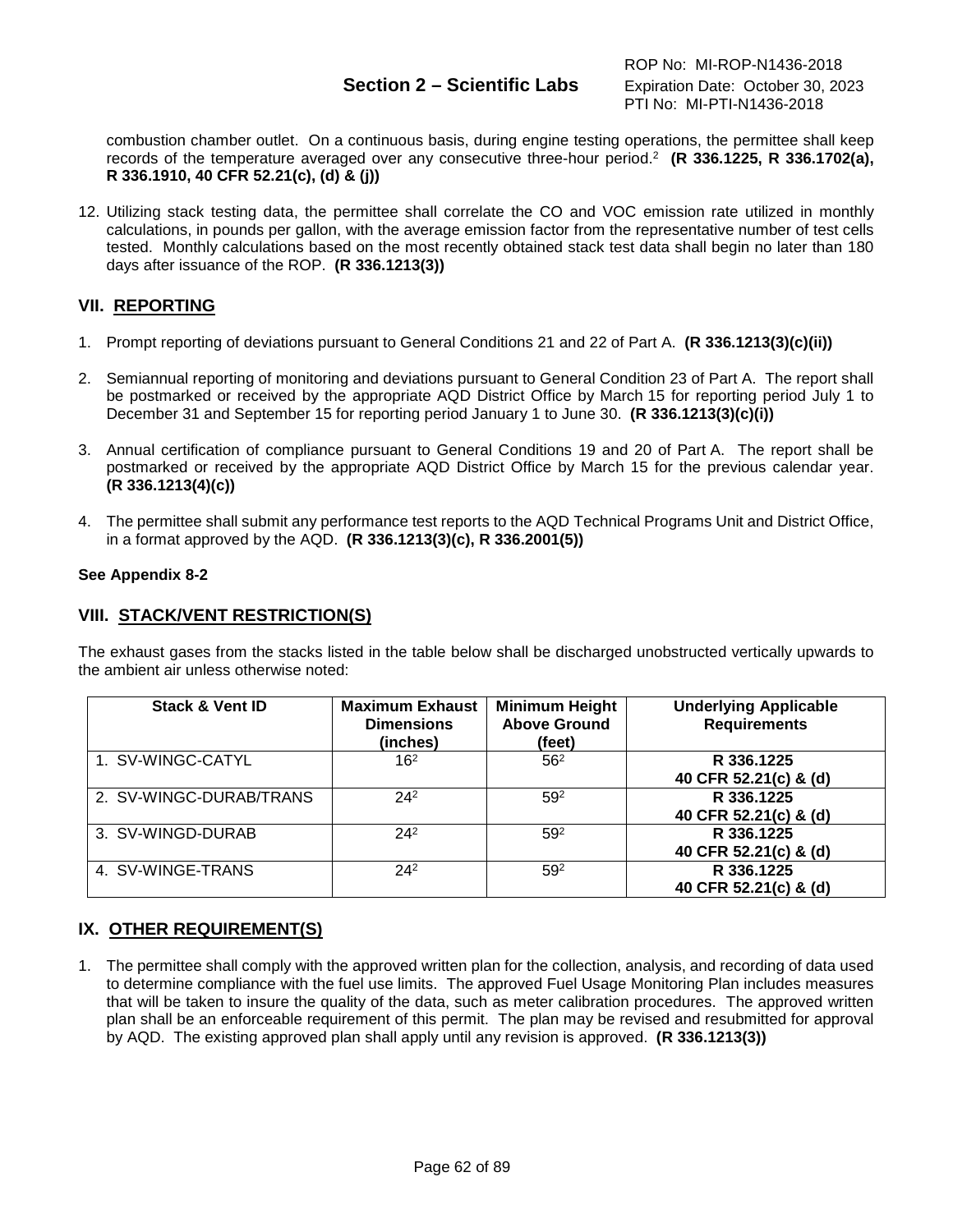combustion chamber outlet. On a continuous basis, during engine testing operations, the permittee shall keep records of the temperature averaged over any consecutive three-hour period.[2] **(R 336.1225, R 336.1702(a), R 336.1910, 40 CFR 52.21(c), (d) & (j))**

12. Utilizing stack testing data, the permittee shall correlate the CO and VOC emission rate utilized in monthly calculations, in pounds per gallon, with the average emission factor from the representative number of test cells tested. Monthly calculations based on the most recently obtained stack test data shall begin no later than 180 days after issuance of the ROP. **(R 336.1213(3))**

## VII. REPORTING

1. Prompt reporting of deviations pursuant to General Conditions 21 and 22 of Part A. **(R 336.1213(3)(c)(ii))**

2. Semiannual reporting of monitoring and deviations pursuant to General Condition 23 of Part A. The report shall be postmarked or received by the appropriate AQD District Office by March 15 for reporting period July 1 to December 31 and September 15 for reporting period January 1 to June 30. **(R 336.1213(3)(c)(i))**

3. Annual certification of compliance pursuant to General Conditions 19 and 20 of Part A. The report shall be postmarked or received by the appropriate AQD District Office by March 15 for the previous calendar year. **(R 336.1213(4)(c))**

4. The permittee shall submit any performance test reports to the AQD Technical Programs Unit and District Office, in a format approved by the AQD. **(R 336.1213(3)(c), R 336.2001(5))**

**See Appendix 8-2**

## VIII. STACK/VENT RESTRICTION(S)

The exhaust gases from the stacks listed in the table below shall be discharged unobstructed vertically upwards to the ambient air unless otherwise noted:

| Stack & Vent ID | Maximum Exhaust Dimensions (inches) | Minimum Height Above Ground (feet) | Underlying Applicable Requirements |
|---|---|---|---|
| 1. SV-WINGC-CATYL | 16[2] | 56[2] | **R 336.1225 40 CFR 52.21(c) & (d)** |
| 2. SV-WINGC-DURAB/TRANS | 24[2] | 59[2] | **R 336.1225 40 CFR 52.21(c) & (d)** |
| 3. SV-WINGD-DURAB | 24[2] | 59[2] | **R 336.1225 40 CFR 52.21(c) & (d)** |
| 4. SV-WINGE-TRANS | 24[2] | 59[2] | **R 336.1225 40 CFR 52.21(c) & (d)** |

## IX. OTHER REQUIREMENT(S)

1. The permittee shall comply with the approved written plan for the collection, analysis, and recording of data used to determine compliance with the fuel use limits. The approved Fuel Usage Monitoring Plan includes measures that will be taken to insure the quality of the data, such as meter calibration procedures. The approved written plan shall be an enforceable requirement of this permit. The plan may be revised and resubmitted for approval by AQD. The existing approved plan shall apply until any revision is approved. **(R 336.1213(3))**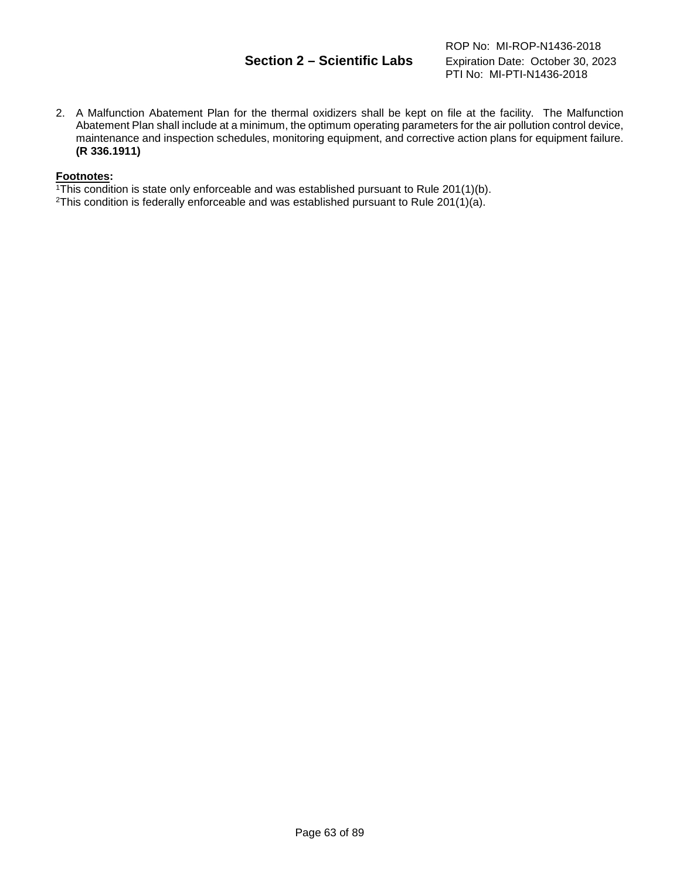2. A Malfunction Abatement Plan for the thermal oxidizers shall be kept on file at the facility. The Malfunction Abatement Plan shall include at a minimum, the optimum operating parameters for the air pollution control device, maintenance and inspection schedules, monitoring equipment, and corrective action plans for equipment failure. **(R 336.1911)**

**Footnotes:**

[1]This condition is state only enforceable and was established pursuant to Rule 201(1)(b).
[2]This condition is federally enforceable and was established pursuant to Rule 201(1)(a).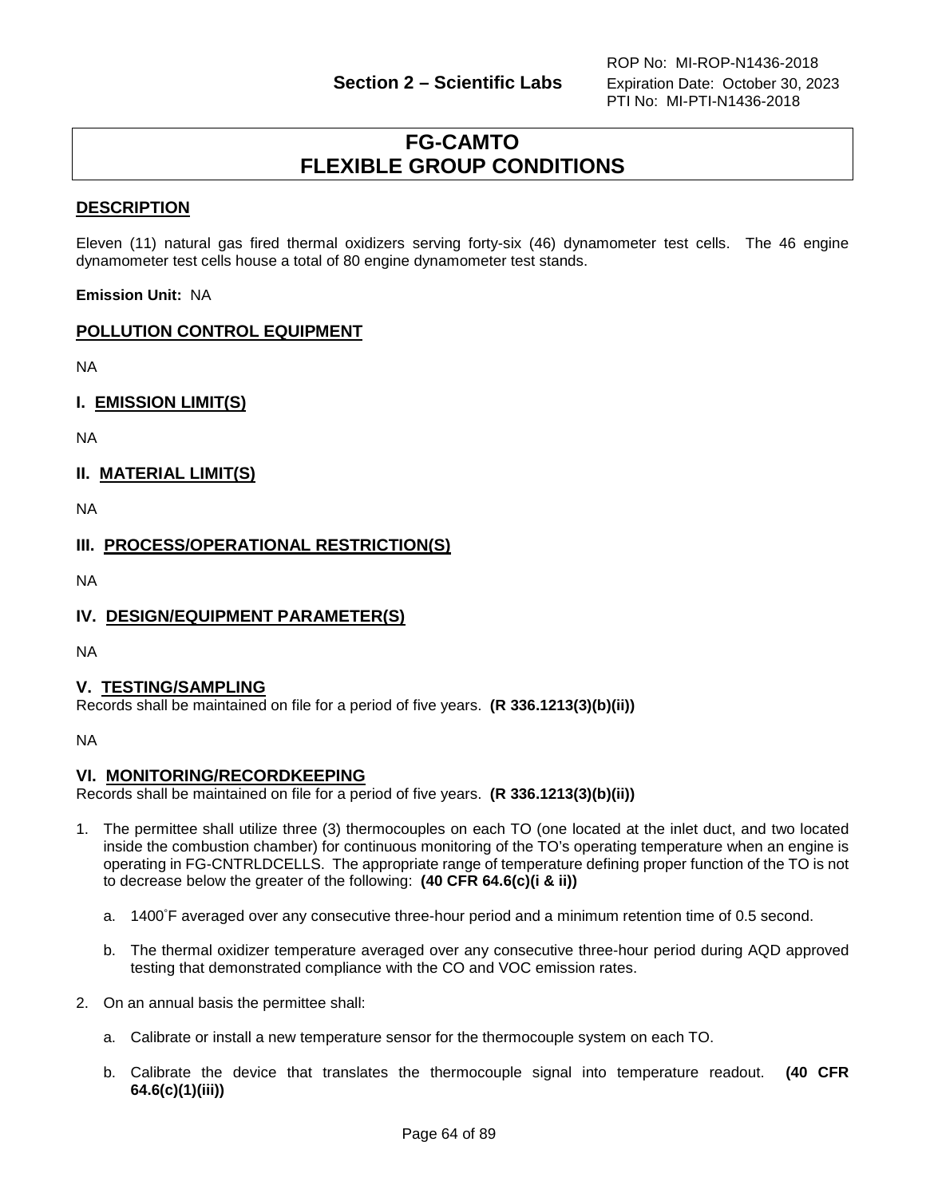# FG-CAMTO
# FLEXIBLE GROUP CONDITIONS

## DESCRIPTION

Eleven (11) natural gas fired thermal oxidizers serving forty-six (46) dynamometer test cells. The 46 engine dynamometer test cells house a total of 80 engine dynamometer test stands.

**Emission Unit:** NA

## POLLUTION CONTROL EQUIPMENT

NA

## I. EMISSION LIMIT(S)

NA

## II. MATERIAL LIMIT(S)

NA

## III. PROCESS/OPERATIONAL RESTRICTION(S)

NA

## IV. DESIGN/EQUIPMENT PARAMETER(S)

NA

## V. TESTING/SAMPLING

Records shall be maintained on file for a period of five years. **(R 336.1213(3)(b)(ii))**

NA

## VI. MONITORING/RECORDKEEPING

Records shall be maintained on file for a period of five years. **(R 336.1213(3)(b)(ii))**

1. The permittee shall utilize three (3) thermocouples on each TO (one located at the inlet duct, and two located inside the combustion chamber) for continuous monitoring of the TO's operating temperature when an engine is operating in FG-CNTRLDCELLS. The appropriate range of temperature defining proper function of the TO is not to decrease below the greater of the following: **(40 CFR 64.6(c)(i & ii))**

   a. 1400˚F averaged over any consecutive three-hour period and a minimum retention time of 0.5 second.

   b. The thermal oxidizer temperature averaged over any consecutive three-hour period during AQD approved testing that demonstrated compliance with the CO and VOC emission rates.

2. On an annual basis the permittee shall:

   a. Calibrate or install a new temperature sensor for the thermocouple system on each TO.

   b. Calibrate the device that translates the thermocouple signal into temperature readout. **(40 CFR 64.6(c)(1)(iii))**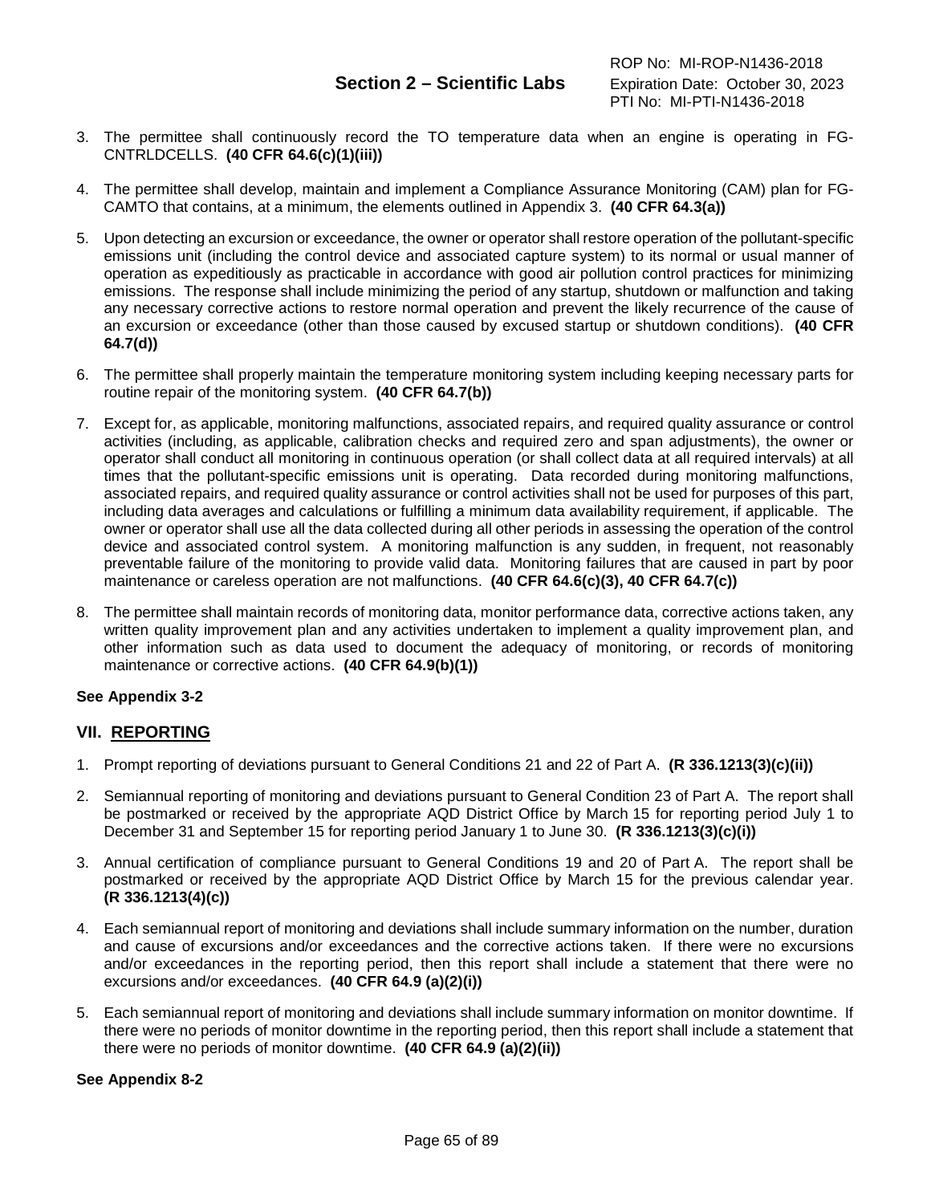3. The permittee shall continuously record the TO temperature data when an engine is operating in FG-CNTRLDCELLS. **(40 CFR 64.6(c)(1)(iii))**

4. The permittee shall develop, maintain and implement a Compliance Assurance Monitoring (CAM) plan for FG-CAMTO that contains, at a minimum, the elements outlined in Appendix 3. **(40 CFR 64.3(a))**

5. Upon detecting an excursion or exceedance, the owner or operator shall restore operation of the pollutant-specific emissions unit (including the control device and associated capture system) to its normal or usual manner of operation as expeditiously as practicable in accordance with good air pollution control practices for minimizing emissions. The response shall include minimizing the period of any startup, shutdown or malfunction and taking any necessary corrective actions to restore normal operation and prevent the likely recurrence of the cause of an excursion or exceedance (other than those caused by excused startup or shutdown conditions). **(40 CFR 64.7(d))**

6. The permittee shall properly maintain the temperature monitoring system including keeping necessary parts for routine repair of the monitoring system. **(40 CFR 64.7(b))**

7. Except for, as applicable, monitoring malfunctions, associated repairs, and required quality assurance or control activities (including, as applicable, calibration checks and required zero and span adjustments), the owner or operator shall conduct all monitoring in continuous operation (or shall collect data at all required intervals) at all times that the pollutant-specific emissions unit is operating. Data recorded during monitoring malfunctions, associated repairs, and required quality assurance or control activities shall not be used for purposes of this part, including data averages and calculations or fulfilling a minimum data availability requirement, if applicable. The owner or operator shall use all the data collected during all other periods in assessing the operation of the control device and associated control system. A monitoring malfunction is any sudden, in frequent, not reasonably preventable failure of the monitoring to provide valid data. Monitoring failures that are caused in part by poor maintenance or careless operation are not malfunctions. **(40 CFR 64.6(c)(3), 40 CFR 64.7(c))**

8. The permittee shall maintain records of monitoring data, monitor performance data, corrective actions taken, any written quality improvement plan and any activities undertaken to implement a quality improvement plan, and other information such as data used to document the adequacy of monitoring, or records of monitoring maintenance or corrective actions. **(40 CFR 64.9(b)(1))**

**See Appendix 3-2**

## VII. REPORTING

1. Prompt reporting of deviations pursuant to General Conditions 21 and 22 of Part A. **(R 336.1213(3)(c)(ii))**

2. Semiannual reporting of monitoring and deviations pursuant to General Condition 23 of Part A. The report shall be postmarked or received by the appropriate AQD District Office by March 15 for reporting period July 1 to December 31 and September 15 for reporting period January 1 to June 30. **(R 336.1213(3)(c)(i))**

3. Annual certification of compliance pursuant to General Conditions 19 and 20 of Part A. The report shall be postmarked or received by the appropriate AQD District Office by March 15 for the previous calendar year. **(R 336.1213(4)(c))**

4. Each semiannual report of monitoring and deviations shall include summary information on the number, duration and cause of excursions and/or exceedances and the corrective actions taken. If there were no excursions and/or exceedances in the reporting period, then this report shall include a statement that there were no excursions and/or exceedances. **(40 CFR 64.9 (a)(2)(i))**

5. Each semiannual report of monitoring and deviations shall include summary information on monitor downtime. If there were no periods of monitor downtime in the reporting period, then this report shall include a statement that there were no periods of monitor downtime. **(40 CFR 64.9 (a)(2)(ii))**

**See Appendix 8-2**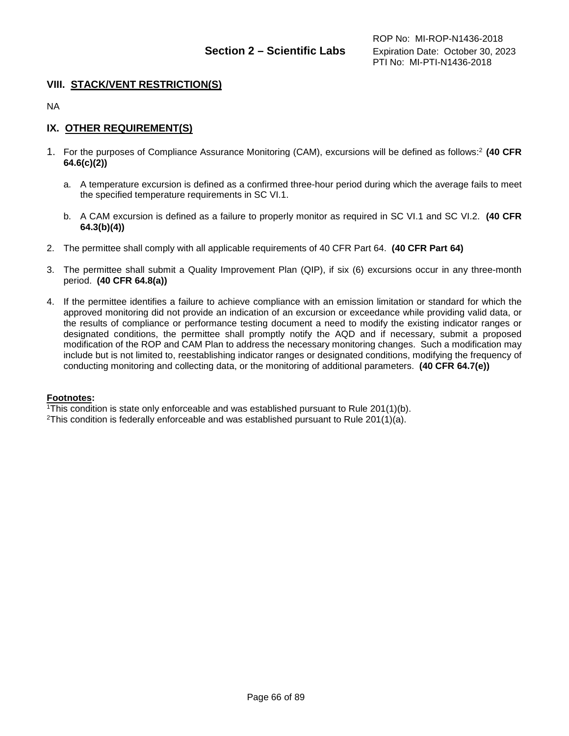## VIII. STACK/VENT RESTRICTION(S)

NA

## IX. OTHER REQUIREMENT(S)

1. For the purposes of Compliance Assurance Monitoring (CAM), excursions will be defined as follows:[2] **(40 CFR 64.6(c)(2))**

   a. A temperature excursion is defined as a confirmed three-hour period during which the average fails to meet the specified temperature requirements in SC VI.1.

   b. A CAM excursion is defined as a failure to properly monitor as required in SC VI.1 and SC VI.2. **(40 CFR 64.3(b)(4))**

2. The permittee shall comply with all applicable requirements of 40 CFR Part 64. **(40 CFR Part 64)**

3. The permittee shall submit a Quality Improvement Plan (QIP), if six (6) excursions occur in any three-month period. **(40 CFR 64.8(a))**

4. If the permittee identifies a failure to achieve compliance with an emission limitation or standard for which the approved monitoring did not provide an indication of an excursion or exceedance while providing valid data, or the results of compliance or performance testing document a need to modify the existing indicator ranges or designated conditions, the permittee shall promptly notify the AQD and if necessary, submit a proposed modification of the ROP and CAM Plan to address the necessary monitoring changes. Such a modification may include but is not limited to, reestablishing indicator ranges or designated conditions, modifying the frequency of conducting monitoring and collecting data, or the monitoring of additional parameters. **(40 CFR 64.7(e))**

**Footnotes:**

[1]This condition is state only enforceable and was established pursuant to Rule 201(1)(b).
[2]This condition is federally enforceable and was established pursuant to Rule 201(1)(a).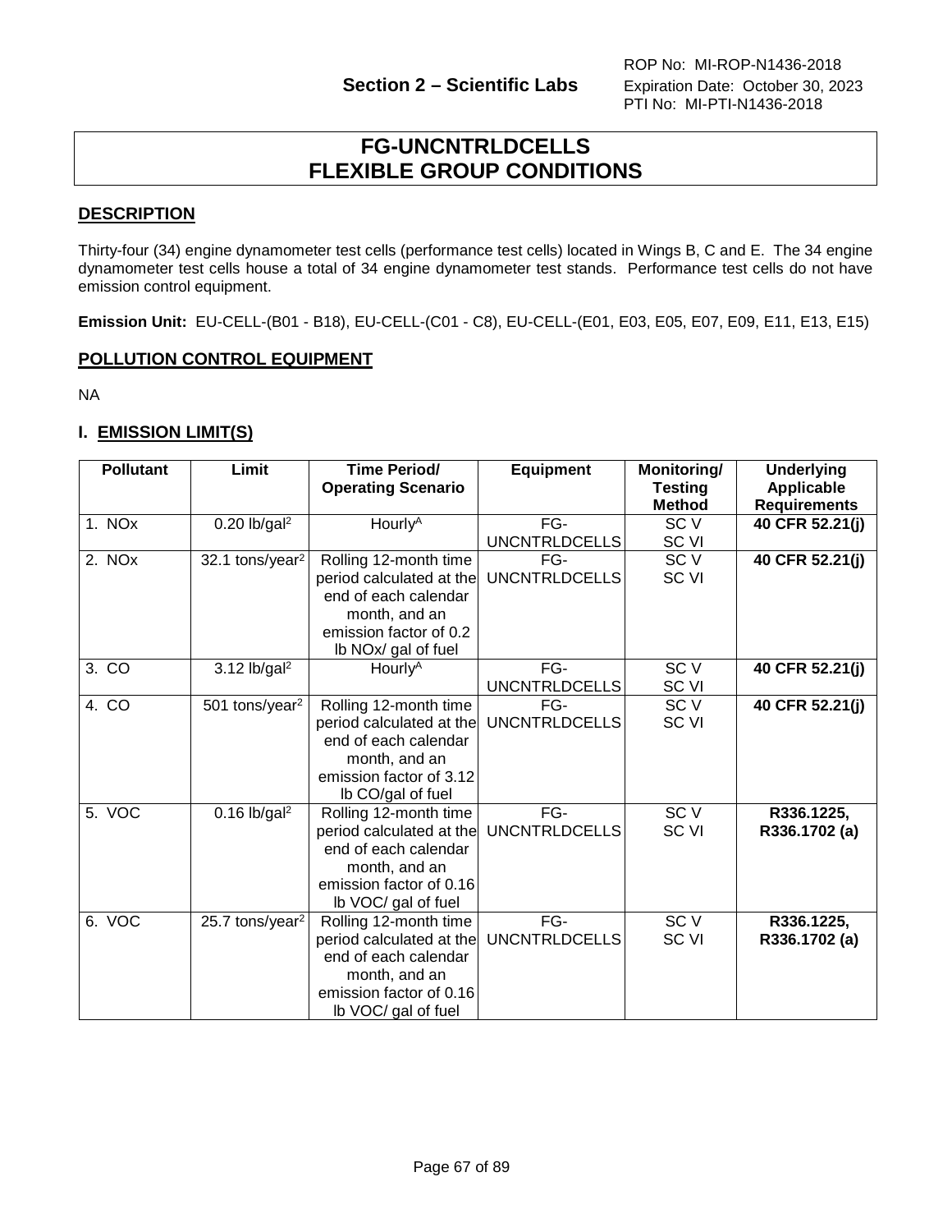# FG-UNCNTRLDCELLS
# FLEXIBLE GROUP CONDITIONS

## DESCRIPTION

Thirty-four (34) engine dynamometer test cells (performance test cells) located in Wings B, C and E. The 34 engine dynamometer test cells house a total of 34 engine dynamometer test stands. Performance test cells do not have emission control equipment.

**Emission Unit:** EU-CELL-(B01 - B18), EU-CELL-(C01 - C8), EU-CELL-(E01, E03, E05, E07, E09, E11, E13, E15)

## POLLUTION CONTROL EQUIPMENT

NA

## I. EMISSION LIMIT(S)

| Pollutant | Limit | Time Period/ Operating Scenario | Equipment | Monitoring/ Testing Method | Underlying Applicable Requirements |
|---|---|---|---|---|---|
| 1. NOx | 0.20 lb/gal[2] | Hourly[A] | FG-UNCNTRLDCELLS | SC V SC VI | **40 CFR 52.21(j)** |
| 2. NOx | 32.1 tons/year[2] | Rolling 12-month time period calculated at the end of each calendar month, and an emission factor of 0.2 lb NOx/ gal of fuel | FG-UNCNTRLDCELLS | SC V SC VI | **40 CFR 52.21(j)** |
| 3. CO | 3.12 lb/gal[2] | Hourly[A] | FG-UNCNTRLDCELLS | SC V SC VI | **40 CFR 52.21(j)** |
| 4. CO | 501 tons/year[2] | Rolling 12-month time period calculated at the end of each calendar month, and an emission factor of 3.12 lb CO/gal of fuel | FG-UNCNTRLDCELLS | SC V SC VI | **40 CFR 52.21(j)** |
| 5. VOC | 0.16 lb/gal[2] | Rolling 12-month time period calculated at the end of each calendar month, and an emission factor of 0.16 lb VOC/ gal of fuel | FG-UNCNTRLDCELLS | SC V SC VI | **R336.1225, R336.1702 (a)** |
| 6. VOC | 25.7 tons/year[2] | Rolling 12-month time period calculated at the end of each calendar month, and an emission factor of 0.16 lb VOC/ gal of fuel | FG-UNCNTRLDCELLS | SC V SC VI | **R336.1225, R336.1702 (a)** |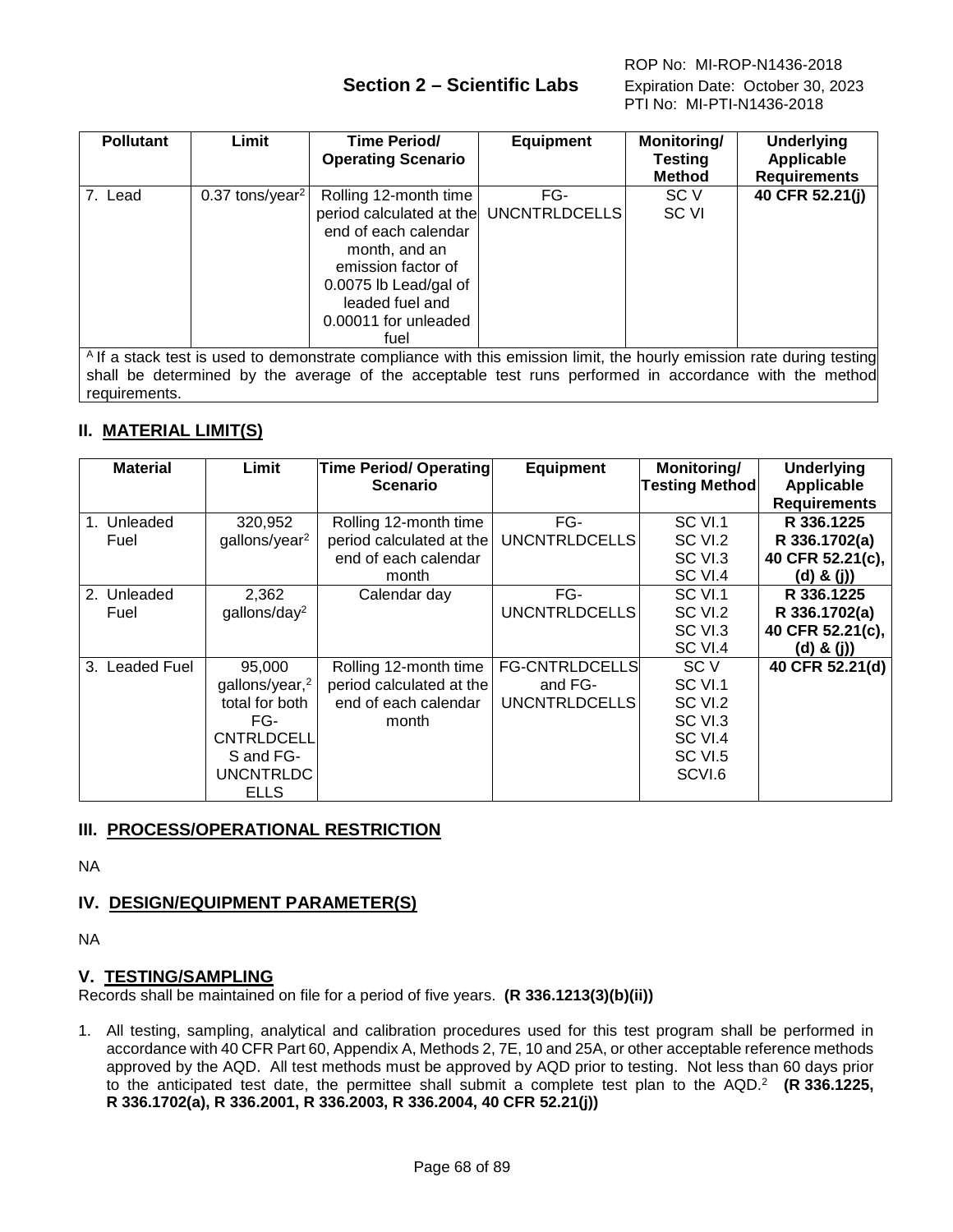| Pollutant | Limit | Time Period/ Operating Scenario | Equipment | Monitoring/ Testing Method | Underlying Applicable Requirements |
|---|---|---|---|---|---|
| 7. Lead | 0.37 tons/year[2] | Rolling 12-month time period calculated at the end of each calendar month, and an emission factor of 0.0075 lb Lead/gal of leaded fuel and 0.00011 for unleaded fuel | FG-UNCNTRLDCELLS | SC V<br>SC VI | **40 CFR 52.21(j)** |

[A] If a stack test is used to demonstrate compliance with this emission limit, the hourly emission rate during testing shall be determined by the average of the acceptable test runs performed in accordance with the method requirements.

## II. MATERIAL LIMIT(S)

| Material | Limit | Time Period/ Operating Scenario | Equipment | Monitoring/ Testing Method | Underlying Applicable Requirements |
|---|---|---|---|---|---|
| 1. Unleaded Fuel | 320,952 gallons/year[2] | Rolling 12-month time period calculated at the end of each calendar month | FG-UNCNTRLDCELLS | SC VI.1<br>SC VI.2<br>SC VI.3<br>SC VI.4 | **R 336.1225<br>R 336.1702(a)<br>40 CFR 52.21(c), (d) & (j))** |
| 2. Unleaded Fuel | 2,362 gallons/day[2] | Calendar day | FG-UNCNTRLDCELLS | SC VI.1<br>SC VI.2<br>SC VI.3<br>SC VI.4 | **R 336.1225<br>R 336.1702(a)<br>40 CFR 52.21(c), (d) & (j))** |
| 3. Leaded Fuel | 95,000 gallons/year,[2] total for both FG-CNTRLDCELLS and FG-UNCNTRLDCELLS | Rolling 12-month time period calculated at the end of each calendar month | FG-CNTRLDCELLS and FG-UNCNTRLDCELLS | SC V<br>SC VI.1<br>SC VI.2<br>SC VI.3<br>SC VI.4<br>SC VI.5<br>SCVI.6 | **40 CFR 52.21(d)** |

## III. PROCESS/OPERATIONAL RESTRICTION

NA

## IV. DESIGN/EQUIPMENT PARAMETER(S)

NA

## V. TESTING/SAMPLING

Records shall be maintained on file for a period of five years. **(R 336.1213(3)(b)(ii))**

1. All testing, sampling, analytical and calibration procedures used for this test program shall be performed in accordance with 40 CFR Part 60, Appendix A, Methods 2, 7E, 10 and 25A, or other acceptable reference methods approved by the AQD. All test methods must be approved by AQD prior to testing. Not less than 60 days prior to the anticipated test date, the permittee shall submit a complete test plan to the AQD.[2] **(R 336.1225, R 336.1702(a), R 336.2001, R 336.2003, R 336.2004, 40 CFR 52.21(j))**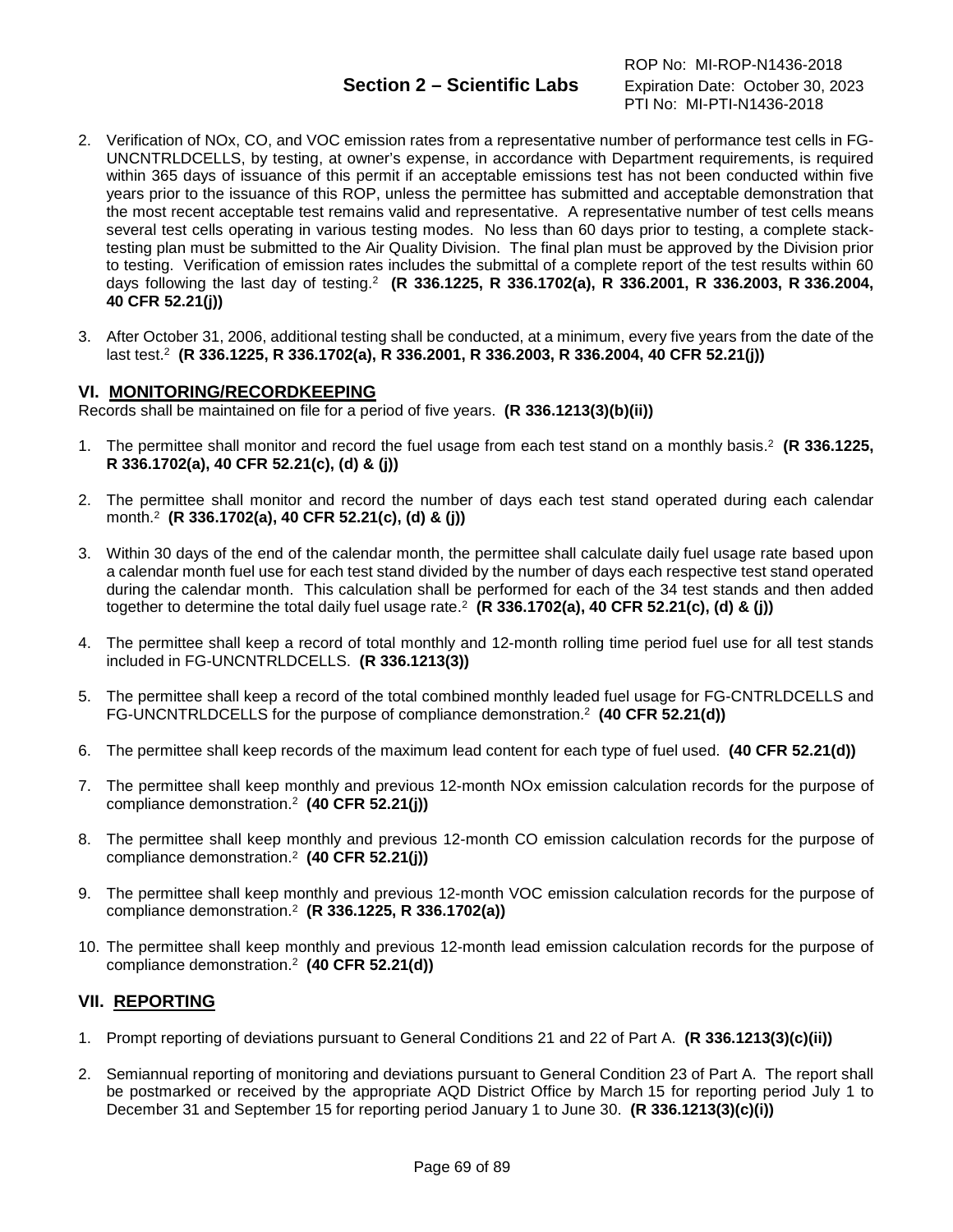2. Verification of NOx, CO, and VOC emission rates from a representative number of performance test cells in FG-UNCNTRLDCELLS, by testing, at owner's expense, in accordance with Department requirements, is required within 365 days of issuance of this permit if an acceptable emissions test has not been conducted within five years prior to the issuance of this ROP, unless the permittee has submitted and acceptable demonstration that the most recent acceptable test remains valid and representative. A representative number of test cells means several test cells operating in various testing modes. No less than 60 days prior to testing, a complete stack-testing plan must be submitted to the Air Quality Division. The final plan must be approved by the Division prior to testing. Verification of emission rates includes the submittal of a complete report of the test results within 60 days following the last day of testing.[2] **(R 336.1225, R 336.1702(a), R 336.2001, R 336.2003, R 336.2004, 40 CFR 52.21(j))**

3. After October 31, 2006, additional testing shall be conducted, at a minimum, every five years from the date of the last test.[2] **(R 336.1225, R 336.1702(a), R 336.2001, R 336.2003, R 336.2004, 40 CFR 52.21(j))**

## VI. MONITORING/RECORDKEEPING

Records shall be maintained on file for a period of five years. **(R 336.1213(3)(b)(ii))**

1. The permittee shall monitor and record the fuel usage from each test stand on a monthly basis.[2] **(R 336.1225, R 336.1702(a), 40 CFR 52.21(c), (d) & (j))**

2. The permittee shall monitor and record the number of days each test stand operated during each calendar month.[2] **(R 336.1702(a), 40 CFR 52.21(c), (d) & (j))**

3. Within 30 days of the end of the calendar month, the permittee shall calculate daily fuel usage rate based upon a calendar month fuel use for each test stand divided by the number of days each respective test stand operated during the calendar month. This calculation shall be performed for each of the 34 test stands and then added together to determine the total daily fuel usage rate.[2] **(R 336.1702(a), 40 CFR 52.21(c), (d) & (j))**

4. The permittee shall keep a record of total monthly and 12-month rolling time period fuel use for all test stands included in FG-UNCNTRLDCELLS. **(R 336.1213(3))**

5. The permittee shall keep a record of the total combined monthly leaded fuel usage for FG-CNTRLDCELLS and FG-UNCNTRLDCELLS for the purpose of compliance demonstration.[2] **(40 CFR 52.21(d))**

6. The permittee shall keep records of the maximum lead content for each type of fuel used. **(40 CFR 52.21(d))**

7. The permittee shall keep monthly and previous 12-month NOx emission calculation records for the purpose of compliance demonstration.[2] **(40 CFR 52.21(j))**

8. The permittee shall keep monthly and previous 12-month CO emission calculation records for the purpose of compliance demonstration.[2] **(40 CFR 52.21(j))**

9. The permittee shall keep monthly and previous 12-month VOC emission calculation records for the purpose of compliance demonstration.[2] **(R 336.1225, R 336.1702(a))**

10. The permittee shall keep monthly and previous 12-month lead emission calculation records for the purpose of compliance demonstration.[2] **(40 CFR 52.21(d))**

## VII. REPORTING

1. Prompt reporting of deviations pursuant to General Conditions 21 and 22 of Part A. **(R 336.1213(3)(c)(ii))**

2. Semiannual reporting of monitoring and deviations pursuant to General Condition 23 of Part A. The report shall be postmarked or received by the appropriate AQD District Office by March 15 for reporting period July 1 to December 31 and September 15 for reporting period January 1 to June 30. **(R 336.1213(3)(c)(i))**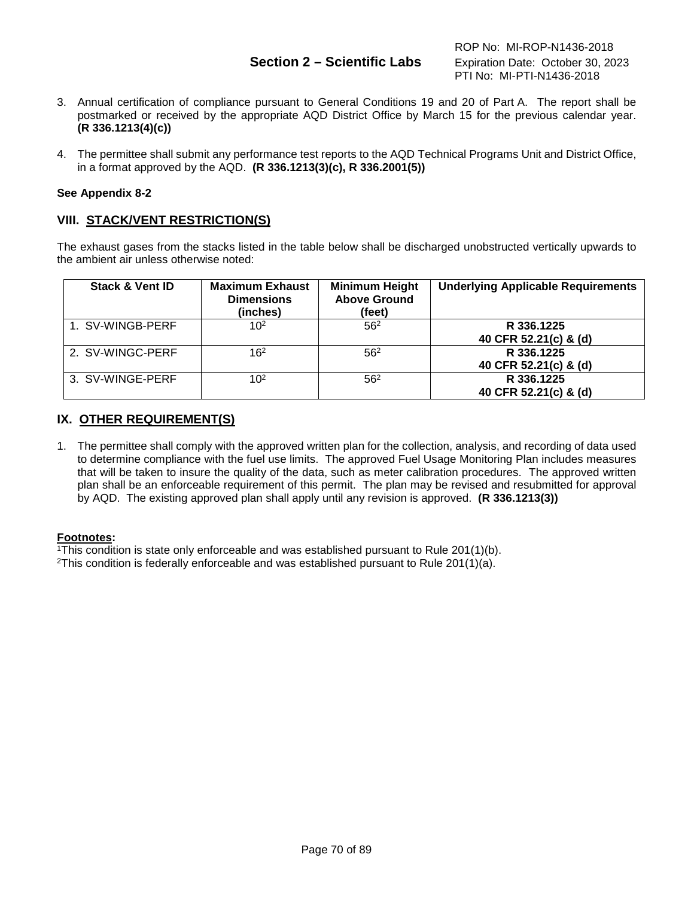3. Annual certification of compliance pursuant to General Conditions 19 and 20 of Part A. The report shall be postmarked or received by the appropriate AQD District Office by March 15 for the previous calendar year. **(R 336.1213(4)(c))**

4. The permittee shall submit any performance test reports to the AQD Technical Programs Unit and District Office, in a format approved by the AQD. **(R 336.1213(3)(c), R 336.2001(5))**

**See Appendix 8-2**

## VIII. STACK/VENT RESTRICTION(S)

The exhaust gases from the stacks listed in the table below shall be discharged unobstructed vertically upwards to the ambient air unless otherwise noted:

| Stack & Vent ID | Maximum Exhaust Dimensions (inches) | Minimum Height Above Ground (feet) | Underlying Applicable Requirements |
|---|---|---|---|
| 1. SV-WINGB-PERF | 10[2] | 56[2] | **R 336.1225 40 CFR 52.21(c) & (d)** |
| 2. SV-WINGC-PERF | 16[2] | 56[2] | **R 336.1225 40 CFR 52.21(c) & (d)** |
| 3. SV-WINGE-PERF | 10[2] | 56[2] | **R 336.1225 40 CFR 52.21(c) & (d)** |

## IX. OTHER REQUIREMENT(S)

1. The permittee shall comply with the approved written plan for the collection, analysis, and recording of data used to determine compliance with the fuel use limits. The approved Fuel Usage Monitoring Plan includes measures that will be taken to insure the quality of the data, such as meter calibration procedures. The approved written plan shall be an enforceable requirement of this permit. The plan may be revised and resubmitted for approval by AQD. The existing approved plan shall apply until any revision is approved. **(R 336.1213(3))**

**Footnotes:**

[1]This condition is state only enforceable and was established pursuant to Rule 201(1)(b).
[2]This condition is federally enforceable and was established pursuant to Rule 201(1)(a).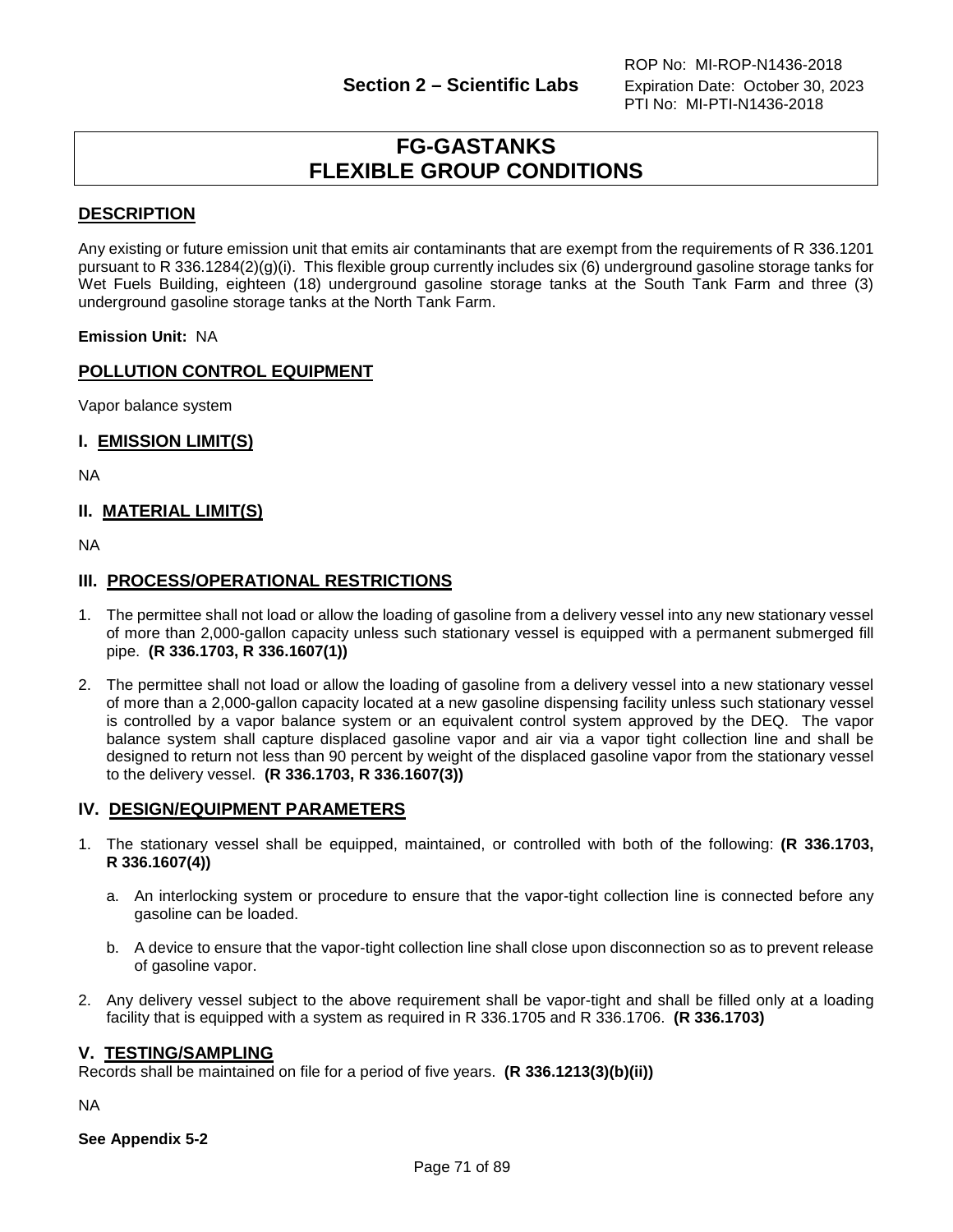# FG-GASTANKS
# FLEXIBLE GROUP CONDITIONS

## DESCRIPTION

Any existing or future emission unit that emits air contaminants that are exempt from the requirements of R 336.1201 pursuant to R 336.1284(2)(g)(i). This flexible group currently includes six (6) underground gasoline storage tanks for Wet Fuels Building, eighteen (18) underground gasoline storage tanks at the South Tank Farm and three (3) underground gasoline storage tanks at the North Tank Farm.

**Emission Unit:** NA

## POLLUTION CONTROL EQUIPMENT

Vapor balance system

## I. EMISSION LIMIT(S)

NA

## II. MATERIAL LIMIT(S)

NA

## III. PROCESS/OPERATIONAL RESTRICTIONS

1. The permittee shall not load or allow the loading of gasoline from a delivery vessel into any new stationary vessel of more than 2,000-gallon capacity unless such stationary vessel is equipped with a permanent submerged fill pipe. **(R 336.1703, R 336.1607(1))**

2. The permittee shall not load or allow the loading of gasoline from a delivery vessel into a new stationary vessel of more than a 2,000-gallon capacity located at a new gasoline dispensing facility unless such stationary vessel is controlled by a vapor balance system or an equivalent control system approved by the DEQ. The vapor balance system shall capture displaced gasoline vapor and air via a vapor tight collection line and shall be designed to return not less than 90 percent by weight of the displaced gasoline vapor from the stationary vessel to the delivery vessel. **(R 336.1703, R 336.1607(3))**

## IV. DESIGN/EQUIPMENT PARAMETERS

1. The stationary vessel shall be equipped, maintained, or controlled with both of the following: **(R 336.1703, R 336.1607(4))**

   a. An interlocking system or procedure to ensure that the vapor-tight collection line is connected before any gasoline can be loaded.

   b. A device to ensure that the vapor-tight collection line shall close upon disconnection so as to prevent release of gasoline vapor.

2. Any delivery vessel subject to the above requirement shall be vapor-tight and shall be filled only at a loading facility that is equipped with a system as required in R 336.1705 and R 336.1706. **(R 336.1703)**

## V. TESTING/SAMPLING

Records shall be maintained on file for a period of five years. **(R 336.1213(3)(b)(ii))**

NA

**See Appendix 5-2**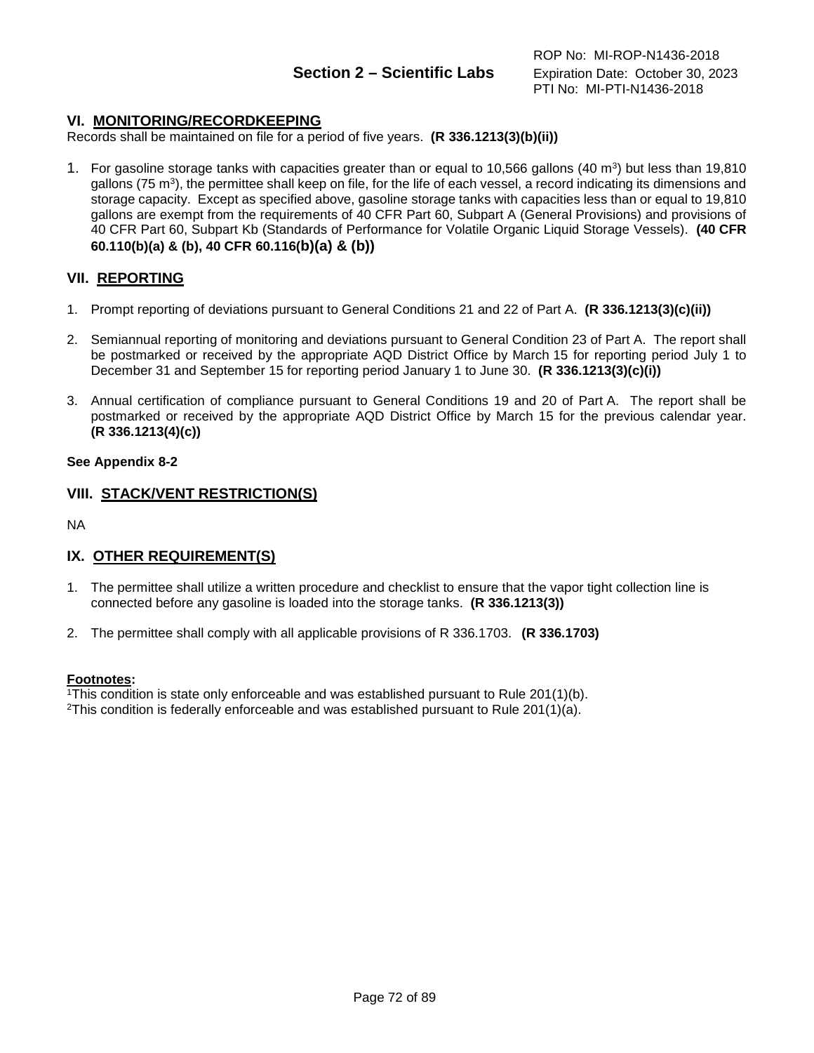## VI. MONITORING/RECORDKEEPING

Records shall be maintained on file for a period of five years. **(R 336.1213(3)(b)(ii))**

1. For gasoline storage tanks with capacities greater than or equal to 10,566 gallons (40 $m^3$) but less than 19,810 gallons (75 $m^3$), the permittee shall keep on file, for the life of each vessel, a record indicating its dimensions and storage capacity. Except as specified above, gasoline storage tanks with capacities less than or equal to 19,810 gallons are exempt from the requirements of 40 CFR Part 60, Subpart A (General Provisions) and provisions of 40 CFR Part 60, Subpart Kb (Standards of Performance for Volatile Organic Liquid Storage Vessels). **(40 CFR 60.110(b)(a) & (b), 40 CFR 60.116(b)(a) & (b))**

## VII. REPORTING

1. Prompt reporting of deviations pursuant to General Conditions 21 and 22 of Part A. **(R 336.1213(3)(c)(ii))**

2. Semiannual reporting of monitoring and deviations pursuant to General Condition 23 of Part A. The report shall be postmarked or received by the appropriate AQD District Office by March 15 for reporting period July 1 to December 31 and September 15 for reporting period January 1 to June 30. **(R 336.1213(3)(c)(i))**

3. Annual certification of compliance pursuant to General Conditions 19 and 20 of Part A. The report shall be postmarked or received by the appropriate AQD District Office by March 15 for the previous calendar year. **(R 336.1213(4)(c))**

**See Appendix 8-2**

## VIII. STACK/VENT RESTRICTION(S)

NA

## IX. OTHER REQUIREMENT(S)

1. The permittee shall utilize a written procedure and checklist to ensure that the vapor tight collection line is connected before any gasoline is loaded into the storage tanks. **(R 336.1213(3))**

2. The permittee shall comply with all applicable provisions of R 336.1703. **(R 336.1703)**

**Footnotes:**

[1]This condition is state only enforceable and was established pursuant to Rule 201(1)(b).
[2]This condition is federally enforceable and was established pursuant to Rule 201(1)(a).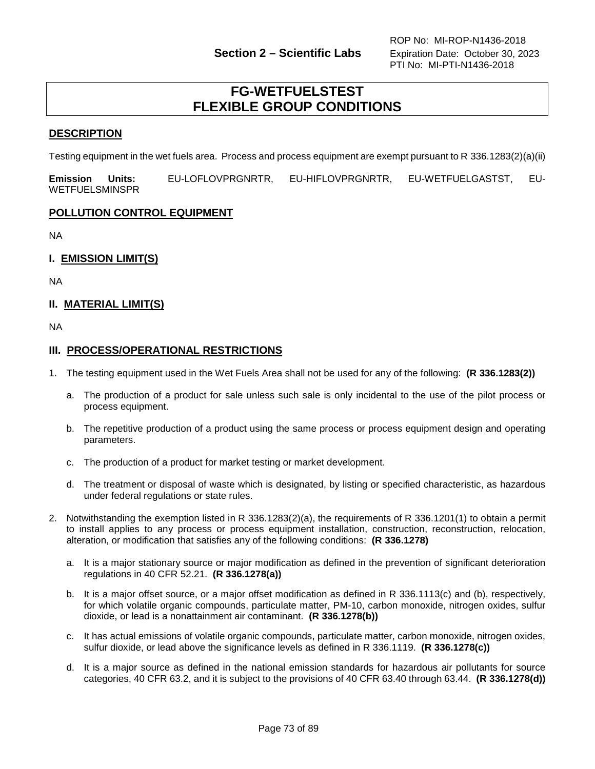# FG-WETFUELSTEST
# FLEXIBLE GROUP CONDITIONS

## DESCRIPTION

Testing equipment in the wet fuels area. Process and process equipment are exempt pursuant to R 336.1283(2)(a)(ii)

**Emission Units:** EU-LOFLOVPRGNRTR, EU-HIFLOVPRGNRTR, EU-WETFUELGASTST, EU-WETFUELSMINSPR

## POLLUTION CONTROL EQUIPMENT

NA

## I. EMISSION LIMIT(S)

NA

## II. MATERIAL LIMIT(S)

NA

## III. PROCESS/OPERATIONAL RESTRICTIONS

1. The testing equipment used in the Wet Fuels Area shall not be used for any of the following: **(R 336.1283(2))**

   a. The production of a product for sale unless such sale is only incidental to the use of the pilot process or process equipment.

   b. The repetitive production of a product using the same process or process equipment design and operating parameters.

   c. The production of a product for market testing or market development.

   d. The treatment or disposal of waste which is designated, by listing or specified characteristic, as hazardous under federal regulations or state rules.

2. Notwithstanding the exemption listed in R 336.1283(2)(a), the requirements of R 336.1201(1) to obtain a permit to install applies to any process or process equipment installation, construction, reconstruction, relocation, alteration, or modification that satisfies any of the following conditions: **(R 336.1278)**

   a. It is a major stationary source or major modification as defined in the prevention of significant deterioration regulations in 40 CFR 52.21. **(R 336.1278(a))**

   b. It is a major offset source, or a major offset modification as defined in R 336.1113(c) and (b), respectively, for which volatile organic compounds, particulate matter, PM-10, carbon monoxide, nitrogen oxides, sulfur dioxide, or lead is a nonattainment air contaminant. **(R 336.1278(b))**

   c. It has actual emissions of volatile organic compounds, particulate matter, carbon monoxide, nitrogen oxides, sulfur dioxide, or lead above the significance levels as defined in R 336.1119. **(R 336.1278(c))**

   d. It is a major source as defined in the national emission standards for hazardous air pollutants for source categories, 40 CFR 63.2, and it is subject to the provisions of 40 CFR 63.40 through 63.44. **(R 336.1278(d))**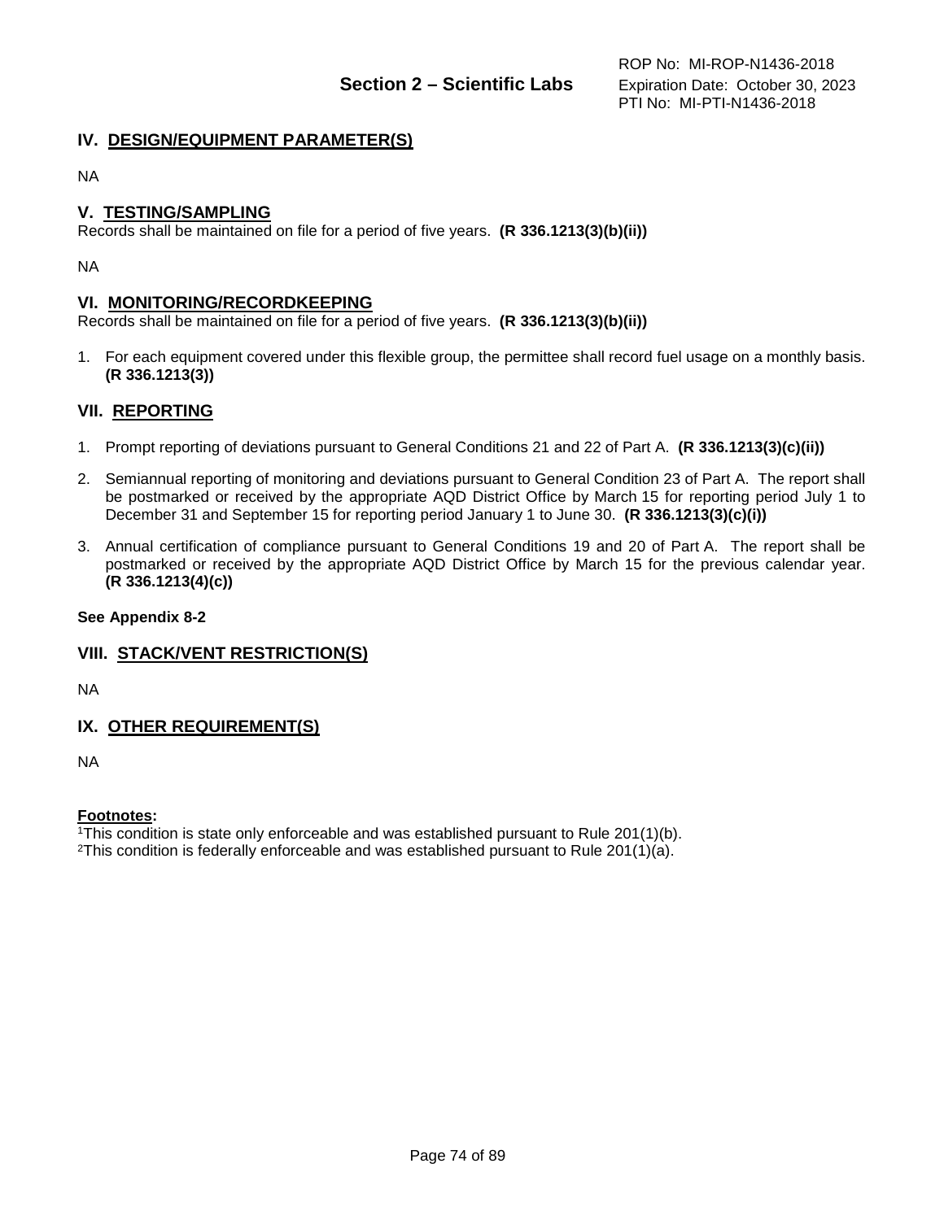## IV. DESIGN/EQUIPMENT PARAMETER(S)

NA

## V. TESTING/SAMPLING

Records shall be maintained on file for a period of five years. **(R 336.1213(3)(b)(ii))**

NA

## VI. MONITORING/RECORDKEEPING

Records shall be maintained on file for a period of five years. **(R 336.1213(3)(b)(ii))**

1. For each equipment covered under this flexible group, the permittee shall record fuel usage on a monthly basis. **(R 336.1213(3))**

## VII. REPORTING

1. Prompt reporting of deviations pursuant to General Conditions 21 and 22 of Part A. **(R 336.1213(3)(c)(ii))**
2. Semiannual reporting of monitoring and deviations pursuant to General Condition 23 of Part A. The report shall be postmarked or received by the appropriate AQD District Office by March 15 for reporting period July 1 to December 31 and September 15 for reporting period January 1 to June 30. **(R 336.1213(3)(c)(i))**
3. Annual certification of compliance pursuant to General Conditions 19 and 20 of Part A. The report shall be postmarked or received by the appropriate AQD District Office by March 15 for the previous calendar year. **(R 336.1213(4)(c))**

**See Appendix 8-2**

## VIII. STACK/VENT RESTRICTION(S)

NA

## IX. OTHER REQUIREMENT(S)

NA

**Footnotes:**

[1]This condition is state only enforceable and was established pursuant to Rule 201(1)(b).
[2]This condition is federally enforceable and was established pursuant to Rule 201(1)(a).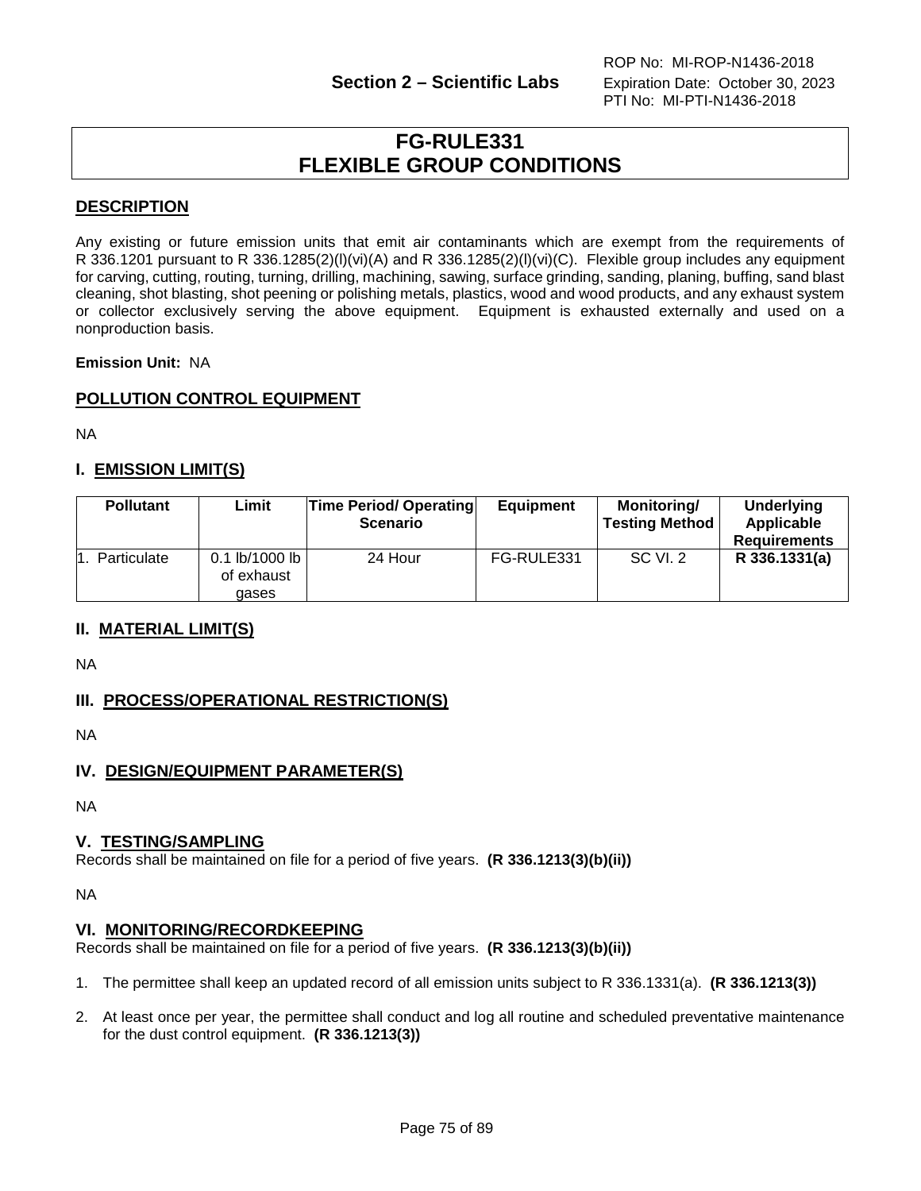ROP No: MI-ROP-N1436-2018
**Section 2 – Scientific Labs** Expiration Date: October 30, 2023
PTI No: MI-PTI-N1436-2018

# FG-RULE331
# FLEXIBLE GROUP CONDITIONS

## DESCRIPTION

Any existing or future emission units that emit air contaminants which are exempt from the requirements of R 336.1201 pursuant to R 336.1285(2)(l)(vi)(A) and R 336.1285(2)(l)(vi)(C). Flexible group includes any equipment for carving, cutting, routing, turning, drilling, machining, sawing, surface grinding, sanding, planing, buffing, sand blast cleaning, shot blasting, shot peening or polishing metals, plastics, wood and wood products, and any exhaust system or collector exclusively serving the above equipment. Equipment is exhausted externally and used on a nonproduction basis.

**Emission Unit:** NA

## POLLUTION CONTROL EQUIPMENT

NA

## I. EMISSION LIMIT(S)

| Pollutant | Limit | Time Period/ Operating Scenario | Equipment | Monitoring/ Testing Method | Underlying Applicable Requirements |
|---|---|---|---|---|---|
| 1. Particulate | 0.1 lb/1000 lb of exhaust gases | 24 Hour | FG-RULE331 | SC VI. 2 | **R 336.1331(a)** |

## II. MATERIAL LIMIT(S)

NA

## III. PROCESS/OPERATIONAL RESTRICTION(S)

NA

## IV. DESIGN/EQUIPMENT PARAMETER(S)

NA

## V. TESTING/SAMPLING

Records shall be maintained on file for a period of five years. **(R 336.1213(3)(b)(ii))**

NA

## VI. MONITORING/RECORDKEEPING

Records shall be maintained on file for a period of five years. **(R 336.1213(3)(b)(ii))**

1. The permittee shall keep an updated record of all emission units subject to R 336.1331(a). **(R 336.1213(3))**

2. At least once per year, the permittee shall conduct and log all routine and scheduled preventative maintenance for the dust control equipment. **(R 336.1213(3))**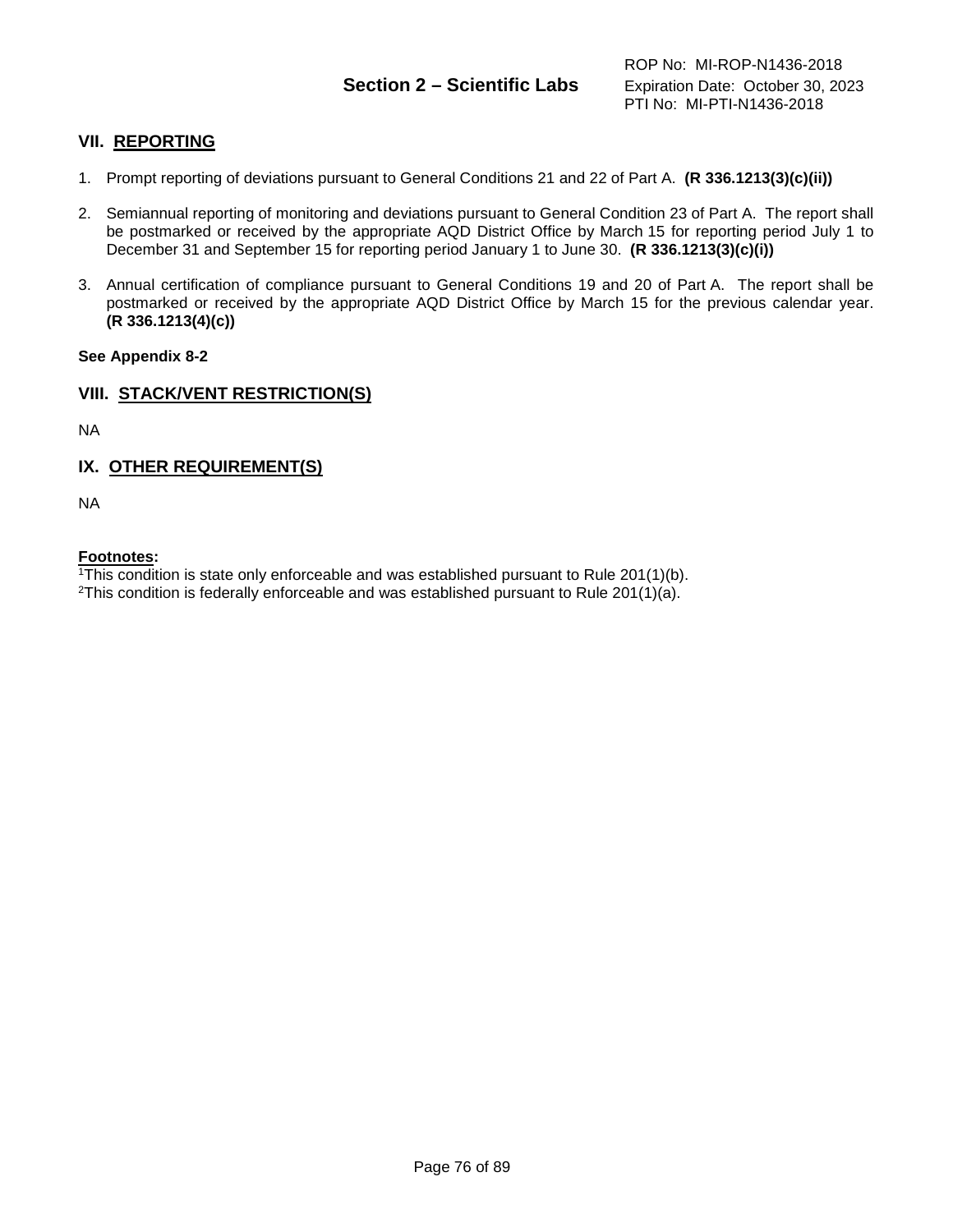## VII. REPORTING

1. Prompt reporting of deviations pursuant to General Conditions 21 and 22 of Part A. **(R 336.1213(3)(c)(ii))**

2. Semiannual reporting of monitoring and deviations pursuant to General Condition 23 of Part A. The report shall be postmarked or received by the appropriate AQD District Office by March 15 for reporting period July 1 to December 31 and September 15 for reporting period January 1 to June 30. **(R 336.1213(3)(c)(i))**

3. Annual certification of compliance pursuant to General Conditions 19 and 20 of Part A. The report shall be postmarked or received by the appropriate AQD District Office by March 15 for the previous calendar year. **(R 336.1213(4)(c))**

**See Appendix 8-2**

## VIII. STACK/VENT RESTRICTION(S)

NA

## IX. OTHER REQUIREMENT(S)

NA

**Footnotes:**
[1]This condition is state only enforceable and was established pursuant to Rule 201(1)(b).
[2]This condition is federally enforceable and was established pursuant to Rule 201(1)(a).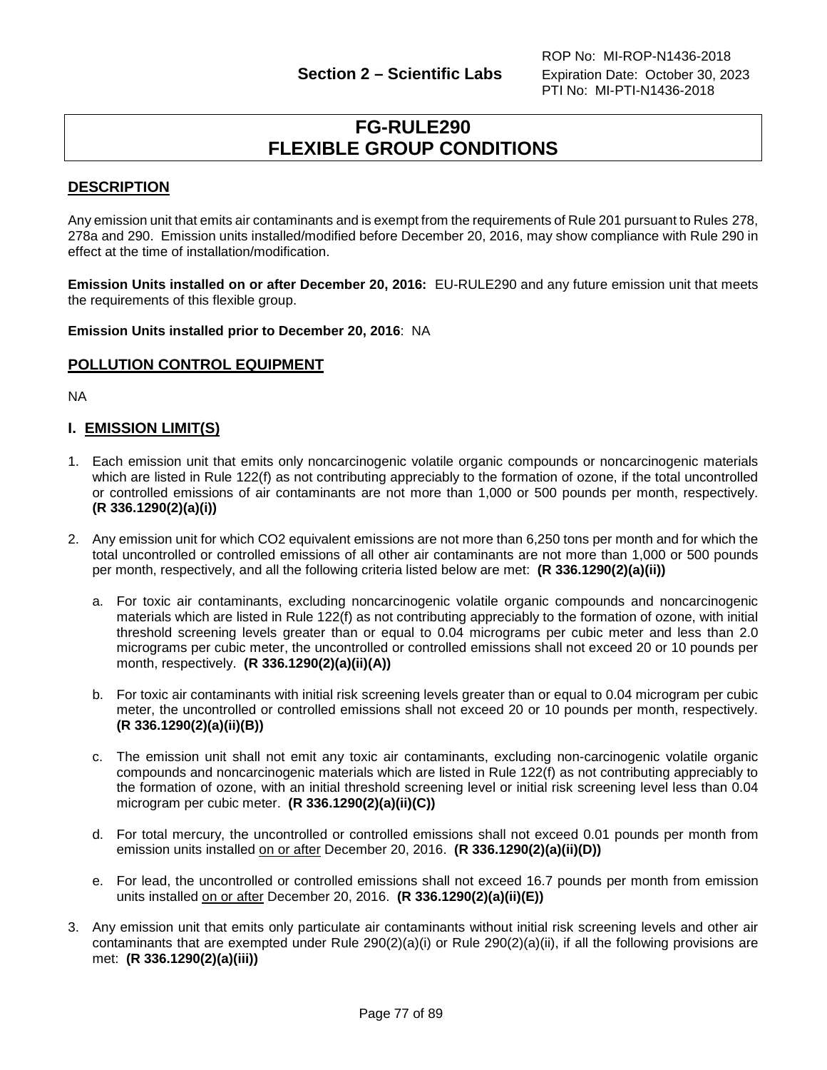# FG-RULE290
# FLEXIBLE GROUP CONDITIONS

## DESCRIPTION

Any emission unit that emits air contaminants and is exempt from the requirements of Rule 201 pursuant to Rules 278, 278a and 290. Emission units installed/modified before December 20, 2016, may show compliance with Rule 290 in effect at the time of installation/modification.

**Emission Units installed on or after December 20, 2016:** EU-RULE290 and any future emission unit that meets the requirements of this flexible group.

**Emission Units installed prior to December 20, 2016**: NA

## POLLUTION CONTROL EQUIPMENT

NA

## I. EMISSION LIMIT(S)

1. Each emission unit that emits only noncarcinogenic volatile organic compounds or noncarcinogenic materials which are listed in Rule 122(f) as not contributing appreciably to the formation of ozone, if the total uncontrolled or controlled emissions of air contaminants are not more than 1,000 or 500 pounds per month, respectively. **(R 336.1290(2)(a)(i))**

2. Any emission unit for which CO2 equivalent emissions are not more than 6,250 tons per month and for which the total uncontrolled or controlled emissions of all other air contaminants are not more than 1,000 or 500 pounds per month, respectively, and all the following criteria listed below are met: **(R 336.1290(2)(a)(ii))**

   a. For toxic air contaminants, excluding noncarcinogenic volatile organic compounds and noncarcinogenic materials which are listed in Rule 122(f) as not contributing appreciably to the formation of ozone, with initial threshold screening levels greater than or equal to 0.04 micrograms per cubic meter and less than 2.0 micrograms per cubic meter, the uncontrolled or controlled emissions shall not exceed 20 or 10 pounds per month, respectively. **(R 336.1290(2)(a)(ii)(A))**

   b. For toxic air contaminants with initial risk screening levels greater than or equal to 0.04 microgram per cubic meter, the uncontrolled or controlled emissions shall not exceed 20 or 10 pounds per month, respectively. **(R 336.1290(2)(a)(ii)(B))**

   c. The emission unit shall not emit any toxic air contaminants, excluding non-carcinogenic volatile organic compounds and noncarcinogenic materials which are listed in Rule 122(f) as not contributing appreciably to the formation of ozone, with an initial threshold screening level or initial risk screening level less than 0.04 microgram per cubic meter. **(R 336.1290(2)(a)(ii)(C))**

   d. For total mercury, the uncontrolled or controlled emissions shall not exceed 0.01 pounds per month from emission units installed <u>on or after</u> December 20, 2016. **(R 336.1290(2)(a)(ii)(D))**

   e. For lead, the uncontrolled or controlled emissions shall not exceed 16.7 pounds per month from emission units installed <u>on or after</u> December 20, 2016. **(R 336.1290(2)(a)(ii)(E))**

3. Any emission unit that emits only particulate air contaminants without initial risk screening levels and other air contaminants that are exempted under Rule 290(2)(a)(i) or Rule 290(2)(a)(ii), if all the following provisions are met: **(R 336.1290(2)(a)(iii))**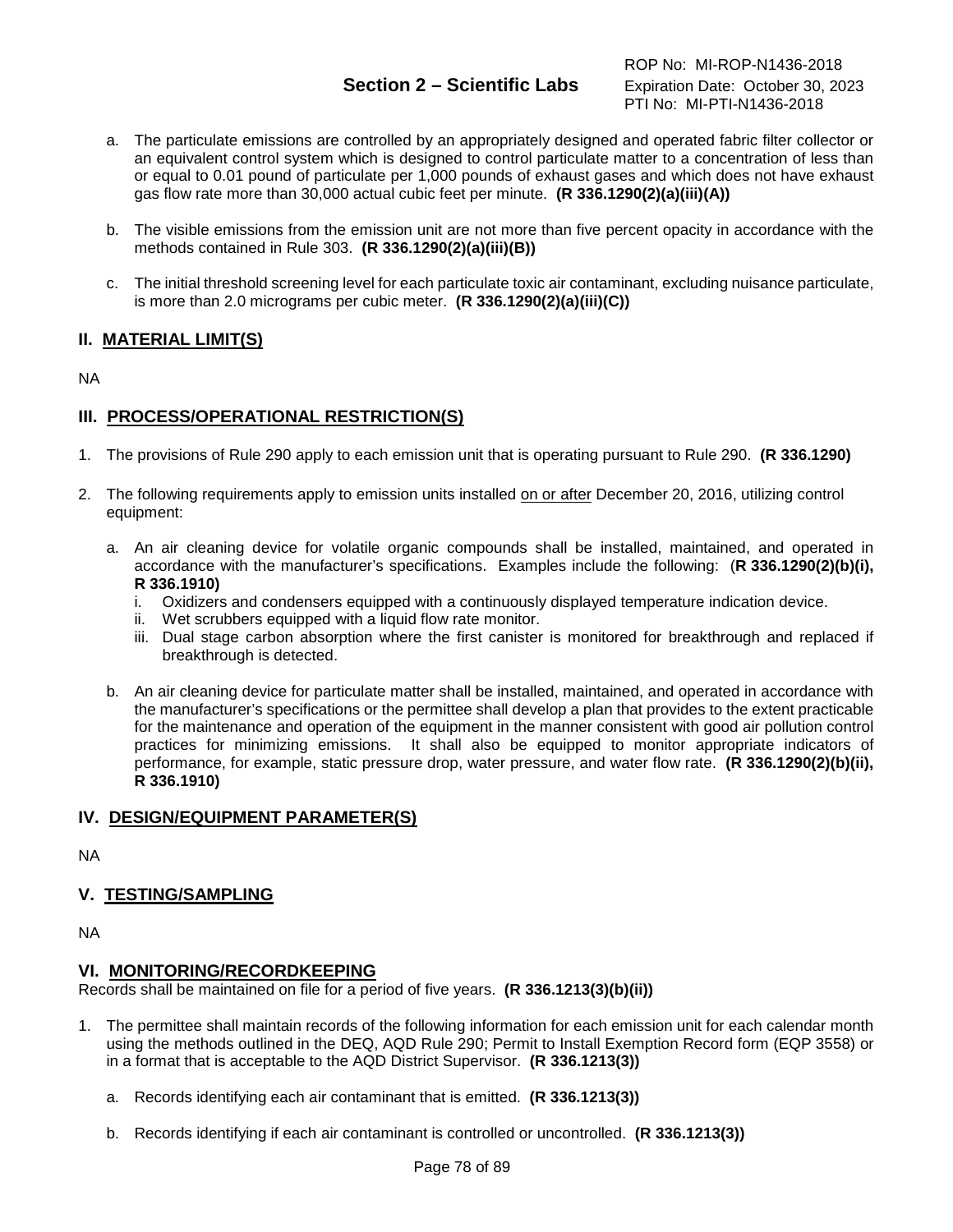a. The particulate emissions are controlled by an appropriately designed and operated fabric filter collector or an equivalent control system which is designed to control particulate matter to a concentration of less than or equal to 0.01 pound of particulate per 1,000 pounds of exhaust gases and which does not have exhaust gas flow rate more than 30,000 actual cubic feet per minute. **(R 336.1290(2)(a)(iii)(A))**

b. The visible emissions from the emission unit are not more than five percent opacity in accordance with the methods contained in Rule 303. **(R 336.1290(2)(a)(iii)(B))**

c. The initial threshold screening level for each particulate toxic air contaminant, excluding nuisance particulate, is more than 2.0 micrograms per cubic meter. **(R 336.1290(2)(a)(iii)(C))**

## II. MATERIAL LIMIT(S)

NA

## III. PROCESS/OPERATIONAL RESTRICTION(S)

1. The provisions of Rule 290 apply to each emission unit that is operating pursuant to Rule 290. **(R 336.1290)**

2. The following requirements apply to emission units installed <u>on or after</u> December 20, 2016, utilizing control equipment:

   a. An air cleaning device for volatile organic compounds shall be installed, maintained, and operated in accordance with the manufacturer's specifications. Examples include the following: (**R 336.1290(2)(b)(i), R 336.1910)**
      i. Oxidizers and condensers equipped with a continuously displayed temperature indication device.
      ii. Wet scrubbers equipped with a liquid flow rate monitor.
      iii. Dual stage carbon absorption where the first canister is monitored for breakthrough and replaced if breakthrough is detected.

   b. An air cleaning device for particulate matter shall be installed, maintained, and operated in accordance with the manufacturer's specifications or the permittee shall develop a plan that provides to the extent practicable for the maintenance and operation of the equipment in the manner consistent with good air pollution control practices for minimizing emissions. It shall also be equipped to monitor appropriate indicators of performance, for example, static pressure drop, water pressure, and water flow rate. **(R 336.1290(2)(b)(ii), R 336.1910)**

## IV. DESIGN/EQUIPMENT PARAMETER(S)

NA

## V. TESTING/SAMPLING

NA

## VI. MONITORING/RECORDKEEPING

Records shall be maintained on file for a period of five years. **(R 336.1213(3)(b)(ii))**

1. The permittee shall maintain records of the following information for each emission unit for each calendar month using the methods outlined in the DEQ, AQD Rule 290; Permit to Install Exemption Record form (EQP 3558) or in a format that is acceptable to the AQD District Supervisor. **(R 336.1213(3))**

   a. Records identifying each air contaminant that is emitted. **(R 336.1213(3))**

   b. Records identifying if each air contaminant is controlled or uncontrolled. **(R 336.1213(3))**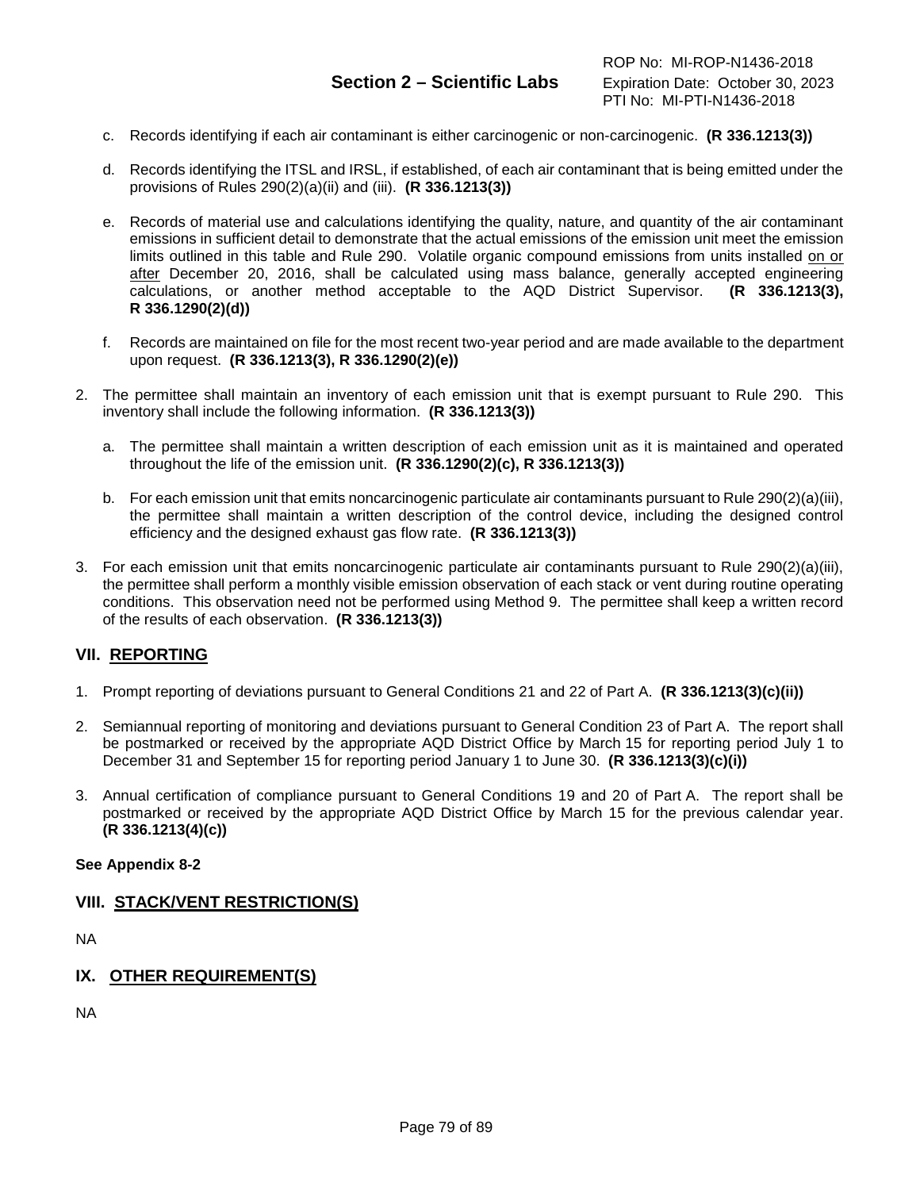c. Records identifying if each air contaminant is either carcinogenic or non-carcinogenic. **(R 336.1213(3))**

d. Records identifying the ITSL and IRSL, if established, of each air contaminant that is being emitted under the provisions of Rules 290(2)(a)(ii) and (iii). **(R 336.1213(3))**

e. Records of material use and calculations identifying the quality, nature, and quantity of the air contaminant emissions in sufficient detail to demonstrate that the actual emissions of the emission unit meet the emission limits outlined in this table and Rule 290. Volatile organic compound emissions from units installed <u>on or after</u> December 20, 2016, shall be calculated using mass balance, generally accepted engineering calculations, or another method acceptable to the AQD District Supervisor. **(R 336.1213(3), R 336.1290(2)(d))**

f. Records are maintained on file for the most recent two-year period and are made available to the department upon request. **(R 336.1213(3), R 336.1290(2)(e))**

2. The permittee shall maintain an inventory of each emission unit that is exempt pursuant to Rule 290. This inventory shall include the following information. **(R 336.1213(3))**

   a. The permittee shall maintain a written description of each emission unit as it is maintained and operated throughout the life of the emission unit. **(R 336.1290(2)(c), R 336.1213(3))**

   b. For each emission unit that emits noncarcinogenic particulate air contaminants pursuant to Rule 290(2)(a)(iii), the permittee shall maintain a written description of the control device, including the designed control efficiency and the designed exhaust gas flow rate. **(R 336.1213(3))**

3. For each emission unit that emits noncarcinogenic particulate air contaminants pursuant to Rule 290(2)(a)(iii), the permittee shall perform a monthly visible emission observation of each stack or vent during routine operating conditions. This observation need not be performed using Method 9. The permittee shall keep a written record of the results of each observation. **(R 336.1213(3))**

## VII. <u>REPORTING</u>

1. Prompt reporting of deviations pursuant to General Conditions 21 and 22 of Part A. **(R 336.1213(3)(c)(ii))**

2. Semiannual reporting of monitoring and deviations pursuant to General Condition 23 of Part A. The report shall be postmarked or received by the appropriate AQD District Office by March 15 for reporting period July 1 to December 31 and September 15 for reporting period January 1 to June 30. **(R 336.1213(3)(c)(i))**

3. Annual certification of compliance pursuant to General Conditions 19 and 20 of Part A. The report shall be postmarked or received by the appropriate AQD District Office by March 15 for the previous calendar year. **(R 336.1213(4)(c))**

**See Appendix 8-2**

## VIII. <u>STACK/VENT RESTRICTION(S)</u>

NA

## IX. <u>OTHER REQUIREMENT(S)</u>

NA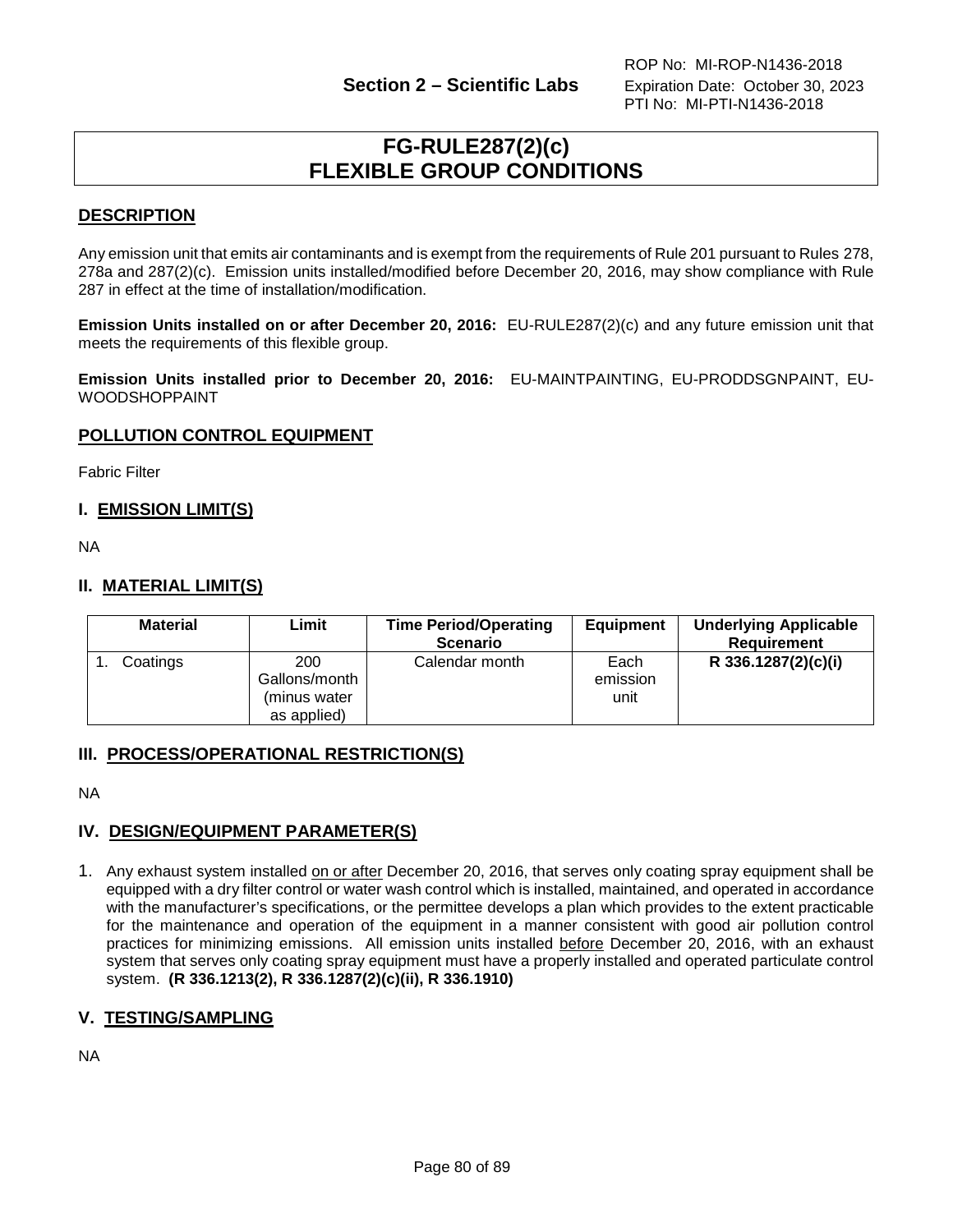# FG-RULE287(2)(c) FLEXIBLE GROUP CONDITIONS

## DESCRIPTION

Any emission unit that emits air contaminants and is exempt from the requirements of Rule 201 pursuant to Rules 278, 278a and 287(2)(c). Emission units installed/modified before December 20, 2016, may show compliance with Rule 287 in effect at the time of installation/modification.

**Emission Units installed on or after December 20, 2016:** EU-RULE287(2)(c) and any future emission unit that meets the requirements of this flexible group.

**Emission Units installed prior to December 20, 2016:** EU-MAINTPAINTING, EU-PRODDSGNPAINT, EU-WOODSHOPPAINT

## POLLUTION CONTROL EQUIPMENT

Fabric Filter

## I. EMISSION LIMIT(S)

NA

## II. MATERIAL LIMIT(S)

| Material | Limit | Time Period/Operating Scenario | Equipment | Underlying Applicable Requirement |
|---|---|---|---|---|
| 1. Coatings | 200 Gallons/month (minus water as applied) | Calendar month | Each emission unit | **R 336.1287(2)(c)(i)** |

## III. PROCESS/OPERATIONAL RESTRICTION(S)

NA

## IV. DESIGN/EQUIPMENT PARAMETER(S)

1. Any exhaust system installed on or after December 20, 2016, that serves only coating spray equipment shall be equipped with a dry filter control or water wash control which is installed, maintained, and operated in accordance with the manufacturer's specifications, or the permittee develops a plan which provides to the extent practicable for the maintenance and operation of the equipment in a manner consistent with good air pollution control practices for minimizing emissions. All emission units installed before December 20, 2016, with an exhaust system that serves only coating spray equipment must have a properly installed and operated particulate control system. **(R 336.1213(2), R 336.1287(2)(c)(ii), R 336.1910)**

## V. TESTING/SAMPLING

NA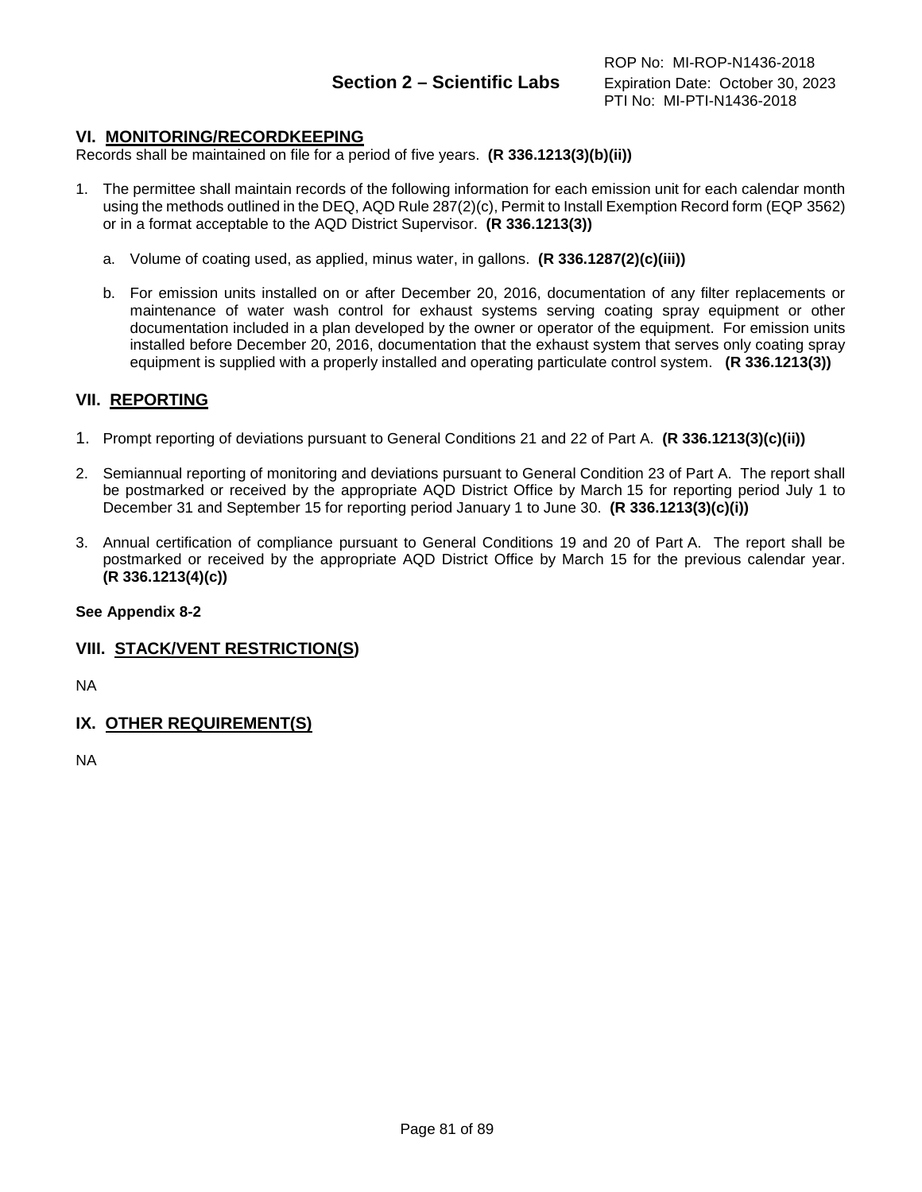## VI. MONITORING/RECORDKEEPING

Records shall be maintained on file for a period of five years. **(R 336.1213(3)(b)(ii))**

1. The permittee shall maintain records of the following information for each emission unit for each calendar month using the methods outlined in the DEQ, AQD Rule 287(2)(c), Permit to Install Exemption Record form (EQP 3562) or in a format acceptable to the AQD District Supervisor. **(R 336.1213(3))**

    a. Volume of coating used, as applied, minus water, in gallons. **(R 336.1287(2)(c)(iii))**

    b. For emission units installed on or after December 20, 2016, documentation of any filter replacements or maintenance of water wash control for exhaust systems serving coating spray equipment or other documentation included in a plan developed by the owner or operator of the equipment. For emission units installed before December 20, 2016, documentation that the exhaust system that serves only coating spray equipment is supplied with a properly installed and operating particulate control system. **(R 336.1213(3))**

## VII. REPORTING

1. Prompt reporting of deviations pursuant to General Conditions 21 and 22 of Part A. **(R 336.1213(3)(c)(ii))**

2. Semiannual reporting of monitoring and deviations pursuant to General Condition 23 of Part A. The report shall be postmarked or received by the appropriate AQD District Office by March 15 for reporting period July 1 to December 31 and September 15 for reporting period January 1 to June 30. **(R 336.1213(3)(c)(i))**

3. Annual certification of compliance pursuant to General Conditions 19 and 20 of Part A. The report shall be postmarked or received by the appropriate AQD District Office by March 15 for the previous calendar year. **(R 336.1213(4)(c))**

**See Appendix 8-2**

## VIII. STACK/VENT RESTRICTION(S)

NA

## IX. OTHER REQUIREMENT(S)

NA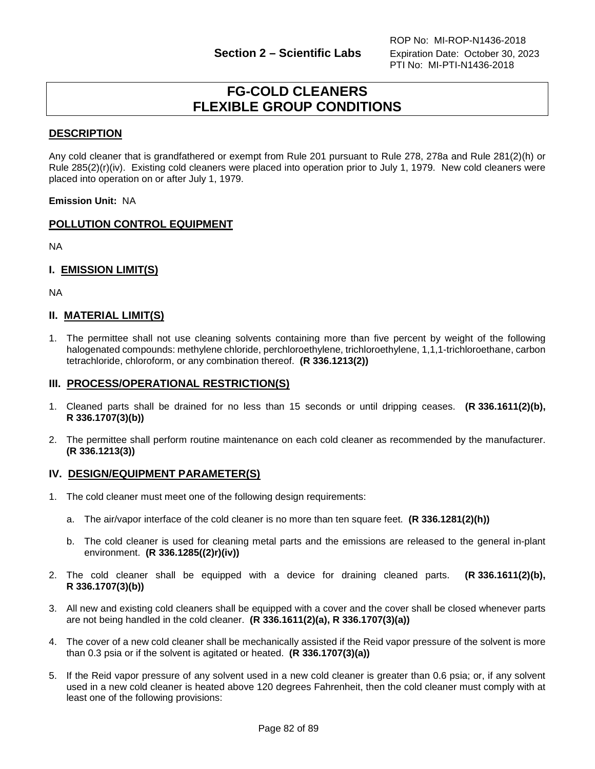# FG-COLD CLEANERS
# FLEXIBLE GROUP CONDITIONS

## DESCRIPTION

Any cold cleaner that is grandfathered or exempt from Rule 201 pursuant to Rule 278, 278a and Rule 281(2)(h) or Rule 285(2)(r)(iv). Existing cold cleaners were placed into operation prior to July 1, 1979. New cold cleaners were placed into operation on or after July 1, 1979.

**Emission Unit:** NA

## POLLUTION CONTROL EQUIPMENT

NA

## I. EMISSION LIMIT(S)

NA

## II. MATERIAL LIMIT(S)

1. The permittee shall not use cleaning solvents containing more than five percent by weight of the following halogenated compounds: methylene chloride, perchloroethylene, trichloroethylene, 1,1,1-trichloroethane, carbon tetrachloride, chloroform, or any combination thereof. **(R 336.1213(2))**

## III. PROCESS/OPERATIONAL RESTRICTION(S)

1. Cleaned parts shall be drained for no less than 15 seconds or until dripping ceases. **(R 336.1611(2)(b), R 336.1707(3)(b))**

2. The permittee shall perform routine maintenance on each cold cleaner as recommended by the manufacturer. **(R 336.1213(3))**

## IV. DESIGN/EQUIPMENT PARAMETER(S)

1. The cold cleaner must meet one of the following design requirements:

   a. The air/vapor interface of the cold cleaner is no more than ten square feet. **(R 336.1281(2)(h))**

   b. The cold cleaner is used for cleaning metal parts and the emissions are released to the general in-plant environment. **(R 336.1285((2)r)(iv))**

2. The cold cleaner shall be equipped with a device for draining cleaned parts. **(R 336.1611(2)(b), R 336.1707(3)(b))**

3. All new and existing cold cleaners shall be equipped with a cover and the cover shall be closed whenever parts are not being handled in the cold cleaner. **(R 336.1611(2)(a), R 336.1707(3)(a))**

4. The cover of a new cold cleaner shall be mechanically assisted if the Reid vapor pressure of the solvent is more than 0.3 psia or if the solvent is agitated or heated. **(R 336.1707(3)(a))**

5. If the Reid vapor pressure of any solvent used in a new cold cleaner is greater than 0.6 psia; or, if any solvent used in a new cold cleaner is heated above 120 degrees Fahrenheit, then the cold cleaner must comply with at least one of the following provisions: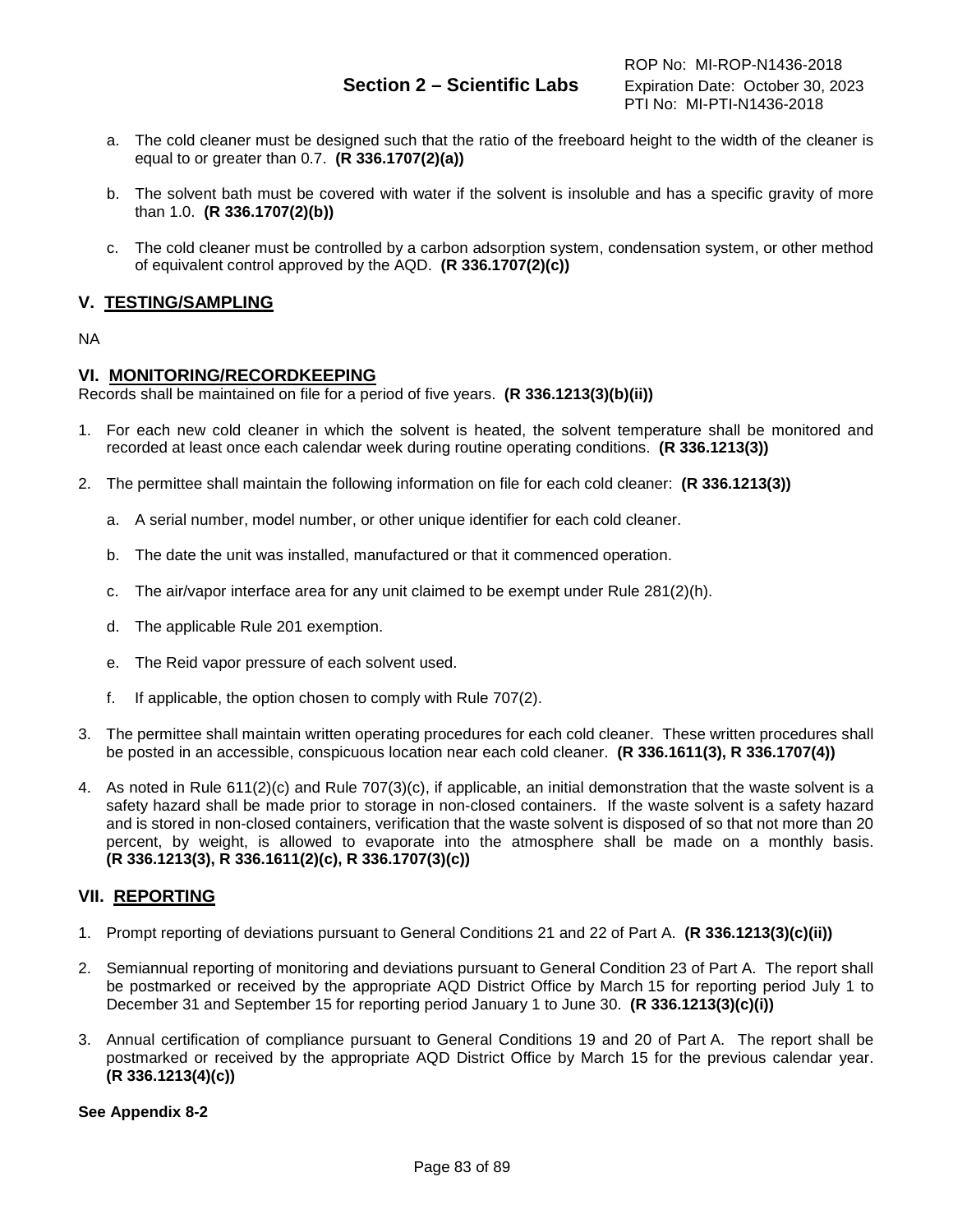a. The cold cleaner must be designed such that the ratio of the freeboard height to the width of the cleaner is equal to or greater than 0.7. **(R 336.1707(2)(a))**

b. The solvent bath must be covered with water if the solvent is insoluble and has a specific gravity of more than 1.0. **(R 336.1707(2)(b))**

c. The cold cleaner must be controlled by a carbon adsorption system, condensation system, or other method of equivalent control approved by the AQD. **(R 336.1707(2)(c))**

## V. TESTING/SAMPLING

NA

## VI. MONITORING/RECORDKEEPING

Records shall be maintained on file for a period of five years. **(R 336.1213(3)(b)(ii))**

1. For each new cold cleaner in which the solvent is heated, the solvent temperature shall be monitored and recorded at least once each calendar week during routine operating conditions. **(R 336.1213(3))**

2. The permittee shall maintain the following information on file for each cold cleaner: **(R 336.1213(3))**

   a. A serial number, model number, or other unique identifier for each cold cleaner.

   b. The date the unit was installed, manufactured or that it commenced operation.

   c. The air/vapor interface area for any unit claimed to be exempt under Rule 281(2)(h).

   d. The applicable Rule 201 exemption.

   e. The Reid vapor pressure of each solvent used.

   f. If applicable, the option chosen to comply with Rule 707(2).

3. The permittee shall maintain written operating procedures for each cold cleaner. These written procedures shall be posted in an accessible, conspicuous location near each cold cleaner. **(R 336.1611(3), R 336.1707(4))**

4. As noted in Rule 611(2)(c) and Rule 707(3)(c), if applicable, an initial demonstration that the waste solvent is a safety hazard shall be made prior to storage in non-closed containers. If the waste solvent is a safety hazard and is stored in non-closed containers, verification that the waste solvent is disposed of so that not more than 20 percent, by weight, is allowed to evaporate into the atmosphere shall be made on a monthly basis. **(R 336.1213(3), R 336.1611(2)(c), R 336.1707(3)(c))**

## VII. REPORTING

1. Prompt reporting of deviations pursuant to General Conditions 21 and 22 of Part A. **(R 336.1213(3)(c)(ii))**

2. Semiannual reporting of monitoring and deviations pursuant to General Condition 23 of Part A. The report shall be postmarked or received by the appropriate AQD District Office by March 15 for reporting period July 1 to December 31 and September 15 for reporting period January 1 to June 30. **(R 336.1213(3)(c)(i))**

3. Annual certification of compliance pursuant to General Conditions 19 and 20 of Part A. The report shall be postmarked or received by the appropriate AQD District Office by March 15 for the previous calendar year. **(R 336.1213(4)(c))**

**See Appendix 8-2**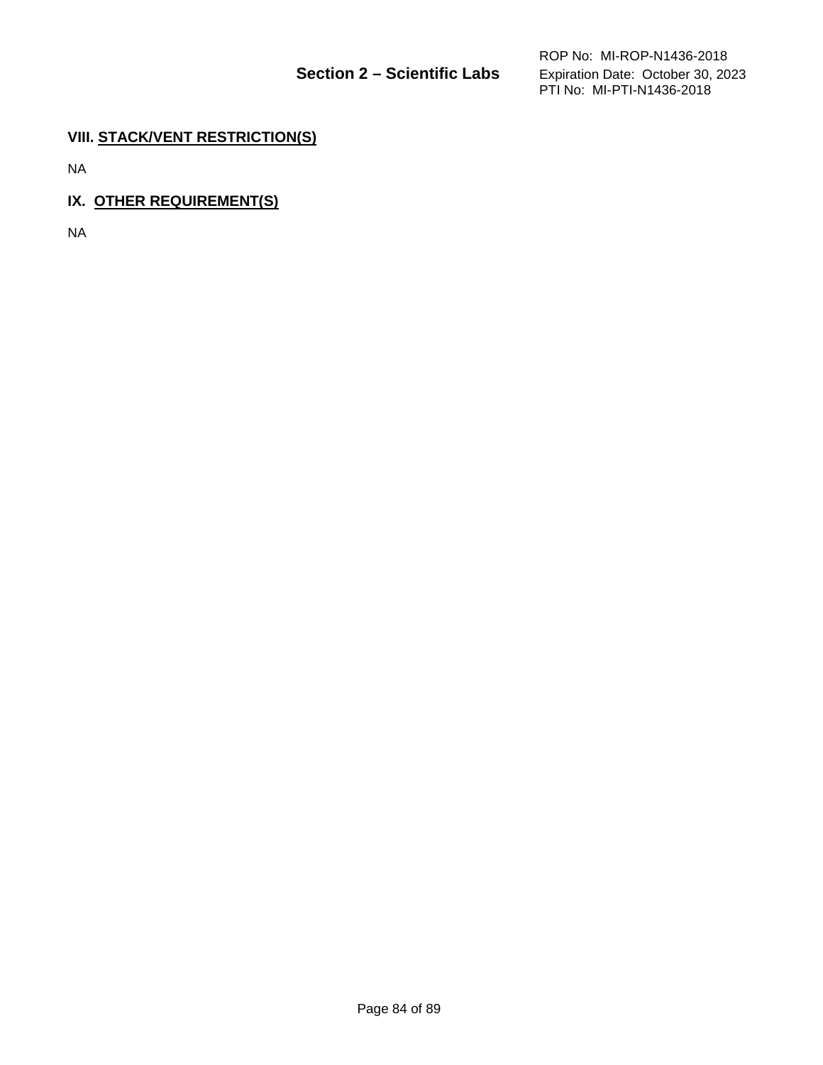## VIII. STACK/VENT RESTRICTION(S)

NA

## IX. OTHER REQUIREMENT(S)

NA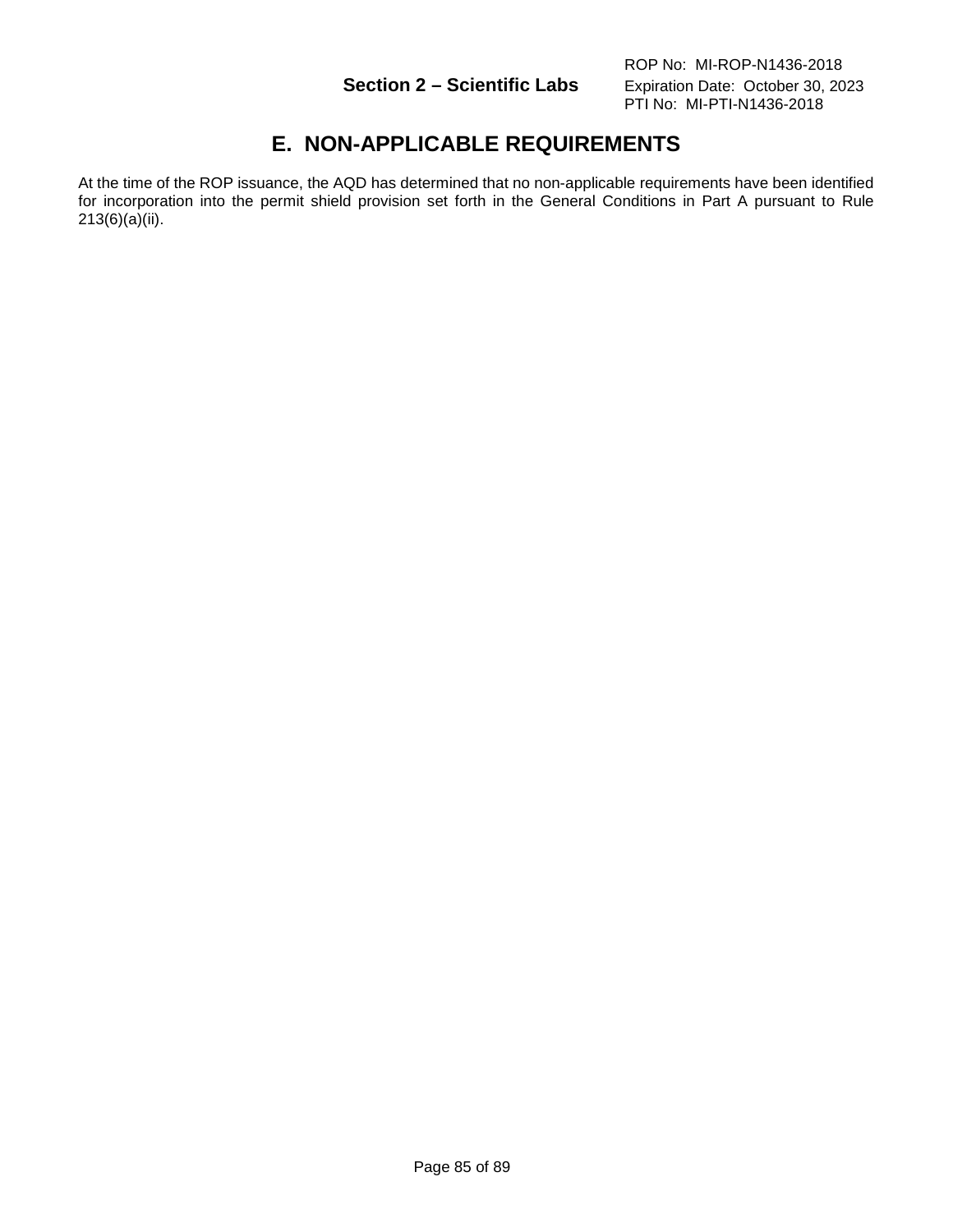## E. NON-APPLICABLE REQUIREMENTS

At the time of the ROP issuance, the AQD has determined that no non-applicable requirements have been identified for incorporation into the permit shield provision set forth in the General Conditions in Part A pursuant to Rule 213(6)(a)(ii).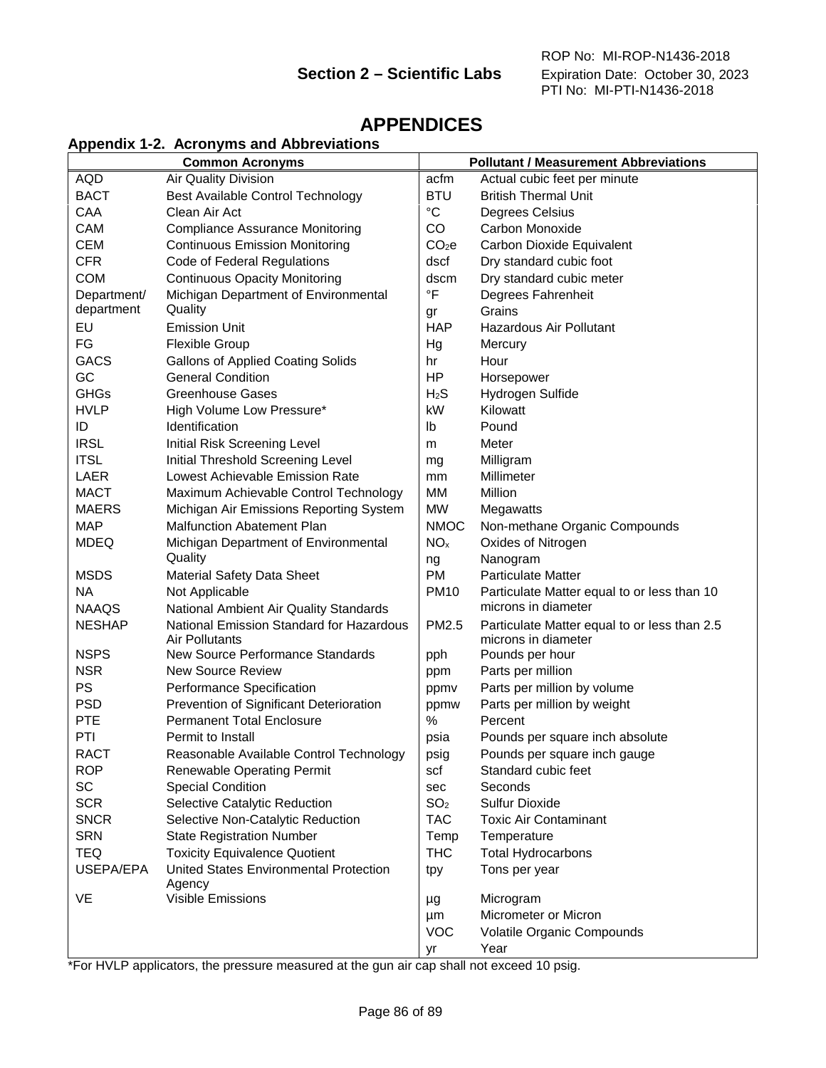# APPENDICES

### Appendix 1-2. Acronyms and Abbreviations

| Common Acronyms | | Pollutant / Measurement Abbreviations | |
|---|---|---|---|
| AQD | Air Quality Division | acfm | Actual cubic feet per minute |
| BACT | Best Available Control Technology | BTU | British Thermal Unit |
| CAA | Clean Air Act | °C | Degrees Celsius |
| CAM | Compliance Assurance Monitoring | CO | Carbon Monoxide |
| CEM | Continuous Emission Monitoring | $CO_2e$ | Carbon Dioxide Equivalent |
| CFR | Code of Federal Regulations | dscf | Dry standard cubic foot |
| COM | Continuous Opacity Monitoring | dscm | Dry standard cubic meter |
| Department/ department | Michigan Department of Environmental Quality | °F | Degrees Fahrenheit |
| | | gr | Grains |
| EU | Emission Unit | HAP | Hazardous Air Pollutant |
| FG | Flexible Group | Hg | Mercury |
| GACS | Gallons of Applied Coating Solids | hr | Hour |
| GC | General Condition | HP | Horsepower |
| GHGs | Greenhouse Gases | $H_2S$ | Hydrogen Sulfide |
| HVLP | High Volume Low Pressure* | kW | Kilowatt |
| ID | Identification | lb | Pound |
| IRSL | Initial Risk Screening Level | m | Meter |
| ITSL | Initial Threshold Screening Level | mg | Milligram |
| LAER | Lowest Achievable Emission Rate | mm | Millimeter |
| MACT | Maximum Achievable Control Technology | MM | Million |
| MAERS | Michigan Air Emissions Reporting System | MW | Megawatts |
| MAP | Malfunction Abatement Plan | NMOC | Non-methane Organic Compounds |
| MDEQ | Michigan Department of Environmental Quality | $NO_x$ | Oxides of Nitrogen |
| | | ng | Nanogram |
| MSDS | Material Safety Data Sheet | PM | Particulate Matter |
| NA | Not Applicable | PM10 | Particulate Matter equal to or less than 10 microns in diameter |
| NAAQS | National Ambient Air Quality Standards | | |
| NESHAP | National Emission Standard for Hazardous Air Pollutants | PM2.5 | Particulate Matter equal to or less than 2.5 microns in diameter |
| NSPS | New Source Performance Standards | pph | Pounds per hour |
| NSR | New Source Review | ppm | Parts per million |
| PS | Performance Specification | ppmv | Parts per million by volume |
| PSD | Prevention of Significant Deterioration | ppmw | Parts per million by weight |
| PTE | Permanent Total Enclosure | % | Percent |
| PTI | Permit to Install | psia | Pounds per square inch absolute |
| RACT | Reasonable Available Control Technology | psig | Pounds per square inch gauge |
| ROP | Renewable Operating Permit | scf | Standard cubic feet |
| SC | Special Condition | sec | Seconds |
| SCR | Selective Catalytic Reduction | $SO_2$ | Sulfur Dioxide |
| SNCR | Selective Non-Catalytic Reduction | TAC | Toxic Air Contaminant |
| SRN | State Registration Number | Temp | Temperature |
| TEQ | Toxicity Equivalence Quotient | THC | Total Hydrocarbons |
| USEPA/EPA | United States Environmental Protection Agency | tpy | Tons per year |
| VE | Visible Emissions | µg | Microgram |
| | | µm | Micrometer or Micron |
| | | VOC | Volatile Organic Compounds |
| | | yr | Year |

*For HVLP applicators, the pressure measured at the gun air cap shall not exceed 10 psig.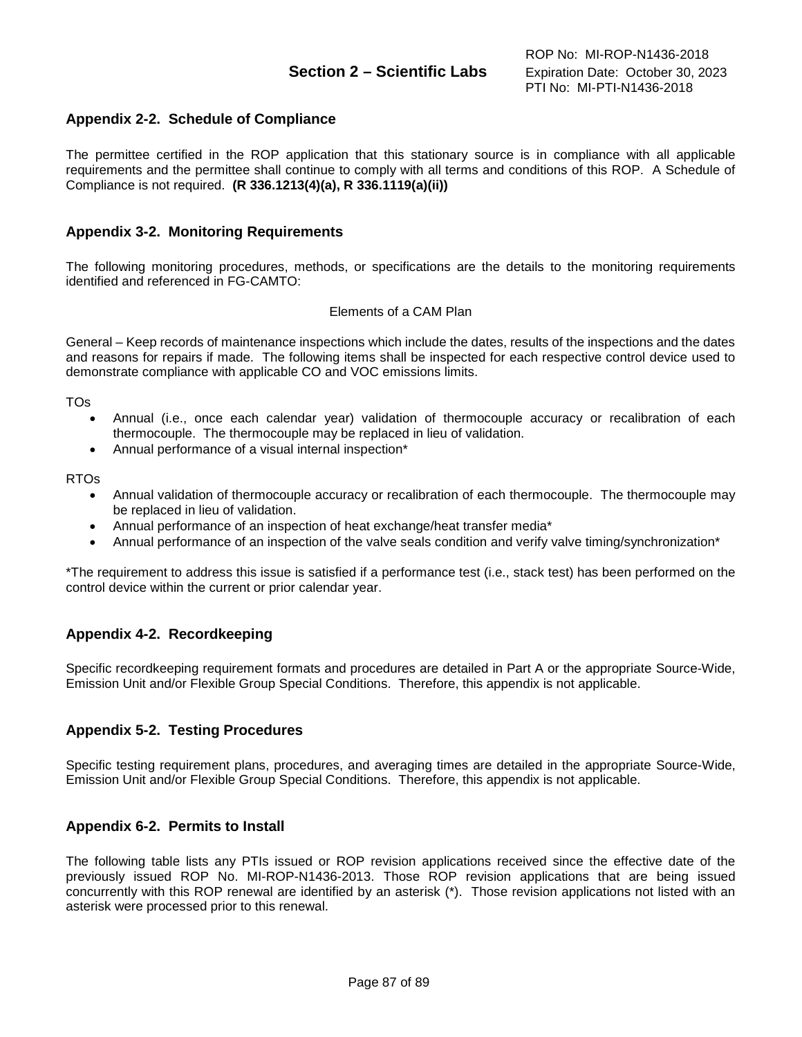## Appendix 2-2. Schedule of Compliance

The permittee certified in the ROP application that this stationary source is in compliance with all applicable requirements and the permittee shall continue to comply with all terms and conditions of this ROP. A Schedule of Compliance is not required. **(R 336.1213(4)(a), R 336.1119(a)(ii))**

## Appendix 3-2. Monitoring Requirements

The following monitoring procedures, methods, or specifications are the details to the monitoring requirements identified and referenced in FG-CAMTO:

Elements of a CAM Plan

General – Keep records of maintenance inspections which include the dates, results of the inspections and the dates and reasons for repairs if made. The following items shall be inspected for each respective control device used to demonstrate compliance with applicable CO and VOC emissions limits.

TOs

- Annual (i.e., once each calendar year) validation of thermocouple accuracy or recalibration of each thermocouple. The thermocouple may be replaced in lieu of validation.
- Annual performance of a visual internal inspection*

RTOs

- Annual validation of thermocouple accuracy or recalibration of each thermocouple. The thermocouple may be replaced in lieu of validation.
- Annual performance of an inspection of heat exchange/heat transfer media*
- Annual performance of an inspection of the valve seals condition and verify valve timing/synchronization*

*The requirement to address this issue is satisfied if a performance test (i.e., stack test) has been performed on the control device within the current or prior calendar year.

## Appendix 4-2. Recordkeeping

Specific recordkeeping requirement formats and procedures are detailed in Part A or the appropriate Source-Wide, Emission Unit and/or Flexible Group Special Conditions. Therefore, this appendix is not applicable.

## Appendix 5-2. Testing Procedures

Specific testing requirement plans, procedures, and averaging times are detailed in the appropriate Source-Wide, Emission Unit and/or Flexible Group Special Conditions. Therefore, this appendix is not applicable.

## Appendix 6-2. Permits to Install

The following table lists any PTIs issued or ROP revision applications received since the effective date of the previously issued ROP No. MI-ROP-N1436-2013. Those ROP revision applications that are being issued concurrently with this ROP renewal are identified by an asterisk (*). Those revision applications not listed with an asterisk were processed prior to this renewal.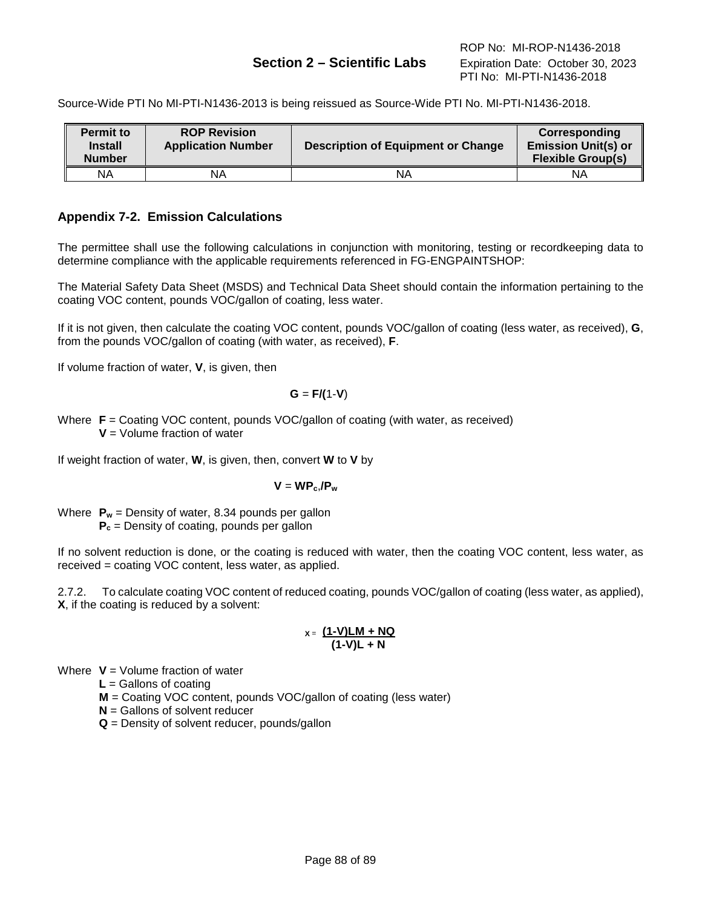Source-Wide PTI No MI-PTI-N1436-2013 is being reissued as Source-Wide PTI No. MI-PTI-N1436-2018.

| Permit to Install Number | ROP Revision Application Number | Description of Equipment or Change | Corresponding Emission Unit(s) or Flexible Group(s) |
|---|---|---|---|
| NA | NA | NA | NA |

## Appendix 7-2. Emission Calculations

The permittee shall use the following calculations in conjunction with monitoring, testing or recordkeeping data to determine compliance with the applicable requirements referenced in FG-ENGPAINTSHOP:

The Material Safety Data Sheet (MSDS) and Technical Data Sheet should contain the information pertaining to the coating VOC content, pounds VOC/gallon of coating, less water.

If it is not given, then calculate the coating VOC content, pounds VOC/gallon of coating (less water, as received), **G**, from the pounds VOC/gallon of coating (with water, as received), **F**.

If volume fraction of water, **V**, is given, then

$$\mathbf{G} = \mathbf{F}/(1-\mathbf{V})$$

Where **F** = Coating VOC content, pounds VOC/gallon of coating (with water, as received)
**V** = Volume fraction of water

If weight fraction of water, **W**, is given, then, convert **W** to **V** by

$$\mathbf{V} = \mathbf{W}\mathbf{P}_c/\mathbf{P}_w$$

Where $\mathbf{P}_w$ = Density of water, 8.34 pounds per gallon
$\mathbf{P}_c$ = Density of coating, pounds per gallon

If no solvent reduction is done, or the coating is reduced with water, then the coating VOC content, less water, as received = coating VOC content, less water, as applied.

2.7.2. To calculate coating VOC content of reduced coating, pounds VOC/gallon of coating (less water, as applied), **X**, if the coating is reduced by a solvent:

$$X = \frac{(1-V)LM + NQ}{(1-V)L + N}$$

Where **V** = Volume fraction of water
**L** = Gallons of coating
**M** = Coating VOC content, pounds VOC/gallon of coating (less water)
**N** = Gallons of solvent reducer
**Q** = Density of solvent reducer, pounds/gallon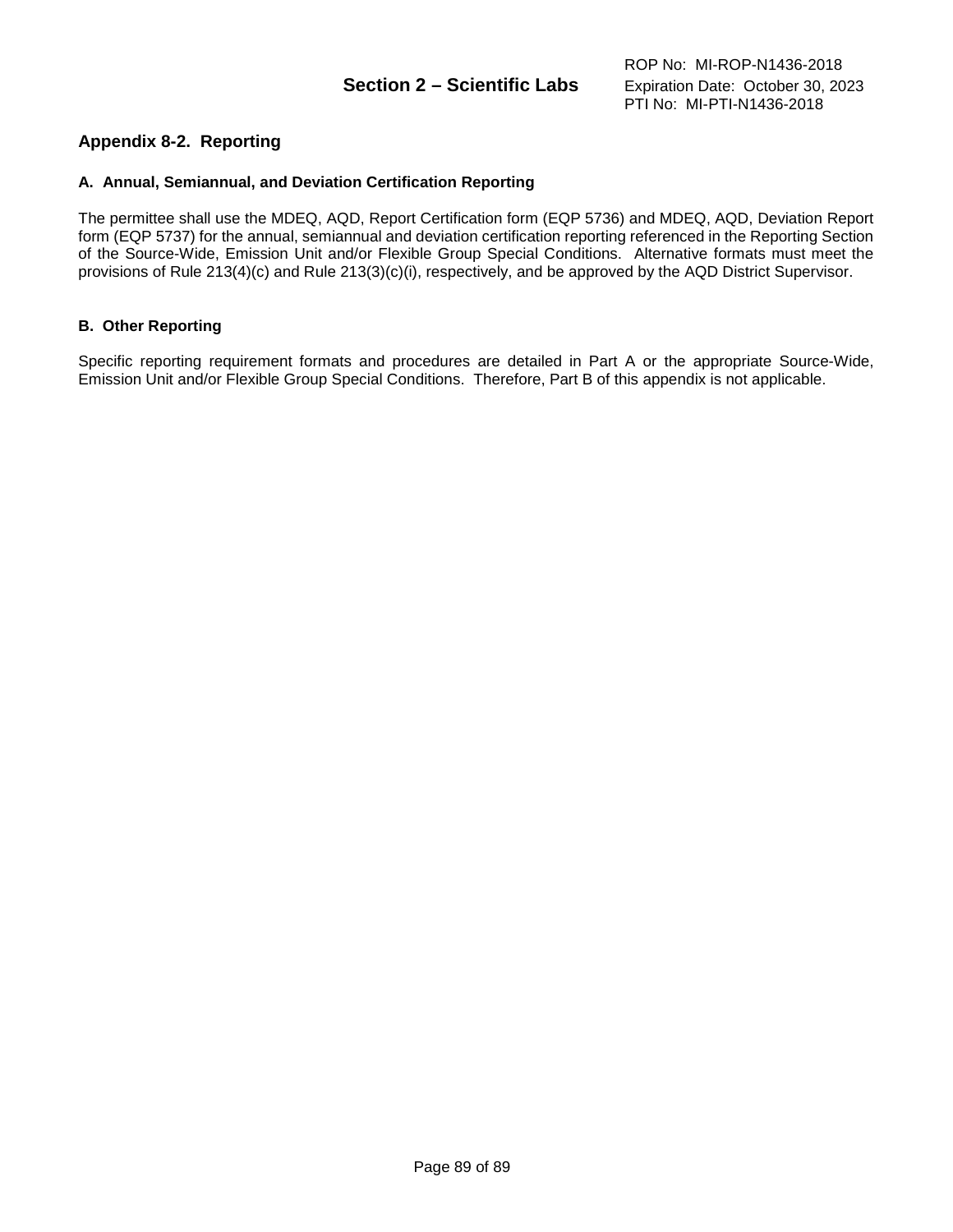## Appendix 8-2. Reporting

### A. Annual, Semiannual, and Deviation Certification Reporting

The permittee shall use the MDEQ, AQD, Report Certification form (EQP 5736) and MDEQ, AQD, Deviation Report form (EQP 5737) for the annual, semiannual and deviation certification reporting referenced in the Reporting Section of the Source-Wide, Emission Unit and/or Flexible Group Special Conditions. Alternative formats must meet the provisions of Rule 213(4)(c) and Rule 213(3)(c)(i), respectively, and be approved by the AQD District Supervisor.

### B. Other Reporting

Specific reporting requirement formats and procedures are detailed in Part A or the appropriate Source-Wide, Emission Unit and/or Flexible Group Special Conditions. Therefore, Part B of this appendix is not applicable.